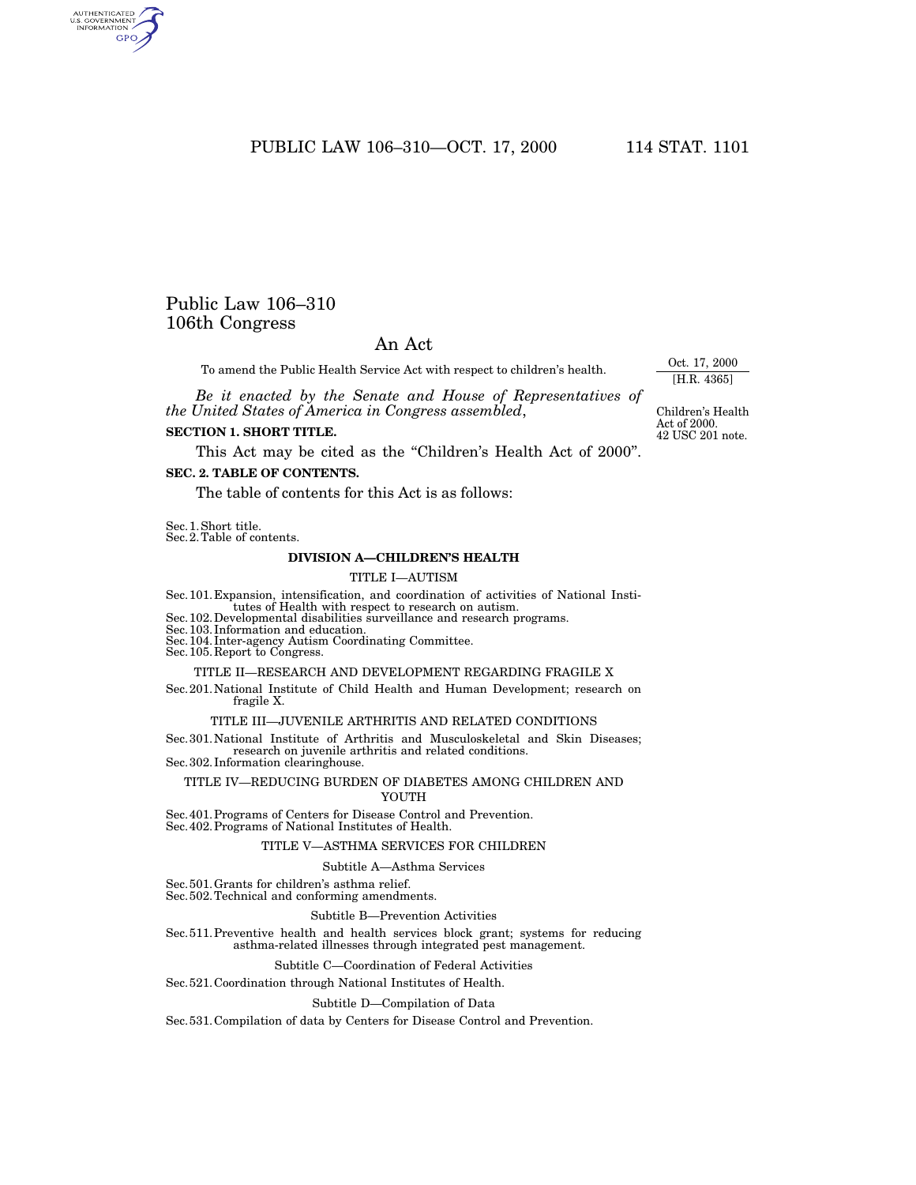# Public Law 106–310
## 106th Congress

## An Act

To amend the Public Health Service Act with respect to children's health.

Oct. 17, 2000
[H.R. 4365]

*Be it enacted by the Senate and House of Representatives of the United States of America in Congress assembled*,

Children's Health Act of 2000.
42 USC 201 note.

**SECTION 1. SHORT TITLE.**

This Act may be cited as the "Children's Health Act of 2000".

**SEC. 2. TABLE OF CONTENTS.**

The table of contents for this Act is as follows:

Sec. 1. Short title.
Sec. 2. Table of contents.

**DIVISION A—CHILDREN'S HEALTH**

TITLE I—AUTISM

Sec. 101. Expansion, intensification, and coordination of activities of National Institutes of Health with respect to research on autism.
Sec. 102. Developmental disabilities surveillance and research programs.
Sec. 103. Information and education.
Sec. 104. Inter-agency Autism Coordinating Committee.
Sec. 105. Report to Congress.

TITLE II—RESEARCH AND DEVELOPMENT REGARDING FRAGILE X

Sec. 201. National Institute of Child Health and Human Development; research on fragile X.

TITLE III—JUVENILE ARTHRITIS AND RELATED CONDITIONS

Sec. 301. National Institute of Arthritis and Musculoskeletal and Skin Diseases; research on juvenile arthritis and related conditions.
Sec. 302. Information clearinghouse.

TITLE IV—REDUCING BURDEN OF DIABETES AMONG CHILDREN AND YOUTH

Sec. 401. Programs of Centers for Disease Control and Prevention.
Sec. 402. Programs of National Institutes of Health.

TITLE V—ASTHMA SERVICES FOR CHILDREN

Subtitle A—Asthma Services

Sec. 501. Grants for children's asthma relief.
Sec. 502. Technical and conforming amendments.

Subtitle B—Prevention Activities

Sec. 511. Preventive health and health services block grant; systems for reducing asthma-related illnesses through integrated pest management.

Subtitle C—Coordination of Federal Activities

Sec. 521. Coordination through National Institutes of Health.

Subtitle D—Compilation of Data

Sec. 531. Compilation of data by Centers for Disease Control and Prevention.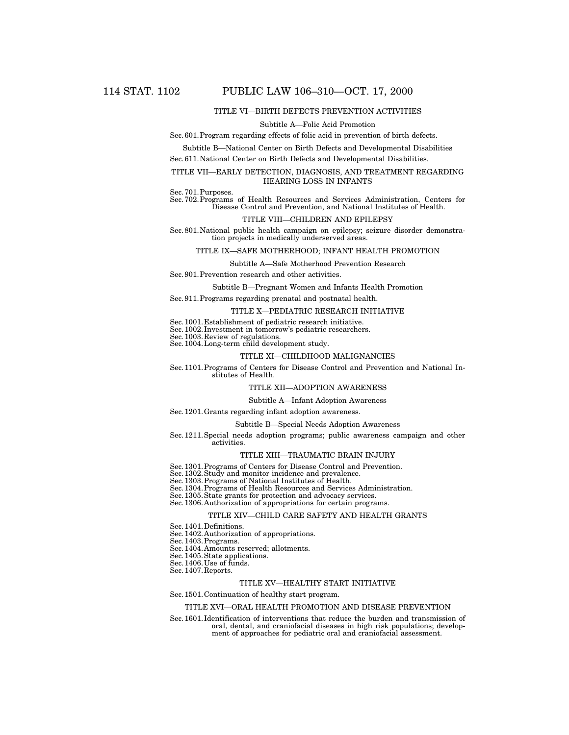TITLE VI—BIRTH DEFECTS PREVENTION ACTIVITIES

Subtitle A—Folic Acid Promotion

Sec. 601. Program regarding effects of folic acid in prevention of birth defects.

Subtitle B—National Center on Birth Defects and Developmental Disabilities

Sec. 611. National Center on Birth Defects and Developmental Disabilities.

TITLE VII—EARLY DETECTION, DIAGNOSIS, AND TREATMENT REGARDING HEARING LOSS IN INFANTS

Sec. 701. Purposes.
Sec. 702. Programs of Health Resources and Services Administration, Centers for Disease Control and Prevention, and National Institutes of Health.

TITLE VIII—CHILDREN AND EPILEPSY

Sec. 801. National public health campaign on epilepsy; seizure disorder demonstration projects in medically underserved areas.

TITLE IX—SAFE MOTHERHOOD; INFANT HEALTH PROMOTION

Subtitle A—Safe Motherhood Prevention Research

Sec. 901. Prevention research and other activities.

Subtitle B—Pregnant Women and Infants Health Promotion

Sec. 911. Programs regarding prenatal and postnatal health.

TITLE X—PEDIATRIC RESEARCH INITIATIVE

Sec. 1001. Establishment of pediatric research initiative.
Sec. 1002. Investment in tomorrow's pediatric researchers.
Sec. 1003. Review of regulations.
Sec. 1004. Long-term child development study.

TITLE XI—CHILDHOOD MALIGNANCIES

Sec. 1101. Programs of Centers for Disease Control and Prevention and National Institutes of Health.

TITLE XII—ADOPTION AWARENESS

Subtitle A—Infant Adoption Awareness

Sec. 1201. Grants regarding infant adoption awareness.

Subtitle B—Special Needs Adoption Awareness

Sec. 1211. Special needs adoption programs; public awareness campaign and other activities.

TITLE XIII—TRAUMATIC BRAIN INJURY

Sec. 1301. Programs of Centers for Disease Control and Prevention.
Sec. 1302. Study and monitor incidence and prevalence.
Sec. 1303. Programs of National Institutes of Health.
Sec. 1304. Programs of Health Resources and Services Administration.
Sec. 1305. State grants for protection and advocacy services.
Sec. 1306. Authorization of appropriations for certain programs.

TITLE XIV—CHILD CARE SAFETY AND HEALTH GRANTS

Sec. 1401. Definitions.
Sec. 1402. Authorization of appropriations.
Sec. 1403. Programs.
Sec. 1404. Amounts reserved; allotments.
Sec. 1405. State applications.
Sec. 1406. Use of funds.
Sec. 1407. Reports.

TITLE XV—HEALTHY START INITIATIVE

Sec. 1501. Continuation of healthy start program.

TITLE XVI—ORAL HEALTH PROMOTION AND DISEASE PREVENTION

Sec. 1601. Identification of interventions that reduce the burden and transmission of oral, dental, and craniofacial diseases in high risk populations; development of approaches for pediatric oral and craniofacial assessment.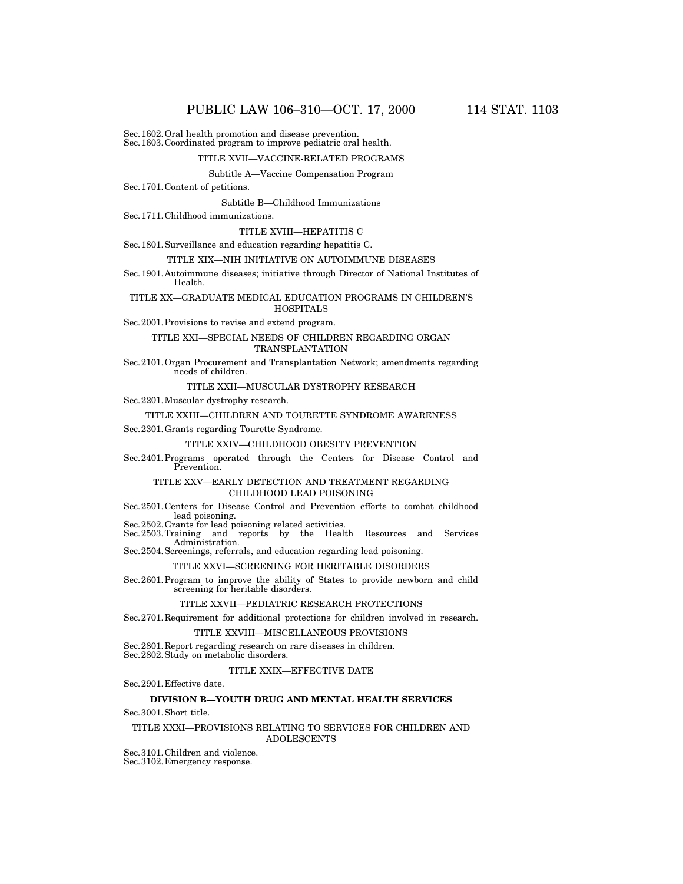Sec. 1602. Oral health promotion and disease prevention.
Sec. 1603. Coordinated program to improve pediatric oral health.

TITLE XVII—VACCINE-RELATED PROGRAMS

Subtitle A—Vaccine Compensation Program

Sec. 1701. Content of petitions.

Subtitle B—Childhood Immunizations

Sec. 1711. Childhood immunizations.

TITLE XVIII—HEPATITIS C

Sec. 1801. Surveillance and education regarding hepatitis C.

TITLE XIX—NIH INITIATIVE ON AUTOIMMUNE DISEASES

Sec. 1901. Autoimmune diseases; initiative through Director of National Institutes of Health.

TITLE XX—GRADUATE MEDICAL EDUCATION PROGRAMS IN CHILDREN'S HOSPITALS

Sec. 2001. Provisions to revise and extend program.

TITLE XXI—SPECIAL NEEDS OF CHILDREN REGARDING ORGAN TRANSPLANTATION

Sec. 2101. Organ Procurement and Transplantation Network; amendments regarding needs of children.

TITLE XXII—MUSCULAR DYSTROPHY RESEARCH

Sec. 2201. Muscular dystrophy research.

TITLE XXIII—CHILDREN AND TOURETTE SYNDROME AWARENESS

Sec. 2301. Grants regarding Tourette Syndrome.

TITLE XXIV—CHILDHOOD OBESITY PREVENTION

Sec. 2401. Programs operated through the Centers for Disease Control and Prevention.

TITLE XXV—EARLY DETECTION AND TREATMENT REGARDING CHILDHOOD LEAD POISONING

Sec. 2501. Centers for Disease Control and Prevention efforts to combat childhood lead poisoning.
Sec. 2502. Grants for lead poisoning related activities.
Sec. 2503. Training and reports by the Health Resources and Services Administration.
Sec. 2504. Screenings, referrals, and education regarding lead poisoning.

TITLE XXVI—SCREENING FOR HERITABLE DISORDERS

Sec. 2601. Program to improve the ability of States to provide newborn and child screening for heritable disorders.

TITLE XXVII—PEDIATRIC RESEARCH PROTECTIONS

Sec. 2701. Requirement for additional protections for children involved in research.

TITLE XXVIII—MISCELLANEOUS PROVISIONS

Sec. 2801. Report regarding research on rare diseases in children.
Sec. 2802. Study on metabolic disorders.

TITLE XXIX—EFFECTIVE DATE

Sec. 2901. Effective date.

**DIVISION B—YOUTH DRUG AND MENTAL HEALTH SERVICES**

Sec. 3001. Short title.

TITLE XXXI—PROVISIONS RELATING TO SERVICES FOR CHILDREN AND ADOLESCENTS

Sec. 3101. Children and violence.
Sec. 3102. Emergency response.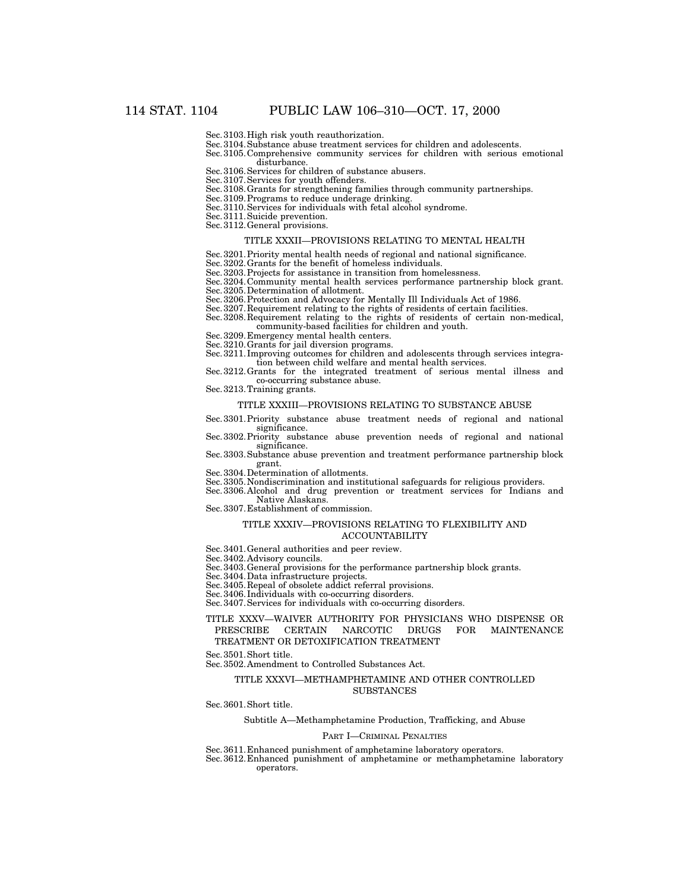Sec. 3103. High risk youth reauthorization.
Sec. 3104. Substance abuse treatment services for children and adolescents.
Sec. 3105. Comprehensive community services for children with serious emotional disturbance.
Sec. 3106. Services for children of substance abusers.
Sec. 3107. Services for youth offenders.
Sec. 3108. Grants for strengthening families through community partnerships.
Sec. 3109. Programs to reduce underage drinking.
Sec. 3110. Services for individuals with fetal alcohol syndrome.
Sec. 3111. Suicide prevention.
Sec. 3112. General provisions.

### TITLE XXXII—PROVISIONS RELATING TO MENTAL HEALTH

Sec. 3201. Priority mental health needs of regional and national significance.
Sec. 3202. Grants for the benefit of homeless individuals.
Sec. 3203. Projects for assistance in transition from homelessness.
Sec. 3204. Community mental health services performance partnership block grant.
Sec. 3205. Determination of allotment.
Sec. 3206. Protection and Advocacy for Mentally Ill Individuals Act of 1986.
Sec. 3207. Requirement relating to the rights of residents of certain facilities.
Sec. 3208. Requirement relating to the rights of residents of certain non-medical, community-based facilities for children and youth.
Sec. 3209. Emergency mental health centers.
Sec. 3210. Grants for jail diversion programs.
Sec. 3211. Improving outcomes for children and adolescents through services integration between child welfare and mental health services.
Sec. 3212. Grants for the integrated treatment of serious mental illness and co-occurring substance abuse.
Sec. 3213. Training grants.

### TITLE XXXIII—PROVISIONS RELATING TO SUBSTANCE ABUSE

Sec. 3301. Priority substance abuse treatment needs of regional and national significance.
Sec. 3302. Priority substance abuse prevention needs of regional and national significance.
Sec. 3303. Substance abuse prevention and treatment performance partnership block grant.
Sec. 3304. Determination of allotments.
Sec. 3305. Nondiscrimination and institutional safeguards for religious providers.
Sec. 3306. Alcohol and drug prevention or treatment services for Indians and Native Alaskans.
Sec. 3307. Establishment of commission.

### TITLE XXXIV—PROVISIONS RELATING TO FLEXIBILITY AND ACCOUNTABILITY

Sec. 3401. General authorities and peer review.
Sec. 3402. Advisory councils.
Sec. 3403. General provisions for the performance partnership block grants.
Sec. 3404. Data infrastructure projects.
Sec. 3405. Repeal of obsolete addict referral provisions.
Sec. 3406. Individuals with co-occurring disorders.
Sec. 3407. Services for individuals with co-occurring disorders.

### TITLE XXXV—WAIVER AUTHORITY FOR PHYSICIANS WHO DISPENSE OR PRESCRIBE CERTAIN NARCOTIC DRUGS FOR MAINTENANCE TREATMENT OR DETOXIFICATION TREATMENT

Sec. 3501. Short title.
Sec. 3502. Amendment to Controlled Substances Act.

### TITLE XXXVI—METHAMPHETAMINE AND OTHER CONTROLLED SUBSTANCES

Sec. 3601. Short title.

#### Subtitle A—Methamphetamine Production, Trafficking, and Abuse

##### PART I—CRIMINAL PENALTIES

Sec. 3611. Enhanced punishment of amphetamine laboratory operators.
Sec. 3612. Enhanced punishment of amphetamine or methamphetamine laboratory operators.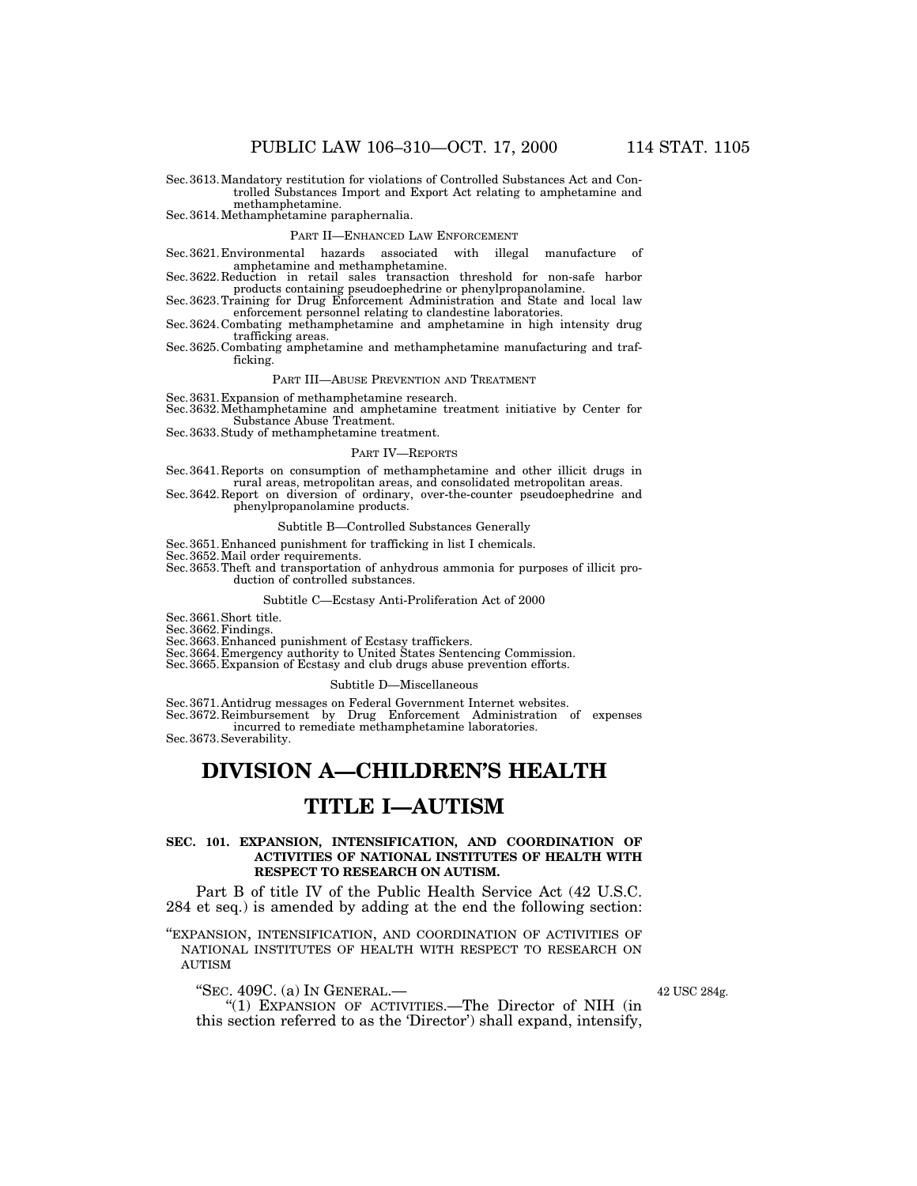Sec. 3613. Mandatory restitution for violations of Controlled Substances Act and Controlled Substances Import and Export Act relating to amphetamine and methamphetamine.
Sec. 3614. Methamphetamine paraphernalia.

PART II—ENHANCED LAW ENFORCEMENT

Sec. 3621. Environmental hazards associated with illegal manufacture of amphetamine and methamphetamine.
Sec. 3622. Reduction in retail sales transaction threshold for non-safe harbor products containing pseudoephedrine or phenylpropanolamine.
Sec. 3623. Training for Drug Enforcement Administration and State and local law enforcement personnel relating to clandestine laboratories.
Sec. 3624. Combating methamphetamine and amphetamine in high intensity drug trafficking areas.
Sec. 3625. Combating amphetamine and methamphetamine manufacturing and trafficking.

PART III—ABUSE PREVENTION AND TREATMENT

Sec. 3631. Expansion of methamphetamine research.
Sec. 3632. Methamphetamine and amphetamine treatment initiative by Center for Substance Abuse Treatment.
Sec. 3633. Study of methamphetamine treatment.

PART IV—REPORTS

Sec. 3641. Reports on consumption of methamphetamine and other illicit drugs in rural areas, metropolitan areas, and consolidated metropolitan areas.
Sec. 3642. Report on diversion of ordinary, over-the-counter pseudoephedrine and phenylpropanolamine products.

Subtitle B—Controlled Substances Generally

Sec. 3651. Enhanced punishment for trafficking in list I chemicals.
Sec. 3652. Mail order requirements.
Sec. 3653. Theft and transportation of anhydrous ammonia for purposes of illicit production of controlled substances.

Subtitle C—Ecstasy Anti-Proliferation Act of 2000

Sec. 3661. Short title.
Sec. 3662. Findings.
Sec. 3663. Enhanced punishment of Ecstasy traffickers.
Sec. 3664. Emergency authority to United States Sentencing Commission.
Sec. 3665. Expansion of Ecstasy and club drugs abuse prevention efforts.

Subtitle D—Miscellaneous

Sec. 3671. Antidrug messages on Federal Government Internet websites.
Sec. 3672. Reimbursement by Drug Enforcement Administration of expenses incurred to remediate methamphetamine laboratories.
Sec. 3673. Severability.

# DIVISION A—CHILDREN'S HEALTH

# TITLE I—AUTISM

### SEC. 101. EXPANSION, INTENSIFICATION, AND COORDINATION OF ACTIVITIES OF NATIONAL INSTITUTES OF HEALTH WITH RESPECT TO RESEARCH ON AUTISM.

Part B of title IV of the Public Health Service Act (42 U.S.C. 284 et seq.) is amended by adding at the end the following section:

"EXPANSION, INTENSIFICATION, AND COORDINATION OF ACTIVITIES OF NATIONAL INSTITUTES OF HEALTH WITH RESPECT TO RESEARCH ON AUTISM

"SEC. 409C. (a) IN GENERAL.—

42 USC 284g.

"(1) EXPANSION OF ACTIVITIES.—The Director of NIH (in this section referred to as the 'Director') shall expand, intensify,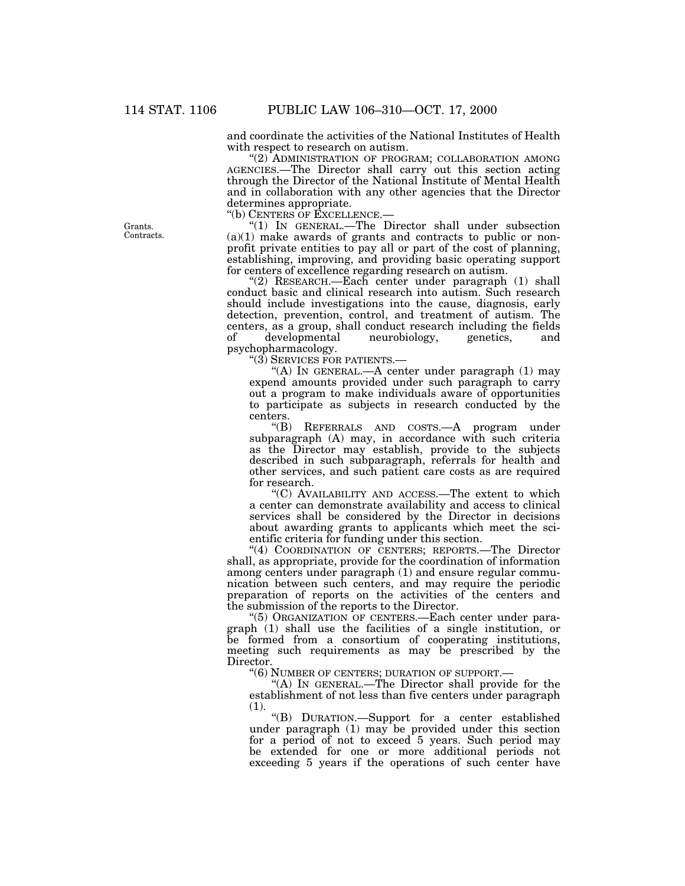and coordinate the activities of the National Institutes of Health with respect to research on autism.

"(2) ADMINISTRATION OF PROGRAM; COLLABORATION AMONG AGENCIES.—The Director shall carry out this section acting through the Director of the National Institute of Mental Health and in collaboration with any other agencies that the Director determines appropriate.

"(b) CENTERS OF EXCELLENCE.—

Grants.
Contracts.

"(1) IN GENERAL.—The Director shall under subsection (a)(1) make awards of grants and contracts to public or nonprofit private entities to pay all or part of the cost of planning, establishing, improving, and providing basic operating support for centers of excellence regarding research on autism.

"(2) RESEARCH.—Each center under paragraph (1) shall conduct basic and clinical research into autism. Such research should include investigations into the cause, diagnosis, early detection, prevention, control, and treatment of autism. The centers, as a group, shall conduct research including the fields of developmental neurobiology, genetics, and psychopharmacology.

"(3) SERVICES FOR PATIENTS.—

"(A) IN GENERAL.—A center under paragraph (1) may expend amounts provided under such paragraph to carry out a program to make individuals aware of opportunities to participate as subjects in research conducted by the centers.

"(B) REFERRALS AND COSTS.—A program under subparagraph (A) may, in accordance with such criteria as the Director may establish, provide to the subjects described in such subparagraph, referrals for health and other services, and such patient care costs as are required for research.

"(C) AVAILABILITY AND ACCESS.—The extent to which a center can demonstrate availability and access to clinical services shall be considered by the Director in decisions about awarding grants to applicants which meet the scientific criteria for funding under this section.

"(4) COORDINATION OF CENTERS; REPORTS.—The Director shall, as appropriate, provide for the coordination of information among centers under paragraph (1) and ensure regular communication between such centers, and may require the periodic preparation of reports on the activities of the centers and the submission of the reports to the Director.

"(5) ORGANIZATION OF CENTERS.—Each center under paragraph (1) shall use the facilities of a single institution, or be formed from a consortium of cooperating institutions, meeting such requirements as may be prescribed by the Director.

"(6) NUMBER OF CENTERS; DURATION OF SUPPORT.—

"(A) IN GENERAL.—The Director shall provide for the establishment of not less than five centers under paragraph (1).

"(B) DURATION.—Support for a center established under paragraph (1) may be provided under this section for a period of not to exceed 5 years. Such period may be extended for one or more additional periods not exceeding 5 years if the operations of such center have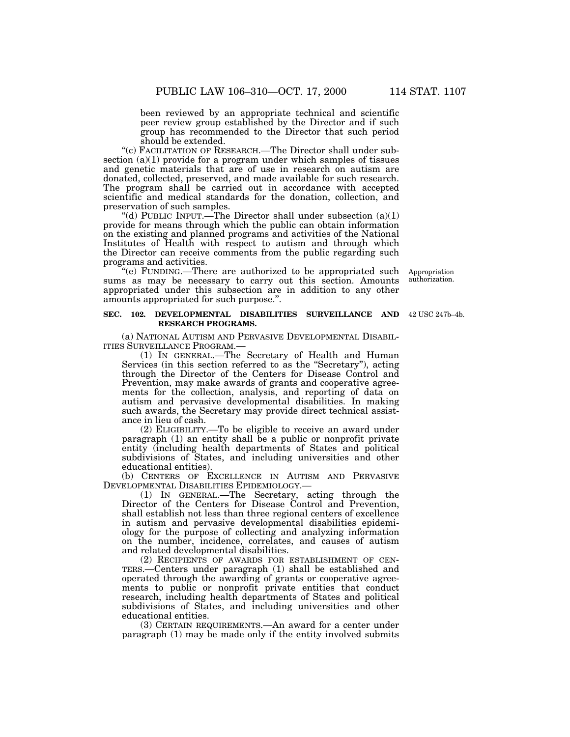been reviewed by an appropriate technical and scientific peer review group established by the Director and if such group has recommended to the Director that such period should be extended.

"(c) FACILITATION OF RESEARCH.—The Director shall under subsection (a)(1) provide for a program under which samples of tissues and genetic materials that are of use in research on autism are donated, collected, preserved, and made available for such research. The program shall be carried out in accordance with accepted scientific and medical standards for the donation, collection, and preservation of such samples.

"(d) PUBLIC INPUT.—The Director shall under subsection (a)(1) provide for means through which the public can obtain information on the existing and planned programs and activities of the National Institutes of Health with respect to autism and through which the Director can receive comments from the public regarding such programs and activities.

"(e) FUNDING.—There are authorized to be appropriated such sums as may be necessary to carry out this section. Amounts appropriated under this subsection are in addition to any other amounts appropriated for such purpose.".

Appropriation authorization.

**SEC. 102. DEVELOPMENTAL DISABILITIES SURVEILLANCE AND RESEARCH PROGRAMS.**

42 USC 247b–4b.

(a) NATIONAL AUTISM AND PERVASIVE DEVELOPMENTAL DISABILITIES SURVEILLANCE PROGRAM.—

(1) IN GENERAL.—The Secretary of Health and Human Services (in this section referred to as the "Secretary"), acting through the Director of the Centers for Disease Control and Prevention, may make awards of grants and cooperative agreements for the collection, analysis, and reporting of data on autism and pervasive developmental disabilities. In making such awards, the Secretary may provide direct technical assistance in lieu of cash.

(2) ELIGIBILITY.—To be eligible to receive an award under paragraph (1) an entity shall be a public or nonprofit private entity (including health departments of States and political subdivisions of States, and including universities and other educational entities).

(b) CENTERS OF EXCELLENCE IN AUTISM AND PERVASIVE DEVELOPMENTAL DISABILITIES EPIDEMIOLOGY.—

(1) IN GENERAL.—The Secretary, acting through the Director of the Centers for Disease Control and Prevention, shall establish not less than three regional centers of excellence in autism and pervasive developmental disabilities epidemiology for the purpose of collecting and analyzing information on the number, incidence, correlates, and causes of autism and related developmental disabilities.

(2) RECIPIENTS OF AWARDS FOR ESTABLISHMENT OF CENTERS.—Centers under paragraph (1) shall be established and operated through the awarding of grants or cooperative agreements to public or nonprofit private entities that conduct research, including health departments of States and political subdivisions of States, and including universities and other educational entities.

(3) CERTAIN REQUIREMENTS.—An award for a center under paragraph (1) may be made only if the entity involved submits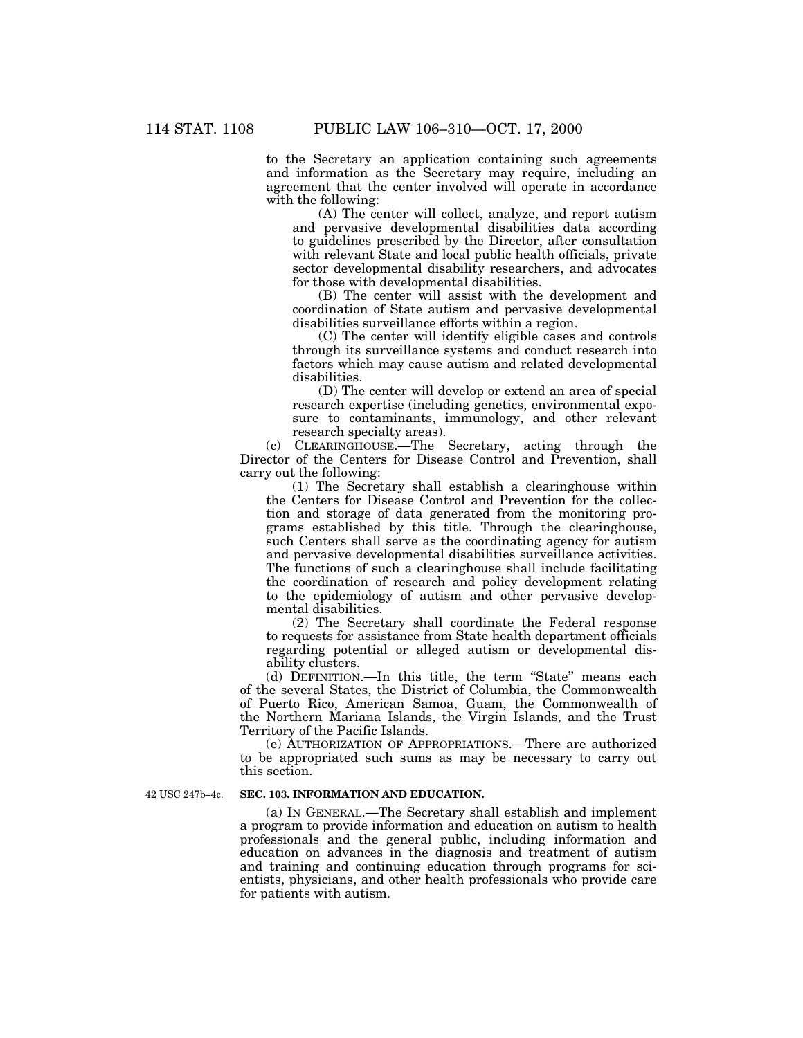to the Secretary an application containing such agreements and information as the Secretary may require, including an agreement that the center involved will operate in accordance with the following:

(A) The center will collect, analyze, and report autism and pervasive developmental disabilities data according to guidelines prescribed by the Director, after consultation with relevant State and local public health officials, private sector developmental disability researchers, and advocates for those with developmental disabilities.

(B) The center will assist with the development and coordination of State autism and pervasive developmental disabilities surveillance efforts within a region.

(C) The center will identify eligible cases and controls through its surveillance systems and conduct research into factors which may cause autism and related developmental disabilities.

(D) The center will develop or extend an area of special research expertise (including genetics, environmental exposure to contaminants, immunology, and other relevant research specialty areas).

(c) CLEARINGHOUSE.—The Secretary, acting through the Director of the Centers for Disease Control and Prevention, shall carry out the following:

(1) The Secretary shall establish a clearinghouse within the Centers for Disease Control and Prevention for the collection and storage of data generated from the monitoring programs established by this title. Through the clearinghouse, such Centers shall serve as the coordinating agency for autism and pervasive developmental disabilities surveillance activities. The functions of such a clearinghouse shall include facilitating the coordination of research and policy development relating to the epidemiology of autism and other pervasive developmental disabilities.

(2) The Secretary shall coordinate the Federal response to requests for assistance from State health department officials regarding potential or alleged autism or developmental disability clusters.

(d) DEFINITION.—In this title, the term "State" means each of the several States, the District of Columbia, the Commonwealth of Puerto Rico, American Samoa, Guam, the Commonwealth of the Northern Mariana Islands, the Virgin Islands, and the Trust Territory of the Pacific Islands.

(e) AUTHORIZATION OF APPROPRIATIONS.—There are authorized to be appropriated such sums as may be necessary to carry out this section.

42 USC 247b–4c.

**SEC. 103. INFORMATION AND EDUCATION.**

(a) IN GENERAL.—The Secretary shall establish and implement a program to provide information and education on autism to health professionals and the general public, including information and education on advances in the diagnosis and treatment of autism and training and continuing education through programs for scientists, physicians, and other health professionals who provide care for patients with autism.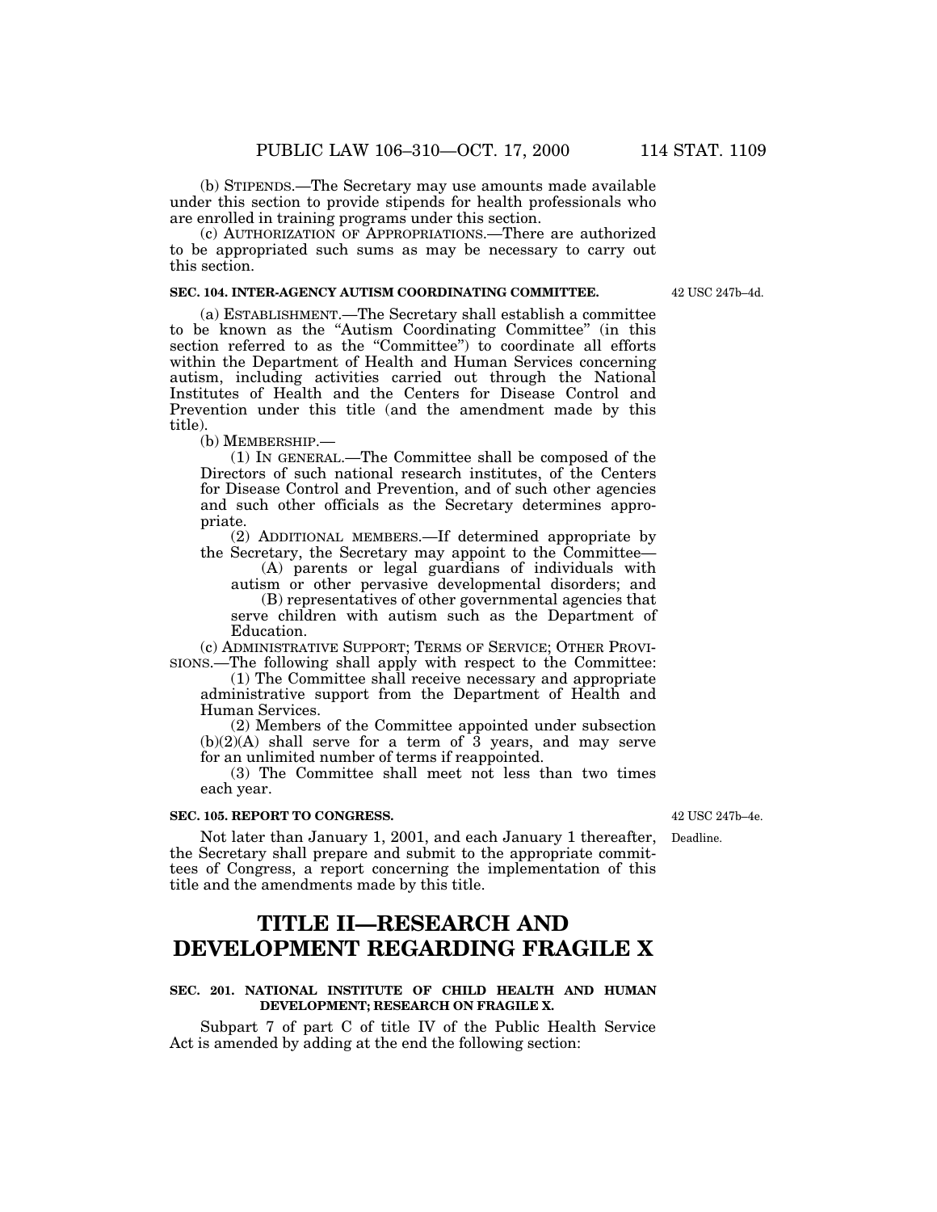(b) STIPENDS.—The Secretary may use amounts made available under this section to provide stipends for health professionals who are enrolled in training programs under this section.

(c) AUTHORIZATION OF APPROPRIATIONS.—There are authorized to be appropriated such sums as may be necessary to carry out this section.

**SEC. 104. INTER-AGENCY AUTISM COORDINATING COMMITTEE.**

42 USC 247b–4d.

(a) ESTABLISHMENT.—The Secretary shall establish a committee to be known as the "Autism Coordinating Committee" (in this section referred to as the "Committee") to coordinate all efforts within the Department of Health and Human Services concerning autism, including activities carried out through the National Institutes of Health and the Centers for Disease Control and Prevention under this title (and the amendment made by this title).

(b) MEMBERSHIP.—

(1) IN GENERAL.—The Committee shall be composed of the Directors of such national research institutes, of the Centers for Disease Control and Prevention, and of such other agencies and such other officials as the Secretary determines appropriate.

(2) ADDITIONAL MEMBERS.—If determined appropriate by the Secretary, the Secretary may appoint to the Committee—

(A) parents or legal guardians of individuals with autism or other pervasive developmental disorders; and

(B) representatives of other governmental agencies that serve children with autism such as the Department of Education.

(c) ADMINISTRATIVE SUPPORT; TERMS OF SERVICE; OTHER PROVISIONS.—The following shall apply with respect to the Committee:

(1) The Committee shall receive necessary and appropriate administrative support from the Department of Health and Human Services.

(2) Members of the Committee appointed under subsection (b)(2)(A) shall serve for a term of 3 years, and may serve for an unlimited number of terms if reappointed.

(3) The Committee shall meet not less than two times each year.

**SEC. 105. REPORT TO CONGRESS.**

42 USC 247b–4e.

Deadline.

Not later than January 1, 2001, and each January 1 thereafter, the Secretary shall prepare and submit to the appropriate committees of Congress, a report concerning the implementation of this title and the amendments made by this title.

# TITLE II—RESEARCH AND DEVELOPMENT REGARDING FRAGILE X

**SEC. 201. NATIONAL INSTITUTE OF CHILD HEALTH AND HUMAN DEVELOPMENT; RESEARCH ON FRAGILE X.**

Subpart 7 of part C of title IV of the Public Health Service Act is amended by adding at the end the following section: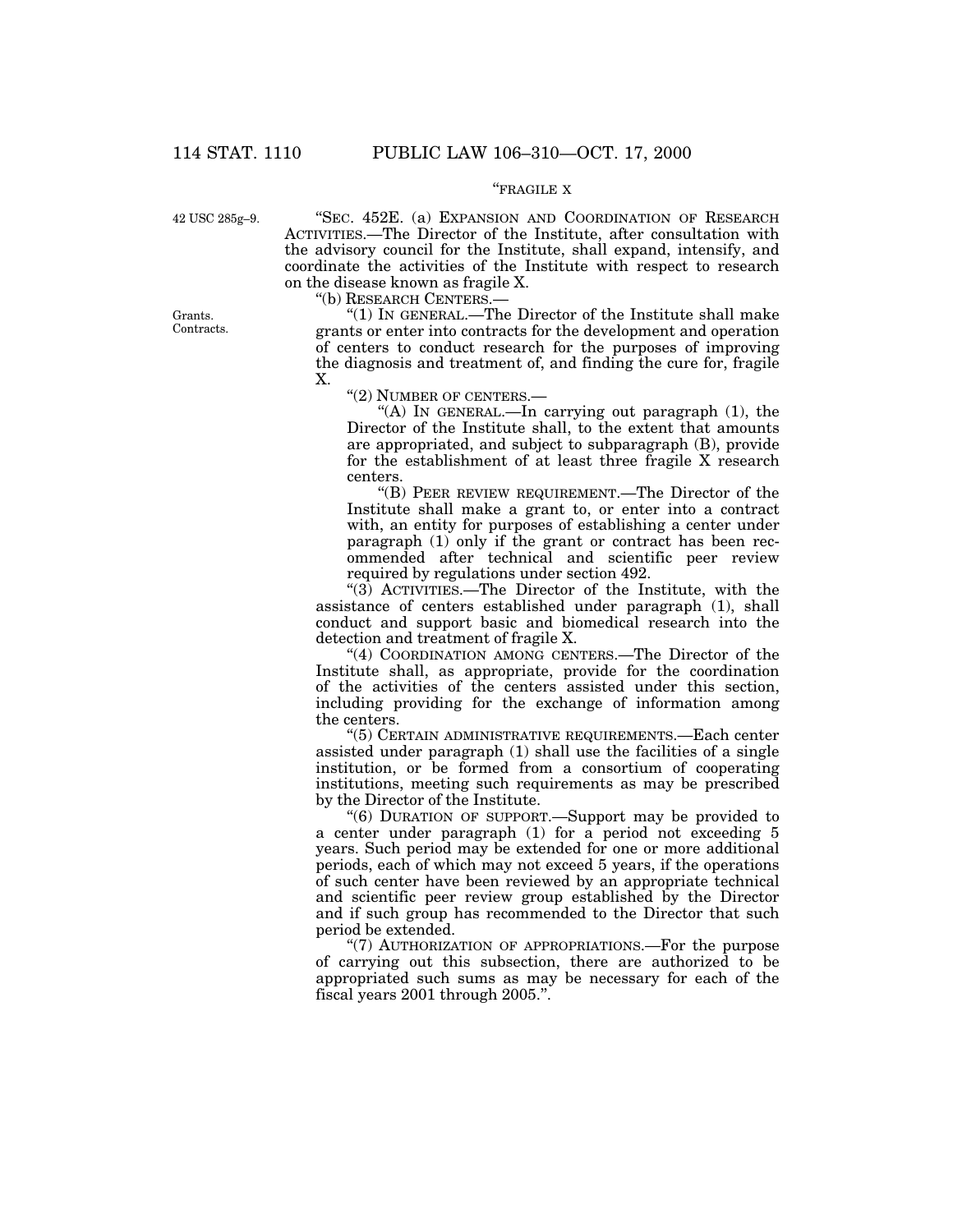"FRAGILE X

42 USC 285g–9.

"SEC. 452E. (a) EXPANSION AND COORDINATION OF RESEARCH ACTIVITIES.—The Director of the Institute, after consultation with the advisory council for the Institute, shall expand, intensify, and coordinate the activities of the Institute with respect to research on the disease known as fragile X.

"(b) RESEARCH CENTERS.—

Grants. Contracts.

"(1) IN GENERAL.—The Director of the Institute shall make grants or enter into contracts for the development and operation of centers to conduct research for the purposes of improving the diagnosis and treatment of, and finding the cure for, fragile X.

"(2) NUMBER OF CENTERS.—

"(A) IN GENERAL.—In carrying out paragraph (1), the Director of the Institute shall, to the extent that amounts are appropriated, and subject to subparagraph (B), provide for the establishment of at least three fragile X research centers.

"(B) PEER REVIEW REQUIREMENT.—The Director of the Institute shall make a grant to, or enter into a contract with, an entity for purposes of establishing a center under paragraph (1) only if the grant or contract has been recommended after technical and scientific peer review required by regulations under section 492.

"(3) ACTIVITIES.—The Director of the Institute, with the assistance of centers established under paragraph (1), shall conduct and support basic and biomedical research into the detection and treatment of fragile X.

"(4) COORDINATION AMONG CENTERS.—The Director of the Institute shall, as appropriate, provide for the coordination of the activities of the centers assisted under this section, including providing for the exchange of information among the centers.

"(5) CERTAIN ADMINISTRATIVE REQUIREMENTS.—Each center assisted under paragraph (1) shall use the facilities of a single institution, or be formed from a consortium of cooperating institutions, meeting such requirements as may be prescribed by the Director of the Institute.

"(6) DURATION OF SUPPORT.—Support may be provided to a center under paragraph (1) for a period not exceeding 5 years. Such period may be extended for one or more additional periods, each of which may not exceed 5 years, if the operations of such center have been reviewed by an appropriate technical and scientific peer review group established by the Director and if such group has recommended to the Director that such period be extended.

"(7) AUTHORIZATION OF APPROPRIATIONS.—For the purpose of carrying out this subsection, there are authorized to be appropriated such sums as may be necessary for each of the fiscal years 2001 through 2005.".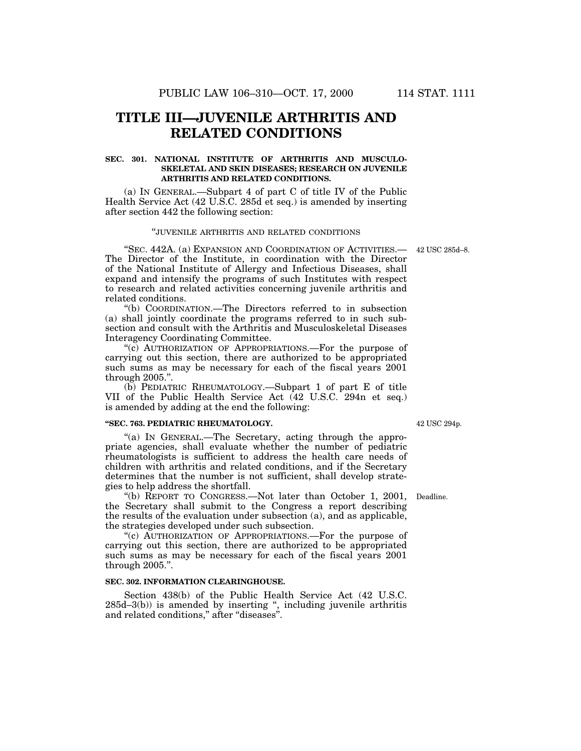# TITLE III—JUVENILE ARTHRITIS AND RELATED CONDITIONS

### SEC. 301. NATIONAL INSTITUTE OF ARTHRITIS AND MUSCULOSKELETAL AND SKIN DISEASES; RESEARCH ON JUVENILE ARTHRITIS AND RELATED CONDITIONS.

(a) IN GENERAL.—Subpart 4 of part C of title IV of the Public Health Service Act (42 U.S.C. 285d et seq.) is amended by inserting after section 442 the following section:

"JUVENILE ARTHRITIS AND RELATED CONDITIONS

"SEC. 442A. (a) EXPANSION AND COORDINATION OF ACTIVITIES.—The Director of the Institute, in coordination with the Director of the National Institute of Allergy and Infectious Diseases, shall expand and intensify the programs of such Institutes with respect to research and related activities concerning juvenile arthritis and related conditions.

42 USC 285d–8.

"(b) COORDINATION.—The Directors referred to in subsection (a) shall jointly coordinate the programs referred to in such subsection and consult with the Arthritis and Musculoskeletal Diseases Interagency Coordinating Committee.

"(c) AUTHORIZATION OF APPROPRIATIONS.—For the purpose of carrying out this section, there are authorized to be appropriated such sums as may be necessary for each of the fiscal years 2001 through 2005.".

(b) PEDIATRIC RHEUMATOLOGY.—Subpart 1 of part E of title VII of the Public Health Service Act (42 U.S.C. 294n et seq.) is amended by adding at the end the following:

**"SEC. 763. PEDIATRIC RHEUMATOLOGY.**

42 USC 294p.

"(a) IN GENERAL.—The Secretary, acting through the appropriate agencies, shall evaluate whether the number of pediatric rheumatologists is sufficient to address the health care needs of children with arthritis and related conditions, and if the Secretary determines that the number is not sufficient, shall develop strategies to help address the shortfall.

"(b) REPORT TO CONGRESS.—Not later than October 1, 2001, the Secretary shall submit to the Congress a report describing the results of the evaluation under subsection (a), and as applicable, the strategies developed under such subsection.

Deadline.

"(c) AUTHORIZATION OF APPROPRIATIONS.—For the purpose of carrying out this section, there are authorized to be appropriated such sums as may be necessary for each of the fiscal years 2001 through 2005.".

### SEC. 302. INFORMATION CLEARINGHOUSE.

Section 438(b) of the Public Health Service Act (42 U.S.C. 285d–3(b)) is amended by inserting ", including juvenile arthritis and related conditions," after "diseases".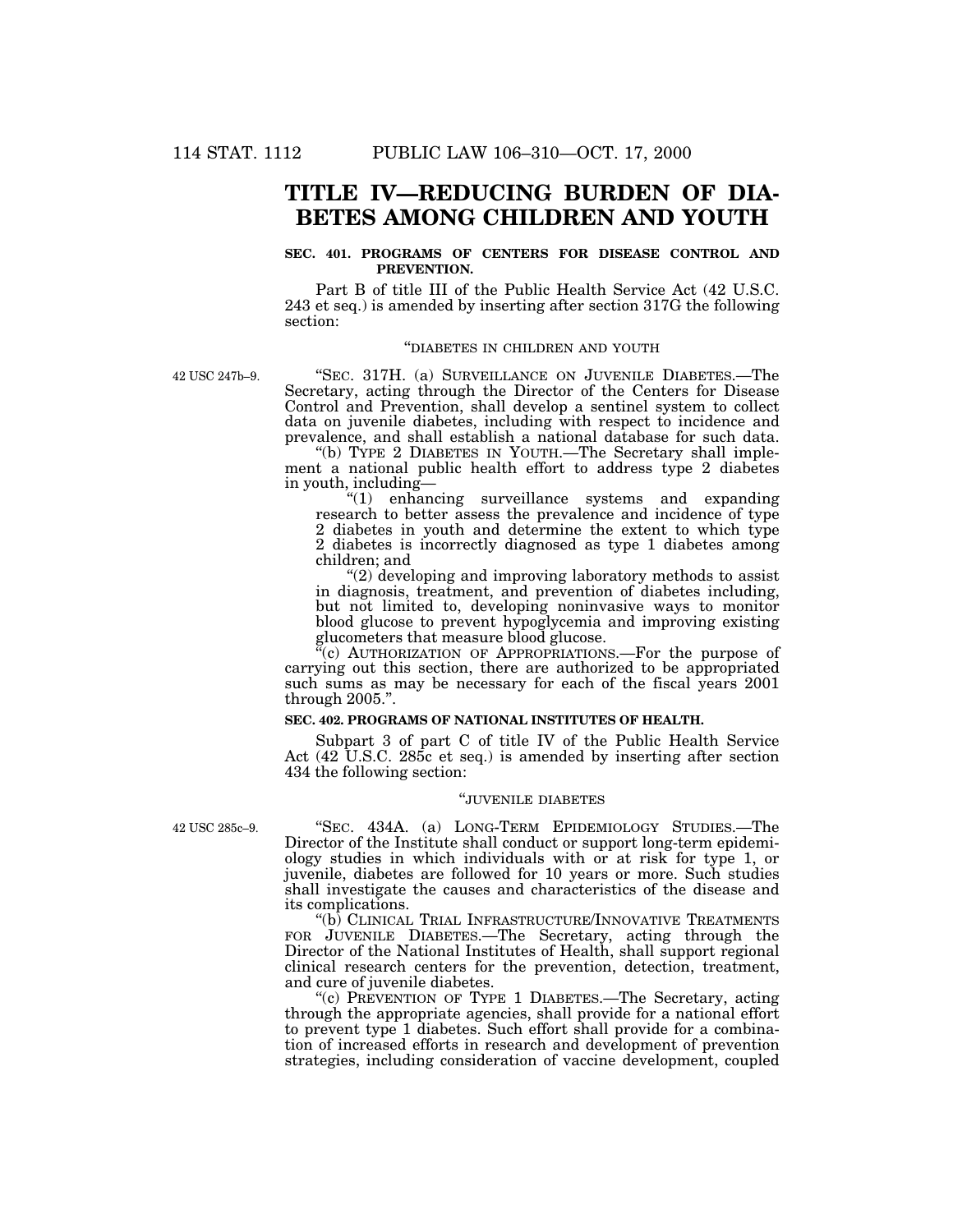# TITLE IV—REDUCING BURDEN OF DIABETES AMONG CHILDREN AND YOUTH

### SEC. 401. PROGRAMS OF CENTERS FOR DISEASE CONTROL AND PREVENTION.

Part B of title III of the Public Health Service Act (42 U.S.C. 243 et seq.) is amended by inserting after section 317G the following section:

"DIABETES IN CHILDREN AND YOUTH

42 USC 247b–9.

"SEC. 317H. (a) SURVEILLANCE ON JUVENILE DIABETES.—The Secretary, acting through the Director of the Centers for Disease Control and Prevention, shall develop a sentinel system to collect data on juvenile diabetes, including with respect to incidence and prevalence, and shall establish a national database for such data.

"(b) TYPE 2 DIABETES IN YOUTH.—The Secretary shall implement a national public health effort to address type 2 diabetes in youth, including—

"(1) enhancing surveillance systems and expanding research to better assess the prevalence and incidence of type 2 diabetes in youth and determine the extent to which type 2 diabetes is incorrectly diagnosed as type 1 diabetes among children; and

"(2) developing and improving laboratory methods to assist in diagnosis, treatment, and prevention of diabetes including, but not limited to, developing noninvasive ways to monitor blood glucose to prevent hypoglycemia and improving existing glucometers that measure blood glucose.

"(c) AUTHORIZATION OF APPROPRIATIONS.—For the purpose of carrying out this section, there are authorized to be appropriated such sums as may be necessary for each of the fiscal years 2001 through 2005.".

### SEC. 402. PROGRAMS OF NATIONAL INSTITUTES OF HEALTH.

Subpart 3 of part C of title IV of the Public Health Service Act (42 U.S.C. 285c et seq.) is amended by inserting after section 434 the following section:

"JUVENILE DIABETES

42 USC 285c–9.

"SEC. 434A. (a) LONG-TERM EPIDEMIOLOGY STUDIES.—The Director of the Institute shall conduct or support long-term epidemiology studies in which individuals with or at risk for type 1, or juvenile, diabetes are followed for 10 years or more. Such studies shall investigate the causes and characteristics of the disease and its complications.

"(b) CLINICAL TRIAL INFRASTRUCTURE/INNOVATIVE TREATMENTS FOR JUVENILE DIABETES.—The Secretary, acting through the Director of the National Institutes of Health, shall support regional clinical research centers for the prevention, detection, treatment, and cure of juvenile diabetes.

"(c) PREVENTION OF TYPE 1 DIABETES.—The Secretary, acting through the appropriate agencies, shall provide for a national effort to prevent type 1 diabetes. Such effort shall provide for a combination of increased efforts in research and development of prevention strategies, including consideration of vaccine development, coupled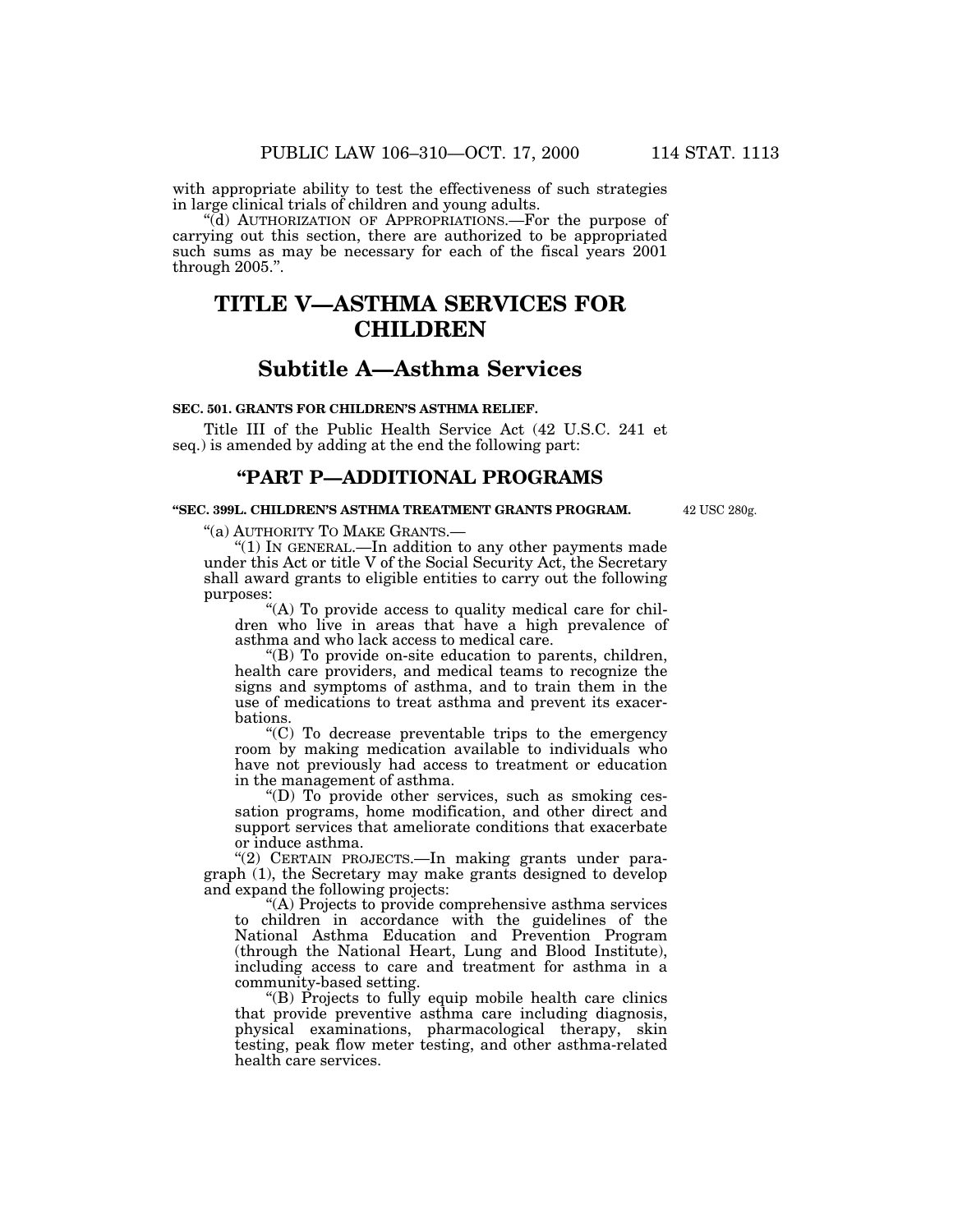with appropriate ability to test the effectiveness of such strategies in large clinical trials of children and young adults.

"(d) AUTHORIZATION OF APPROPRIATIONS.—For the purpose of carrying out this section, there are authorized to be appropriated such sums as may be necessary for each of the fiscal years 2001 through 2005.".

# TITLE V—ASTHMA SERVICES FOR CHILDREN

## Subtitle A—Asthma Services

**SEC. 501. GRANTS FOR CHILDREN'S ASTHMA RELIEF.**

Title III of the Public Health Service Act (42 U.S.C. 241 et seq.) is amended by adding at the end the following part:

## "PART P—ADDITIONAL PROGRAMS

**"SEC. 399L. CHILDREN'S ASTHMA TREATMENT GRANTS PROGRAM.**

42 USC 280g.

"(a) AUTHORITY TO MAKE GRANTS.—

"(1) IN GENERAL.—In addition to any other payments made under this Act or title V of the Social Security Act, the Secretary shall award grants to eligible entities to carry out the following purposes:

"(A) To provide access to quality medical care for children who live in areas that have a high prevalence of asthma and who lack access to medical care.

"(B) To provide on-site education to parents, children, health care providers, and medical teams to recognize the signs and symptoms of asthma, and to train them in the use of medications to treat asthma and prevent its exacerbations.

"(C) To decrease preventable trips to the emergency room by making medication available to individuals who have not previously had access to treatment or education in the management of asthma.

"(D) To provide other services, such as smoking cessation programs, home modification, and other direct and support services that ameliorate conditions that exacerbate or induce asthma.

"(2) CERTAIN PROJECTS.—In making grants under paragraph (1), the Secretary may make grants designed to develop and expand the following projects:

"(A) Projects to provide comprehensive asthma services to children in accordance with the guidelines of the National Asthma Education and Prevention Program (through the National Heart, Lung and Blood Institute), including access to care and treatment for asthma in a community-based setting.

"(B) Projects to fully equip mobile health care clinics that provide preventive asthma care including diagnosis, physical examinations, pharmacological therapy, skin testing, peak flow meter testing, and other asthma-related health care services.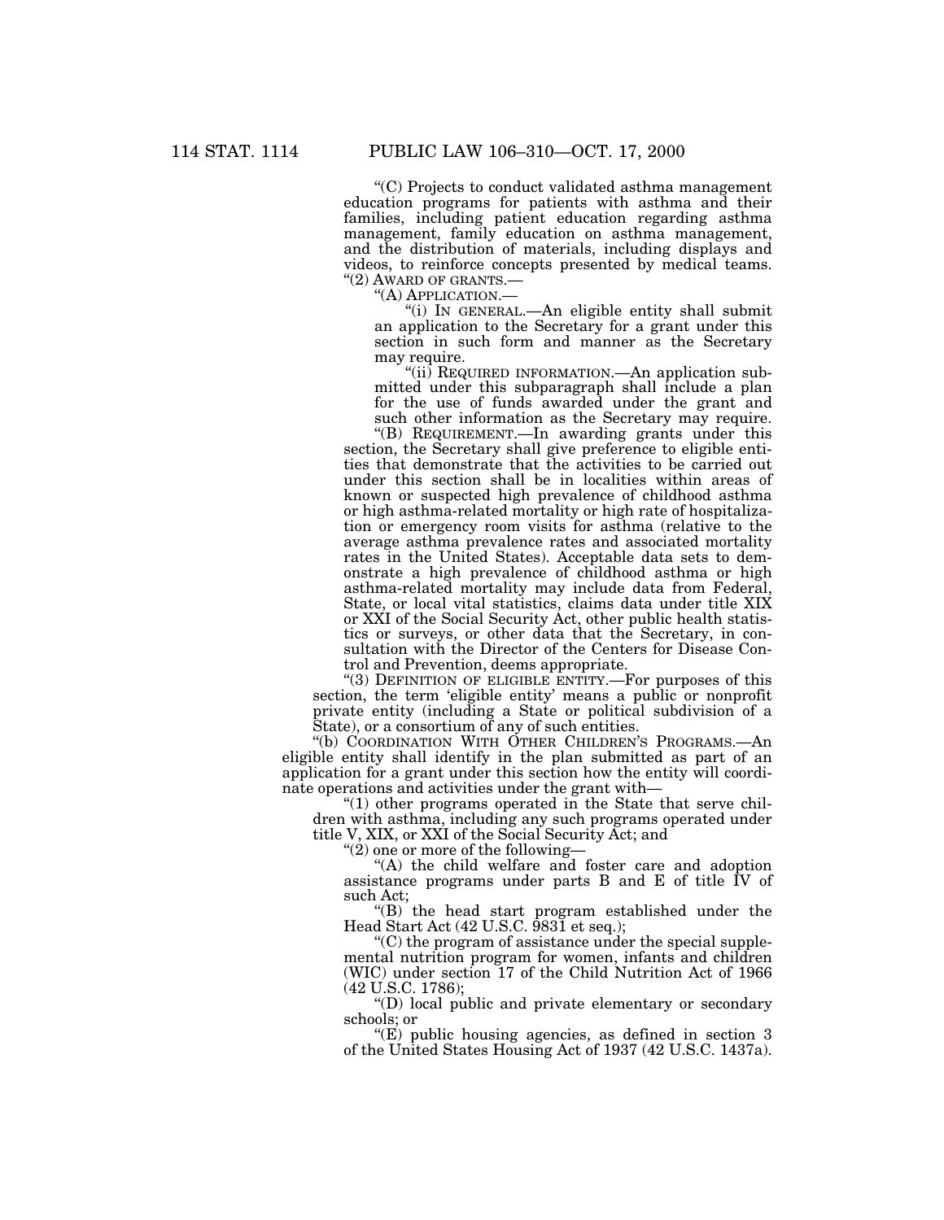"(C) Projects to conduct validated asthma management education programs for patients with asthma and their families, including patient education regarding asthma management, family education on asthma management, and the distribution of materials, including displays and videos, to reinforce concepts presented by medical teams.

"(2) AWARD OF GRANTS.—

"(A) APPLICATION.—

"(i) IN GENERAL.—An eligible entity shall submit an application to the Secretary for a grant under this section in such form and manner as the Secretary may require.

"(ii) REQUIRED INFORMATION.—An application submitted under this subparagraph shall include a plan for the use of funds awarded under the grant and such other information as the Secretary may require.

"(B) REQUIREMENT.—In awarding grants under this section, the Secretary shall give preference to eligible entities that demonstrate that the activities to be carried out under this section shall be in localities within areas of known or suspected high prevalence of childhood asthma or high asthma-related mortality or high rate of hospitalization or emergency room visits for asthma (relative to the average asthma prevalence rates and associated mortality rates in the United States). Acceptable data sets to demonstrate a high prevalence of childhood asthma or high asthma-related mortality may include data from Federal, State, or local vital statistics, claims data under title XIX or XXI of the Social Security Act, other public health statistics or surveys, or other data that the Secretary, in consultation with the Director of the Centers for Disease Control and Prevention, deems appropriate.

"(3) DEFINITION OF ELIGIBLE ENTITY.—For purposes of this section, the term 'eligible entity' means a public or nonprofit private entity (including a State or political subdivision of a State), or a consortium of any of such entities.

"(b) COORDINATION WITH OTHER CHILDREN'S PROGRAMS.—An eligible entity shall identify in the plan submitted as part of an application for a grant under this section how the entity will coordinate operations and activities under the grant with—

"(1) other programs operated in the State that serve children with asthma, including any such programs operated under title V, XIX, or XXI of the Social Security Act; and

"(2) one or more of the following—

"(A) the child welfare and foster care and adoption assistance programs under parts B and E of title IV of such Act;

"(B) the head start program established under the Head Start Act (42 U.S.C. 9831 et seq.);

"(C) the program of assistance under the special supplemental nutrition program for women, infants and children (WIC) under section 17 of the Child Nutrition Act of 1966 (42 U.S.C. 1786);

"(D) local public and private elementary or secondary schools; or

"(E) public housing agencies, as defined in section 3 of the United States Housing Act of 1937 (42 U.S.C. 1437a).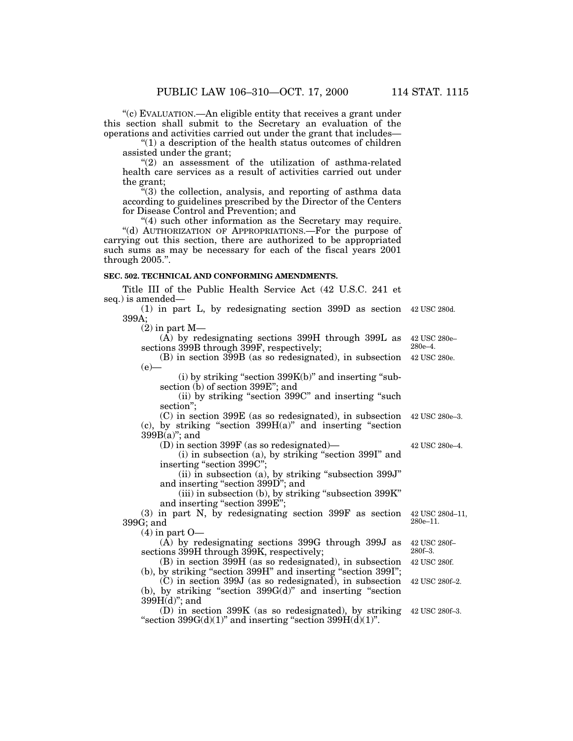"(c) EVALUATION.—An eligible entity that receives a grant under this section shall submit to the Secretary an evaluation of the operations and activities carried out under the grant that includes—

"(1) a description of the health status outcomes of children assisted under the grant;

"(2) an assessment of the utilization of asthma-related health care services as a result of activities carried out under the grant;

"(3) the collection, analysis, and reporting of asthma data according to guidelines prescribed by the Director of the Centers for Disease Control and Prevention; and

"(4) such other information as the Secretary may require.

"(d) AUTHORIZATION OF APPROPRIATIONS.—For the purpose of carrying out this section, there are authorized to be appropriated such sums as may be necessary for each of the fiscal years 2001 through 2005.".

**SEC. 502. TECHNICAL AND CONFORMING AMENDMENTS.**

Title III of the Public Health Service Act (42 U.S.C. 241 et seq.) is amended—

(1) in part L, by redesignating section 399D as section 399A; 42 USC 280d.

(2) in part M—

(A) by redesignating sections 399H through 399L as sections 399B through 399F, respectively; 42 USC 280e–280e–4.

(B) in section 399B (as so redesignated), in subsection (e)— 42 USC 280e.

(i) by striking "section 399K(b)" and inserting "subsection (b) of section 399E"; and

(ii) by striking "section 399C" and inserting "such section";

(C) in section 399E (as so redesignated), in subsection (c), by striking "section 399H(a)" and inserting "section 399B(a)"; and 42 USC 280e–3.

(D) in section 399F (as so redesignated)— 42 USC 280e–4.

(i) in subsection (a), by striking "section 399I" and inserting "section 399C";

(ii) in subsection (a), by striking "subsection 399J" and inserting "section 399D"; and

(iii) in subsection (b), by striking "subsection 399K" and inserting "section 399E";

(3) in part N, by redesignating section 399F as section 399G; and 42 USC 280d–11, 280e–11.

(4) in part O—

(A) by redesignating sections 399G through 399J as sections 399H through 399K, respectively; 42 USC 280f–280f–3.

(B) in section 399H (as so redesignated), in subsection (b), by striking "section 399H" and inserting "section 399I"; 42 USC 280f.

(C) in section 399J (as so redesignated), in subsection (b), by striking "section 399G(d)" and inserting "section 399H(d)"; and 42 USC 280f–2.

(D) in section 399K (as so redesignated), by striking "section 399G(d)(1)" and inserting "section 399H(d)(1)". 42 USC 280f–3.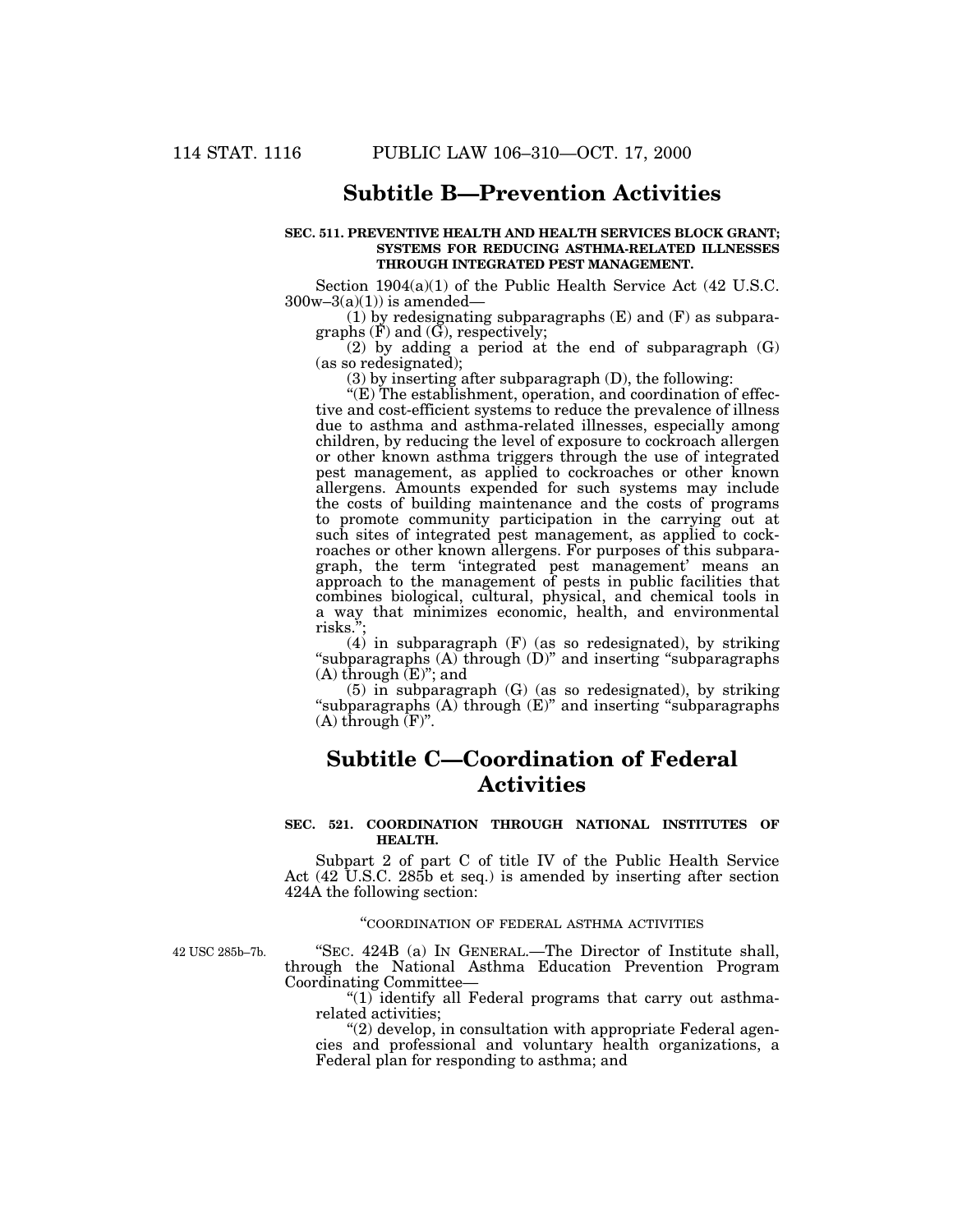## Subtitle B—Prevention Activities

**SEC. 511. PREVENTIVE HEALTH AND HEALTH SERVICES BLOCK GRANT; SYSTEMS FOR REDUCING ASTHMA-RELATED ILLNESSES THROUGH INTEGRATED PEST MANAGEMENT.**

Section 1904(a)(1) of the Public Health Service Act (42 U.S.C. 300w–3(a)(1)) is amended—

(1) by redesignating subparagraphs (E) and (F) as subparagraphs (F) and (G), respectively;

(2) by adding a period at the end of subparagraph (G) (as so redesignated);

(3) by inserting after subparagraph (D), the following:

"(E) The establishment, operation, and coordination of effective and cost-efficient systems to reduce the prevalence of illness due to asthma and asthma-related illnesses, especially among children, by reducing the level of exposure to cockroach allergen or other known asthma triggers through the use of integrated pest management, as applied to cockroaches or other known allergens. Amounts expended for such systems may include the costs of building maintenance and the costs of programs to promote community participation in the carrying out at such sites of integrated pest management, as applied to cockroaches or other known allergens. For purposes of this subparagraph, the term 'integrated pest management' means an approach to the management of pests in public facilities that combines biological, cultural, physical, and chemical tools in a way that minimizes economic, health, and environmental risks.";

(4) in subparagraph (F) (as so redesignated), by striking "subparagraphs (A) through (D)" and inserting "subparagraphs (A) through (E)"; and

(5) in subparagraph (G) (as so redesignated), by striking "subparagraphs (A) through (E)" and inserting "subparagraphs (A) through (F)".

## Subtitle C—Coordination of Federal Activities

**SEC. 521. COORDINATION THROUGH NATIONAL INSTITUTES OF HEALTH.**

Subpart 2 of part C of title IV of the Public Health Service Act (42 U.S.C. 285b et seq.) is amended by inserting after section 424A the following section:

"COORDINATION OF FEDERAL ASTHMA ACTIVITIES

42 USC 285b–7b.

"SEC. 424B (a) IN GENERAL.—The Director of Institute shall, through the National Asthma Education Prevention Program Coordinating Committee—

"(1) identify all Federal programs that carry out asthma-related activities;

"(2) develop, in consultation with appropriate Federal agencies and professional and voluntary health organizations, a Federal plan for responding to asthma; and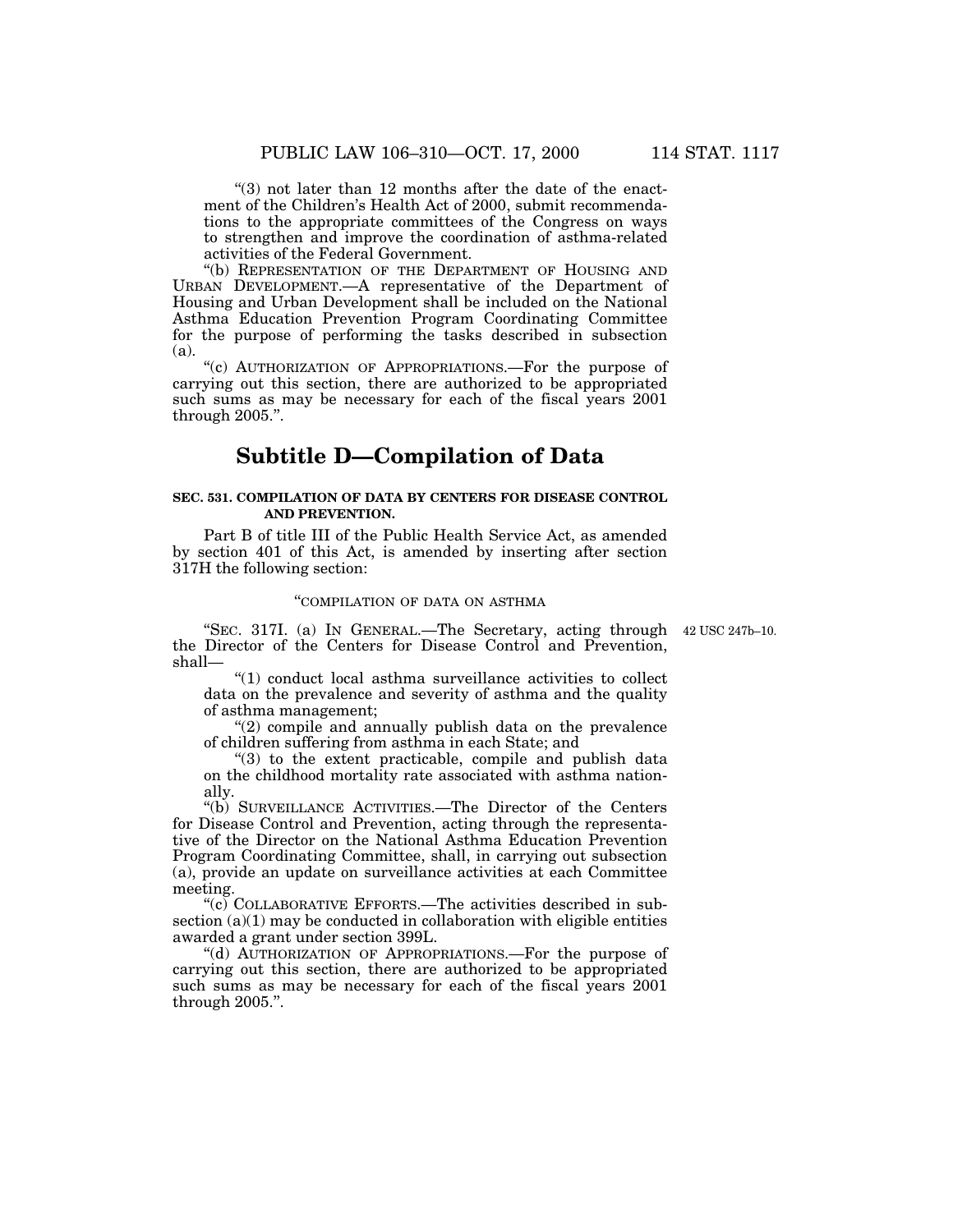"(3) not later than 12 months after the date of the enactment of the Children's Health Act of 2000, submit recommendations to the appropriate committees of the Congress on ways to strengthen and improve the coordination of asthma-related activities of the Federal Government.

"(b) REPRESENTATION OF THE DEPARTMENT OF HOUSING AND URBAN DEVELOPMENT.—A representative of the Department of Housing and Urban Development shall be included on the National Asthma Education Prevention Program Coordinating Committee for the purpose of performing the tasks described in subsection (a).

"(c) AUTHORIZATION OF APPROPRIATIONS.—For the purpose of carrying out this section, there are authorized to be appropriated such sums as may be necessary for each of the fiscal years 2001 through 2005.".

# Subtitle D—Compilation of Data

**SEC. 531. COMPILATION OF DATA BY CENTERS FOR DISEASE CONTROL AND PREVENTION.**

Part B of title III of the Public Health Service Act, as amended by section 401 of this Act, is amended by inserting after section 317H the following section:

"COMPILATION OF DATA ON ASTHMA

42 USC 247b–10.

"SEC. 317I. (a) IN GENERAL.—The Secretary, acting through the Director of the Centers for Disease Control and Prevention, shall—

"(1) conduct local asthma surveillance activities to collect data on the prevalence and severity of asthma and the quality of asthma management;

"(2) compile and annually publish data on the prevalence of children suffering from asthma in each State; and

"(3) to the extent practicable, compile and publish data on the childhood mortality rate associated with asthma nationally.

"(b) SURVEILLANCE ACTIVITIES.—The Director of the Centers for Disease Control and Prevention, acting through the representative of the Director on the National Asthma Education Prevention Program Coordinating Committee, shall, in carrying out subsection (a), provide an update on surveillance activities at each Committee meeting.

"(c) COLLABORATIVE EFFORTS.—The activities described in subsection (a)(1) may be conducted in collaboration with eligible entities awarded a grant under section 399L.

"(d) AUTHORIZATION OF APPROPRIATIONS.—For the purpose of carrying out this section, there are authorized to be appropriated such sums as may be necessary for each of the fiscal years 2001 through 2005.".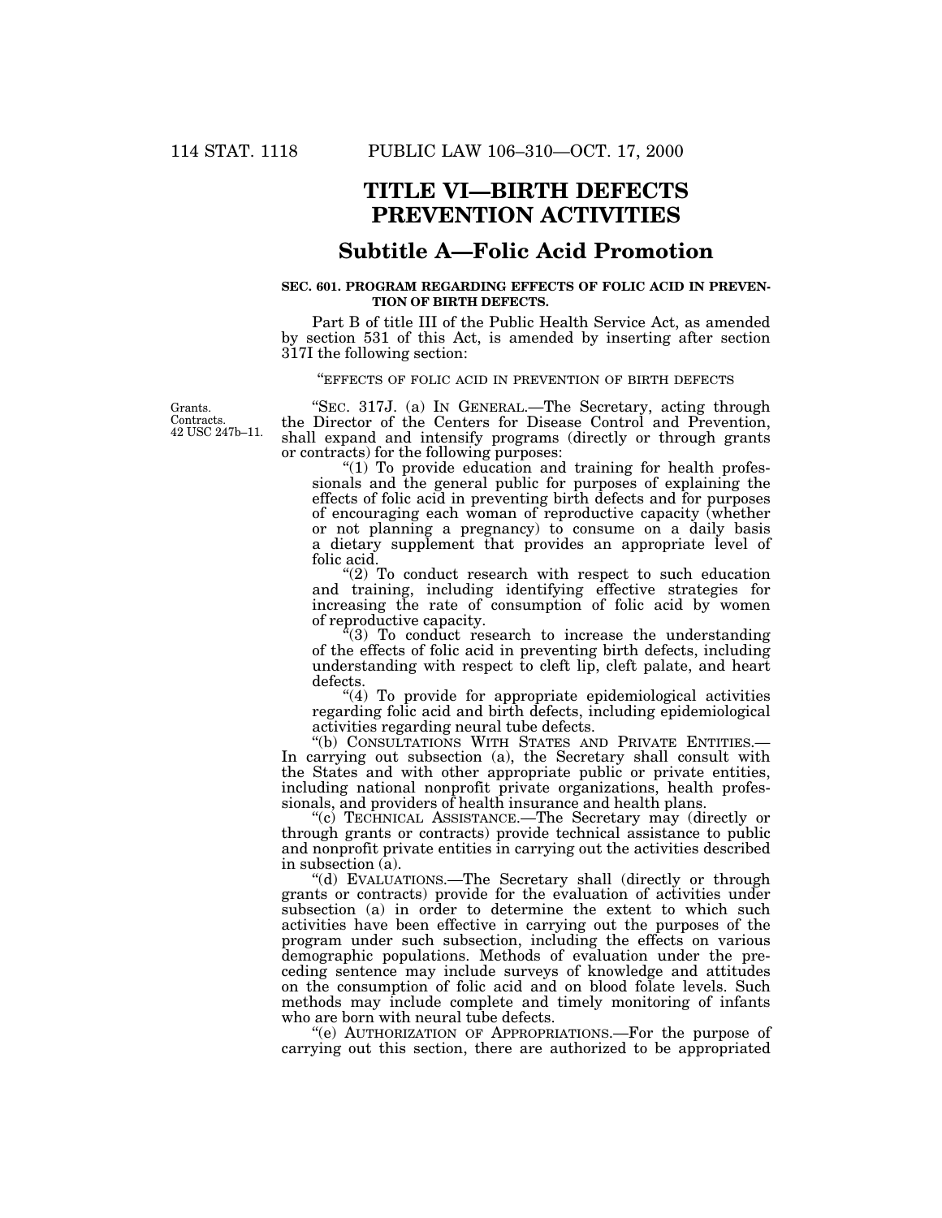# TITLE VI—BIRTH DEFECTS PREVENTION ACTIVITIES

## Subtitle A—Folic Acid Promotion

**SEC. 601. PROGRAM REGARDING EFFECTS OF FOLIC ACID IN PREVENTION OF BIRTH DEFECTS.**

Part B of title III of the Public Health Service Act, as amended by section 531 of this Act, is amended by inserting after section 317I the following section:

"EFFECTS OF FOLIC ACID IN PREVENTION OF BIRTH DEFECTS

Grants. Contracts. 42 USC 247b–11.

"SEC. 317J. (a) IN GENERAL.—The Secretary, acting through the Director of the Centers for Disease Control and Prevention, shall expand and intensify programs (directly or through grants or contracts) for the following purposes:

"(1) To provide education and training for health professionals and the general public for purposes of explaining the effects of folic acid in preventing birth defects and for purposes of encouraging each woman of reproductive capacity (whether or not planning a pregnancy) to consume on a daily basis a dietary supplement that provides an appropriate level of folic acid.

"(2) To conduct research with respect to such education and training, including identifying effective strategies for increasing the rate of consumption of folic acid by women of reproductive capacity.

"(3) To conduct research to increase the understanding of the effects of folic acid in preventing birth defects, including understanding with respect to cleft lip, cleft palate, and heart defects.

"(4) To provide for appropriate epidemiological activities regarding folic acid and birth defects, including epidemiological activities regarding neural tube defects.

"(b) CONSULTATIONS WITH STATES AND PRIVATE ENTITIES.—In carrying out subsection (a), the Secretary shall consult with the States and with other appropriate public or private entities, including national nonprofit private organizations, health professionals, and providers of health insurance and health plans.

"(c) TECHNICAL ASSISTANCE.—The Secretary may (directly or through grants or contracts) provide technical assistance to public and nonprofit private entities in carrying out the activities described in subsection (a).

"(d) EVALUATIONS.—The Secretary shall (directly or through grants or contracts) provide for the evaluation of activities under subsection (a) in order to determine the extent to which such activities have been effective in carrying out the purposes of the program under such subsection, including the effects on various demographic populations. Methods of evaluation under the preceding sentence may include surveys of knowledge and attitudes on the consumption of folic acid and on blood folate levels. Such methods may include complete and timely monitoring of infants who are born with neural tube defects.

"(e) AUTHORIZATION OF APPROPRIATIONS.—For the purpose of carrying out this section, there are authorized to be appropriated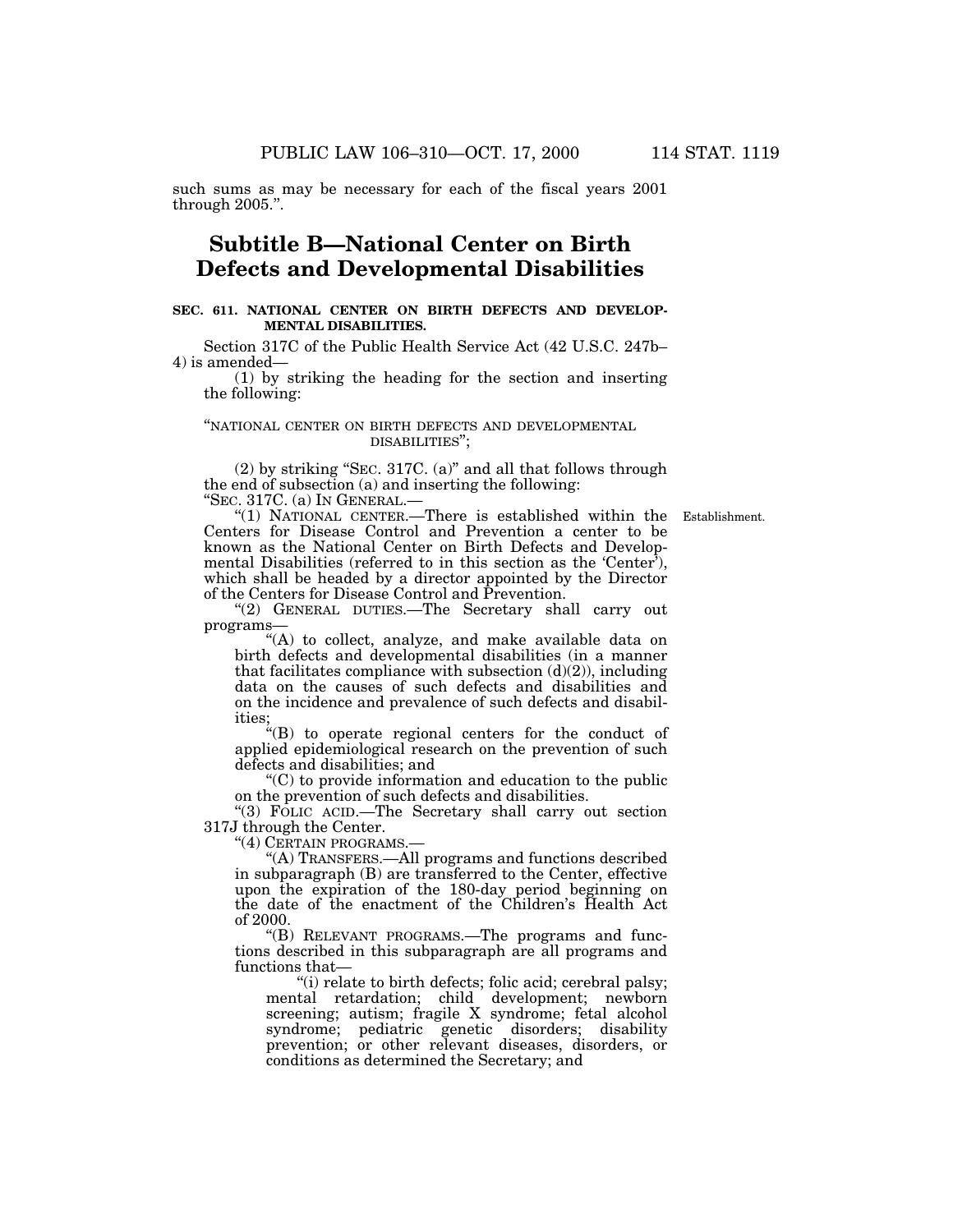such sums as may be necessary for each of the fiscal years 2001 through 2005.".

## Subtitle B—National Center on Birth Defects and Developmental Disabilities

**SEC. 611. NATIONAL CENTER ON BIRTH DEFECTS AND DEVELOPMENTAL DISABILITIES.**

Section 317C of the Public Health Service Act (42 U.S.C. 247b–4) is amended—

(1) by striking the heading for the section and inserting the following:

"NATIONAL CENTER ON BIRTH DEFECTS AND DEVELOPMENTAL DISABILITIES";

(2) by striking "SEC. 317C. (a)" and all that follows through the end of subsection (a) and inserting the following:

"SEC. 317C. (a) IN GENERAL.—

"(1) NATIONAL CENTER.—There is established within the Centers for Disease Control and Prevention a center to be known as the National Center on Birth Defects and Developmental Disabilities (referred to in this section as the 'Center'), which shall be headed by a director appointed by the Director of the Centers for Disease Control and Prevention.

Establishment.

"(2) GENERAL DUTIES.—The Secretary shall carry out programs—

"(A) to collect, analyze, and make available data on birth defects and developmental disabilities (in a manner that facilitates compliance with subsection (d)(2)), including data on the causes of such defects and disabilities and on the incidence and prevalence of such defects and disabilities;

"(B) to operate regional centers for the conduct of applied epidemiological research on the prevention of such defects and disabilities; and

"(C) to provide information and education to the public on the prevention of such defects and disabilities.

"(3) FOLIC ACID.—The Secretary shall carry out section 317J through the Center.

"(4) CERTAIN PROGRAMS.—

"(A) TRANSFERS.—All programs and functions described in subparagraph (B) are transferred to the Center, effective upon the expiration of the 180-day period beginning on the date of the enactment of the Children's Health Act of 2000.

"(B) RELEVANT PROGRAMS.—The programs and functions described in this subparagraph are all programs and functions that—

"(i) relate to birth defects; folic acid; cerebral palsy; mental retardation; child development; newborn screening; autism; fragile X syndrome; fetal alcohol syndrome; pediatric genetic disorders; disability prevention; or other relevant diseases, disorders, or conditions as determined the Secretary; and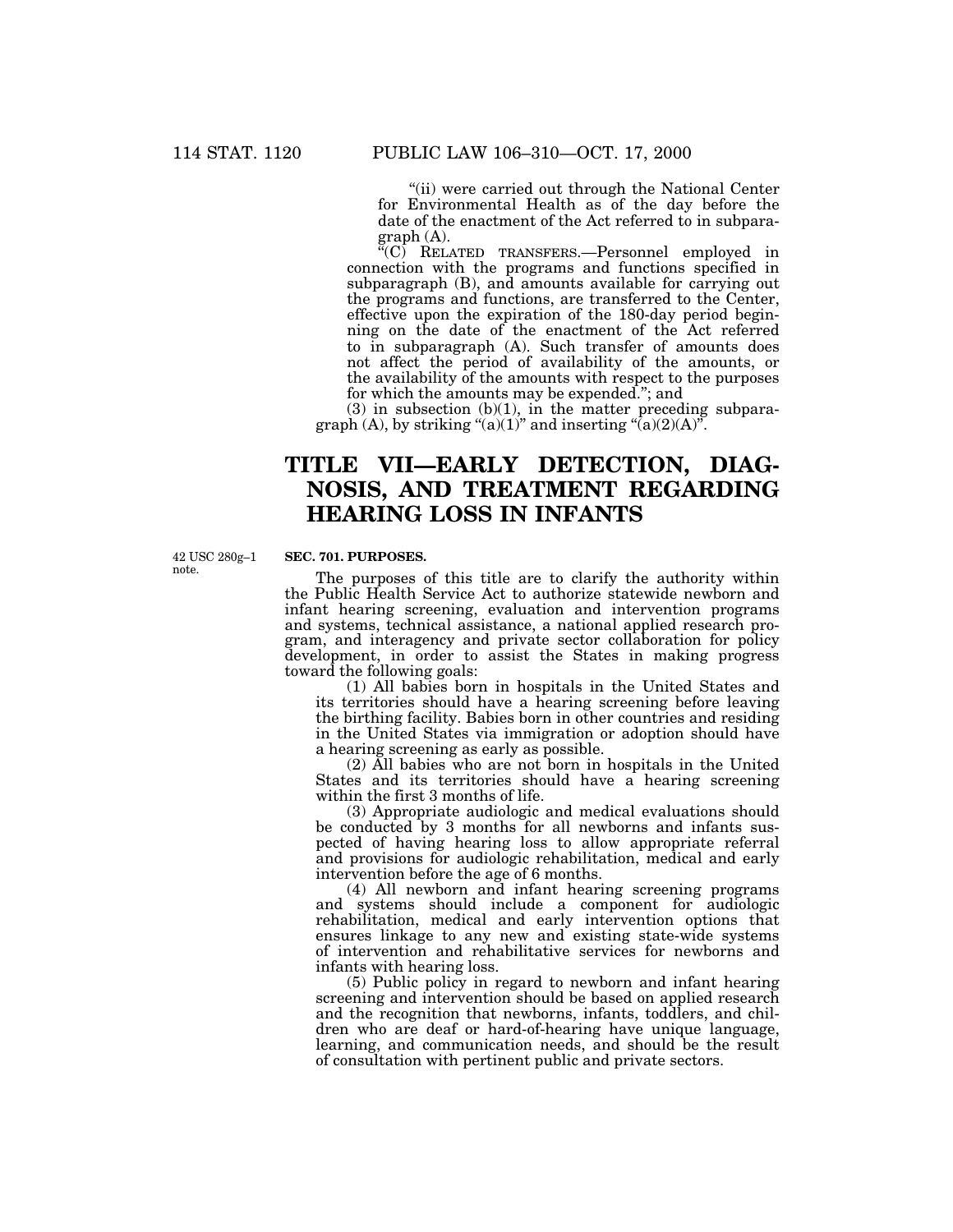"(ii) were carried out through the National Center for Environmental Health as of the day before the date of the enactment of the Act referred to in subparagraph (A).

"(C) RELATED TRANSFERS.—Personnel employed in connection with the programs and functions specified in subparagraph (B), and amounts available for carrying out the programs and functions, are transferred to the Center, effective upon the expiration of the 180-day period beginning on the date of the enactment of the Act referred to in subparagraph (A). Such transfer of amounts does not affect the period of availability of the amounts, or the availability of the amounts with respect to the purposes for which the amounts may be expended."; and

(3) in subsection (b)(1), in the matter preceding subparagraph (A), by striking "(a)(1)" and inserting "(a)(2)(A)".

# TITLE VII—EARLY DETECTION, DIAGNOSIS, AND TREATMENT REGARDING HEARING LOSS IN INFANTS

42 USC 280g–1 note.

**SEC. 701. PURPOSES.**

The purposes of this title are to clarify the authority within the Public Health Service Act to authorize statewide newborn and infant hearing screening, evaluation and intervention programs and systems, technical assistance, a national applied research program, and interagency and private sector collaboration for policy development, in order to assist the States in making progress toward the following goals:

(1) All babies born in hospitals in the United States and its territories should have a hearing screening before leaving the birthing facility. Babies born in other countries and residing in the United States via immigration or adoption should have a hearing screening as early as possible.

(2) All babies who are not born in hospitals in the United States and its territories should have a hearing screening within the first 3 months of life.

(3) Appropriate audiologic and medical evaluations should be conducted by 3 months for all newborns and infants suspected of having hearing loss to allow appropriate referral and provisions for audiologic rehabilitation, medical and early intervention before the age of 6 months.

(4) All newborn and infant hearing screening programs and systems should include a component for audiologic rehabilitation, medical and early intervention options that ensures linkage to any new and existing state-wide systems of intervention and rehabilitative services for newborns and infants with hearing loss.

(5) Public policy in regard to newborn and infant hearing screening and intervention should be based on applied research and the recognition that newborns, infants, toddlers, and children who are deaf or hard-of-hearing have unique language, learning, and communication needs, and should be the result of consultation with pertinent public and private sectors.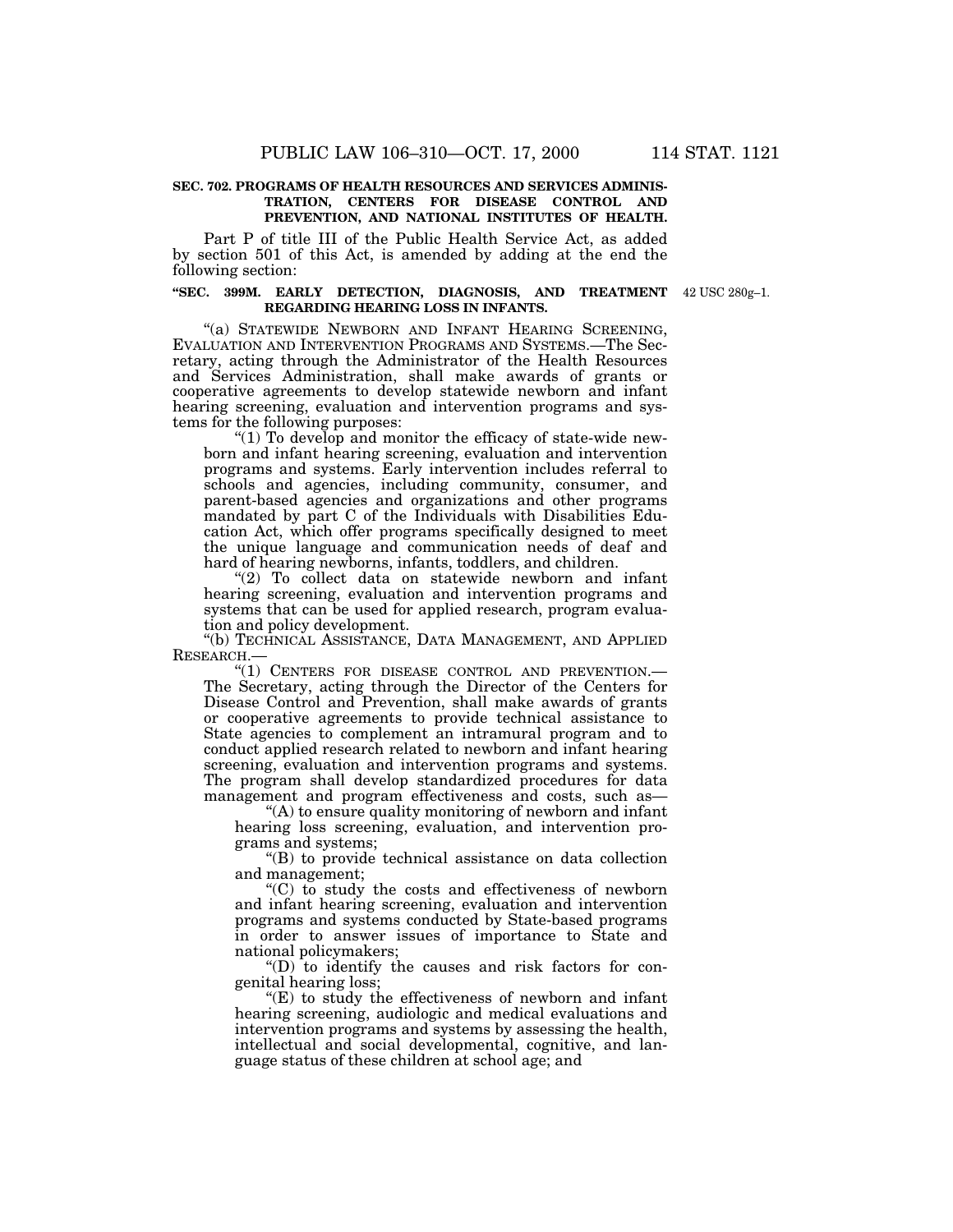**SEC. 702. PROGRAMS OF HEALTH RESOURCES AND SERVICES ADMINISTRATION, CENTERS FOR DISEASE CONTROL AND PREVENTION, AND NATIONAL INSTITUTES OF HEALTH.**

Part P of title III of the Public Health Service Act, as added by section 501 of this Act, is amended by adding at the end the following section:

**"SEC. 399M. EARLY DETECTION, DIAGNOSIS, AND TREATMENT REGARDING HEARING LOSS IN INFANTS.**

42 USC 280g–1.

"(a) STATEWIDE NEWBORN AND INFANT HEARING SCREENING, EVALUATION AND INTERVENTION PROGRAMS AND SYSTEMS.—The Secretary, acting through the Administrator of the Health Resources and Services Administration, shall make awards of grants or cooperative agreements to develop statewide newborn and infant hearing screening, evaluation and intervention programs and systems for the following purposes:

"(1) To develop and monitor the efficacy of state-wide newborn and infant hearing screening, evaluation and intervention programs and systems. Early intervention includes referral to schools and agencies, including community, consumer, and parent-based agencies and organizations and other programs mandated by part C of the Individuals with Disabilities Education Act, which offer programs specifically designed to meet the unique language and communication needs of deaf and hard of hearing newborns, infants, toddlers, and children.

"(2) To collect data on statewide newborn and infant hearing screening, evaluation and intervention programs and systems that can be used for applied research, program evaluation and policy development.

"(b) TECHNICAL ASSISTANCE, DATA MANAGEMENT, AND APPLIED RESEARCH.—

"(1) CENTERS FOR DISEASE CONTROL AND PREVENTION.—The Secretary, acting through the Director of the Centers for Disease Control and Prevention, shall make awards of grants or cooperative agreements to provide technical assistance to State agencies to complement an intramural program and to conduct applied research related to newborn and infant hearing screening, evaluation and intervention programs and systems. The program shall develop standardized procedures for data management and program effectiveness and costs, such as—

"(A) to ensure quality monitoring of newborn and infant hearing loss screening, evaluation, and intervention programs and systems;

"(B) to provide technical assistance on data collection and management;

"(C) to study the costs and effectiveness of newborn and infant hearing screening, evaluation and intervention programs and systems conducted by State-based programs in order to answer issues of importance to State and national policymakers;

"(D) to identify the causes and risk factors for congenital hearing loss;

"(E) to study the effectiveness of newborn and infant hearing screening, audiologic and medical evaluations and intervention programs and systems by assessing the health, intellectual and social developmental, cognitive, and language status of these children at school age; and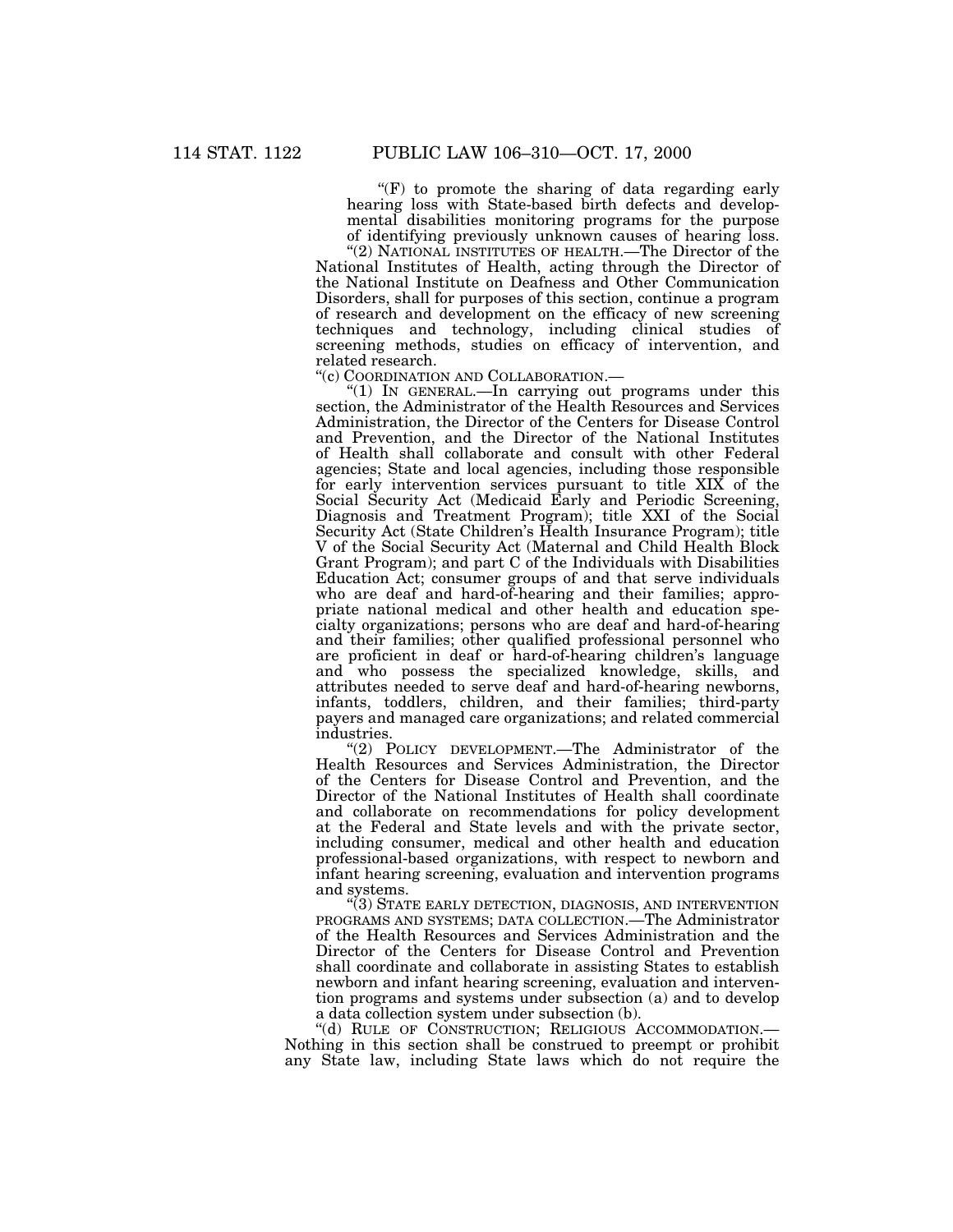"(F) to promote the sharing of data regarding early hearing loss with State-based birth defects and developmental disabilities monitoring programs for the purpose of identifying previously unknown causes of hearing loss.

"(2) NATIONAL INSTITUTES OF HEALTH.—The Director of the National Institutes of Health, acting through the Director of the National Institute on Deafness and Other Communication Disorders, shall for purposes of this section, continue a program of research and development on the efficacy of new screening techniques and technology, including clinical studies of screening methods, studies on efficacy of intervention, and related research.

"(c) COORDINATION AND COLLABORATION.—

"(1) IN GENERAL.—In carrying out programs under this section, the Administrator of the Health Resources and Services Administration, the Director of the Centers for Disease Control and Prevention, and the Director of the National Institutes of Health shall collaborate and consult with other Federal agencies; State and local agencies, including those responsible for early intervention services pursuant to title XIX of the Social Security Act (Medicaid Early and Periodic Screening, Diagnosis and Treatment Program); title XXI of the Social Security Act (State Children's Health Insurance Program); title V of the Social Security Act (Maternal and Child Health Block Grant Program); and part C of the Individuals with Disabilities Education Act; consumer groups of and that serve individuals who are deaf and hard-of-hearing and their families; appropriate national medical and other health and education specialty organizations; persons who are deaf and hard-of-hearing and their families; other qualified professional personnel who are proficient in deaf or hard-of-hearing children's language and who possess the specialized knowledge, skills, and attributes needed to serve deaf and hard-of-hearing newborns, infants, toddlers, children, and their families; third-party payers and managed care organizations; and related commercial industries.

"(2) POLICY DEVELOPMENT.—The Administrator of the Health Resources and Services Administration, the Director of the Centers for Disease Control and Prevention, and the Director of the National Institutes of Health shall coordinate and collaborate on recommendations for policy development at the Federal and State levels and with the private sector, including consumer, medical and other health and education professional-based organizations, with respect to newborn and infant hearing screening, evaluation and intervention programs and systems.

"(3) STATE EARLY DETECTION, DIAGNOSIS, AND INTERVENTION PROGRAMS AND SYSTEMS; DATA COLLECTION.—The Administrator of the Health Resources and Services Administration and the Director of the Centers for Disease Control and Prevention shall coordinate and collaborate in assisting States to establish newborn and infant hearing screening, evaluation and intervention programs and systems under subsection (a) and to develop a data collection system under subsection (b).

"(d) RULE OF CONSTRUCTION; RELIGIOUS ACCOMMODATION.—Nothing in this section shall be construed to preempt or prohibit any State law, including State laws which do not require the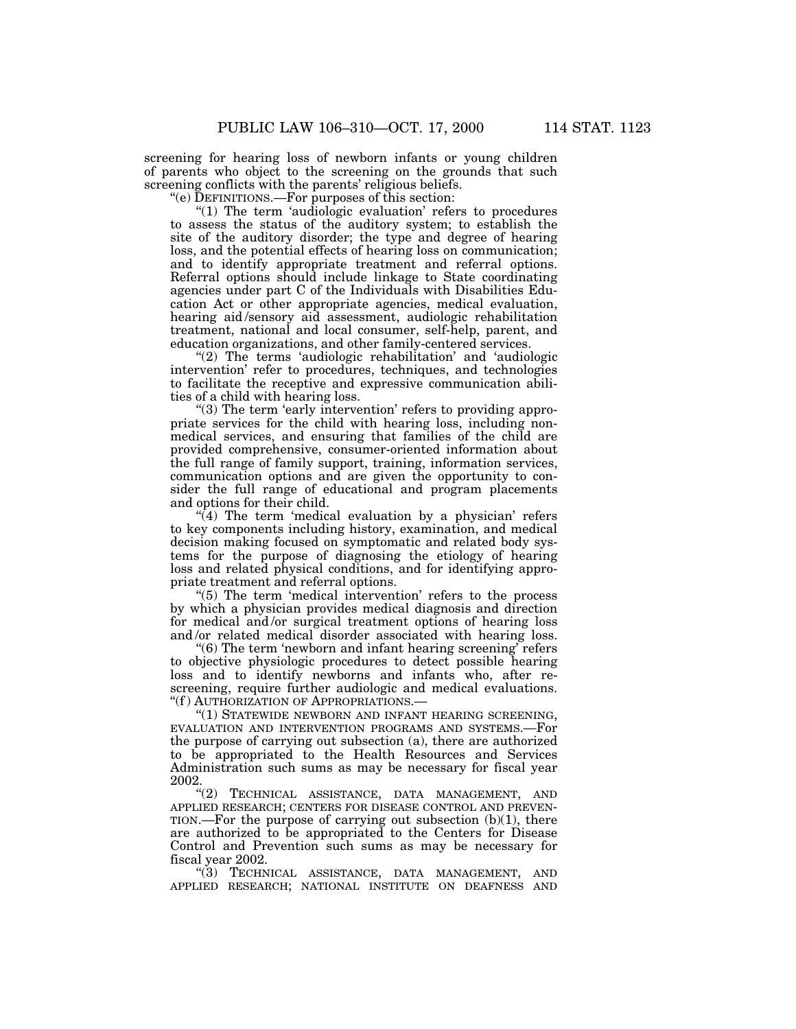screening for hearing loss of newborn infants or young children of parents who object to the screening on the grounds that such screening conflicts with the parents' religious beliefs.

"(e) DEFINITIONS.—For purposes of this section:

"(1) The term 'audiologic evaluation' refers to procedures to assess the status of the auditory system; to establish the site of the auditory disorder; the type and degree of hearing loss, and the potential effects of hearing loss on communication; and to identify appropriate treatment and referral options. Referral options should include linkage to State coordinating agencies under part C of the Individuals with Disabilities Education Act or other appropriate agencies, medical evaluation, hearing aid/sensory aid assessment, audiologic rehabilitation treatment, national and local consumer, self-help, parent, and education organizations, and other family-centered services.

"(2) The terms 'audiologic rehabilitation' and 'audiologic intervention' refer to procedures, techniques, and technologies to facilitate the receptive and expressive communication abilities of a child with hearing loss.

"(3) The term 'early intervention' refers to providing appropriate services for the child with hearing loss, including nonmedical services, and ensuring that families of the child are provided comprehensive, consumer-oriented information about the full range of family support, training, information services, communication options and are given the opportunity to consider the full range of educational and program placements and options for their child.

"(4) The term 'medical evaluation by a physician' refers to key components including history, examination, and medical decision making focused on symptomatic and related body systems for the purpose of diagnosing the etiology of hearing loss and related physical conditions, and for identifying appropriate treatment and referral options.

"(5) The term 'medical intervention' refers to the process by which a physician provides medical diagnosis and direction for medical and/or surgical treatment options of hearing loss and/or related medical disorder associated with hearing loss.

"(6) The term 'newborn and infant hearing screening' refers to objective physiologic procedures to detect possible hearing loss and to identify newborns and infants who, after rescreening, require further audiologic and medical evaluations.

"(f) AUTHORIZATION OF APPROPRIATIONS.—

"(1) STATEWIDE NEWBORN AND INFANT HEARING SCREENING, EVALUATION AND INTERVENTION PROGRAMS AND SYSTEMS.—For the purpose of carrying out subsection (a), there are authorized to be appropriated to the Health Resources and Services Administration such sums as may be necessary for fiscal year 2002.

"(2) TECHNICAL ASSISTANCE, DATA MANAGEMENT, AND APPLIED RESEARCH; CENTERS FOR DISEASE CONTROL AND PREVENTION.—For the purpose of carrying out subsection (b)(1), there are authorized to be appropriated to the Centers for Disease Control and Prevention such sums as may be necessary for fiscal year 2002.

"(3) TECHNICAL ASSISTANCE, DATA MANAGEMENT, AND APPLIED RESEARCH; NATIONAL INSTITUTE ON DEAFNESS AND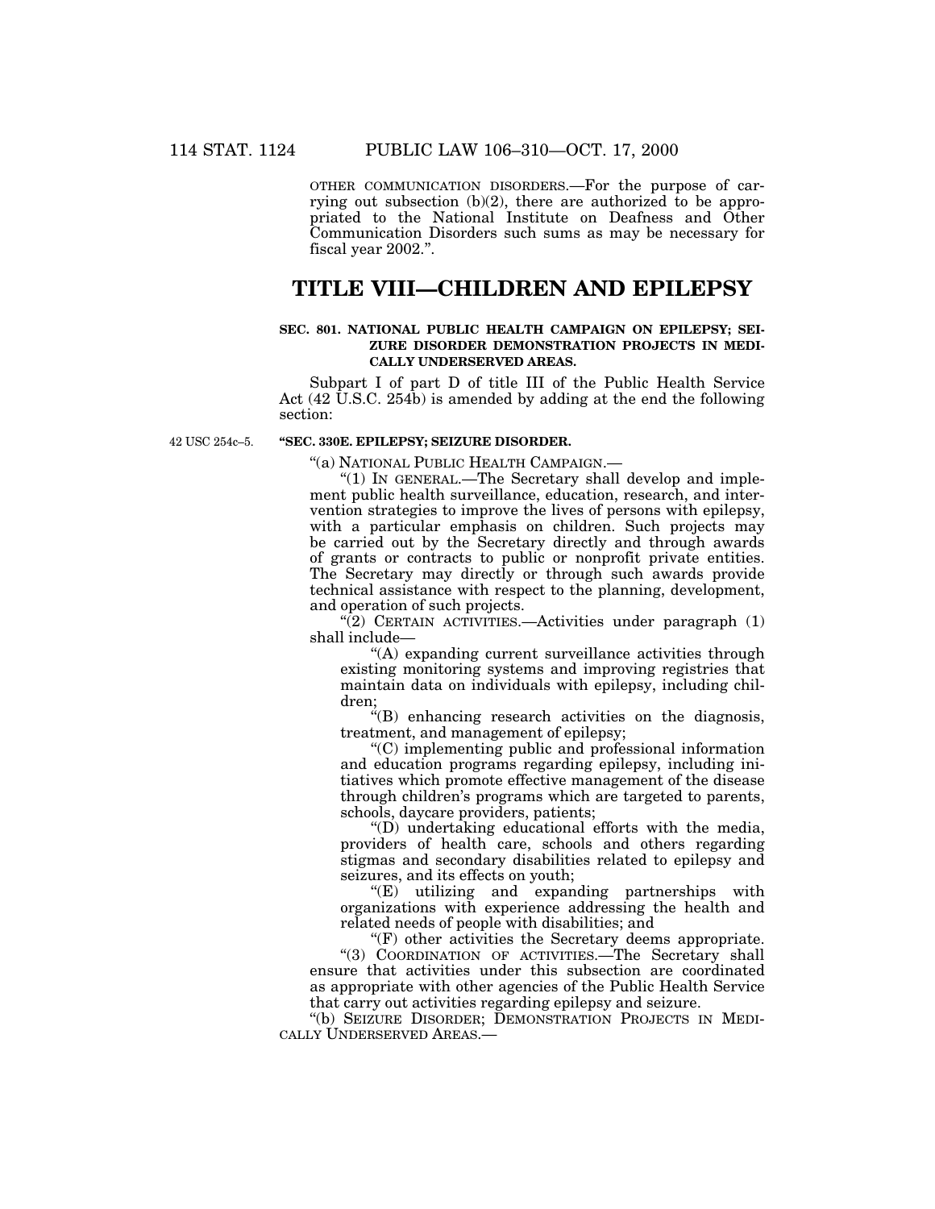OTHER COMMUNICATION DISORDERS.—For the purpose of carrying out subsection (b)(2), there are authorized to be appropriated to the National Institute on Deafness and Other Communication Disorders such sums as may be necessary for fiscal year 2002.''.

# TITLE VIII—CHILDREN AND EPILEPSY

### SEC. 801. NATIONAL PUBLIC HEALTH CAMPAIGN ON EPILEPSY; SEIZURE DISORDER DEMONSTRATION PROJECTS IN MEDICALLY UNDERSERVED AREAS.

Subpart I of part D of title III of the Public Health Service Act (42 U.S.C. 254b) is amended by adding at the end the following section:

42 USC 254c–5.

**''SEC. 330E. EPILEPSY; SEIZURE DISORDER.**

''(a) NATIONAL PUBLIC HEALTH CAMPAIGN.—

''(1) IN GENERAL.—The Secretary shall develop and implement public health surveillance, education, research, and intervention strategies to improve the lives of persons with epilepsy, with a particular emphasis on children. Such projects may be carried out by the Secretary directly and through awards of grants or contracts to public or nonprofit private entities. The Secretary may directly or through such awards provide technical assistance with respect to the planning, development, and operation of such projects.

''(2) CERTAIN ACTIVITIES.—Activities under paragraph (1) shall include—

''(A) expanding current surveillance activities through existing monitoring systems and improving registries that maintain data on individuals with epilepsy, including children;

''(B) enhancing research activities on the diagnosis, treatment, and management of epilepsy;

''(C) implementing public and professional information and education programs regarding epilepsy, including initiatives which promote effective management of the disease through children's programs which are targeted to parents, schools, daycare providers, patients;

''(D) undertaking educational efforts with the media, providers of health care, schools and others regarding stigmas and secondary disabilities related to epilepsy and seizures, and its effects on youth;

''(E) utilizing and expanding partnerships with organizations with experience addressing the health and related needs of people with disabilities; and

''(F) other activities the Secretary deems appropriate.

''(3) COORDINATION OF ACTIVITIES.—The Secretary shall ensure that activities under this subsection are coordinated as appropriate with other agencies of the Public Health Service that carry out activities regarding epilepsy and seizure.

''(b) SEIZURE DISORDER; DEMONSTRATION PROJECTS IN MEDICALLY UNDERSERVED AREAS.—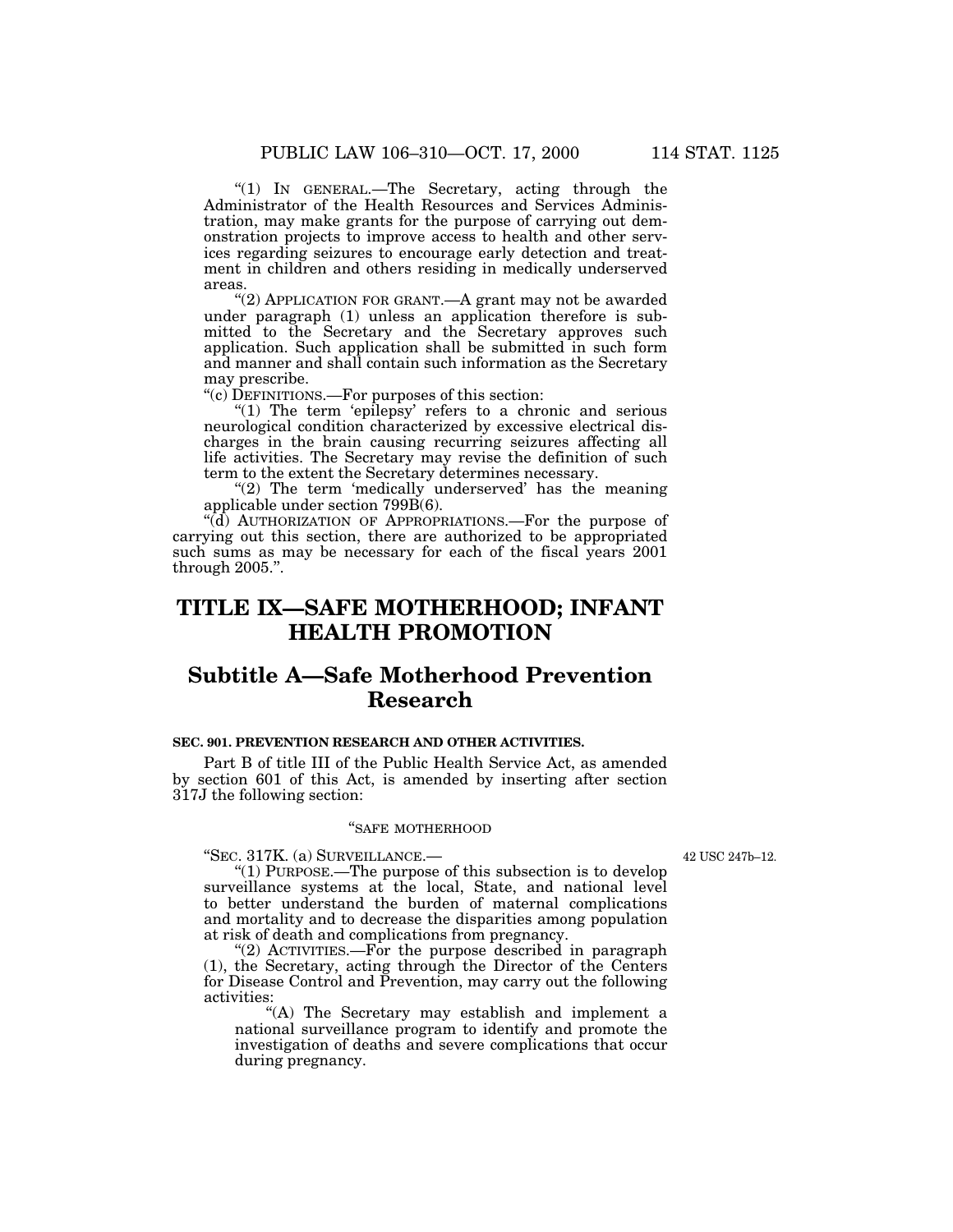"(1) IN GENERAL.—The Secretary, acting through the Administrator of the Health Resources and Services Administration, may make grants for the purpose of carrying out demonstration projects to improve access to health and other services regarding seizures to encourage early detection and treatment in children and others residing in medically underserved areas.

"(2) APPLICATION FOR GRANT.—A grant may not be awarded under paragraph (1) unless an application therefore is submitted to the Secretary and the Secretary approves such application. Such application shall be submitted in such form and manner and shall contain such information as the Secretary may prescribe.

"(c) DEFINITIONS.—For purposes of this section:

"(1) The term 'epilepsy' refers to a chronic and serious neurological condition characterized by excessive electrical discharges in the brain causing recurring seizures affecting all life activities. The Secretary may revise the definition of such term to the extent the Secretary determines necessary.

"(2) The term 'medically underserved' has the meaning applicable under section 799B(6).

"(d) AUTHORIZATION OF APPROPRIATIONS.—For the purpose of carrying out this section, there are authorized to be appropriated such sums as may be necessary for each of the fiscal years 2001 through 2005.".

# TITLE IX—SAFE MOTHERHOOD; INFANT HEALTH PROMOTION

## Subtitle A—Safe Motherhood Prevention Research

**SEC. 901. PREVENTION RESEARCH AND OTHER ACTIVITIES.**

Part B of title III of the Public Health Service Act, as amended by section 601 of this Act, is amended by inserting after section 317J the following section:

"SAFE MOTHERHOOD

42 USC 247b–12.

"SEC. 317K. (a) SURVEILLANCE.—

"(1) PURPOSE.—The purpose of this subsection is to develop surveillance systems at the local, State, and national level to better understand the burden of maternal complications and mortality and to decrease the disparities among population at risk of death and complications from pregnancy.

"(2) ACTIVITIES.—For the purpose described in paragraph (1), the Secretary, acting through the Director of the Centers for Disease Control and Prevention, may carry out the following activities:

"(A) The Secretary may establish and implement a national surveillance program to identify and promote the investigation of deaths and severe complications that occur during pregnancy.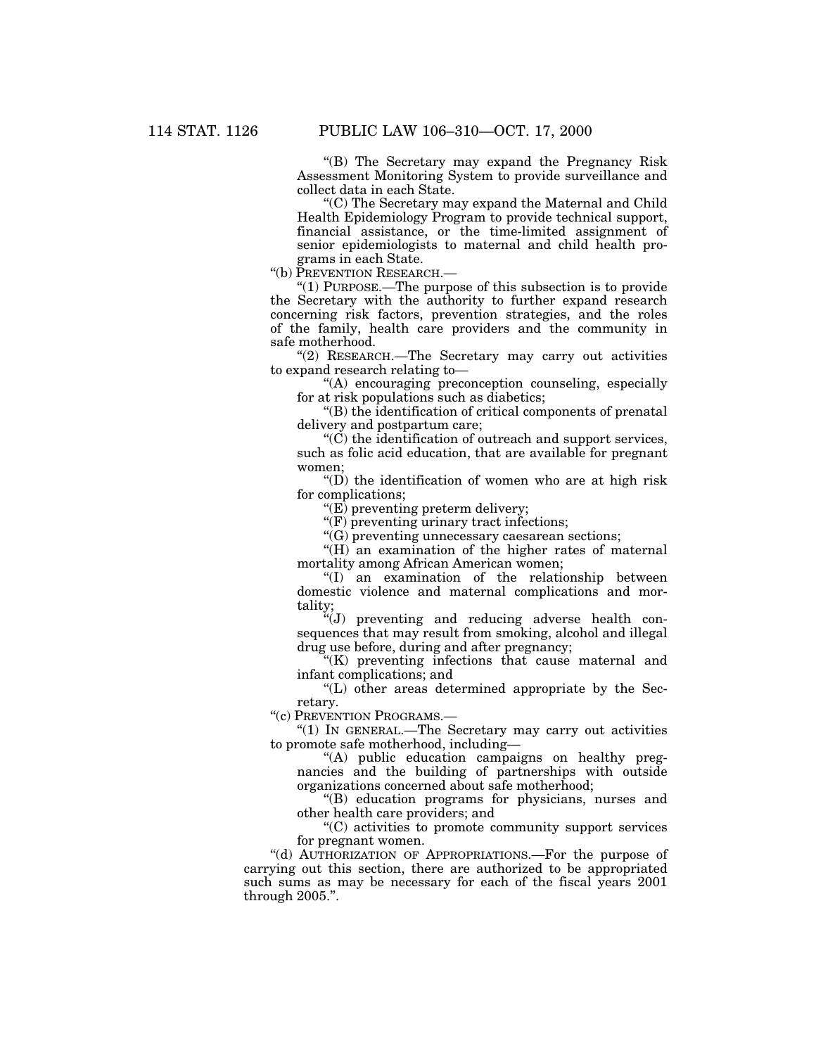"(B) The Secretary may expand the Pregnancy Risk Assessment Monitoring System to provide surveillance and collect data in each State.

"(C) The Secretary may expand the Maternal and Child Health Epidemiology Program to provide technical support, financial assistance, or the time-limited assignment of senior epidemiologists to maternal and child health programs in each State.

"(b) PREVENTION RESEARCH.—

"(1) PURPOSE.—The purpose of this subsection is to provide the Secretary with the authority to further expand research concerning risk factors, prevention strategies, and the roles of the family, health care providers and the community in safe motherhood.

"(2) RESEARCH.—The Secretary may carry out activities to expand research relating to—

"(A) encouraging preconception counseling, especially for at risk populations such as diabetics;

"(B) the identification of critical components of prenatal delivery and postpartum care;

"(C) the identification of outreach and support services, such as folic acid education, that are available for pregnant women;

"(D) the identification of women who are at high risk for complications;

"(E) preventing preterm delivery;

"(F) preventing urinary tract infections;

"(G) preventing unnecessary caesarean sections;

"(H) an examination of the higher rates of maternal mortality among African American women;

"(I) an examination of the relationship between domestic violence and maternal complications and mortality;

"(J) preventing and reducing adverse health consequences that may result from smoking, alcohol and illegal drug use before, during and after pregnancy;

"(K) preventing infections that cause maternal and infant complications; and

"(L) other areas determined appropriate by the Secretary.

"(c) PREVENTION PROGRAMS.—

"(1) IN GENERAL.—The Secretary may carry out activities to promote safe motherhood, including—

"(A) public education campaigns on healthy pregnancies and the building of partnerships with outside organizations concerned about safe motherhood;

"(B) education programs for physicians, nurses and other health care providers; and

"(C) activities to promote community support services for pregnant women.

"(d) AUTHORIZATION OF APPROPRIATIONS.—For the purpose of carrying out this section, there are authorized to be appropriated such sums as may be necessary for each of the fiscal years 2001 through 2005.".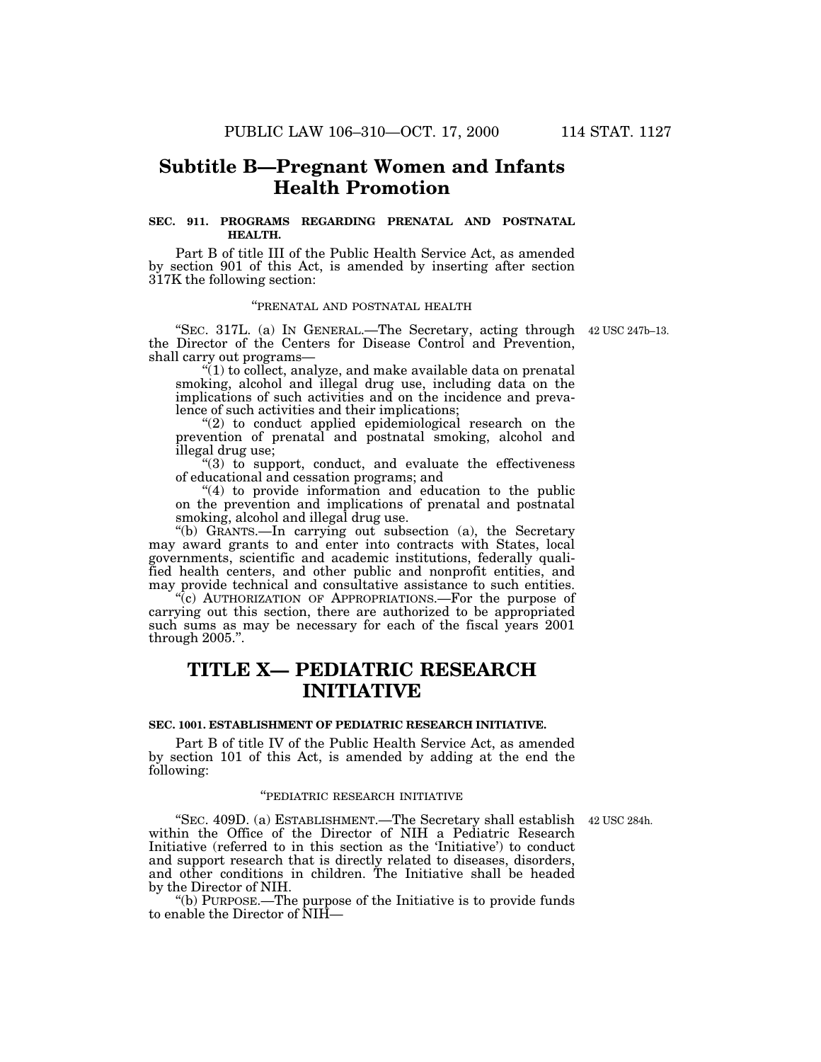## Subtitle B—Pregnant Women and Infants Health Promotion

**SEC. 911. PROGRAMS REGARDING PRENATAL AND POSTNATAL HEALTH.**

Part B of title III of the Public Health Service Act, as amended by section 901 of this Act, is amended by inserting after section 317K the following section:

"PRENATAL AND POSTNATAL HEALTH

"SEC. 317L. (a) IN GENERAL.—The Secretary, acting through the Director of the Centers for Disease Control and Prevention, shall carry out programs— 42 USC 247b–13.

"(1) to collect, analyze, and make available data on prenatal smoking, alcohol and illegal drug use, including data on the implications of such activities and on the incidence and prevalence of such activities and their implications;

"(2) to conduct applied epidemiological research on the prevention of prenatal and postnatal smoking, alcohol and illegal drug use;

"(3) to support, conduct, and evaluate the effectiveness of educational and cessation programs; and

"(4) to provide information and education to the public on the prevention and implications of prenatal and postnatal smoking, alcohol and illegal drug use.

"(b) GRANTS.—In carrying out subsection (a), the Secretary may award grants to and enter into contracts with States, local governments, scientific and academic institutions, federally qualified health centers, and other public and nonprofit entities, and may provide technical and consultative assistance to such entities.

"(c) AUTHORIZATION OF APPROPRIATIONS.—For the purpose of carrying out this section, there are authorized to be appropriated such sums as may be necessary for each of the fiscal years 2001 through 2005.".

# TITLE X— PEDIATRIC RESEARCH INITIATIVE

**SEC. 1001. ESTABLISHMENT OF PEDIATRIC RESEARCH INITIATIVE.**

Part B of title IV of the Public Health Service Act, as amended by section 101 of this Act, is amended by adding at the end the following:

"PEDIATRIC RESEARCH INITIATIVE

"SEC. 409D. (a) ESTABLISHMENT.—The Secretary shall establish within the Office of the Director of NIH a Pediatric Research Initiative (referred to in this section as the 'Initiative') to conduct and support research that is directly related to diseases, disorders, and other conditions in children. The Initiative shall be headed by the Director of NIH. 42 USC 284h.

"(b) PURPOSE.—The purpose of the Initiative is to provide funds to enable the Director of NIH—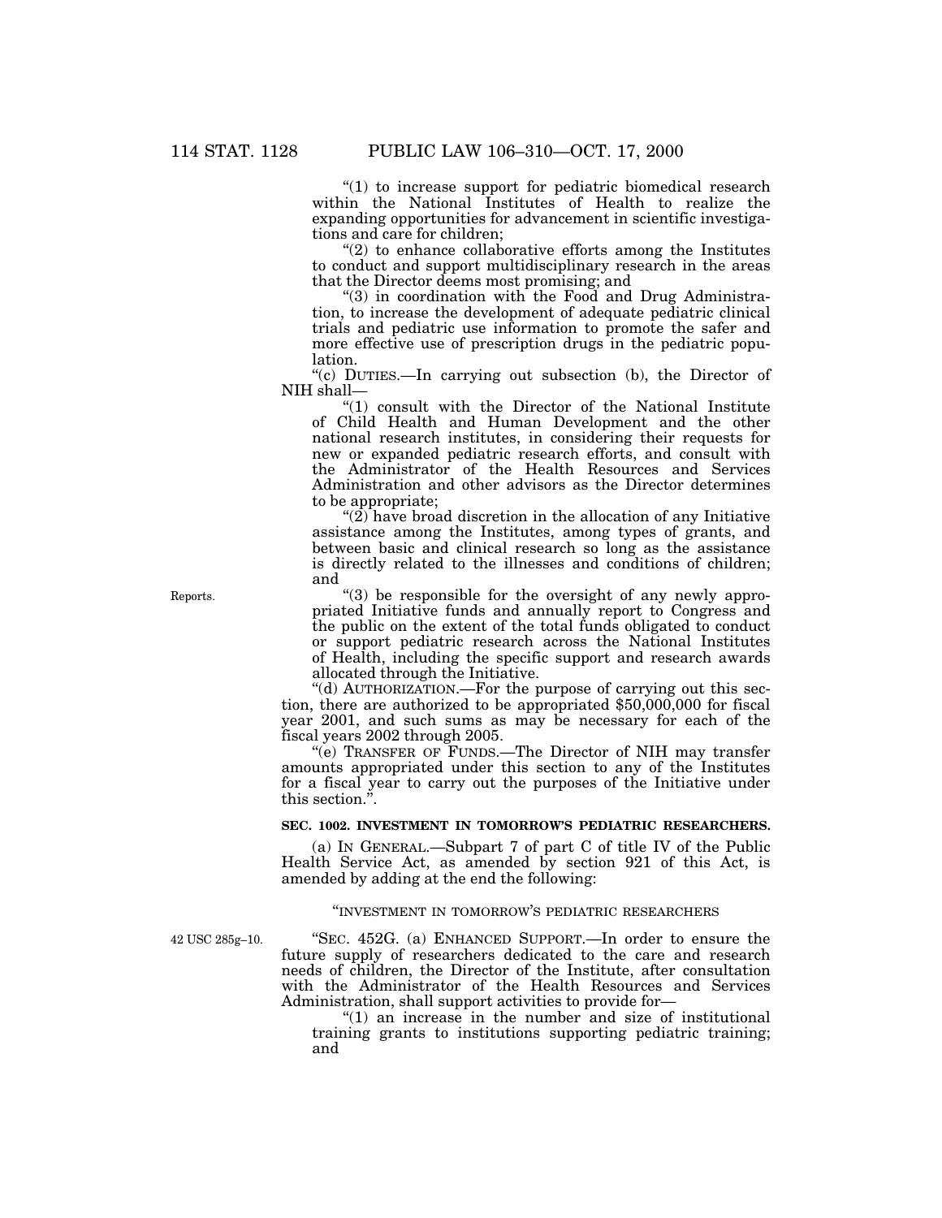"(1) to increase support for pediatric biomedical research within the National Institutes of Health to realize the expanding opportunities for advancement in scientific investigations and care for children;

"(2) to enhance collaborative efforts among the Institutes to conduct and support multidisciplinary research in the areas that the Director deems most promising; and

"(3) in coordination with the Food and Drug Administration, to increase the development of adequate pediatric clinical trials and pediatric use information to promote the safer and more effective use of prescription drugs in the pediatric population.

"(c) DUTIES.—In carrying out subsection (b), the Director of NIH shall—

"(1) consult with the Director of the National Institute of Child Health and Human Development and the other national research institutes, in considering their requests for new or expanded pediatric research efforts, and consult with the Administrator of the Health Resources and Services Administration and other advisors as the Director determines to be appropriate;

"(2) have broad discretion in the allocation of any Initiative assistance among the Institutes, among types of grants, and between basic and clinical research so long as the assistance is directly related to the illnesses and conditions of children; and

Reports.

"(3) be responsible for the oversight of any newly appropriated Initiative funds and annually report to Congress and the public on the extent of the total funds obligated to conduct or support pediatric research across the National Institutes of Health, including the specific support and research awards allocated through the Initiative.

"(d) AUTHORIZATION.—For the purpose of carrying out this section, there are authorized to be appropriated $50,000,000 for fiscal year 2001, and such sums as may be necessary for each of the fiscal years 2002 through 2005.

"(e) TRANSFER OF FUNDS.—The Director of NIH may transfer amounts appropriated under this section to any of the Institutes for a fiscal year to carry out the purposes of the Initiative under this section.".

**SEC. 1002. INVESTMENT IN TOMORROW'S PEDIATRIC RESEARCHERS.**

(a) IN GENERAL.—Subpart 7 of part C of title IV of the Public Health Service Act, as amended by section 921 of this Act, is amended by adding at the end the following:

"INVESTMENT IN TOMORROW'S PEDIATRIC RESEARCHERS

42 USC 285g–10.

"SEC. 452G. (a) ENHANCED SUPPORT.—In order to ensure the future supply of researchers dedicated to the care and research needs of children, the Director of the Institute, after consultation with the Administrator of the Health Resources and Services Administration, shall support activities to provide for—

"(1) an increase in the number and size of institutional training grants to institutions supporting pediatric training; and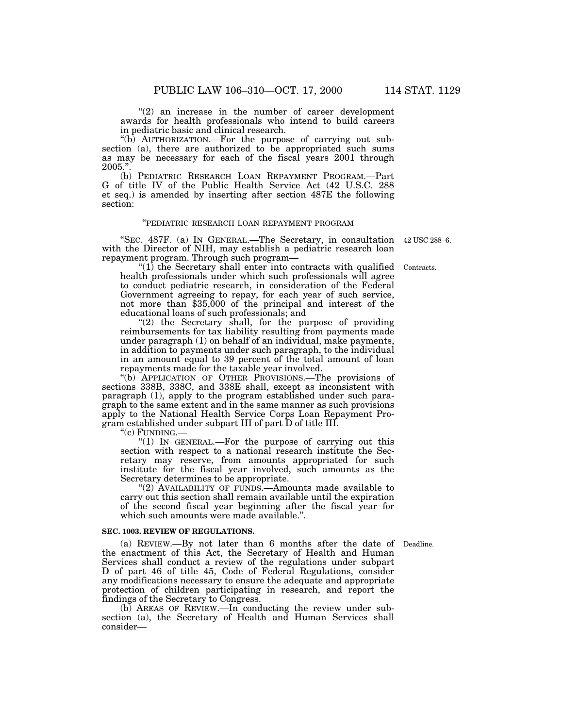"(2) an increase in the number of career development awards for health professionals who intend to build careers in pediatric basic and clinical research.

"(b) AUTHORIZATION.—For the purpose of carrying out subsection (a), there are authorized to be appropriated such sums as may be necessary for each of the fiscal years 2001 through 2005.".

(b) PEDIATRIC RESEARCH LOAN REPAYMENT PROGRAM.—Part G of title IV of the Public Health Service Act (42 U.S.C. 288 et seq.) is amended by inserting after section 487E the following section:

"PEDIATRIC RESEARCH LOAN REPAYMENT PROGRAM

42 USC 288–6.

"SEC. 487F. (a) IN GENERAL.—The Secretary, in consultation with the Director of NIH, may establish a pediatric research loan repayment program. Through such program—

Contracts.

"(1) the Secretary shall enter into contracts with qualified health professionals under which such professionals will agree to conduct pediatric research, in consideration of the Federal Government agreeing to repay, for each year of such service, not more than $35,000 of the principal and interest of the educational loans of such professionals; and

"(2) the Secretary shall, for the purpose of providing reimbursements for tax liability resulting from payments made under paragraph (1) on behalf of an individual, make payments, in addition to payments under such paragraph, to the individual in an amount equal to 39 percent of the total amount of loan repayments made for the taxable year involved.

"(b) APPLICATION OF OTHER PROVISIONS.—The provisions of sections 338B, 338C, and 338E shall, except as inconsistent with paragraph (1), apply to the program established under such paragraph to the same extent and in the same manner as such provisions apply to the National Health Service Corps Loan Repayment Program established under subpart III of part D of title III.

"(c) FUNDING.—

"(1) IN GENERAL.—For the purpose of carrying out this section with respect to a national research institute the Secretary may reserve, from amounts appropriated for such institute for the fiscal year involved, such amounts as the Secretary determines to be appropriate.

"(2) AVAILABILITY OF FUNDS.—Amounts made available to carry out this section shall remain available until the expiration of the second fiscal year beginning after the fiscal year for which such amounts were made available.".

**SEC. 1003. REVIEW OF REGULATIONS.**

Deadline.

(a) REVIEW.—By not later than 6 months after the date of the enactment of this Act, the Secretary of Health and Human Services shall conduct a review of the regulations under subpart D of part 46 of title 45, Code of Federal Regulations, consider any modifications necessary to ensure the adequate and appropriate protection of children participating in research, and report the findings of the Secretary to Congress.

(b) AREAS OF REVIEW.—In conducting the review under subsection (a), the Secretary of Health and Human Services shall consider—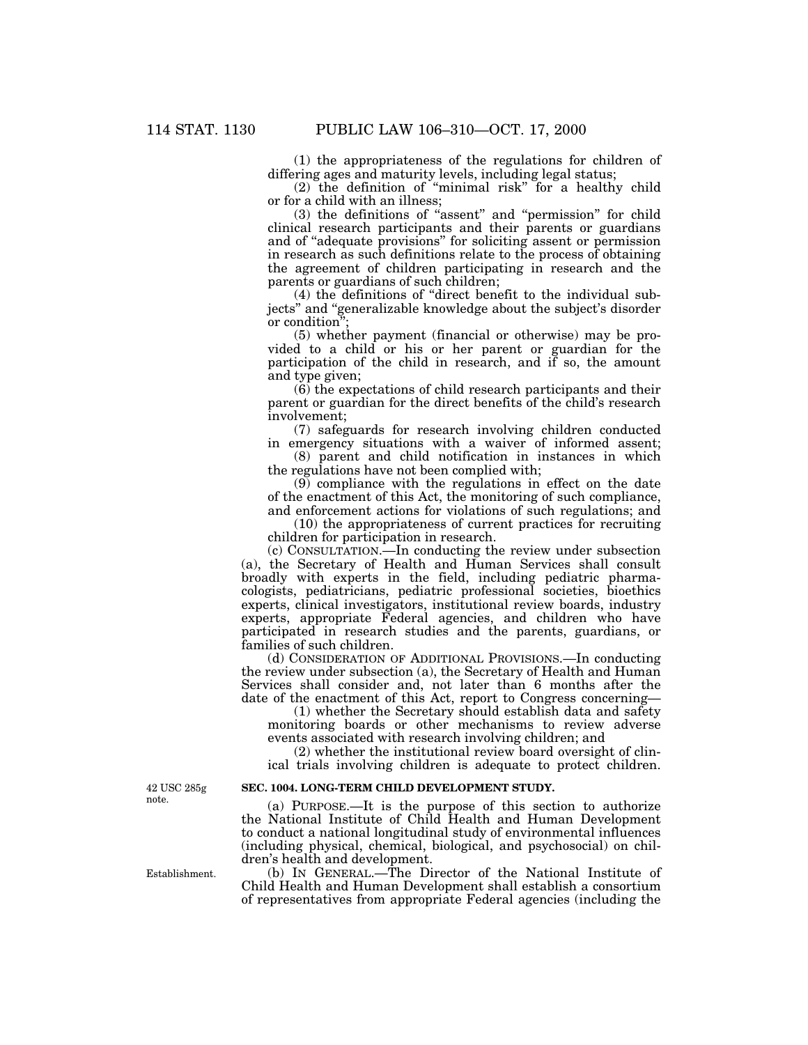(1) the appropriateness of the regulations for children of differing ages and maturity levels, including legal status;

(2) the definition of "minimal risk" for a healthy child or for a child with an illness;

(3) the definitions of "assent" and "permission" for child clinical research participants and their parents or guardians and of "adequate provisions" for soliciting assent or permission in research as such definitions relate to the process of obtaining the agreement of children participating in research and the parents or guardians of such children;

(4) the definitions of "direct benefit to the individual subjects" and "generalizable knowledge about the subject's disorder or condition";

(5) whether payment (financial or otherwise) may be provided to a child or his or her parent or guardian for the participation of the child in research, and if so, the amount and type given;

(6) the expectations of child research participants and their parent or guardian for the direct benefits of the child's research involvement;

(7) safeguards for research involving children conducted in emergency situations with a waiver of informed assent;

(8) parent and child notification in instances in which the regulations have not been complied with;

(9) compliance with the regulations in effect on the date of the enactment of this Act, the monitoring of such compliance, and enforcement actions for violations of such regulations; and

(10) the appropriateness of current practices for recruiting children for participation in research.

(c) CONSULTATION.—In conducting the review under subsection (a), the Secretary of Health and Human Services shall consult broadly with experts in the field, including pediatric pharmacologists, pediatricians, pediatric professional societies, bioethics experts, clinical investigators, institutional review boards, industry experts, appropriate Federal agencies, and children who have participated in research studies and the parents, guardians, or families of such children.

(d) CONSIDERATION OF ADDITIONAL PROVISIONS.—In conducting the review under subsection (a), the Secretary of Health and Human Services shall consider and, not later than 6 months after the date of the enactment of this Act, report to Congress concerning—

(1) whether the Secretary should establish data and safety monitoring boards or other mechanisms to review adverse events associated with research involving children; and

(2) whether the institutional review board oversight of clinical trials involving children is adequate to protect children.

42 USC 285g note.

**SEC. 1004. LONG-TERM CHILD DEVELOPMENT STUDY.**

(a) PURPOSE.—It is the purpose of this section to authorize the National Institute of Child Health and Human Development to conduct a national longitudinal study of environmental influences (including physical, chemical, biological, and psychosocial) on children's health and development.

Establishment.

(b) IN GENERAL.—The Director of the National Institute of Child Health and Human Development shall establish a consortium of representatives from appropriate Federal agencies (including the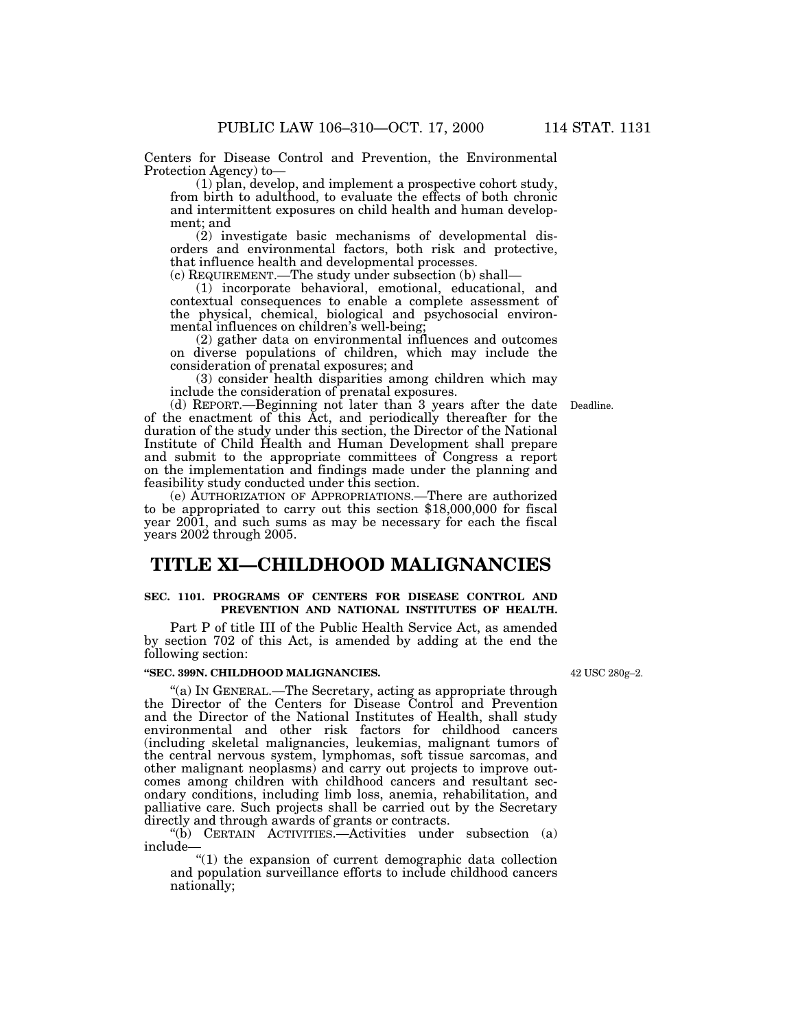Centers for Disease Control and Prevention, the Environmental Protection Agency) to—

(1) plan, develop, and implement a prospective cohort study, from birth to adulthood, to evaluate the effects of both chronic and intermittent exposures on child health and human development; and

(2) investigate basic mechanisms of developmental disorders and environmental factors, both risk and protective, that influence health and developmental processes.

(c) REQUIREMENT.—The study under subsection (b) shall—

(1) incorporate behavioral, emotional, educational, and contextual consequences to enable a complete assessment of the physical, chemical, biological and psychosocial environmental influences on children's well-being;

(2) gather data on environmental influences and outcomes on diverse populations of children, which may include the consideration of prenatal exposures; and

(3) consider health disparities among children which may include the consideration of prenatal exposures.

(d) REPORT.—Beginning not later than 3 years after the date of the enactment of this Act, and periodically thereafter for the duration of the study under this section, the Director of the National Institute of Child Health and Human Development shall prepare and submit to the appropriate committees of Congress a report on the implementation and findings made under the planning and feasibility study conducted under this section.

Deadline.

(e) AUTHORIZATION OF APPROPRIATIONS.—There are authorized to be appropriated to carry out this section $18,000,000 for fiscal year 2001, and such sums as may be necessary for each the fiscal years 2002 through 2005.

# TITLE XI—CHILDHOOD MALIGNANCIES

### SEC. 1101. PROGRAMS OF CENTERS FOR DISEASE CONTROL AND PREVENTION AND NATIONAL INSTITUTES OF HEALTH.

Part P of title III of the Public Health Service Act, as amended by section 702 of this Act, is amended by adding at the end the following section:

**"SEC. 399N. CHILDHOOD MALIGNANCIES.**

42 USC 280g–2.

"(a) IN GENERAL.—The Secretary, acting as appropriate through the Director of the Centers for Disease Control and Prevention and the Director of the National Institutes of Health, shall study environmental and other risk factors for childhood cancers (including skeletal malignancies, leukemias, malignant tumors of the central nervous system, lymphomas, soft tissue sarcomas, and other malignant neoplasms) and carry out projects to improve outcomes among children with childhood cancers and resultant secondary conditions, including limb loss, anemia, rehabilitation, and palliative care. Such projects shall be carried out by the Secretary directly and through awards of grants or contracts.

"(b) CERTAIN ACTIVITIES.—Activities under subsection (a) include—

"(1) the expansion of current demographic data collection and population surveillance efforts to include childhood cancers nationally;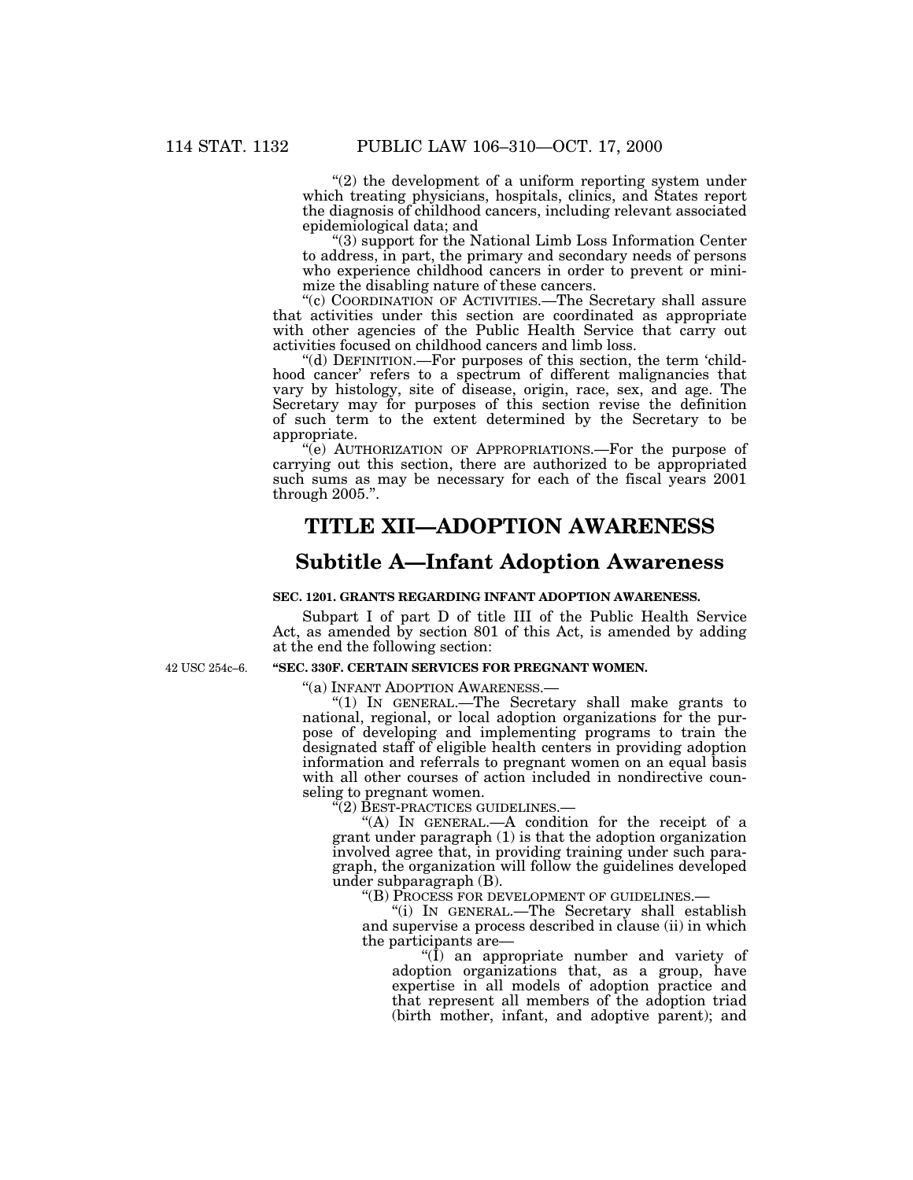"(2) the development of a uniform reporting system under which treating physicians, hospitals, clinics, and States report the diagnosis of childhood cancers, including relevant associated epidemiological data; and

"(3) support for the National Limb Loss Information Center to address, in part, the primary and secondary needs of persons who experience childhood cancers in order to prevent or minimize the disabling nature of these cancers.

"(c) COORDINATION OF ACTIVITIES.—The Secretary shall assure that activities under this section are coordinated as appropriate with other agencies of the Public Health Service that carry out activities focused on childhood cancers and limb loss.

"(d) DEFINITION.—For purposes of this section, the term 'childhood cancer' refers to a spectrum of different malignancies that vary by histology, site of disease, origin, race, sex, and age. The Secretary may for purposes of this section revise the definition of such term to the extent determined by the Secretary to be appropriate.

"(e) AUTHORIZATION OF APPROPRIATIONS.—For the purpose of carrying out this section, there are authorized to be appropriated such sums as may be necessary for each of the fiscal years 2001 through 2005.".

# TITLE XII—ADOPTION AWARENESS

## Subtitle A—Infant Adoption Awareness

### SEC. 1201. GRANTS REGARDING INFANT ADOPTION AWARENESS.

Subpart I of part D of title III of the Public Health Service Act, as amended by section 801 of this Act, is amended by adding at the end the following section:

42 USC 254c–6.

**"SEC. 330F. CERTAIN SERVICES FOR PREGNANT WOMEN.**

"(a) INFANT ADOPTION AWARENESS.—

"(1) IN GENERAL.—The Secretary shall make grants to national, regional, or local adoption organizations for the purpose of developing and implementing programs to train the designated staff of eligible health centers in providing adoption information and referrals to pregnant women on an equal basis with all other courses of action included in nondirective counseling to pregnant women.

"(2) BEST-PRACTICES GUIDELINES.—

"(A) IN GENERAL.—A condition for the receipt of a grant under paragraph (1) is that the adoption organization involved agree that, in providing training under such paragraph, the organization will follow the guidelines developed under subparagraph (B).

"(B) PROCESS FOR DEVELOPMENT OF GUIDELINES.—

"(i) IN GENERAL.—The Secretary shall establish and supervise a process described in clause (ii) in which the participants are—

"(I) an appropriate number and variety of adoption organizations that, as a group, have expertise in all models of adoption practice and that represent all members of the adoption triad (birth mother, infant, and adoptive parent); and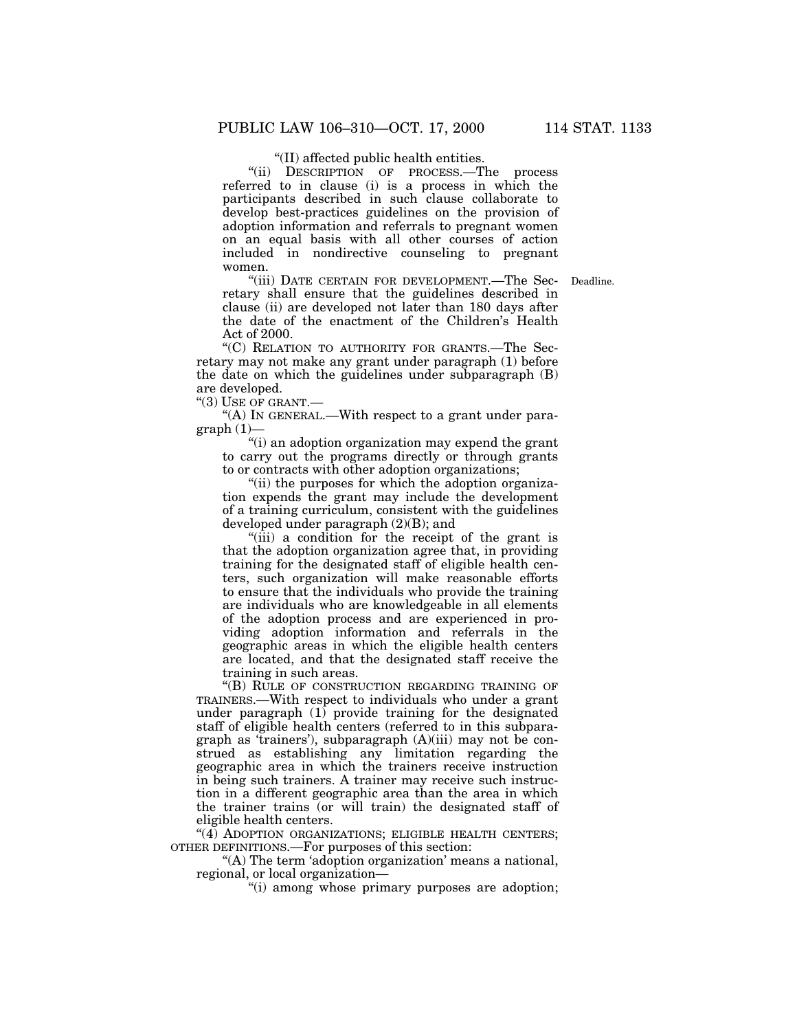"(II) affected public health entities.

"(ii) DESCRIPTION OF PROCESS.—The process referred to in clause (i) is a process in which the participants described in such clause collaborate to develop best-practices guidelines on the provision of adoption information and referrals to pregnant women on an equal basis with all other courses of action included in nondirective counseling to pregnant women.

"(iii) DATE CERTAIN FOR DEVELOPMENT.—The Secretary shall ensure that the guidelines described in clause (ii) are developed not later than 180 days after the date of the enactment of the Children's Health Act of 2000.

Deadline.

"(C) RELATION TO AUTHORITY FOR GRANTS.—The Secretary may not make any grant under paragraph (1) before the date on which the guidelines under subparagraph (B) are developed.

"(3) USE OF GRANT.—

"(A) IN GENERAL.—With respect to a grant under paragraph (1)—

"(i) an adoption organization may expend the grant to carry out the programs directly or through grants to or contracts with other adoption organizations;

"(ii) the purposes for which the adoption organization expends the grant may include the development of a training curriculum, consistent with the guidelines developed under paragraph (2)(B); and

"(iii) a condition for the receipt of the grant is that the adoption organization agree that, in providing training for the designated staff of eligible health centers, such organization will make reasonable efforts to ensure that the individuals who provide the training are individuals who are knowledgeable in all elements of the adoption process and are experienced in providing adoption information and referrals in the geographic areas in which the eligible health centers are located, and that the designated staff receive the training in such areas.

"(B) RULE OF CONSTRUCTION REGARDING TRAINING OF TRAINERS.—With respect to individuals who under a grant under paragraph (1) provide training for the designated staff of eligible health centers (referred to in this subparagraph as 'trainers'), subparagraph (A)(iii) may not be construed as establishing any limitation regarding the geographic area in which the trainers receive instruction in being such trainers. A trainer may receive such instruction in a different geographic area than the area in which the trainer trains (or will train) the designated staff of eligible health centers.

"(4) ADOPTION ORGANIZATIONS; ELIGIBLE HEALTH CENTERS; OTHER DEFINITIONS.—For purposes of this section:

"(A) The term 'adoption organization' means a national, regional, or local organization—

"(i) among whose primary purposes are adoption;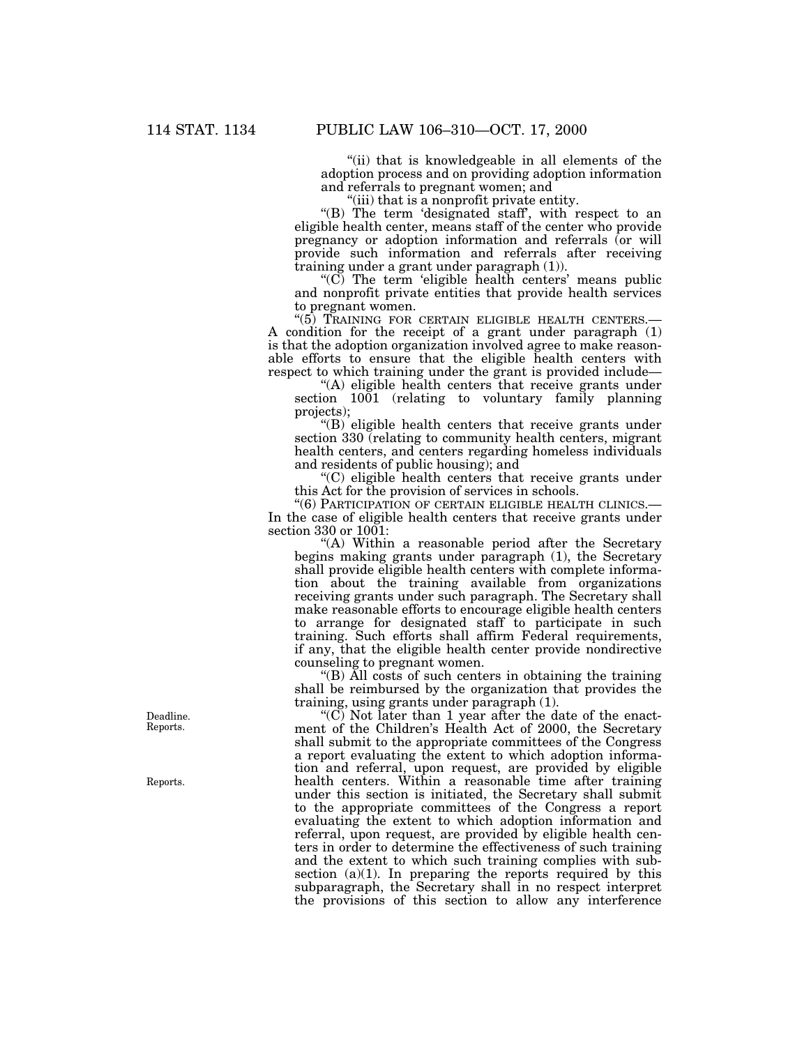"(ii) that is knowledgeable in all elements of the adoption process and on providing adoption information and referrals to pregnant women; and

"(iii) that is a nonprofit private entity.

"(B) The term 'designated staff', with respect to an eligible health center, means staff of the center who provide pregnancy or adoption information and referrals (or will provide such information and referrals after receiving training under a grant under paragraph (1)).

"(C) The term 'eligible health centers' means public and nonprofit private entities that provide health services to pregnant women.

"(5) TRAINING FOR CERTAIN ELIGIBLE HEALTH CENTERS.—A condition for the receipt of a grant under paragraph (1) is that the adoption organization involved agree to make reasonable efforts to ensure that the eligible health centers with respect to which training under the grant is provided include—

"(A) eligible health centers that receive grants under section 1001 (relating to voluntary family planning projects);

"(B) eligible health centers that receive grants under section 330 (relating to community health centers, migrant health centers, and centers regarding homeless individuals and residents of public housing); and

"(C) eligible health centers that receive grants under this Act for the provision of services in schools.

"(6) PARTICIPATION OF CERTAIN ELIGIBLE HEALTH CLINICS.—In the case of eligible health centers that receive grants under section 330 or 1001:

"(A) Within a reasonable period after the Secretary begins making grants under paragraph (1), the Secretary shall provide eligible health centers with complete information about the training available from organizations receiving grants under such paragraph. The Secretary shall make reasonable efforts to encourage eligible health centers to arrange for designated staff to participate in such training. Such efforts shall affirm Federal requirements, if any, that the eligible health center provide nondirective counseling to pregnant women.

"(B) All costs of such centers in obtaining the training shall be reimbursed by the organization that provides the training, using grants under paragraph (1).

Deadline.
Reports.

"(C) Not later than 1 year after the date of the enactment of the Children's Health Act of 2000, the Secretary shall submit to the appropriate committees of the Congress a report evaluating the extent to which adoption information and referral, upon request, are provided by eligible health centers. Within a reasonable time after training under this section is initiated, the Secretary shall submit to the appropriate committees of the Congress a report evaluating the extent to which adoption information and referral, upon request, are provided by eligible health centers in order to determine the effectiveness of such training and the extent to which such training complies with subsection (a)(1). In preparing the reports required by this subparagraph, the Secretary shall in no respect interpret the provisions of this section to allow any interference

Reports.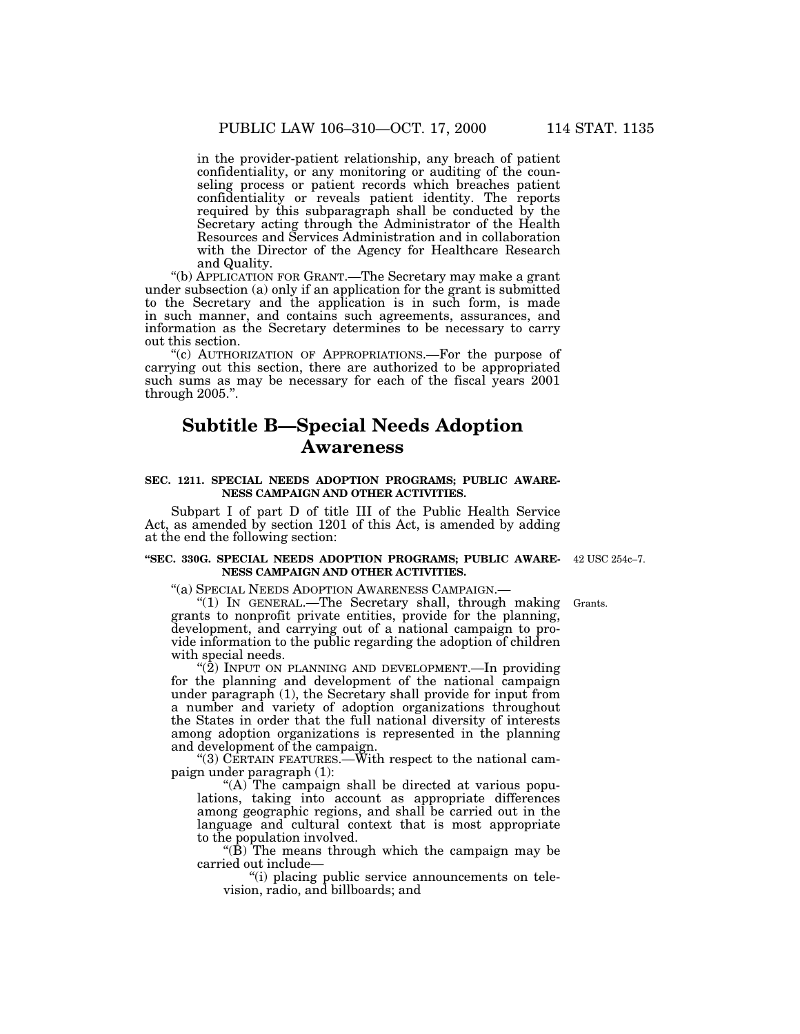in the provider-patient relationship, any breach of patient confidentiality, or any monitoring or auditing of the counseling process or patient records which breaches patient confidentiality or reveals patient identity. The reports required by this subparagraph shall be conducted by the Secretary acting through the Administrator of the Health Resources and Services Administration and in collaboration with the Director of the Agency for Healthcare Research and Quality.

"(b) APPLICATION FOR GRANT.—The Secretary may make a grant under subsection (a) only if an application for the grant is submitted to the Secretary and the application is in such form, is made in such manner, and contains such agreements, assurances, and information as the Secretary determines to be necessary to carry out this section.

"(c) AUTHORIZATION OF APPROPRIATIONS.—For the purpose of carrying out this section, there are authorized to be appropriated such sums as may be necessary for each of the fiscal years 2001 through 2005.".

## Subtitle B—Special Needs Adoption Awareness

### SEC. 1211. SPECIAL NEEDS ADOPTION PROGRAMS; PUBLIC AWARENESS CAMPAIGN AND OTHER ACTIVITIES.

Subpart I of part D of title III of the Public Health Service Act, as amended by section 1201 of this Act, is amended by adding at the end the following section:

### "SEC. 330G. SPECIAL NEEDS ADOPTION PROGRAMS; PUBLIC AWARENESS CAMPAIGN AND OTHER ACTIVITIES.

42 USC 254c–7.

"(a) SPECIAL NEEDS ADOPTION AWARENESS CAMPAIGN.—

"(1) IN GENERAL.—The Secretary shall, through making grants to nonprofit private entities, provide for the planning, development, and carrying out of a national campaign to provide information to the public regarding the adoption of children with special needs.

Grants.

"(2) INPUT ON PLANNING AND DEVELOPMENT.—In providing for the planning and development of the national campaign under paragraph (1), the Secretary shall provide for input from a number and variety of adoption organizations throughout the States in order that the full national diversity of interests among adoption organizations is represented in the planning and development of the campaign.

"(3) CERTAIN FEATURES.—With respect to the national campaign under paragraph (1):

"(A) The campaign shall be directed at various populations, taking into account as appropriate differences among geographic regions, and shall be carried out in the language and cultural context that is most appropriate to the population involved.

"(B) The means through which the campaign may be carried out include—

"(i) placing public service announcements on television, radio, and billboards; and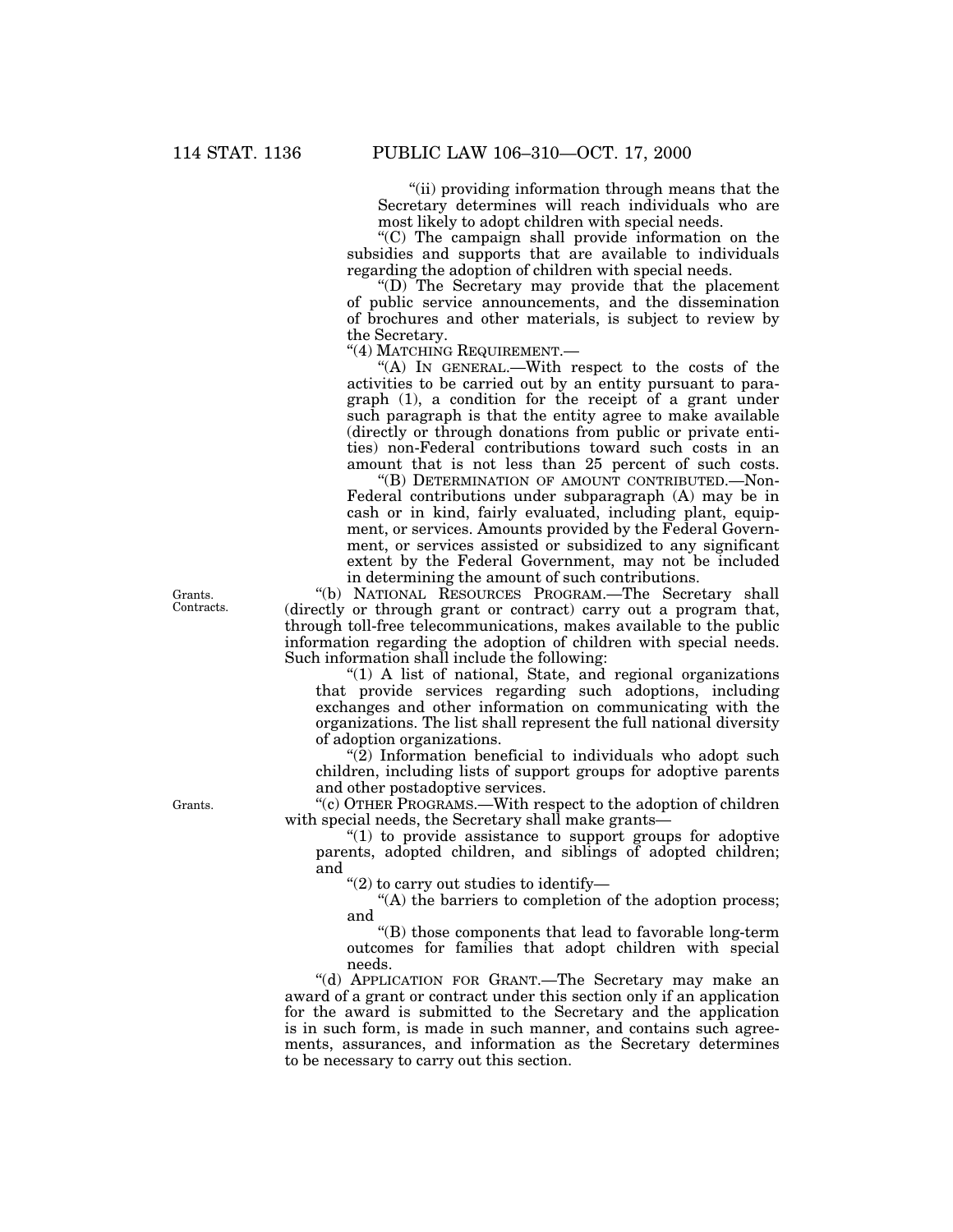"(ii) providing information through means that the Secretary determines will reach individuals who are most likely to adopt children with special needs.

"(C) The campaign shall provide information on the subsidies and supports that are available to individuals regarding the adoption of children with special needs.

"(D) The Secretary may provide that the placement of public service announcements, and the dissemination of brochures and other materials, is subject to review by the Secretary.

"(4) MATCHING REQUIREMENT.—

"(A) IN GENERAL.—With respect to the costs of the activities to be carried out by an entity pursuant to paragraph (1), a condition for the receipt of a grant under such paragraph is that the entity agree to make available (directly or through donations from public or private entities) non-Federal contributions toward such costs in an amount that is not less than 25 percent of such costs.

"(B) DETERMINATION OF AMOUNT CONTRIBUTED.—Non-Federal contributions under subparagraph (A) may be in cash or in kind, fairly evaluated, including plant, equipment, or services. Amounts provided by the Federal Government, or services assisted or subsidized to any significant extent by the Federal Government, may not be included in determining the amount of such contributions.

Grants. Contracts.

"(b) NATIONAL RESOURCES PROGRAM.—The Secretary shall (directly or through grant or contract) carry out a program that, through toll-free telecommunications, makes available to the public information regarding the adoption of children with special needs. Such information shall include the following:

"(1) A list of national, State, and regional organizations that provide services regarding such adoptions, including exchanges and other information on communicating with the organizations. The list shall represent the full national diversity of adoption organizations.

"(2) Information beneficial to individuals who adopt such children, including lists of support groups for adoptive parents and other postadoptive services.

Grants.

"(c) OTHER PROGRAMS.—With respect to the adoption of children with special needs, the Secretary shall make grants—

"(1) to provide assistance to support groups for adoptive parents, adopted children, and siblings of adopted children; and

"(2) to carry out studies to identify—

"(A) the barriers to completion of the adoption process; and

"(B) those components that lead to favorable long-term outcomes for families that adopt children with special needs.

"(d) APPLICATION FOR GRANT.—The Secretary may make an award of a grant or contract under this section only if an application for the award is submitted to the Secretary and the application is in such form, is made in such manner, and contains such agreements, assurances, and information as the Secretary determines to be necessary to carry out this section.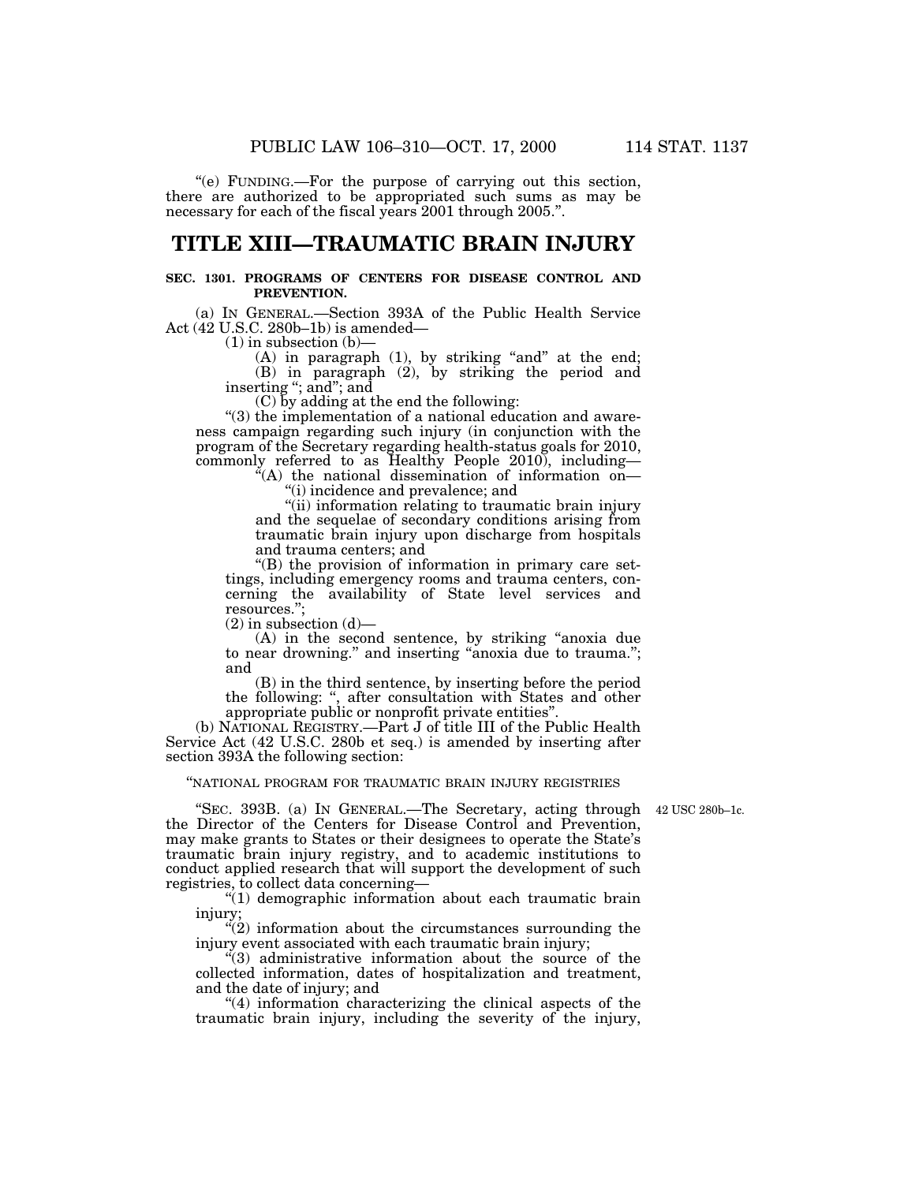"(e) FUNDING.—For the purpose of carrying out this section, there are authorized to be appropriated such sums as may be necessary for each of the fiscal years 2001 through 2005.".

# TITLE XIII—TRAUMATIC BRAIN INJURY

**SEC. 1301. PROGRAMS OF CENTERS FOR DISEASE CONTROL AND PREVENTION.**

(a) IN GENERAL.—Section 393A of the Public Health Service Act (42 U.S.C. 280b–1b) is amended—

(1) in subsection (b)—

(A) in paragraph (1), by striking "and" at the end;

(B) in paragraph (2), by striking the period and inserting "; and"; and

(C) by adding at the end the following:

"(3) the implementation of a national education and awareness campaign regarding such injury (in conjunction with the program of the Secretary regarding health-status goals for 2010, commonly referred to as Healthy People 2010), including—

"(A) the national dissemination of information on—

"(i) incidence and prevalence; and

"(ii) information relating to traumatic brain injury and the sequelae of secondary conditions arising from traumatic brain injury upon discharge from hospitals and trauma centers; and

"(B) the provision of information in primary care settings, including emergency rooms and trauma centers, concerning the availability of State level services and resources.";

(2) in subsection (d)—

(A) in the second sentence, by striking "anoxia due to near drowning." and inserting "anoxia due to trauma."; and

(B) in the third sentence, by inserting before the period the following: ", after consultation with States and other appropriate public or nonprofit private entities".

(b) NATIONAL REGISTRY.—Part J of title III of the Public Health Service Act (42 U.S.C. 280b et seq.) is amended by inserting after section 393A the following section:

"NATIONAL PROGRAM FOR TRAUMATIC BRAIN INJURY REGISTRIES

42 USC 280b–1c.

"SEC. 393B. (a) IN GENERAL.—The Secretary, acting through the Director of the Centers for Disease Control and Prevention, may make grants to States or their designees to operate the State's traumatic brain injury registry, and to academic institutions to conduct applied research that will support the development of such registries, to collect data concerning—

"(1) demographic information about each traumatic brain injury;

"(2) information about the circumstances surrounding the injury event associated with each traumatic brain injury;

"(3) administrative information about the source of the collected information, dates of hospitalization and treatment, and the date of injury; and

"(4) information characterizing the clinical aspects of the traumatic brain injury, including the severity of the injury,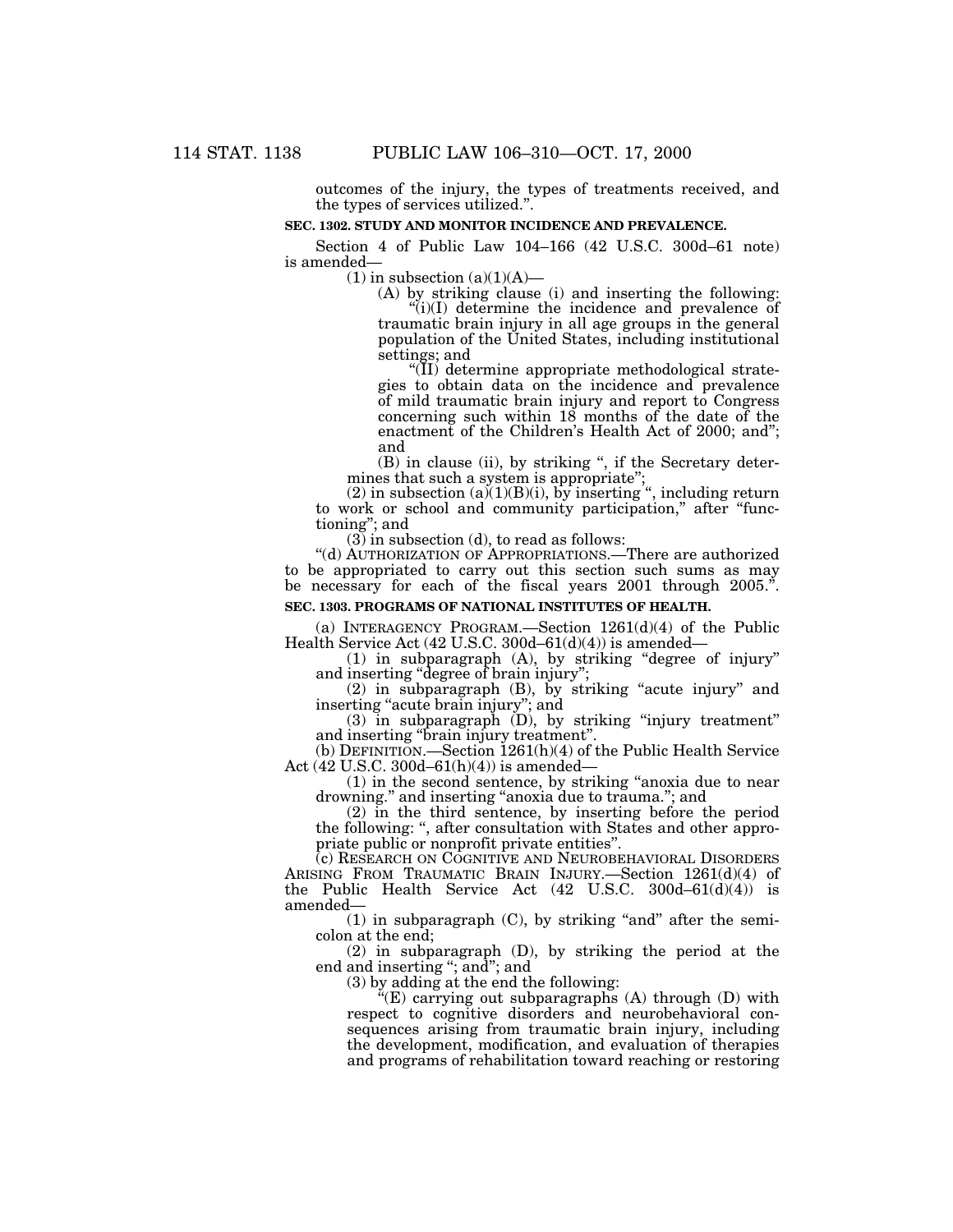outcomes of the injury, the types of treatments received, and the types of services utilized.".

**SEC. 1302. STUDY AND MONITOR INCIDENCE AND PREVALENCE.**

Section 4 of Public Law 104–166 (42 U.S.C. 300d–61 note) is amended—

(1) in subsection (a)(1)(A)—

(A) by striking clause (i) and inserting the following:

"(i)(I) determine the incidence and prevalence of traumatic brain injury in all age groups in the general population of the United States, including institutional settings; and

"(II) determine appropriate methodological strategies to obtain data on the incidence and prevalence of mild traumatic brain injury and report to Congress concerning such within 18 months of the date of the enactment of the Children's Health Act of 2000; and"; and

(B) in clause (ii), by striking ", if the Secretary determines that such a system is appropriate";

(2) in subsection (a)(1)(B)(i), by inserting ", including return to work or school and community participation," after "functioning"; and

(3) in subsection (d), to read as follows:

"(d) AUTHORIZATION OF APPROPRIATIONS.—There are authorized to be appropriated to carry out this section such sums as may be necessary for each of the fiscal years 2001 through 2005.".

**SEC. 1303. PROGRAMS OF NATIONAL INSTITUTES OF HEALTH.**

(a) INTERAGENCY PROGRAM.—Section 1261(d)(4) of the Public Health Service Act (42 U.S.C. 300d–61(d)(4)) is amended—

(1) in subparagraph (A), by striking "degree of injury" and inserting "degree of brain injury";

(2) in subparagraph (B), by striking "acute injury" and inserting "acute brain injury"; and

(3) in subparagraph (D), by striking "injury treatment" and inserting "brain injury treatment".

(b) DEFINITION.—Section 1261(h)(4) of the Public Health Service Act (42 U.S.C. 300d–61(h)(4)) is amended—

(1) in the second sentence, by striking "anoxia due to near drowning." and inserting "anoxia due to trauma."; and

(2) in the third sentence, by inserting before the period the following: ", after consultation with States and other appropriate public or nonprofit private entities".

(c) RESEARCH ON COGNITIVE AND NEUROBEHAVIORAL DISORDERS ARISING FROM TRAUMATIC BRAIN INJURY.—Section 1261(d)(4) of the Public Health Service Act (42 U.S.C. 300d–61(d)(4)) is amended—

(1) in subparagraph (C), by striking "and" after the semicolon at the end;

(2) in subparagraph (D), by striking the period at the end and inserting "; and"; and

(3) by adding at the end the following:

"(E) carrying out subparagraphs (A) through (D) with respect to cognitive disorders and neurobehavioral consequences arising from traumatic brain injury, including the development, modification, and evaluation of therapies and programs of rehabilitation toward reaching or restoring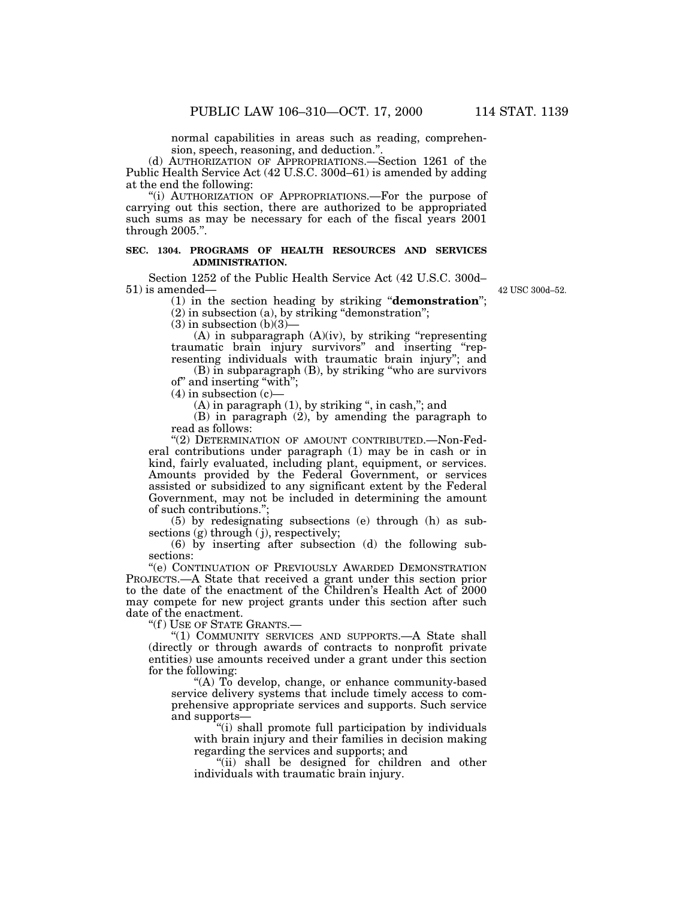normal capabilities in areas such as reading, comprehension, speech, reasoning, and deduction.".

(d) AUTHORIZATION OF APPROPRIATIONS.—Section 1261 of the Public Health Service Act (42 U.S.C. 300d–61) is amended by adding at the end the following:

"(i) AUTHORIZATION OF APPROPRIATIONS.—For the purpose of carrying out this section, there are authorized to be appropriated such sums as may be necessary for each of the fiscal years 2001 through 2005.".

**SEC. 1304. PROGRAMS OF HEALTH RESOURCES AND SERVICES ADMINISTRATION.**

42 USC 300d–52.

Section 1252 of the Public Health Service Act (42 U.S.C. 300d–51) is amended—

(1) in the section heading by striking "**demonstration**";

(2) in subsection (a), by striking "demonstration";

(3) in subsection (b)(3)—

(A) in subparagraph (A)(iv), by striking "representing traumatic brain injury survivors" and inserting "representing individuals with traumatic brain injury"; and

(B) in subparagraph (B), by striking "who are survivors of" and inserting "with";

(4) in subsection (c)—

(A) in paragraph (1), by striking ", in cash,"; and

(B) in paragraph (2), by amending the paragraph to read as follows:

"(2) DETERMINATION OF AMOUNT CONTRIBUTED.—Non-Federal contributions under paragraph (1) may be in cash or in kind, fairly evaluated, including plant, equipment, or services. Amounts provided by the Federal Government, or services assisted or subsidized to any significant extent by the Federal Government, may not be included in determining the amount of such contributions.";

(5) by redesignating subsections (e) through (h) as subsections (g) through (j), respectively;

(6) by inserting after subsection (d) the following subsections:

"(e) CONTINUATION OF PREVIOUSLY AWARDED DEMONSTRATION PROJECTS.—A State that received a grant under this section prior to the date of the enactment of the Children's Health Act of 2000 may compete for new project grants under this section after such date of the enactment.

"(f) USE OF STATE GRANTS.—

"(1) COMMUNITY SERVICES AND SUPPORTS.—A State shall (directly or through awards of contracts to nonprofit private entities) use amounts received under a grant under this section for the following:

"(A) To develop, change, or enhance community-based service delivery systems that include timely access to comprehensive appropriate services and supports. Such service and supports—

"(i) shall promote full participation by individuals with brain injury and their families in decision making regarding the services and supports; and

"(ii) shall be designed for children and other individuals with traumatic brain injury.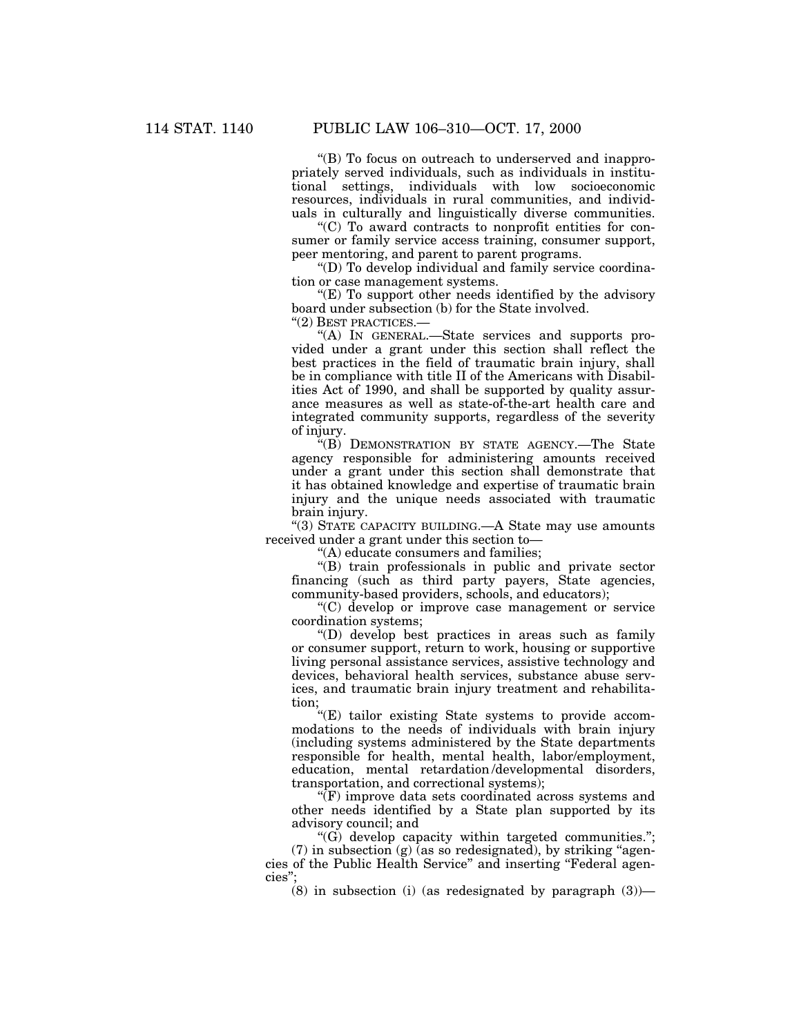"(B) To focus on outreach to underserved and inappropriately served individuals, such as individuals in institutional settings, individuals with low socioeconomic resources, individuals in rural communities, and individuals in culturally and linguistically diverse communities.

"(C) To award contracts to nonprofit entities for consumer or family service access training, consumer support, peer mentoring, and parent to parent programs.

"(D) To develop individual and family service coordination or case management systems.

"(E) To support other needs identified by the advisory board under subsection (b) for the State involved.

"(2) BEST PRACTICES.—

"(A) IN GENERAL.—State services and supports provided under a grant under this section shall reflect the best practices in the field of traumatic brain injury, shall be in compliance with title II of the Americans with Disabilities Act of 1990, and shall be supported by quality assurance measures as well as state-of-the-art health care and integrated community supports, regardless of the severity of injury.

"(B) DEMONSTRATION BY STATE AGENCY.—The State agency responsible for administering amounts received under a grant under this section shall demonstrate that it has obtained knowledge and expertise of traumatic brain injury and the unique needs associated with traumatic brain injury.

"(3) STATE CAPACITY BUILDING.—A State may use amounts received under a grant under this section to—

"(A) educate consumers and families;

"(B) train professionals in public and private sector financing (such as third party payers, State agencies, community-based providers, schools, and educators);

"(C) develop or improve case management or service coordination systems;

"(D) develop best practices in areas such as family or consumer support, return to work, housing or supportive living personal assistance services, assistive technology and devices, behavioral health services, substance abuse services, and traumatic brain injury treatment and rehabilitation;

"(E) tailor existing State systems to provide accommodations to the needs of individuals with brain injury (including systems administered by the State departments responsible for health, mental health, labor/employment, education, mental retardation/developmental disorders, transportation, and correctional systems);

"(F) improve data sets coordinated across systems and other needs identified by a State plan supported by its advisory council; and

"(G) develop capacity within targeted communities.";

(7) in subsection (g) (as so redesignated), by striking "agencies of the Public Health Service" and inserting "Federal agencies";

(8) in subsection (i) (as redesignated by paragraph (3))—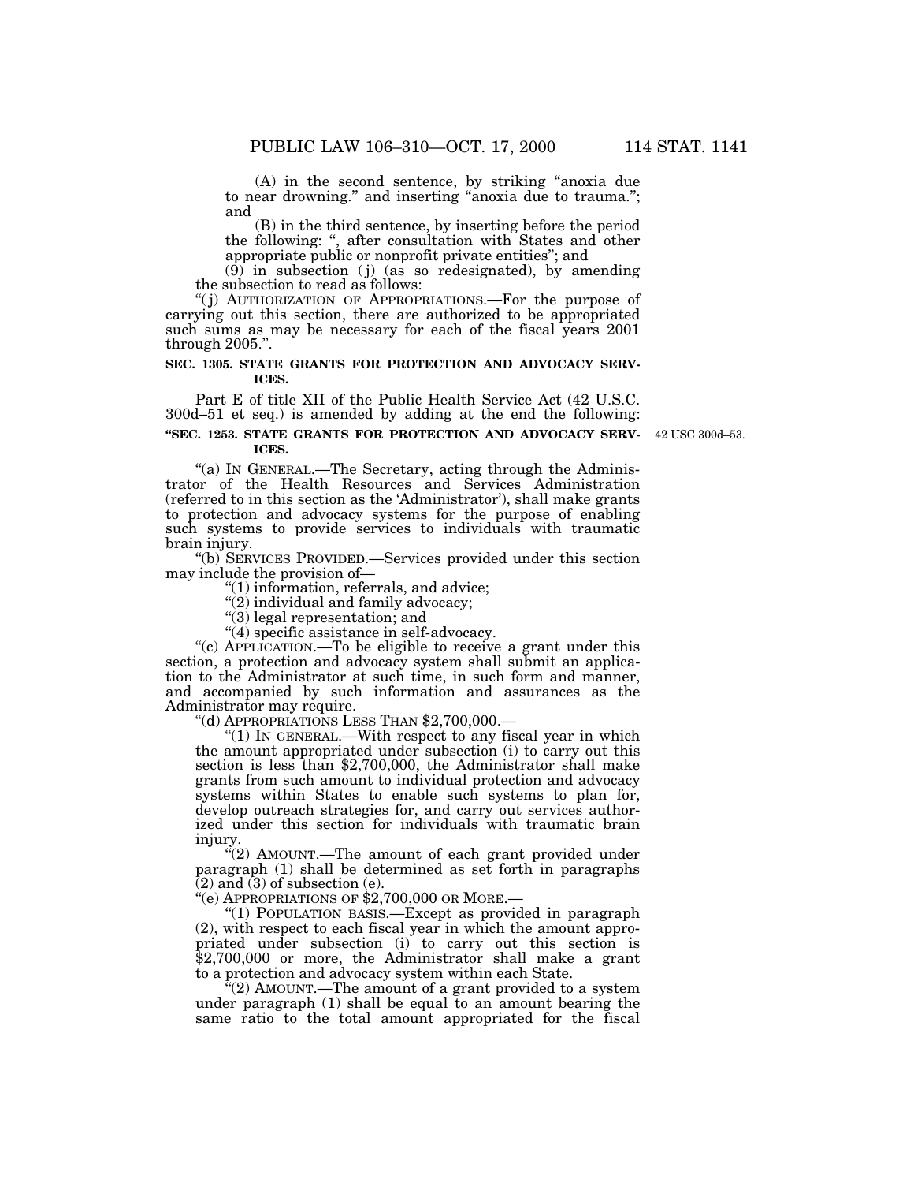(A) in the second sentence, by striking "anoxia due to near drowning." and inserting "anoxia due to trauma."; and

(B) in the third sentence, by inserting before the period the following: ", after consultation with States and other appropriate public or nonprofit private entities"; and

(9) in subsection (j) (as so redesignated), by amending the subsection to read as follows:

"(j) AUTHORIZATION OF APPROPRIATIONS.—For the purpose of carrying out this section, there are authorized to be appropriated such sums as may be necessary for each of the fiscal years 2001 through 2005.".

**SEC. 1305. STATE GRANTS FOR PROTECTION AND ADVOCACY SERVICES.**

Part E of title XII of the Public Health Service Act (42 U.S.C. 300d–51 et seq.) is amended by adding at the end the following:

**"SEC. 1253. STATE GRANTS FOR PROTECTION AND ADVOCACY SERVICES.**

42 USC 300d–53.

"(a) IN GENERAL.—The Secretary, acting through the Administrator of the Health Resources and Services Administration (referred to in this section as the 'Administrator'), shall make grants to protection and advocacy systems for the purpose of enabling such systems to provide services to individuals with traumatic brain injury.

"(b) SERVICES PROVIDED.—Services provided under this section may include the provision of—

"(1) information, referrals, and advice;

"(2) individual and family advocacy;

"(3) legal representation; and

"(4) specific assistance in self-advocacy.

"(c) APPLICATION.—To be eligible to receive a grant under this section, a protection and advocacy system shall submit an application to the Administrator at such time, in such form and manner, and accompanied by such information and assurances as the Administrator may require.

"(d) APPROPRIATIONS LESS THAN $2,700,000.—

"(1) IN GENERAL.—With respect to any fiscal year in which the amount appropriated under subsection (i) to carry out this section is less than $2,700,000, the Administrator shall make grants from such amount to individual protection and advocacy systems within States to enable such systems to plan for, develop outreach strategies for, and carry out services authorized under this section for individuals with traumatic brain injury.

"(2) AMOUNT.—The amount of each grant provided under paragraph (1) shall be determined as set forth in paragraphs (2) and (3) of subsection (e).

"(e) APPROPRIATIONS OF $2,700,000 OR MORE.—

"(1) POPULATION BASIS.—Except as provided in paragraph (2), with respect to each fiscal year in which the amount appropriated under subsection (i) to carry out this section is $2,700,000 or more, the Administrator shall make a grant to a protection and advocacy system within each State.

"(2) AMOUNT.—The amount of a grant provided to a system under paragraph (1) shall be equal to an amount bearing the same ratio to the total amount appropriated for the fiscal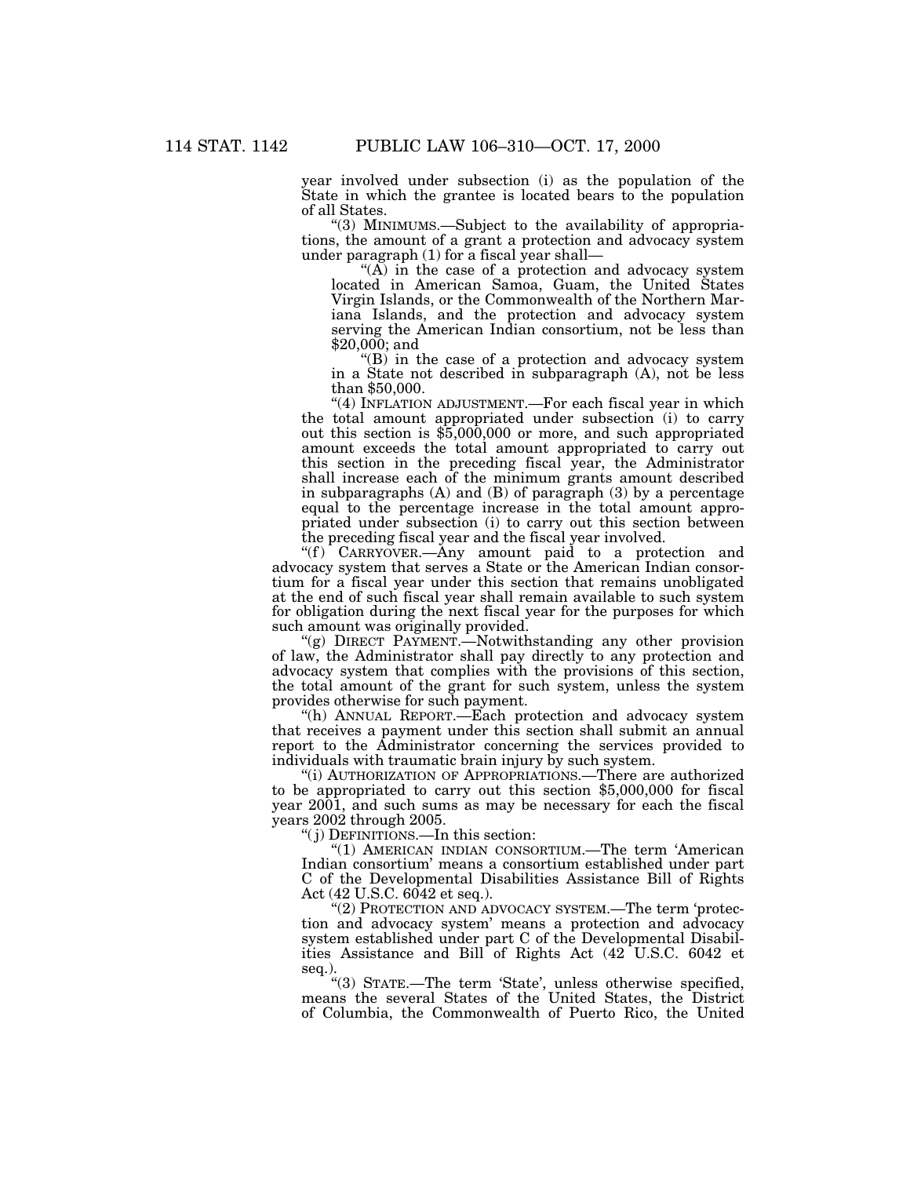year involved under subsection (i) as the population of the State in which the grantee is located bears to the population of all States.

"(3) MINIMUMS.—Subject to the availability of appropriations, the amount of a grant a protection and advocacy system under paragraph (1) for a fiscal year shall—

"(A) in the case of a protection and advocacy system located in American Samoa, Guam, the United States Virgin Islands, or the Commonwealth of the Northern Mariana Islands, and the protection and advocacy system serving the American Indian consortium, not be less than $20,000; and

"(B) in the case of a protection and advocacy system in a State not described in subparagraph (A), not be less than $50,000.

"(4) INFLATION ADJUSTMENT.—For each fiscal year in which the total amount appropriated under subsection (i) to carry out this section is $5,000,000 or more, and such appropriated amount exceeds the total amount appropriated to carry out this section in the preceding fiscal year, the Administrator shall increase each of the minimum grants amount described in subparagraphs (A) and (B) of paragraph (3) by a percentage equal to the percentage increase in the total amount appropriated under subsection (i) to carry out this section between the preceding fiscal year and the fiscal year involved.

"(f) CARRYOVER.—Any amount paid to a protection and advocacy system that serves a State or the American Indian consortium for a fiscal year under this section that remains unobligated at the end of such fiscal year shall remain available to such system for obligation during the next fiscal year for the purposes for which such amount was originally provided.

"(g) DIRECT PAYMENT.—Notwithstanding any other provision of law, the Administrator shall pay directly to any protection and advocacy system that complies with the provisions of this section, the total amount of the grant for such system, unless the system provides otherwise for such payment.

"(h) ANNUAL REPORT.—Each protection and advocacy system that receives a payment under this section shall submit an annual report to the Administrator concerning the services provided to individuals with traumatic brain injury by such system.

"(i) AUTHORIZATION OF APPROPRIATIONS.—There are authorized to be appropriated to carry out this section $5,000,000 for fiscal year 2001, and such sums as may be necessary for each the fiscal years 2002 through 2005.

"(j) DEFINITIONS.—In this section:

"(1) AMERICAN INDIAN CONSORTIUM.—The term 'American Indian consortium' means a consortium established under part C of the Developmental Disabilities Assistance Bill of Rights Act (42 U.S.C. 6042 et seq.).

"(2) PROTECTION AND ADVOCACY SYSTEM.—The term 'protection and advocacy system' means a protection and advocacy system established under part C of the Developmental Disabilities Assistance and Bill of Rights Act (42 U.S.C. 6042 et seq.).

"(3) STATE.—The term 'State', unless otherwise specified, means the several States of the United States, the District of Columbia, the Commonwealth of Puerto Rico, the United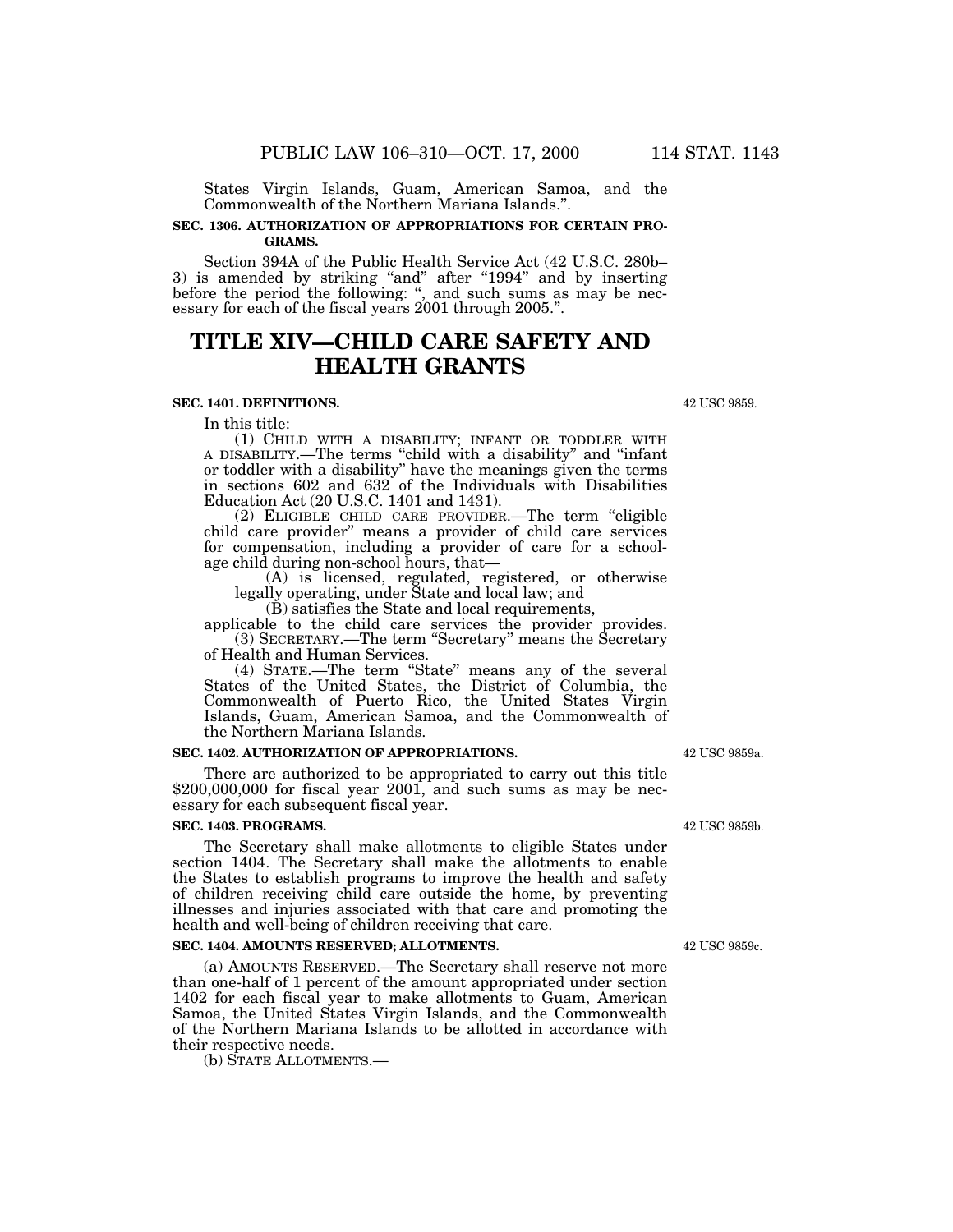States Virgin Islands, Guam, American Samoa, and the Commonwealth of the Northern Mariana Islands.".

**SEC. 1306. AUTHORIZATION OF APPROPRIATIONS FOR CERTAIN PROGRAMS.**

Section 394A of the Public Health Service Act (42 U.S.C. 280b–3) is amended by striking "and" after "1994" and by inserting before the period the following: ", and such sums as may be necessary for each of the fiscal years 2001 through 2005.".

# TITLE XIV—CHILD CARE SAFETY AND HEALTH GRANTS

**SEC. 1401. DEFINITIONS.**

42 USC 9859.

In this title:

(1) CHILD WITH A DISABILITY; INFANT OR TODDLER WITH A DISABILITY.—The terms "child with a disability" and "infant or toddler with a disability" have the meanings given the terms in sections 602 and 632 of the Individuals with Disabilities Education Act (20 U.S.C. 1401 and 1431).

(2) ELIGIBLE CHILD CARE PROVIDER.—The term "eligible child care provider" means a provider of child care services for compensation, including a provider of care for a school-age child during non-school hours, that—

(A) is licensed, regulated, registered, or otherwise legally operating, under State and local law; and

(B) satisfies the State and local requirements,

applicable to the child care services the provider provides.

(3) SECRETARY.—The term "Secretary" means the Secretary of Health and Human Services.

(4) STATE.—The term "State" means any of the several States of the United States, the District of Columbia, the Commonwealth of Puerto Rico, the United States Virgin Islands, Guam, American Samoa, and the Commonwealth of the Northern Mariana Islands.

**SEC. 1402. AUTHORIZATION OF APPROPRIATIONS.**

42 USC 9859a.

There are authorized to be appropriated to carry out this title $200,000,000 for fiscal year 2001, and such sums as may be necessary for each subsequent fiscal year.

**SEC. 1403. PROGRAMS.**

42 USC 9859b.

The Secretary shall make allotments to eligible States under section 1404. The Secretary shall make the allotments to enable the States to establish programs to improve the health and safety of children receiving child care outside the home, by preventing illnesses and injuries associated with that care and promoting the health and well-being of children receiving that care.

**SEC. 1404. AMOUNTS RESERVED; ALLOTMENTS.**

42 USC 9859c.

(a) AMOUNTS RESERVED.—The Secretary shall reserve not more than one-half of 1 percent of the amount appropriated under section 1402 for each fiscal year to make allotments to Guam, American Samoa, the United States Virgin Islands, and the Commonwealth of the Northern Mariana Islands to be allotted in accordance with their respective needs.

(b) STATE ALLOTMENTS.—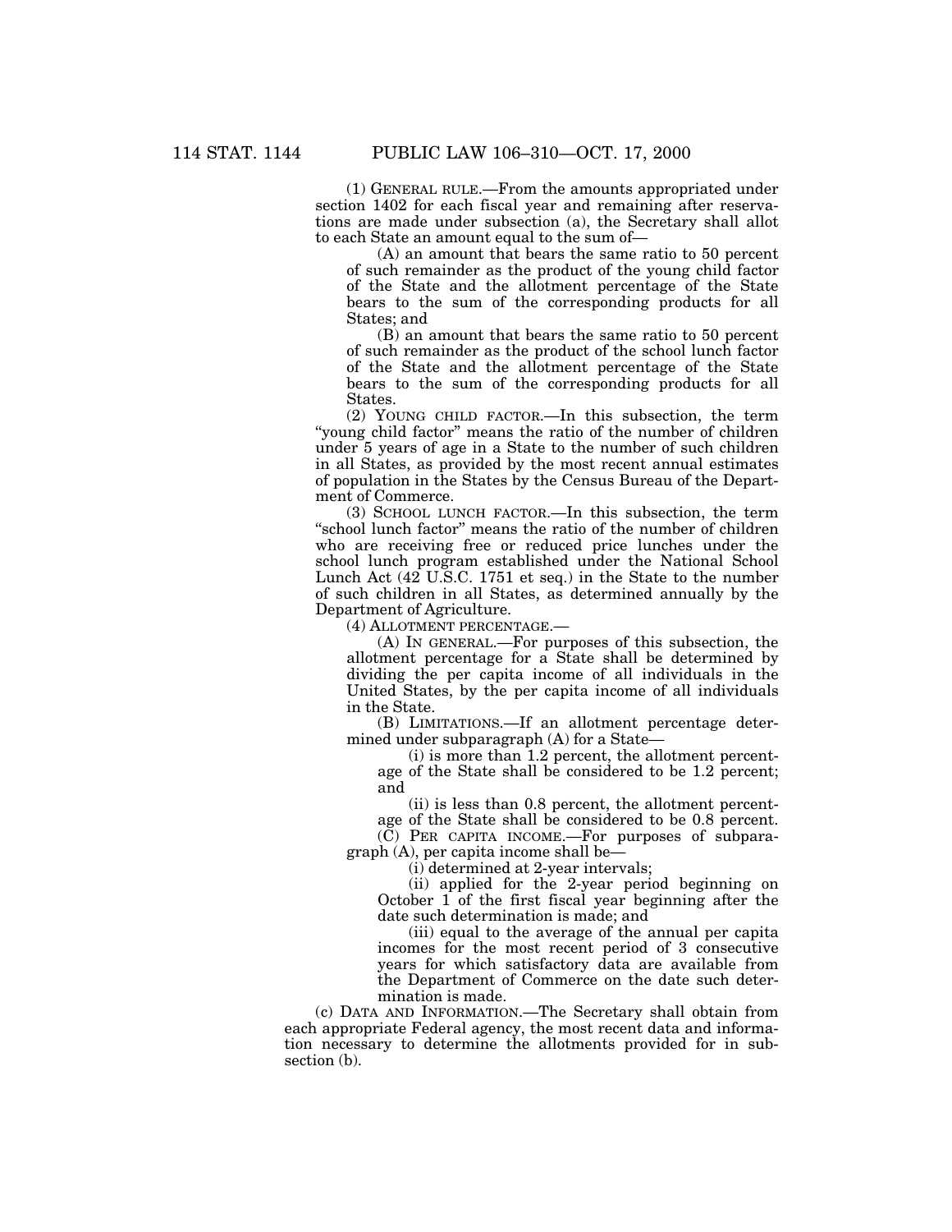(1) GENERAL RULE.—From the amounts appropriated under section 1402 for each fiscal year and remaining after reservations are made under subsection (a), the Secretary shall allot to each State an amount equal to the sum of—

(A) an amount that bears the same ratio to 50 percent of such remainder as the product of the young child factor of the State and the allotment percentage of the State bears to the sum of the corresponding products for all States; and

(B) an amount that bears the same ratio to 50 percent of such remainder as the product of the school lunch factor of the State and the allotment percentage of the State bears to the sum of the corresponding products for all States.

(2) YOUNG CHILD FACTOR.—In this subsection, the term "young child factor" means the ratio of the number of children under 5 years of age in a State to the number of such children in all States, as provided by the most recent annual estimates of population in the States by the Census Bureau of the Department of Commerce.

(3) SCHOOL LUNCH FACTOR.—In this subsection, the term "school lunch factor" means the ratio of the number of children who are receiving free or reduced price lunches under the school lunch program established under the National School Lunch Act (42 U.S.C. 1751 et seq.) in the State to the number of such children in all States, as determined annually by the Department of Agriculture.

(4) ALLOTMENT PERCENTAGE.—

(A) IN GENERAL.—For purposes of this subsection, the allotment percentage for a State shall be determined by dividing the per capita income of all individuals in the United States, by the per capita income of all individuals in the State.

(B) LIMITATIONS.—If an allotment percentage determined under subparagraph (A) for a State—

(i) is more than 1.2 percent, the allotment percentage of the State shall be considered to be 1.2 percent; and

(ii) is less than 0.8 percent, the allotment percentage of the State shall be considered to be 0.8 percent.

(C) PER CAPITA INCOME.—For purposes of subparagraph (A), per capita income shall be—

(i) determined at 2-year intervals;

(ii) applied for the 2-year period beginning on October 1 of the first fiscal year beginning after the date such determination is made; and

(iii) equal to the average of the annual per capita incomes for the most recent period of 3 consecutive years for which satisfactory data are available from the Department of Commerce on the date such determination is made.

(c) DATA AND INFORMATION.—The Secretary shall obtain from each appropriate Federal agency, the most recent data and information necessary to determine the allotments provided for in subsection (b).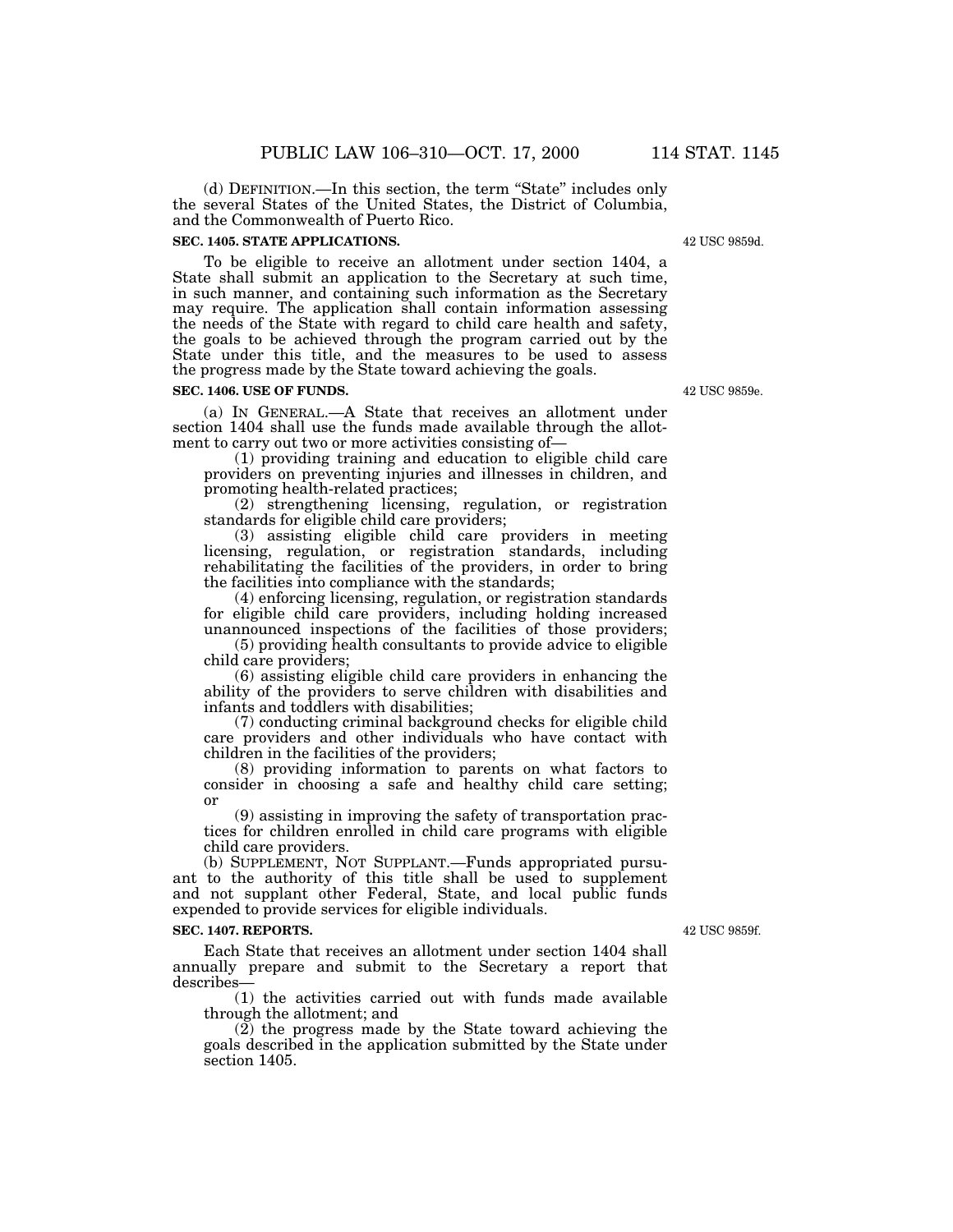(d) DEFINITION.—In this section, the term "State" includes only the several States of the United States, the District of Columbia, and the Commonwealth of Puerto Rico.

**SEC. 1405. STATE APPLICATIONS.**

42 USC 9859d.

To be eligible to receive an allotment under section 1404, a State shall submit an application to the Secretary at such time, in such manner, and containing such information as the Secretary may require. The application shall contain information assessing the needs of the State with regard to child care health and safety, the goals to be achieved through the program carried out by the State under this title, and the measures to be used to assess the progress made by the State toward achieving the goals.

**SEC. 1406. USE OF FUNDS.**

42 USC 9859e.

(a) IN GENERAL.—A State that receives an allotment under section 1404 shall use the funds made available through the allotment to carry out two or more activities consisting of—

(1) providing training and education to eligible child care providers on preventing injuries and illnesses in children, and promoting health-related practices;

(2) strengthening licensing, regulation, or registration standards for eligible child care providers;

(3) assisting eligible child care providers in meeting licensing, regulation, or registration standards, including rehabilitating the facilities of the providers, in order to bring the facilities into compliance with the standards;

(4) enforcing licensing, regulation, or registration standards for eligible child care providers, including holding increased unannounced inspections of the facilities of those providers;

(5) providing health consultants to provide advice to eligible child care providers;

(6) assisting eligible child care providers in enhancing the ability of the providers to serve children with disabilities and infants and toddlers with disabilities;

(7) conducting criminal background checks for eligible child care providers and other individuals who have contact with children in the facilities of the providers;

(8) providing information to parents on what factors to consider in choosing a safe and healthy child care setting; or

(9) assisting in improving the safety of transportation practices for children enrolled in child care programs with eligible child care providers.

(b) SUPPLEMENT, NOT SUPPLANT.—Funds appropriated pursuant to the authority of this title shall be used to supplement and not supplant other Federal, State, and local public funds expended to provide services for eligible individuals.

**SEC. 1407. REPORTS.**

42 USC 9859f.

Each State that receives an allotment under section 1404 shall annually prepare and submit to the Secretary a report that describes—

(1) the activities carried out with funds made available through the allotment; and

(2) the progress made by the State toward achieving the goals described in the application submitted by the State under section 1405.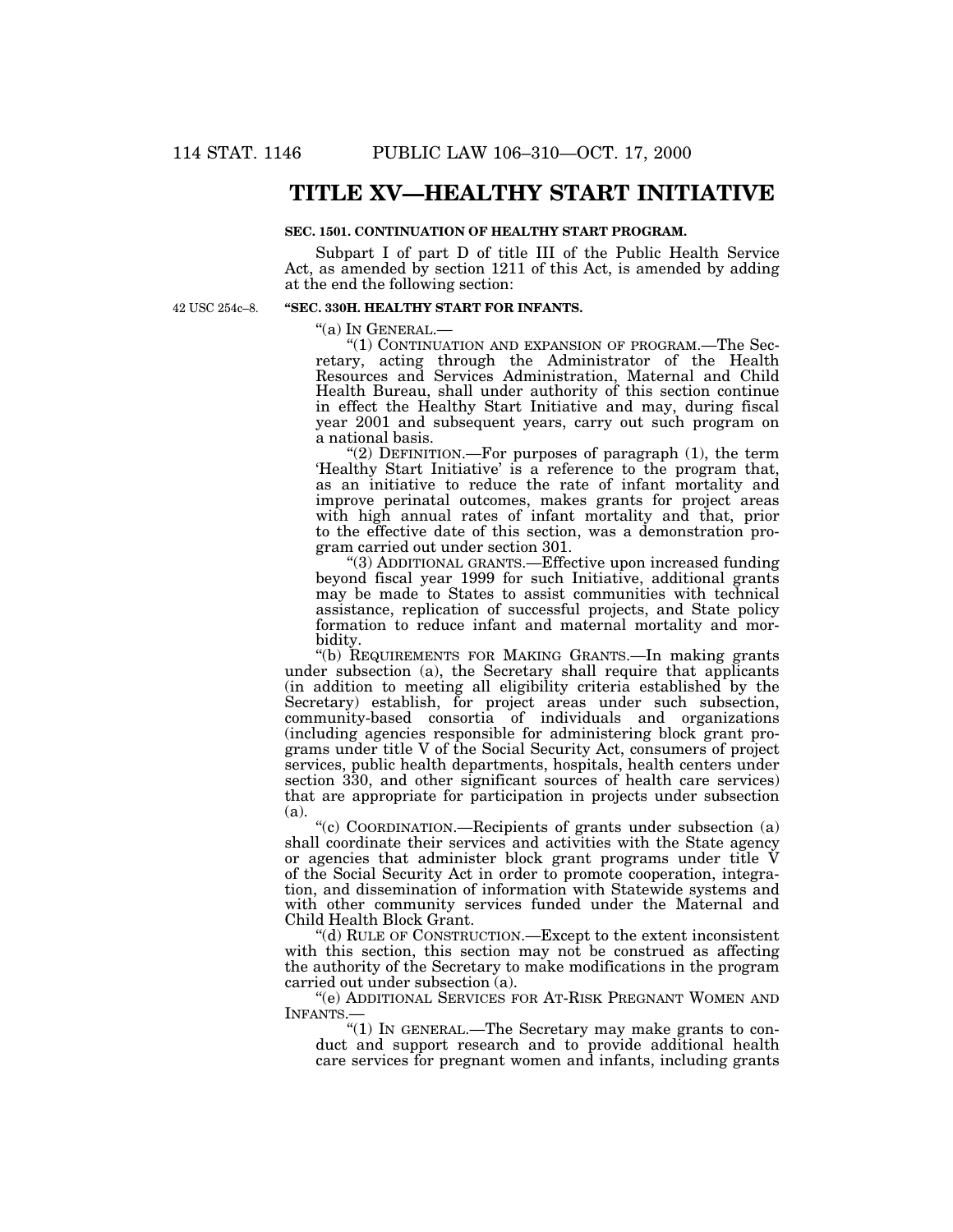# TITLE XV—HEALTHY START INITIATIVE

**SEC. 1501. CONTINUATION OF HEALTHY START PROGRAM.**

Subpart I of part D of title III of the Public Health Service Act, as amended by section 1211 of this Act, is amended by adding at the end the following section:

42 USC 254c–8.

**"SEC. 330H. HEALTHY START FOR INFANTS.**

"(a) IN GENERAL.—

"(1) CONTINUATION AND EXPANSION OF PROGRAM.—The Secretary, acting through the Administrator of the Health Resources and Services Administration, Maternal and Child Health Bureau, shall under authority of this section continue in effect the Healthy Start Initiative and may, during fiscal year 2001 and subsequent years, carry out such program on a national basis.

"(2) DEFINITION.—For purposes of paragraph (1), the term 'Healthy Start Initiative' is a reference to the program that, as an initiative to reduce the rate of infant mortality and improve perinatal outcomes, makes grants for project areas with high annual rates of infant mortality and that, prior to the effective date of this section, was a demonstration program carried out under section 301.

"(3) ADDITIONAL GRANTS.—Effective upon increased funding beyond fiscal year 1999 for such Initiative, additional grants may be made to States to assist communities with technical assistance, replication of successful projects, and State policy formation to reduce infant and maternal mortality and morbidity.

"(b) REQUIREMENTS FOR MAKING GRANTS.—In making grants under subsection (a), the Secretary shall require that applicants (in addition to meeting all eligibility criteria established by the Secretary) establish, for project areas under such subsection, community-based consortia of individuals and organizations (including agencies responsible for administering block grant programs under title V of the Social Security Act, consumers of project services, public health departments, hospitals, health centers under section 330, and other significant sources of health care services) that are appropriate for participation in projects under subsection (a).

"(c) COORDINATION.—Recipients of grants under subsection (a) shall coordinate their services and activities with the State agency or agencies that administer block grant programs under title V of the Social Security Act in order to promote cooperation, integration, and dissemination of information with Statewide systems and with other community services funded under the Maternal and Child Health Block Grant.

"(d) RULE OF CONSTRUCTION.—Except to the extent inconsistent with this section, this section may not be construed as affecting the authority of the Secretary to make modifications in the program carried out under subsection (a).

"(e) ADDITIONAL SERVICES FOR AT-RISK PREGNANT WOMEN AND INFANTS.—

"(1) IN GENERAL.—The Secretary may make grants to conduct and support research and to provide additional health care services for pregnant women and infants, including grants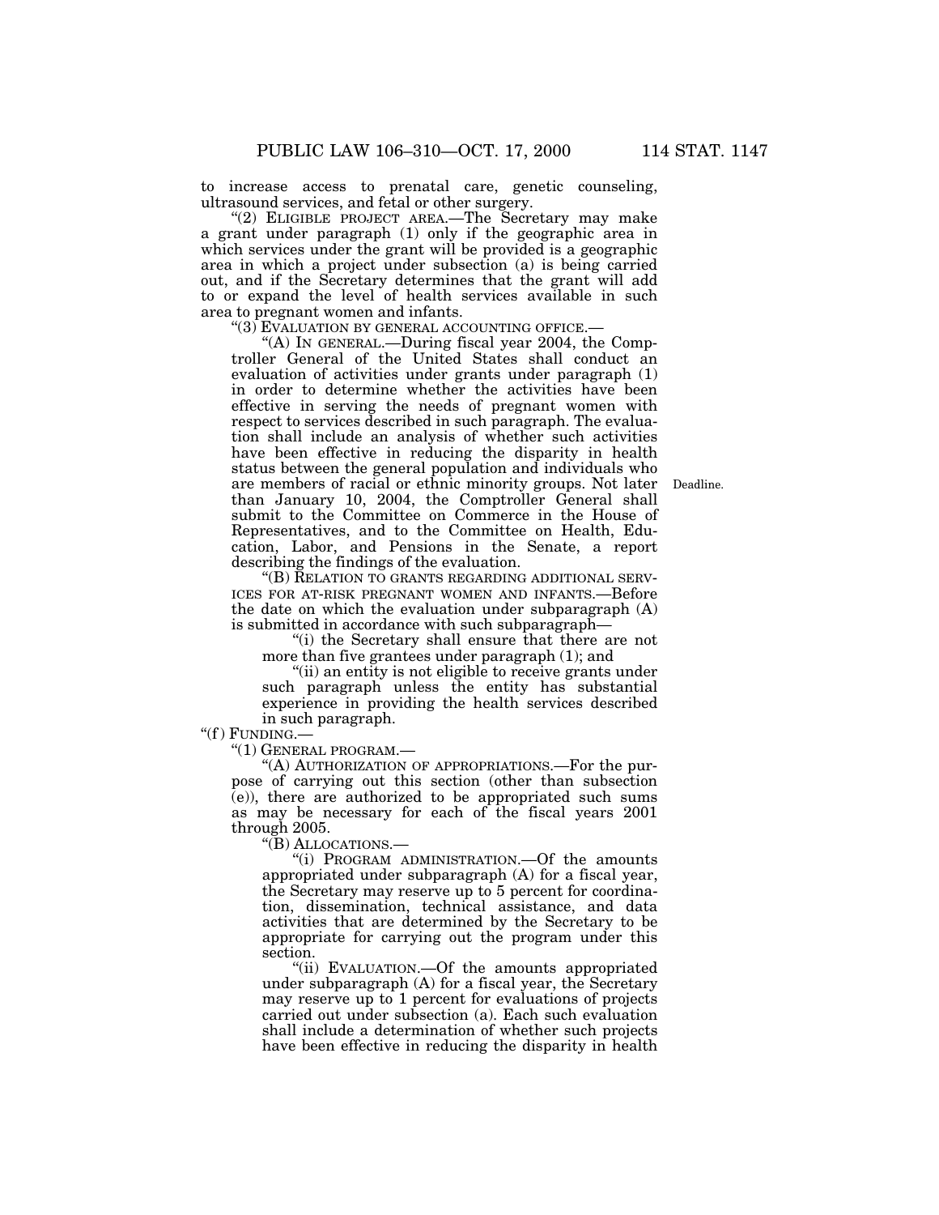to increase access to prenatal care, genetic counseling, ultrasound services, and fetal or other surgery.

"(2) ELIGIBLE PROJECT AREA.—The Secretary may make a grant under paragraph (1) only if the geographic area in which services under the grant will be provided is a geographic area in which a project under subsection (a) is being carried out, and if the Secretary determines that the grant will add to or expand the level of health services available in such area to pregnant women and infants.

"(3) EVALUATION BY GENERAL ACCOUNTING OFFICE.—

"(A) IN GENERAL.—During fiscal year 2004, the Comptroller General of the United States shall conduct an evaluation of activities under grants under paragraph (1) in order to determine whether the activities have been effective in serving the needs of pregnant women with respect to services described in such paragraph. The evaluation shall include an analysis of whether such activities have been effective in reducing the disparity in health status between the general population and individuals who are members of racial or ethnic minority groups. Not later than January 10, 2004, the Comptroller General shall submit to the Committee on Commerce in the House of Representatives, and to the Committee on Health, Education, Labor, and Pensions in the Senate, a report describing the findings of the evaluation.

Deadline.

"(B) RELATION TO GRANTS REGARDING ADDITIONAL SERVICES FOR AT-RISK PREGNANT WOMEN AND INFANTS.—Before the date on which the evaluation under subparagraph (A) is submitted in accordance with such subparagraph—

"(i) the Secretary shall ensure that there are not more than five grantees under paragraph (1); and

"(ii) an entity is not eligible to receive grants under such paragraph unless the entity has substantial experience in providing the health services described in such paragraph.

"(f) FUNDING.—

"(1) GENERAL PROGRAM.—

"(A) AUTHORIZATION OF APPROPRIATIONS.—For the purpose of carrying out this section (other than subsection (e)), there are authorized to be appropriated such sums as may be necessary for each of the fiscal years 2001 through 2005.

"(B) ALLOCATIONS.—

"(i) PROGRAM ADMINISTRATION.—Of the amounts appropriated under subparagraph (A) for a fiscal year, the Secretary may reserve up to 5 percent for coordination, dissemination, technical assistance, and data activities that are determined by the Secretary to be appropriate for carrying out the program under this section.

"(ii) EVALUATION.—Of the amounts appropriated under subparagraph (A) for a fiscal year, the Secretary may reserve up to 1 percent for evaluations of projects carried out under subsection (a). Each such evaluation shall include a determination of whether such projects have been effective in reducing the disparity in health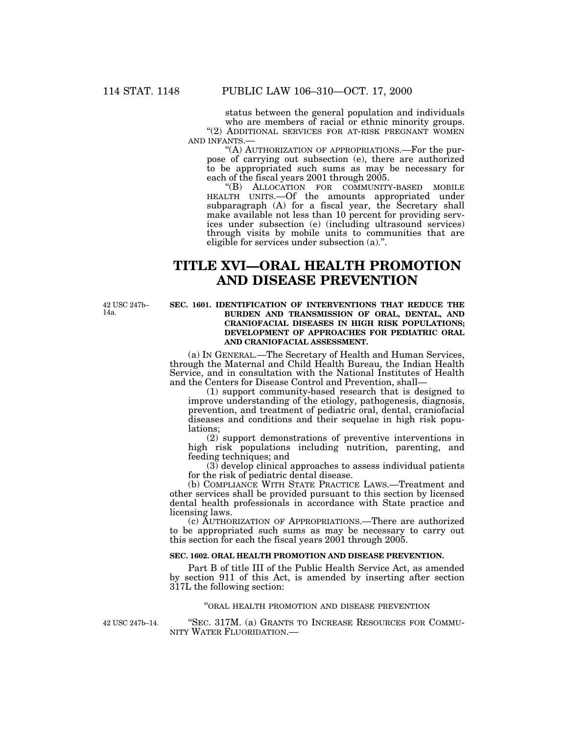status between the general population and individuals who are members of racial or ethnic minority groups.

"(2) ADDITIONAL SERVICES FOR AT-RISK PREGNANT WOMEN AND INFANTS.—

"(A) AUTHORIZATION OF APPROPRIATIONS.—For the purpose of carrying out subsection (e), there are authorized to be appropriated such sums as may be necessary for each of the fiscal years 2001 through 2005.

"(B) ALLOCATION FOR COMMUNITY-BASED MOBILE HEALTH UNITS.—Of the amounts appropriated under subparagraph (A) for a fiscal year, the Secretary shall make available not less than 10 percent for providing services under subsection (e) (including ultrasound services) through visits by mobile units to communities that are eligible for services under subsection (a).".

# TITLE XVI—ORAL HEALTH PROMOTION AND DISEASE PREVENTION

42 USC 247b–14a.

**SEC. 1601. IDENTIFICATION OF INTERVENTIONS THAT REDUCE THE BURDEN AND TRANSMISSION OF ORAL, DENTAL, AND CRANIOFACIAL DISEASES IN HIGH RISK POPULATIONS; DEVELOPMENT OF APPROACHES FOR PEDIATRIC ORAL AND CRANIOFACIAL ASSESSMENT.**

(a) IN GENERAL.—The Secretary of Health and Human Services, through the Maternal and Child Health Bureau, the Indian Health Service, and in consultation with the National Institutes of Health and the Centers for Disease Control and Prevention, shall—

(1) support community-based research that is designed to improve understanding of the etiology, pathogenesis, diagnosis, prevention, and treatment of pediatric oral, dental, craniofacial diseases and conditions and their sequelae in high risk populations;

(2) support demonstrations of preventive interventions in high risk populations including nutrition, parenting, and feeding techniques; and

(3) develop clinical approaches to assess individual patients for the risk of pediatric dental disease.

(b) COMPLIANCE WITH STATE PRACTICE LAWS.—Treatment and other services shall be provided pursuant to this section by licensed dental health professionals in accordance with State practice and licensing laws.

(c) AUTHORIZATION OF APPROPRIATIONS.—There are authorized to be appropriated such sums as may be necessary to carry out this section for each the fiscal years 2001 through 2005.

**SEC. 1602. ORAL HEALTH PROMOTION AND DISEASE PREVENTION.**

Part B of title III of the Public Health Service Act, as amended by section 911 of this Act, is amended by inserting after section 317L the following section:

"ORAL HEALTH PROMOTION AND DISEASE PREVENTION

42 USC 247b–14.

"SEC. 317M. (a) GRANTS TO INCREASE RESOURCES FOR COMMUNITY WATER FLUORIDATION.—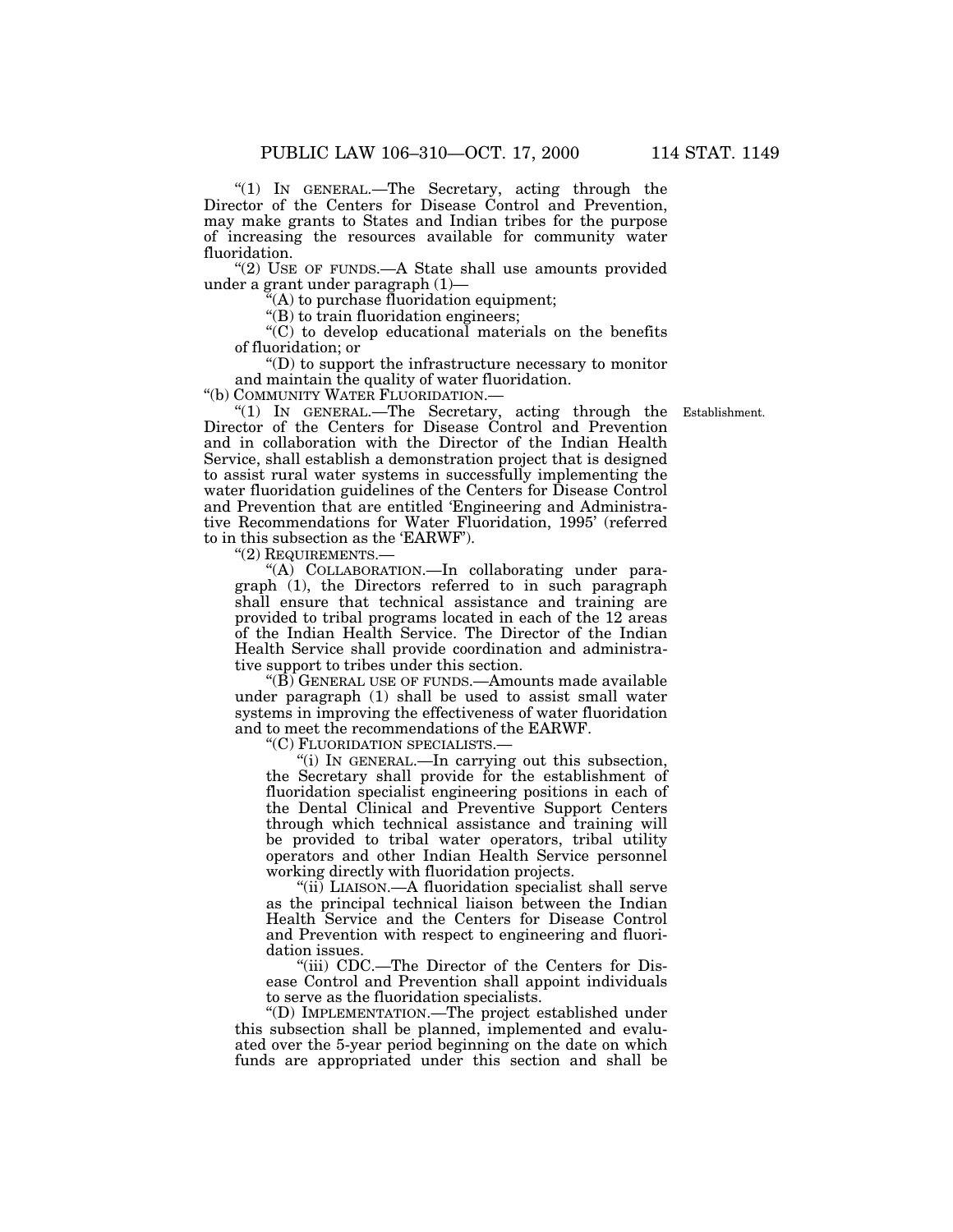"(1) IN GENERAL.—The Secretary, acting through the Director of the Centers for Disease Control and Prevention, may make grants to States and Indian tribes for the purpose of increasing the resources available for community water fluoridation.

"(2) USE OF FUNDS.—A State shall use amounts provided under a grant under paragraph (1)—

"(A) to purchase fluoridation equipment;

"(B) to train fluoridation engineers;

"(C) to develop educational materials on the benefits of fluoridation; or

"(D) to support the infrastructure necessary to monitor and maintain the quality of water fluoridation.

"(b) COMMUNITY WATER FLUORIDATION.—

"(1) IN GENERAL.—The Secretary, acting through the Director of the Centers for Disease Control and Prevention and in collaboration with the Director of the Indian Health Service, shall establish a demonstration project that is designed to assist rural water systems in successfully implementing the water fluoridation guidelines of the Centers for Disease Control and Prevention that are entitled 'Engineering and Administrative Recommendations for Water Fluoridation, 1995' (referred to in this subsection as the 'EARWF").

Establishment.

"(2) REQUIREMENTS.—

"(A) COLLABORATION.—In collaborating under paragraph (1), the Directors referred to in such paragraph shall ensure that technical assistance and training are provided to tribal programs located in each of the 12 areas of the Indian Health Service. The Director of the Indian Health Service shall provide coordination and administrative support to tribes under this section.

"(B) GENERAL USE OF FUNDS.—Amounts made available under paragraph (1) shall be used to assist small water systems in improving the effectiveness of water fluoridation and to meet the recommendations of the EARWF.

"(C) FLUORIDATION SPECIALISTS.—

"(i) IN GENERAL.—In carrying out this subsection, the Secretary shall provide for the establishment of fluoridation specialist engineering positions in each of the Dental Clinical and Preventive Support Centers through which technical assistance and training will be provided to tribal water operators, tribal utility operators and other Indian Health Service personnel working directly with fluoridation projects.

"(ii) LIAISON.—A fluoridation specialist shall serve as the principal technical liaison between the Indian Health Service and the Centers for Disease Control and Prevention with respect to engineering and fluoridation issues.

"(iii) CDC.—The Director of the Centers for Disease Control and Prevention shall appoint individuals to serve as the fluoridation specialists.

"(D) IMPLEMENTATION.—The project established under this subsection shall be planned, implemented and evaluated over the 5-year period beginning on the date on which funds are appropriated under this section and shall be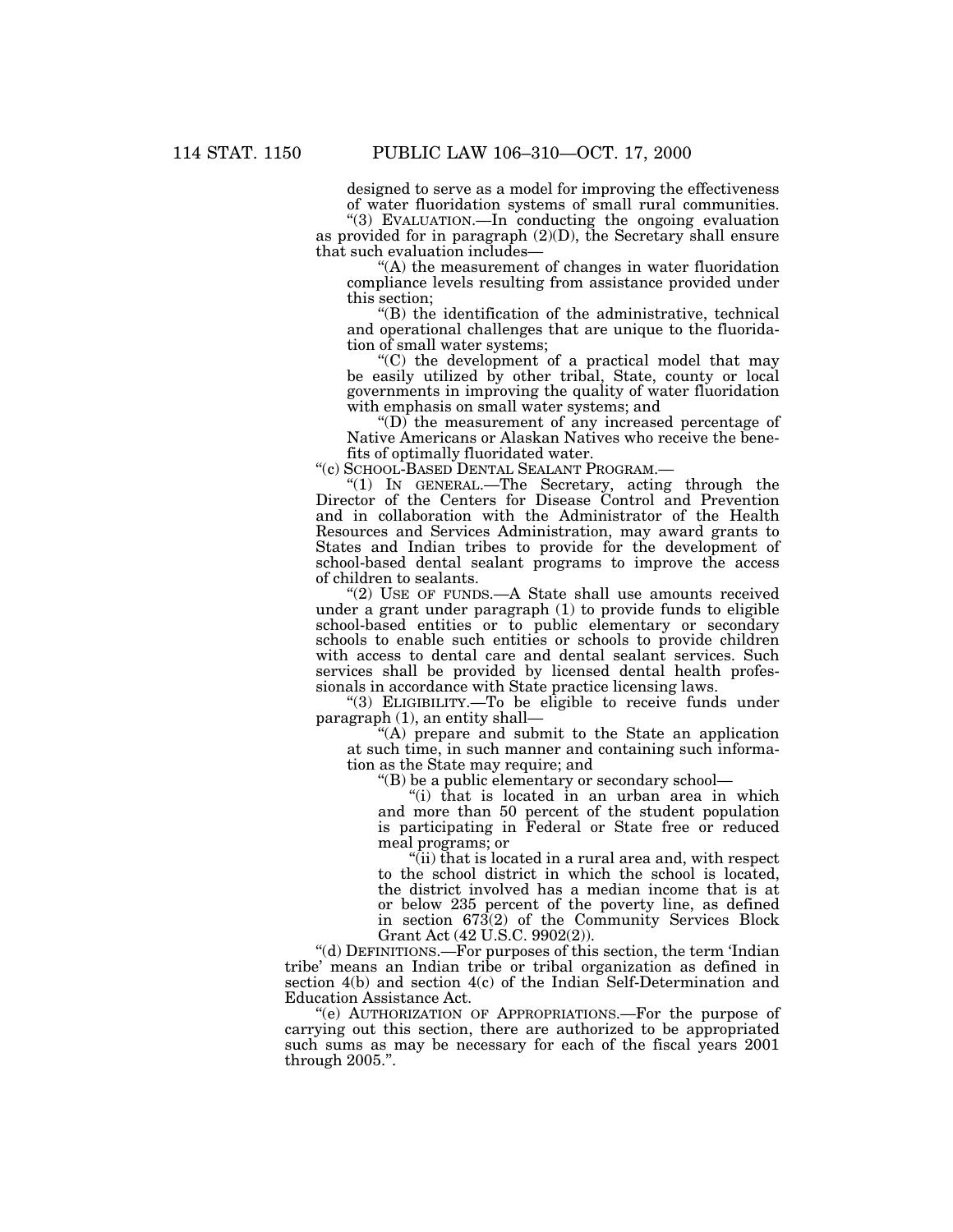designed to serve as a model for improving the effectiveness of water fluoridation systems of small rural communities.

"(3) EVALUATION.—In conducting the ongoing evaluation as provided for in paragraph (2)(D), the Secretary shall ensure that such evaluation includes—

"(A) the measurement of changes in water fluoridation compliance levels resulting from assistance provided under this section;

"(B) the identification of the administrative, technical and operational challenges that are unique to the fluoridation of small water systems;

"(C) the development of a practical model that may be easily utilized by other tribal, State, county or local governments in improving the quality of water fluoridation with emphasis on small water systems; and

"(D) the measurement of any increased percentage of Native Americans or Alaskan Natives who receive the benefits of optimally fluoridated water.

"(c) SCHOOL-BASED DENTAL SEALANT PROGRAM.—

"(1) IN GENERAL.—The Secretary, acting through the Director of the Centers for Disease Control and Prevention and in collaboration with the Administrator of the Health Resources and Services Administration, may award grants to States and Indian tribes to provide for the development of school-based dental sealant programs to improve the access of children to sealants.

"(2) USE OF FUNDS.—A State shall use amounts received under a grant under paragraph (1) to provide funds to eligible school-based entities or to public elementary or secondary schools to enable such entities or schools to provide children with access to dental care and dental sealant services. Such services shall be provided by licensed dental health professionals in accordance with State practice licensing laws.

"(3) ELIGIBILITY.—To be eligible to receive funds under paragraph (1), an entity shall—

"(A) prepare and submit to the State an application at such time, in such manner and containing such information as the State may require; and

"(B) be a public elementary or secondary school—

"(i) that is located in an urban area in which and more than 50 percent of the student population is participating in Federal or State free or reduced meal programs; or

"(ii) that is located in a rural area and, with respect to the school district in which the school is located, the district involved has a median income that is at or below 235 percent of the poverty line, as defined in section 673(2) of the Community Services Block Grant Act (42 U.S.C. 9902(2)).

"(d) DEFINITIONS.—For purposes of this section, the term 'Indian tribe' means an Indian tribe or tribal organization as defined in section 4(b) and section 4(c) of the Indian Self-Determination and Education Assistance Act.

"(e) AUTHORIZATION OF APPROPRIATIONS.—For the purpose of carrying out this section, there are authorized to be appropriated such sums as may be necessary for each of the fiscal years 2001 through 2005.".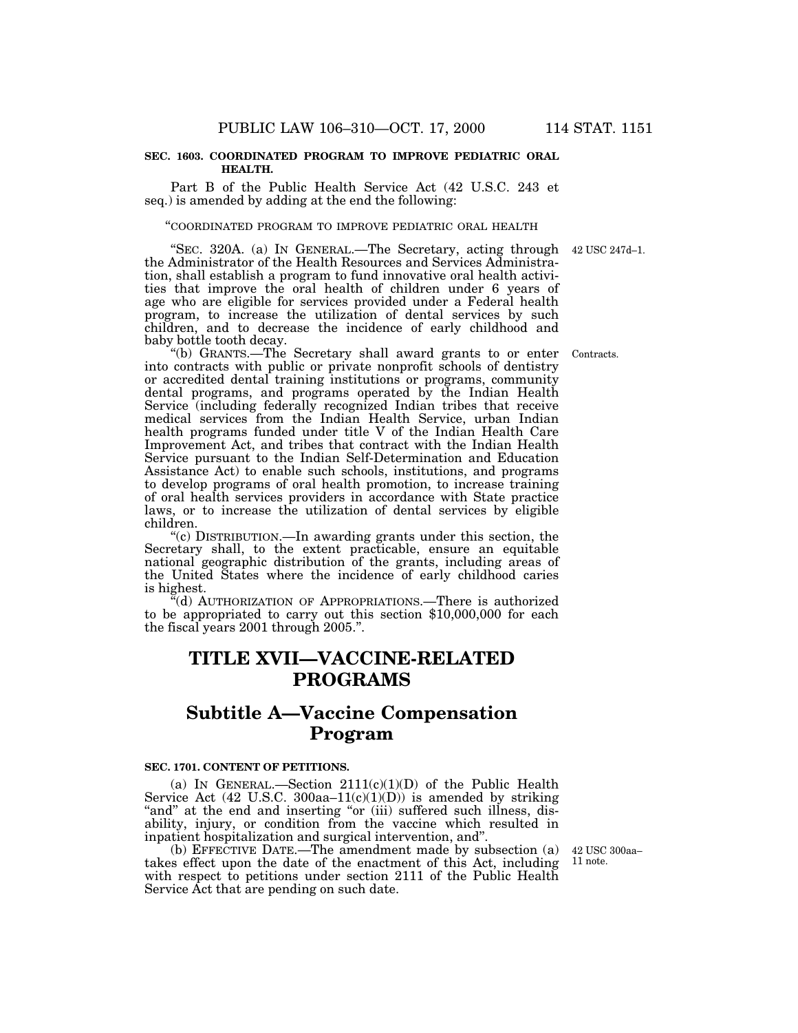**SEC. 1603. COORDINATED PROGRAM TO IMPROVE PEDIATRIC ORAL HEALTH.**

Part B of the Public Health Service Act (42 U.S.C. 243 et seq.) is amended by adding at the end the following:

"COORDINATED PROGRAM TO IMPROVE PEDIATRIC ORAL HEALTH

42 USC 247d–1.

"SEC. 320A. (a) IN GENERAL.—The Secretary, acting through the Administrator of the Health Resources and Services Administration, shall establish a program to fund innovative oral health activities that improve the oral health of children under 6 years of age who are eligible for services provided under a Federal health program, to increase the utilization of dental services by such children, and to decrease the incidence of early childhood and baby bottle tooth decay.

Contracts.

"(b) GRANTS.—The Secretary shall award grants to or enter into contracts with public or private nonprofit schools of dentistry or accredited dental training institutions or programs, community dental programs, and programs operated by the Indian Health Service (including federally recognized Indian tribes that receive medical services from the Indian Health Service, urban Indian health programs funded under title V of the Indian Health Care Improvement Act, and tribes that contract with the Indian Health Service pursuant to the Indian Self-Determination and Education Assistance Act) to enable such schools, institutions, and programs to develop programs of oral health promotion, to increase training of oral health services providers in accordance with State practice laws, or to increase the utilization of dental services by eligible children.

"(c) DISTRIBUTION.—In awarding grants under this section, the Secretary shall, to the extent practicable, ensure an equitable national geographic distribution of the grants, including areas of the United States where the incidence of early childhood caries is highest.

"(d) AUTHORIZATION OF APPROPRIATIONS.—There is authorized to be appropriated to carry out this section $10,000,000 for each the fiscal years 2001 through 2005.".

# TITLE XVII—VACCINE-RELATED PROGRAMS

## Subtitle A—Vaccine Compensation Program

**SEC. 1701. CONTENT OF PETITIONS.**

(a) IN GENERAL.—Section 2111(c)(1)(D) of the Public Health Service Act (42 U.S.C. 300aa–11(c)(1)(D)) is amended by striking "and" at the end and inserting "or (iii) suffered such illness, disability, injury, or condition from the vaccine which resulted in inpatient hospitalization and surgical intervention, and".

42 USC 300aa–11 note.

(b) EFFECTIVE DATE.—The amendment made by subsection (a) takes effect upon the date of the enactment of this Act, including with respect to petitions under section 2111 of the Public Health Service Act that are pending on such date.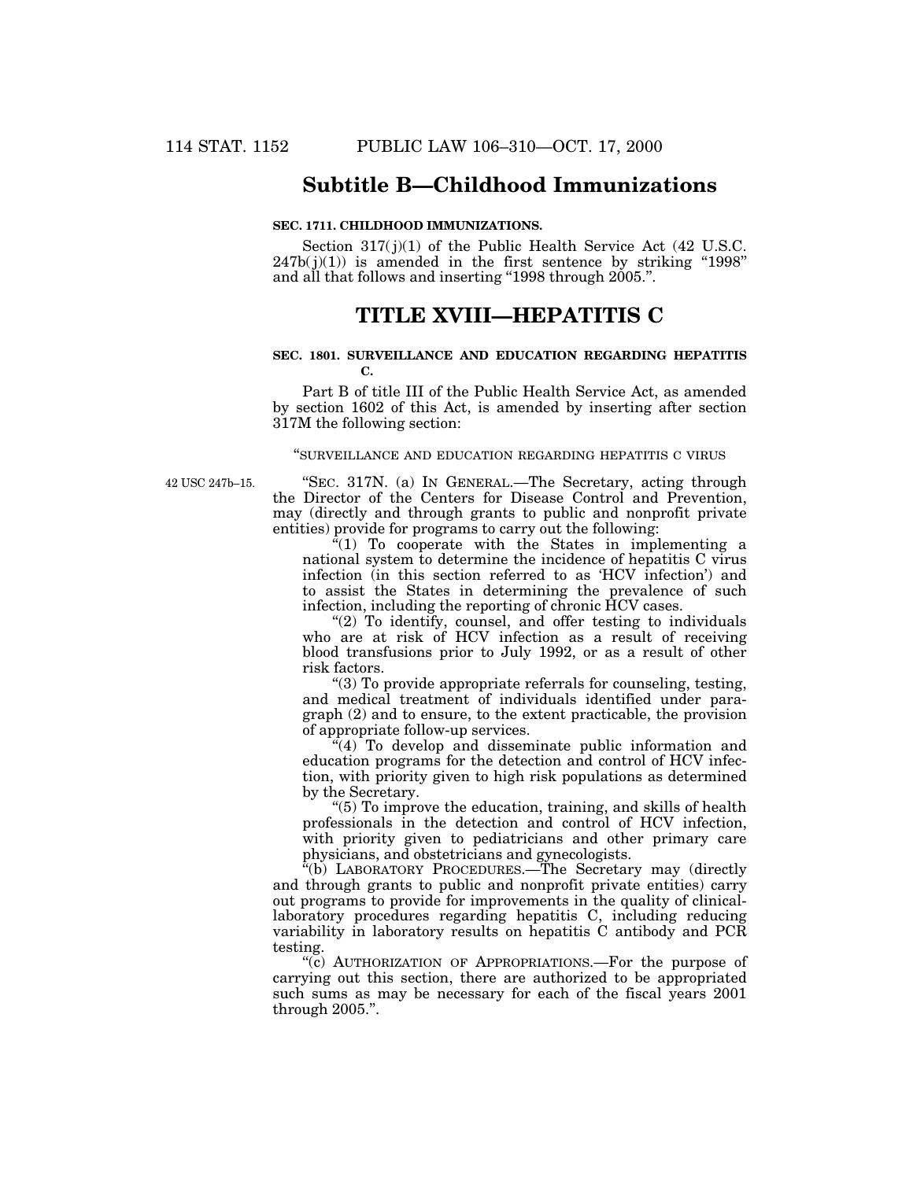## Subtitle B—Childhood Immunizations

**SEC. 1711. CHILDHOOD IMMUNIZATIONS.**

Section 317(j)(1) of the Public Health Service Act (42 U.S.C. 247b(j)(1)) is amended in the first sentence by striking "1998" and all that follows and inserting "1998 through 2005.".

# TITLE XVIII—HEPATITIS C

**SEC. 1801. SURVEILLANCE AND EDUCATION REGARDING HEPATITIS C.**

Part B of title III of the Public Health Service Act, as amended by section 1602 of this Act, is amended by inserting after section 317M the following section:

"SURVEILLANCE AND EDUCATION REGARDING HEPATITIS C VIRUS

42 USC 247b–15.

"SEC. 317N. (a) IN GENERAL.—The Secretary, acting through the Director of the Centers for Disease Control and Prevention, may (directly and through grants to public and nonprofit private entities) provide for programs to carry out the following:

"(1) To cooperate with the States in implementing a national system to determine the incidence of hepatitis C virus infection (in this section referred to as 'HCV infection') and to assist the States in determining the prevalence of such infection, including the reporting of chronic HCV cases.

"(2) To identify, counsel, and offer testing to individuals who are at risk of HCV infection as a result of receiving blood transfusions prior to July 1992, or as a result of other risk factors.

"(3) To provide appropriate referrals for counseling, testing, and medical treatment of individuals identified under paragraph (2) and to ensure, to the extent practicable, the provision of appropriate follow-up services.

"(4) To develop and disseminate public information and education programs for the detection and control of HCV infection, with priority given to high risk populations as determined by the Secretary.

"(5) To improve the education, training, and skills of health professionals in the detection and control of HCV infection, with priority given to pediatricians and other primary care physicians, and obstetricians and gynecologists.

"(b) LABORATORY PROCEDURES.—The Secretary may (directly and through grants to public and nonprofit private entities) carry out programs to provide for improvements in the quality of clinical-laboratory procedures regarding hepatitis C, including reducing variability in laboratory results on hepatitis C antibody and PCR testing.

"(c) AUTHORIZATION OF APPROPRIATIONS.—For the purpose of carrying out this section, there are authorized to be appropriated such sums as may be necessary for each of the fiscal years 2001 through 2005.".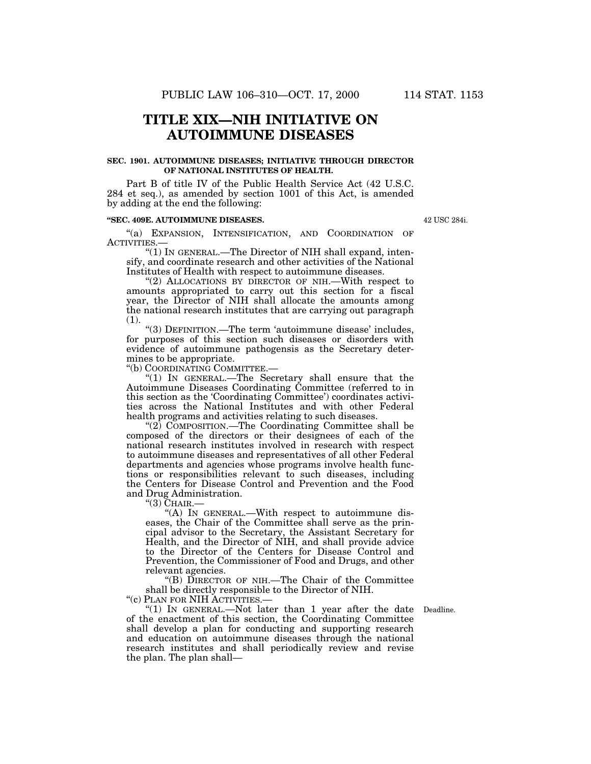# TITLE XIX—NIH INITIATIVE ON AUTOIMMUNE DISEASES

**SEC. 1901. AUTOIMMUNE DISEASES; INITIATIVE THROUGH DIRECTOR OF NATIONAL INSTITUTES OF HEALTH.**

Part B of title IV of the Public Health Service Act (42 U.S.C. 284 et seq.), as amended by section 1001 of this Act, is amended by adding at the end the following:

**"SEC. 409E. AUTOIMMUNE DISEASES.**

42 USC 284i.

"(a) EXPANSION, INTENSIFICATION, AND COORDINATION OF ACTIVITIES.—

"(1) IN GENERAL.—The Director of NIH shall expand, intensify, and coordinate research and other activities of the National Institutes of Health with respect to autoimmune diseases.

"(2) ALLOCATIONS BY DIRECTOR OF NIH.—With respect to amounts appropriated to carry out this section for a fiscal year, the Director of NIH shall allocate the amounts among the national research institutes that are carrying out paragraph (1).

"(3) DEFINITION.—The term 'autoimmune disease' includes, for purposes of this section such diseases or disorders with evidence of autoimmune pathogensis as the Secretary determines to be appropriate.

"(b) COORDINATING COMMITTEE.—

"(1) IN GENERAL.—The Secretary shall ensure that the Autoimmune Diseases Coordinating Committee (referred to in this section as the 'Coordinating Committee') coordinates activities across the National Institutes and with other Federal health programs and activities relating to such diseases.

"(2) COMPOSITION.—The Coordinating Committee shall be composed of the directors or their designees of each of the national research institutes involved in research with respect to autoimmune diseases and representatives of all other Federal departments and agencies whose programs involve health functions or responsibilities relevant to such diseases, including the Centers for Disease Control and Prevention and the Food and Drug Administration.

"(3) CHAIR.—

"(A) IN GENERAL.—With respect to autoimmune diseases, the Chair of the Committee shall serve as the principal advisor to the Secretary, the Assistant Secretary for Health, and the Director of NIH, and shall provide advice to the Director of the Centers for Disease Control and Prevention, the Commissioner of Food and Drugs, and other relevant agencies.

"(B) DIRECTOR OF NIH.—The Chair of the Committee shall be directly responsible to the Director of NIH.

"(c) PLAN FOR NIH ACTIVITIES.—

Deadline.

"(1) IN GENERAL.—Not later than 1 year after the date of the enactment of this section, the Coordinating Committee shall develop a plan for conducting and supporting research and education on autoimmune diseases through the national research institutes and shall periodically review and revise the plan. The plan shall—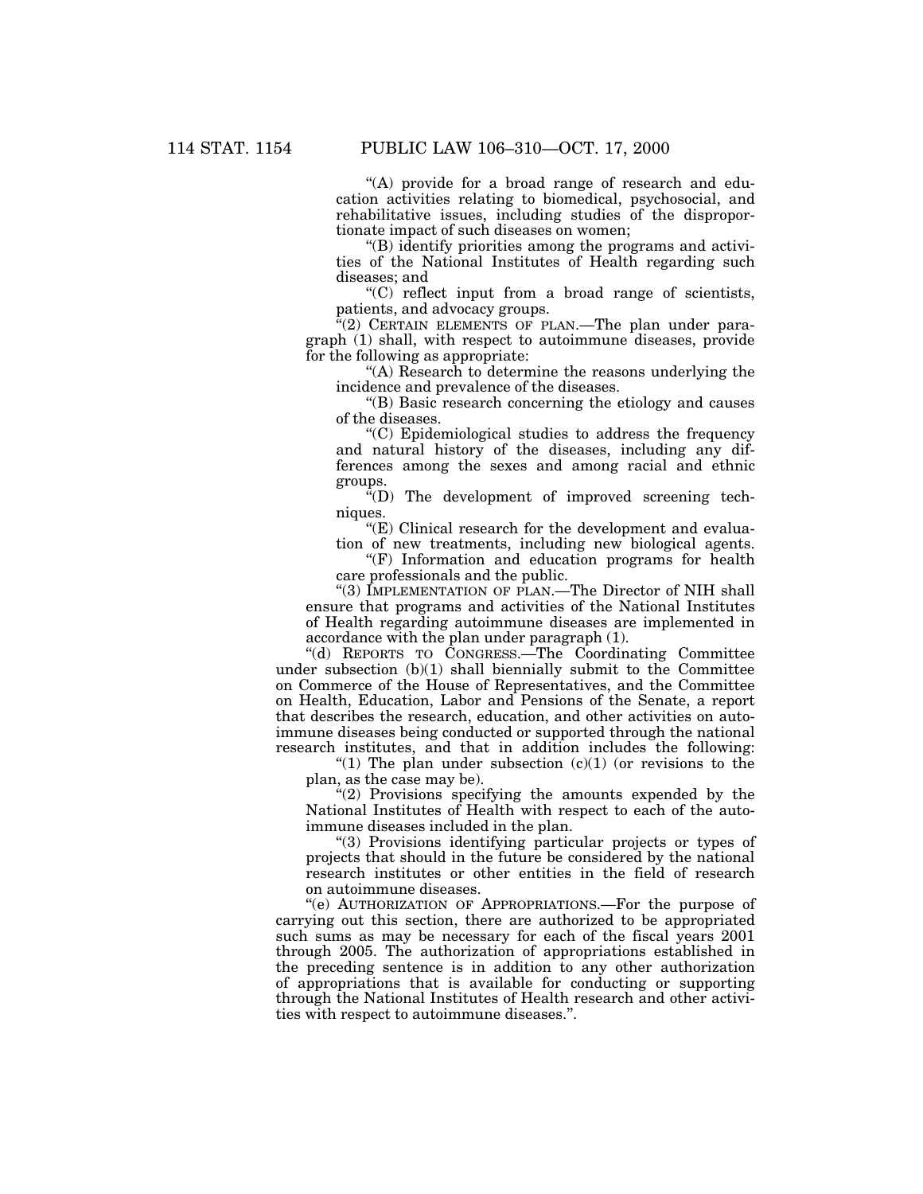"(A) provide for a broad range of research and education activities relating to biomedical, psychosocial, and rehabilitative issues, including studies of the disproportionate impact of such diseases on women;

"(B) identify priorities among the programs and activities of the National Institutes of Health regarding such diseases; and

"(C) reflect input from a broad range of scientists, patients, and advocacy groups.

"(2) CERTAIN ELEMENTS OF PLAN.—The plan under paragraph (1) shall, with respect to autoimmune diseases, provide for the following as appropriate:

"(A) Research to determine the reasons underlying the incidence and prevalence of the diseases.

"(B) Basic research concerning the etiology and causes of the diseases.

"(C) Epidemiological studies to address the frequency and natural history of the diseases, including any differences among the sexes and among racial and ethnic groups.

"(D) The development of improved screening techniques.

"(E) Clinical research for the development and evaluation of new treatments, including new biological agents.

"(F) Information and education programs for health care professionals and the public.

"(3) IMPLEMENTATION OF PLAN.—The Director of NIH shall ensure that programs and activities of the National Institutes of Health regarding autoimmune diseases are implemented in accordance with the plan under paragraph (1).

"(d) REPORTS TO CONGRESS.—The Coordinating Committee under subsection (b)(1) shall biennially submit to the Committee on Commerce of the House of Representatives, and the Committee on Health, Education, Labor and Pensions of the Senate, a report that describes the research, education, and other activities on autoimmune diseases being conducted or supported through the national research institutes, and that in addition includes the following:

"(1) The plan under subsection (c)(1) (or revisions to the plan, as the case may be).

"(2) Provisions specifying the amounts expended by the National Institutes of Health with respect to each of the autoimmune diseases included in the plan.

"(3) Provisions identifying particular projects or types of projects that should in the future be considered by the national research institutes or other entities in the field of research on autoimmune diseases.

"(e) AUTHORIZATION OF APPROPRIATIONS.—For the purpose of carrying out this section, there are authorized to be appropriated such sums as may be necessary for each of the fiscal years 2001 through 2005. The authorization of appropriations established in the preceding sentence is in addition to any other authorization of appropriations that is available for conducting or supporting through the National Institutes of Health research and other activities with respect to autoimmune diseases.".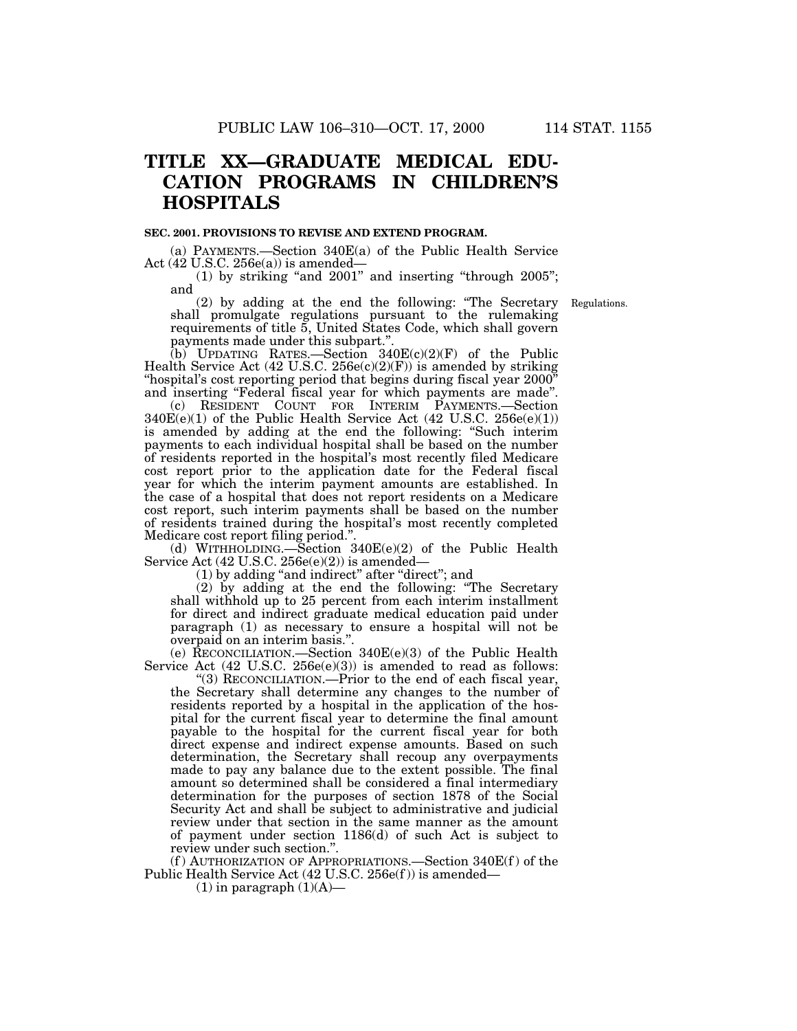# TITLE XX—GRADUATE MEDICAL EDUCATION PROGRAMS IN CHILDREN'S HOSPITALS

**SEC. 2001. PROVISIONS TO REVISE AND EXTEND PROGRAM.**

(a) PAYMENTS.—Section 340E(a) of the Public Health Service Act (42 U.S.C. 256e(a)) is amended—

(1) by striking "and 2001" and inserting "through 2005"; and

(2) by adding at the end the following: "The Secretary shall promulgate regulations pursuant to the rulemaking requirements of title 5, United States Code, which shall govern payments made under this subpart.".

Regulations.

(b) UPDATING RATES.—Section 340E(c)(2)(F) of the Public Health Service Act (42 U.S.C. 256e(c)(2)(F)) is amended by striking "hospital's cost reporting period that begins during fiscal year 2000" and inserting "Federal fiscal year for which payments are made".

(c) RESIDENT COUNT FOR INTERIM PAYMENTS.—Section 340E(e)(1) of the Public Health Service Act (42 U.S.C. 256e(e)(1)) is amended by adding at the end the following: "Such interim payments to each individual hospital shall be based on the number of residents reported in the hospital's most recently filed Medicare cost report prior to the application date for the Federal fiscal year for which the interim payment amounts are established. In the case of a hospital that does not report residents on a Medicare cost report, such interim payments shall be based on the number of residents trained during the hospital's most recently completed Medicare cost report filing period.".

(d) WITHHOLDING.—Section 340E(e)(2) of the Public Health Service Act (42 U.S.C. 256e(e)(2)) is amended—

(1) by adding "and indirect" after "direct"; and

(2) by adding at the end the following: "The Secretary shall withhold up to 25 percent from each interim installment for direct and indirect graduate medical education paid under paragraph (1) as necessary to ensure a hospital will not be overpaid on an interim basis.".

(e) RECONCILIATION.—Section 340E(e)(3) of the Public Health Service Act (42 U.S.C. 256e(e)(3)) is amended to read as follows:

"(3) RECONCILIATION.—Prior to the end of each fiscal year, the Secretary shall determine any changes to the number of residents reported by a hospital in the application of the hospital for the current fiscal year to determine the final amount payable to the hospital for the current fiscal year for both direct expense and indirect expense amounts. Based on such determination, the Secretary shall recoup any overpayments made to pay any balance due to the extent possible. The final amount so determined shall be considered a final intermediary determination for the purposes of section 1878 of the Social Security Act and shall be subject to administrative and judicial review under that section in the same manner as the amount of payment under section 1186(d) of such Act is subject to review under such section.".

(f) AUTHORIZATION OF APPROPRIATIONS.—Section 340E(f) of the Public Health Service Act (42 U.S.C. 256e(f)) is amended—

(1) in paragraph (1)(A)—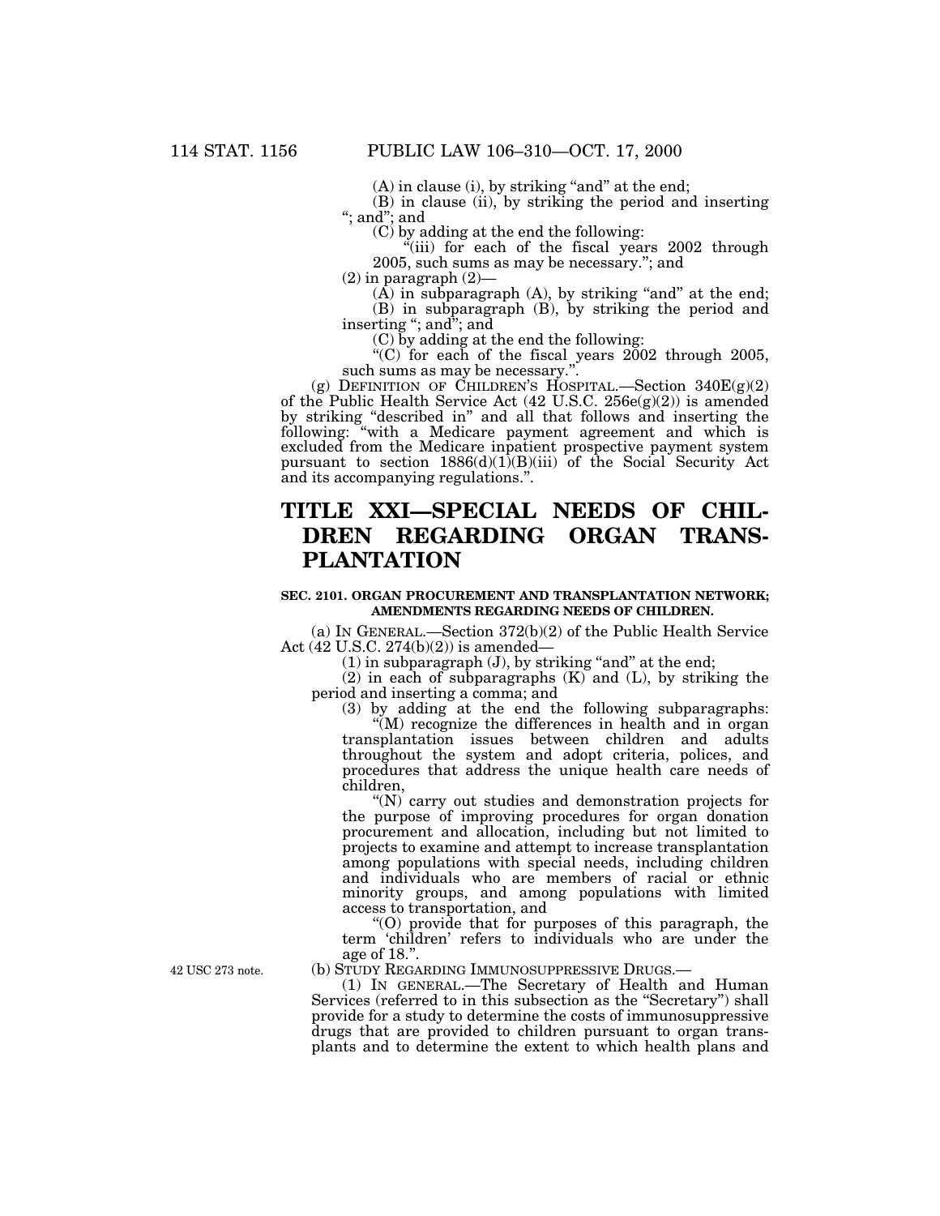(A) in clause (i), by striking "and" at the end;

(B) in clause (ii), by striking the period and inserting "; and"; and

(C) by adding at the end the following:

"(iii) for each of the fiscal years 2002 through 2005, such sums as may be necessary."; and

(2) in paragraph (2)—

(A) in subparagraph (A), by striking "and" at the end;

(B) in subparagraph (B), by striking the period and inserting "; and"; and

(C) by adding at the end the following:

"(C) for each of the fiscal years 2002 through 2005, such sums as may be necessary.".

(g) DEFINITION OF CHILDREN'S HOSPITAL.—Section 340E(g)(2) of the Public Health Service Act (42 U.S.C. 256e(g)(2)) is amended by striking "described in" and all that follows and inserting the following: "with a Medicare payment agreement and which is excluded from the Medicare inpatient prospective payment system pursuant to section 1886(d)(1)(B)(iii) of the Social Security Act and its accompanying regulations.".

# TITLE XXI—SPECIAL NEEDS OF CHILDREN REGARDING ORGAN TRANSPLANTATION

### SEC. 2101. ORGAN PROCUREMENT AND TRANSPLANTATION NETWORK; AMENDMENTS REGARDING NEEDS OF CHILDREN.

(a) IN GENERAL.—Section 372(b)(2) of the Public Health Service Act (42 U.S.C. 274(b)(2)) is amended—

(1) in subparagraph (J), by striking "and" at the end;

(2) in each of subparagraphs (K) and (L), by striking the period and inserting a comma; and

(3) by adding at the end the following subparagraphs:

"(M) recognize the differences in health and in organ transplantation issues between children and adults throughout the system and adopt criteria, polices, and procedures that address the unique health care needs of children,

"(N) carry out studies and demonstration projects for the purpose of improving procedures for organ donation procurement and allocation, including but not limited to projects to examine and attempt to increase transplantation among populations with special needs, including children and individuals who are members of racial or ethnic minority groups, and among populations with limited access to transportation, and

"(O) provide that for purposes of this paragraph, the term 'children' refers to individuals who are under the age of 18.".

42 USC 273 note.

(b) STUDY REGARDING IMMUNOSUPPRESSIVE DRUGS.—

(1) IN GENERAL.—The Secretary of Health and Human Services (referred to in this subsection as the "Secretary") shall provide for a study to determine the costs of immunosuppressive drugs that are provided to children pursuant to organ transplants and to determine the extent to which health plans and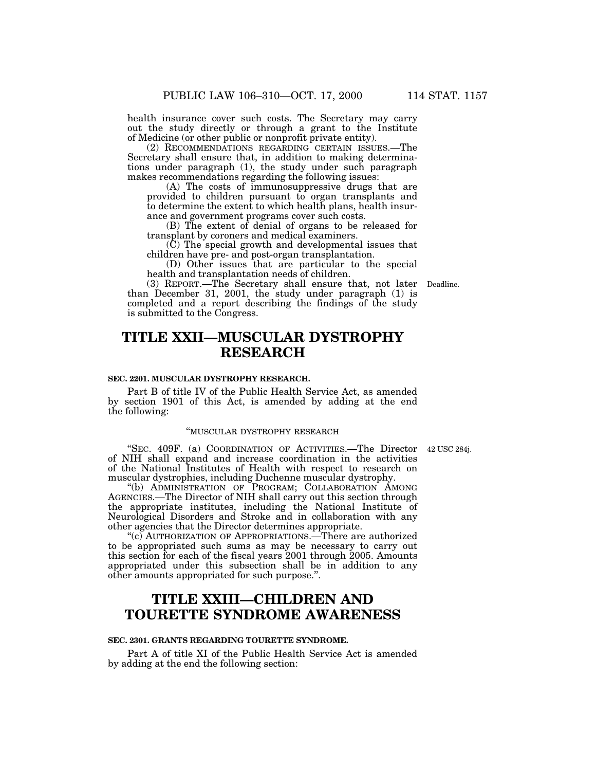health insurance cover such costs. The Secretary may carry out the study directly or through a grant to the Institute of Medicine (or other public or nonprofit private entity).

(2) RECOMMENDATIONS REGARDING CERTAIN ISSUES.—The Secretary shall ensure that, in addition to making determinations under paragraph (1), the study under such paragraph makes recommendations regarding the following issues:

(A) The costs of immunosuppressive drugs that are provided to children pursuant to organ transplants and to determine the extent to which health plans, health insurance and government programs cover such costs.

(B) The extent of denial of organs to be released for transplant by coroners and medical examiners.

(C) The special growth and developmental issues that children have pre- and post-organ transplantation.

(D) Other issues that are particular to the special health and transplantation needs of children.

(3) REPORT.—The Secretary shall ensure that, not later than December 31, 2001, the study under paragraph (1) is completed and a report describing the findings of the study is submitted to the Congress.

Deadline.

# TITLE XXII—MUSCULAR DYSTROPHY RESEARCH

### SEC. 2201. MUSCULAR DYSTROPHY RESEARCH.

Part B of title IV of the Public Health Service Act, as amended by section 1901 of this Act, is amended by adding at the end the following:

"MUSCULAR DYSTROPHY RESEARCH

42 USC 284j.

"SEC. 409F. (a) COORDINATION OF ACTIVITIES.—The Director of NIH shall expand and increase coordination in the activities of the National Institutes of Health with respect to research on muscular dystrophies, including Duchenne muscular dystrophy.

"(b) ADMINISTRATION OF PROGRAM; COLLABORATION AMONG AGENCIES.—The Director of NIH shall carry out this section through the appropriate institutes, including the National Institute of Neurological Disorders and Stroke and in collaboration with any other agencies that the Director determines appropriate.

"(c) AUTHORIZATION OF APPROPRIATIONS.—There are authorized to be appropriated such sums as may be necessary to carry out this section for each of the fiscal years 2001 through 2005. Amounts appropriated under this subsection shall be in addition to any other amounts appropriated for such purpose.".

# TITLE XXIII—CHILDREN AND TOURETTE SYNDROME AWARENESS

### SEC. 2301. GRANTS REGARDING TOURETTE SYNDROME.

Part A of title XI of the Public Health Service Act is amended by adding at the end the following section: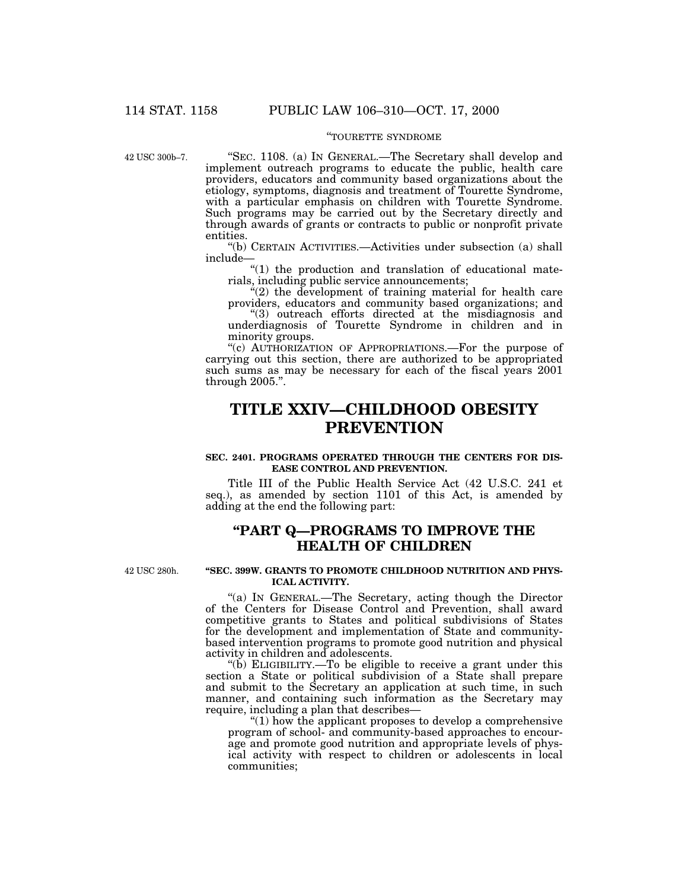"TOURETTE SYNDROME

42 USC 300b–7.

"SEC. 1108. (a) IN GENERAL.—The Secretary shall develop and implement outreach programs to educate the public, health care providers, educators and community based organizations about the etiology, symptoms, diagnosis and treatment of Tourette Syndrome, with a particular emphasis on children with Tourette Syndrome. Such programs may be carried out by the Secretary directly and through awards of grants or contracts to public or nonprofit private entities.

"(b) CERTAIN ACTIVITIES.—Activities under subsection (a) shall include—

"(1) the production and translation of educational materials, including public service announcements;

"(2) the development of training material for health care providers, educators and community based organizations; and

"(3) outreach efforts directed at the misdiagnosis and underdiagnosis of Tourette Syndrome in children and in minority groups.

"(c) AUTHORIZATION OF APPROPRIATIONS.—For the purpose of carrying out this section, there are authorized to be appropriated such sums as may be necessary for each of the fiscal years 2001 through 2005.".

# TITLE XXIV—CHILDHOOD OBESITY PREVENTION

**SEC. 2401. PROGRAMS OPERATED THROUGH THE CENTERS FOR DISEASE CONTROL AND PREVENTION.**

Title III of the Public Health Service Act (42 U.S.C. 241 et seq.), as amended by section 1101 of this Act, is amended by adding at the end the following part:

## "PART Q—PROGRAMS TO IMPROVE THE HEALTH OF CHILDREN

42 USC 280h.

**"SEC. 399W. GRANTS TO PROMOTE CHILDHOOD NUTRITION AND PHYSICAL ACTIVITY.**

"(a) IN GENERAL.—The Secretary, acting though the Director of the Centers for Disease Control and Prevention, shall award competitive grants to States and political subdivisions of States for the development and implementation of State and community-based intervention programs to promote good nutrition and physical activity in children and adolescents.

"(b) ELIGIBILITY.—To be eligible to receive a grant under this section a State or political subdivision of a State shall prepare and submit to the Secretary an application at such time, in such manner, and containing such information as the Secretary may require, including a plan that describes—

"(1) how the applicant proposes to develop a comprehensive program of school- and community-based approaches to encourage and promote good nutrition and appropriate levels of physical activity with respect to children or adolescents in local communities;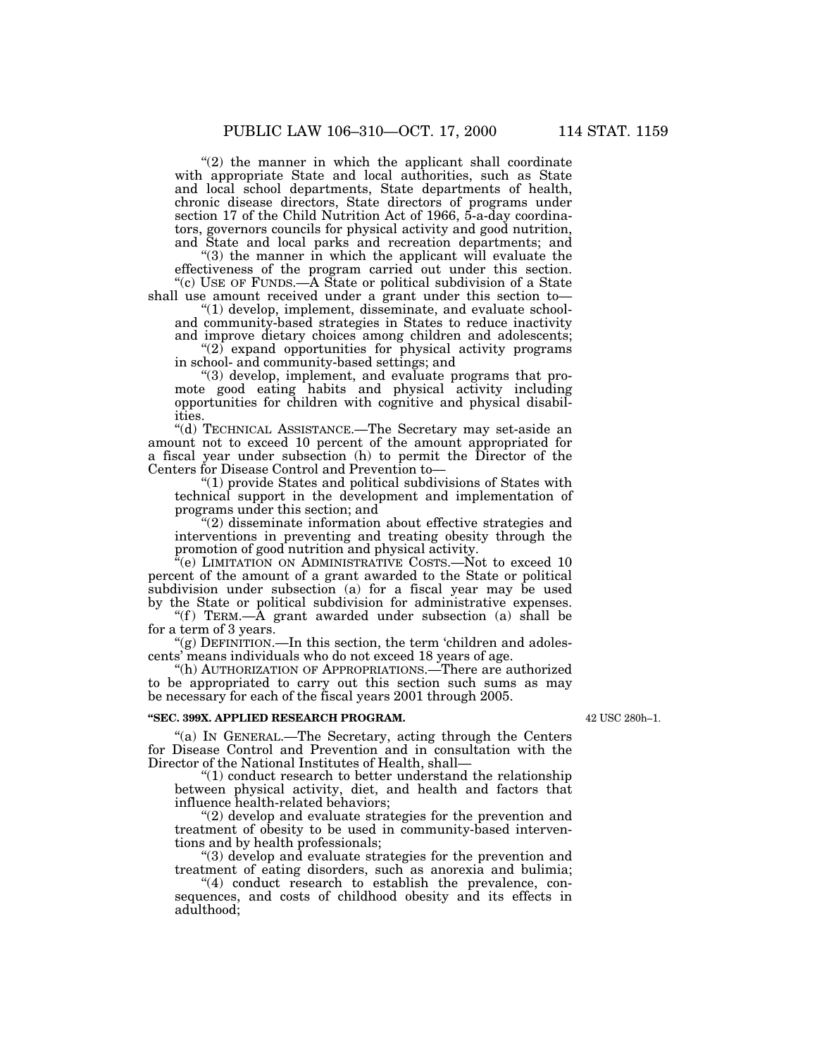"(2) the manner in which the applicant shall coordinate with appropriate State and local authorities, such as State and local school departments, State departments of health, chronic disease directors, State directors of programs under section 17 of the Child Nutrition Act of 1966, 5-a-day coordinators, governors councils for physical activity and good nutrition, and State and local parks and recreation departments; and

"(3) the manner in which the applicant will evaluate the effectiveness of the program carried out under this section.

"(c) USE OF FUNDS.—A State or political subdivision of a State shall use amount received under a grant under this section to—

"(1) develop, implement, disseminate, and evaluate school- and community-based strategies in States to reduce inactivity and improve dietary choices among children and adolescents;

"(2) expand opportunities for physical activity programs in school- and community-based settings; and

"(3) develop, implement, and evaluate programs that promote good eating habits and physical activity including opportunities for children with cognitive and physical disabilities.

"(d) TECHNICAL ASSISTANCE.—The Secretary may set-aside an amount not to exceed 10 percent of the amount appropriated for a fiscal year under subsection (h) to permit the Director of the Centers for Disease Control and Prevention to—

"(1) provide States and political subdivisions of States with technical support in the development and implementation of programs under this section; and

"(2) disseminate information about effective strategies and interventions in preventing and treating obesity through the promotion of good nutrition and physical activity.

"(e) LIMITATION ON ADMINISTRATIVE COSTS.—Not to exceed 10 percent of the amount of a grant awarded to the State or political subdivision under subsection (a) for a fiscal year may be used by the State or political subdivision for administrative expenses.

"(f) TERM.—A grant awarded under subsection (a) shall be for a term of 3 years.

"(g) DEFINITION.—In this section, the term 'children and adolescents' means individuals who do not exceed 18 years of age.

"(h) AUTHORIZATION OF APPROPRIATIONS.—There are authorized to be appropriated to carry out this section such sums as may be necessary for each of the fiscal years 2001 through 2005.

**"SEC. 399X. APPLIED RESEARCH PROGRAM.**

42 USC 280h–1.

"(a) IN GENERAL.—The Secretary, acting through the Centers for Disease Control and Prevention and in consultation with the Director of the National Institutes of Health, shall—

"(1) conduct research to better understand the relationship between physical activity, diet, and health and factors that influence health-related behaviors;

"(2) develop and evaluate strategies for the prevention and treatment of obesity to be used in community-based interventions and by health professionals;

"(3) develop and evaluate strategies for the prevention and treatment of eating disorders, such as anorexia and bulimia;

"(4) conduct research to establish the prevalence, consequences, and costs of childhood obesity and its effects in adulthood;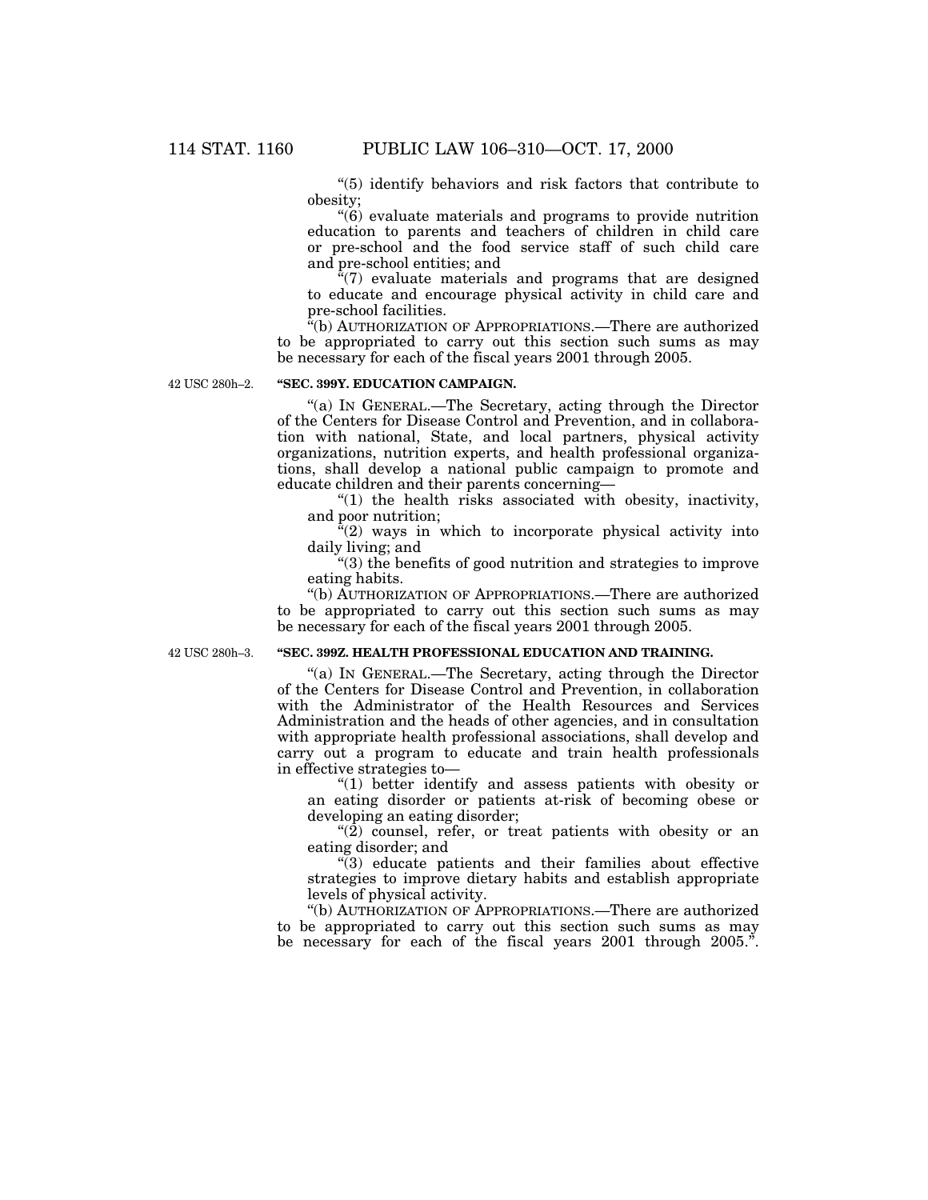"(5) identify behaviors and risk factors that contribute to obesity;

"(6) evaluate materials and programs to provide nutrition education to parents and teachers of children in child care or pre-school and the food service staff of such child care and pre-school entities; and

"(7) evaluate materials and programs that are designed to educate and encourage physical activity in child care and pre-school facilities.

"(b) AUTHORIZATION OF APPROPRIATIONS.—There are authorized to be appropriated to carry out this section such sums as may be necessary for each of the fiscal years 2001 through 2005.

42 USC 280h–2.

**"SEC. 399Y. EDUCATION CAMPAIGN.**

"(a) IN GENERAL.—The Secretary, acting through the Director of the Centers for Disease Control and Prevention, and in collaboration with national, State, and local partners, physical activity organizations, nutrition experts, and health professional organizations, shall develop a national public campaign to promote and educate children and their parents concerning—

"(1) the health risks associated with obesity, inactivity, and poor nutrition;

"(2) ways in which to incorporate physical activity into daily living; and

"(3) the benefits of good nutrition and strategies to improve eating habits.

"(b) AUTHORIZATION OF APPROPRIATIONS.—There are authorized to be appropriated to carry out this section such sums as may be necessary for each of the fiscal years 2001 through 2005.

42 USC 280h–3.

**"SEC. 399Z. HEALTH PROFESSIONAL EDUCATION AND TRAINING.**

"(a) IN GENERAL.—The Secretary, acting through the Director of the Centers for Disease Control and Prevention, in collaboration with the Administrator of the Health Resources and Services Administration and the heads of other agencies, and in consultation with appropriate health professional associations, shall develop and carry out a program to educate and train health professionals in effective strategies to—

"(1) better identify and assess patients with obesity or an eating disorder or patients at-risk of becoming obese or developing an eating disorder;

"(2) counsel, refer, or treat patients with obesity or an eating disorder; and

"(3) educate patients and their families about effective strategies to improve dietary habits and establish appropriate levels of physical activity.

"(b) AUTHORIZATION OF APPROPRIATIONS.—There are authorized to be appropriated to carry out this section such sums as may be necessary for each of the fiscal years 2001 through 2005.".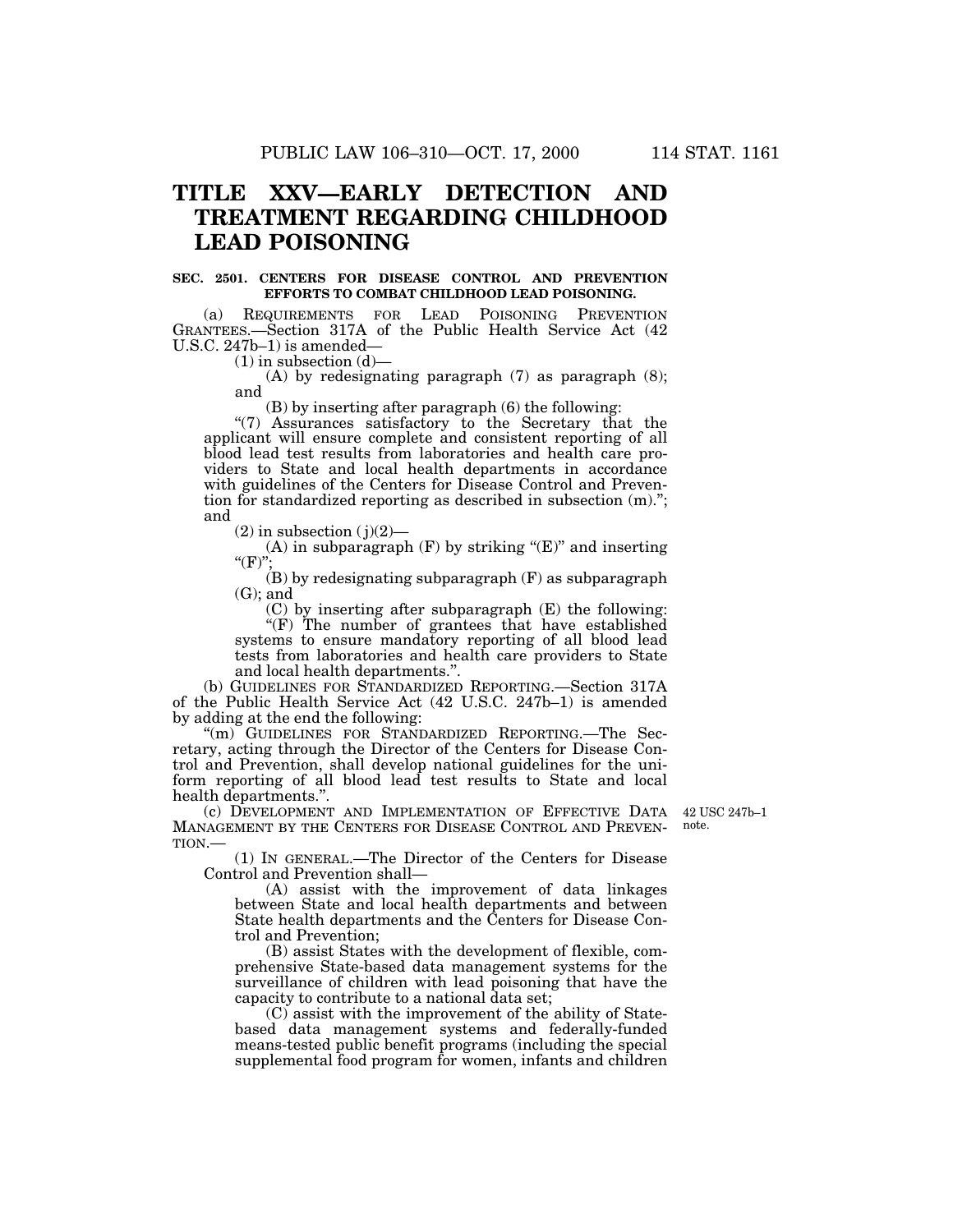# TITLE XXV—EARLY DETECTION AND TREATMENT REGARDING CHILDHOOD LEAD POISONING

**SEC. 2501. CENTERS FOR DISEASE CONTROL AND PREVENTION EFFORTS TO COMBAT CHILDHOOD LEAD POISONING.**

(a) REQUIREMENTS FOR LEAD POISONING PREVENTION GRANTEES.—Section 317A of the Public Health Service Act (42 U.S.C. 247b–1) is amended—

(1) in subsection (d)—

(A) by redesignating paragraph (7) as paragraph (8); and

(B) by inserting after paragraph (6) the following:

"(7) Assurances satisfactory to the Secretary that the applicant will ensure complete and consistent reporting of all blood lead test results from laboratories and health care providers to State and local health departments in accordance with guidelines of the Centers for Disease Control and Prevention for standardized reporting as described in subsection (m)."; and

(2) in subsection (j)(2)—

(A) in subparagraph (F) by striking "(E)" and inserting "(F)";

(B) by redesignating subparagraph (F) as subparagraph (G); and

(C) by inserting after subparagraph (E) the following:

"(F) The number of grantees that have established systems to ensure mandatory reporting of all blood lead tests from laboratories and health care providers to State and local health departments.".

(b) GUIDELINES FOR STANDARDIZED REPORTING.—Section 317A of the Public Health Service Act (42 U.S.C. 247b–1) is amended by adding at the end the following:

"(m) GUIDELINES FOR STANDARDIZED REPORTING.—The Secretary, acting through the Director of the Centers for Disease Control and Prevention, shall develop national guidelines for the uniform reporting of all blood lead test results to State and local health departments.".

42 USC 247b–1 note.

(c) DEVELOPMENT AND IMPLEMENTATION OF EFFECTIVE DATA MANAGEMENT BY THE CENTERS FOR DISEASE CONTROL AND PREVENTION.—

(1) IN GENERAL.—The Director of the Centers for Disease Control and Prevention shall—

(A) assist with the improvement of data linkages between State and local health departments and between State health departments and the Centers for Disease Control and Prevention;

(B) assist States with the development of flexible, comprehensive State-based data management systems for the surveillance of children with lead poisoning that have the capacity to contribute to a national data set;

(C) assist with the improvement of the ability of State-based data management systems and federally-funded means-tested public benefit programs (including the special supplemental food program for women, infants and children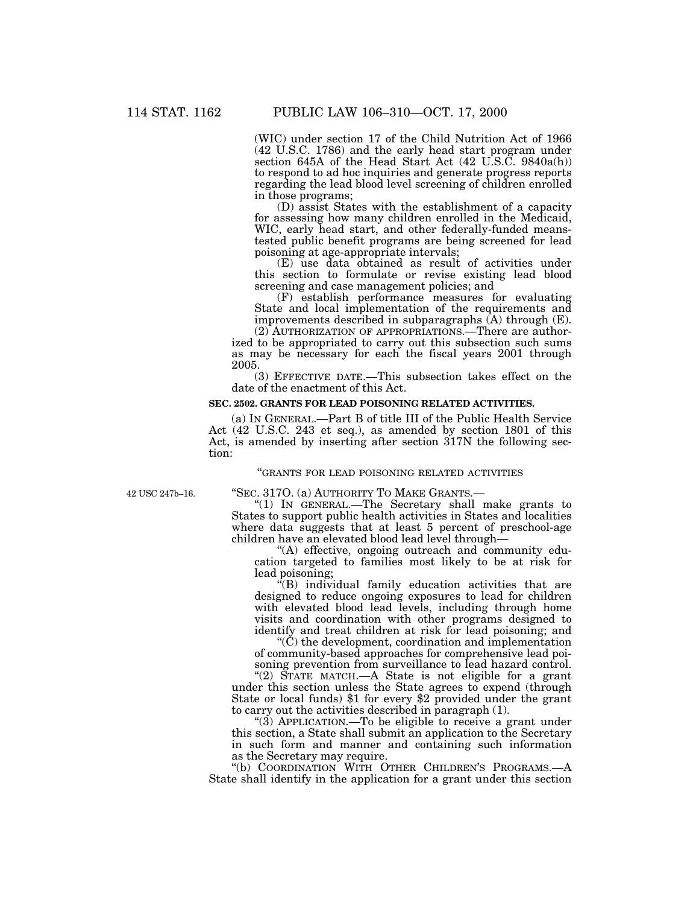(WIC) under section 17 of the Child Nutrition Act of 1966 (42 U.S.C. 1786) and the early head start program under section 645A of the Head Start Act (42 U.S.C. 9840a(h)) to respond to ad hoc inquiries and generate progress reports regarding the lead blood level screening of children enrolled in those programs;

(D) assist States with the establishment of a capacity for assessing how many children enrolled in the Medicaid, WIC, early head start, and other federally-funded means-tested public benefit programs are being screened for lead poisoning at age-appropriate intervals;

(E) use data obtained as result of activities under this section to formulate or revise existing lead blood screening and case management policies; and

(F) establish performance measures for evaluating State and local implementation of the requirements and improvements described in subparagraphs (A) through (E).

(2) AUTHORIZATION OF APPROPRIATIONS.—There are authorized to be appropriated to carry out this subsection such sums as may be necessary for each the fiscal years 2001 through 2005.

(3) EFFECTIVE DATE.—This subsection takes effect on the date of the enactment of this Act.

**SEC. 2502. GRANTS FOR LEAD POISONING RELATED ACTIVITIES.**

(a) IN GENERAL.—Part B of title III of the Public Health Service Act (42 U.S.C. 243 et seq.), as amended by section 1801 of this Act, is amended by inserting after section 317N the following section:

"GRANTS FOR LEAD POISONING RELATED ACTIVITIES

42 USC 247b–16.

"SEC. 317O. (a) AUTHORITY TO MAKE GRANTS.—

"(1) IN GENERAL.—The Secretary shall make grants to States to support public health activities in States and localities where data suggests that at least 5 percent of preschool-age children have an elevated blood lead level through—

"(A) effective, ongoing outreach and community education targeted to families most likely to be at risk for lead poisoning;

"(B) individual family education activities that are designed to reduce ongoing exposures to lead for children with elevated blood lead levels, including through home visits and coordination with other programs designed to identify and treat children at risk for lead poisoning; and

"(C) the development, coordination and implementation of community-based approaches for comprehensive lead poisoning prevention from surveillance to lead hazard control.

"(2) STATE MATCH.—A State is not eligible for a grant under this section unless the State agrees to expend (through State or local funds) $1 for every $2 provided under the grant to carry out the activities described in paragraph (1).

"(3) APPLICATION.—To be eligible to receive a grant under this section, a State shall submit an application to the Secretary in such form and manner and containing such information as the Secretary may require.

"(b) COORDINATION WITH OTHER CHILDREN'S PROGRAMS.—A State shall identify in the application for a grant under this section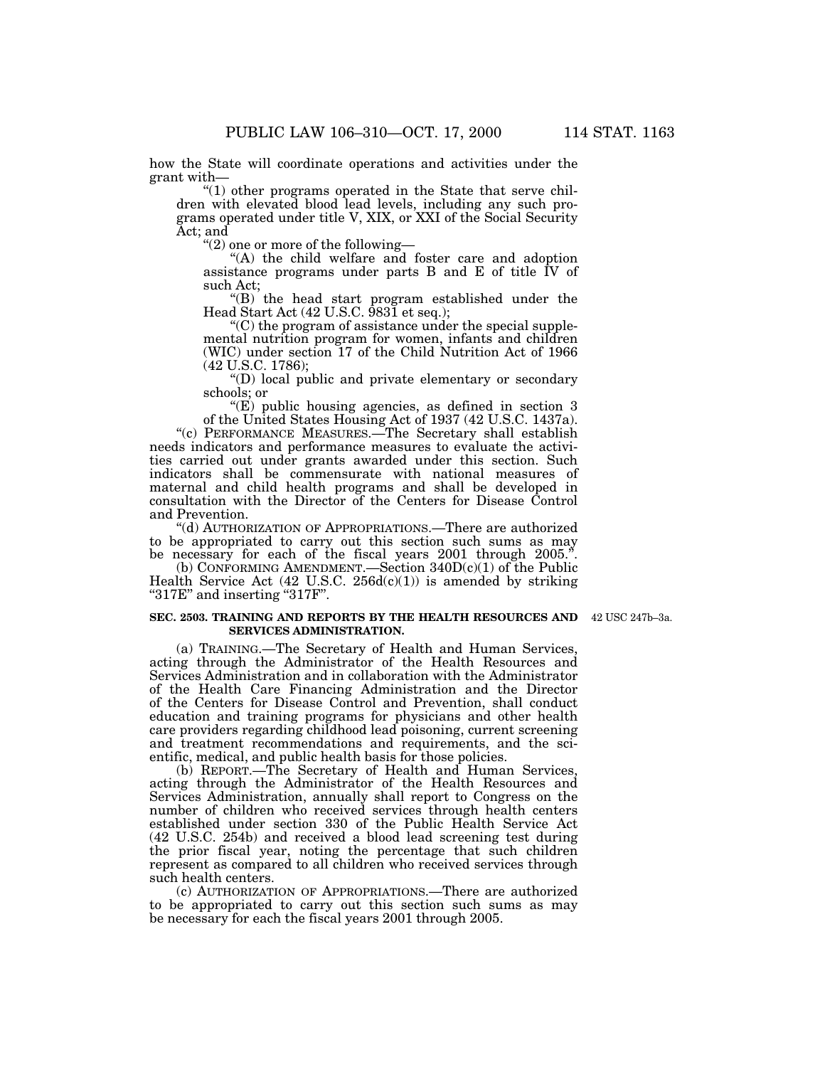how the State will coordinate operations and activities under the grant with—

"(1) other programs operated in the State that serve children with elevated blood lead levels, including any such programs operated under title V, XIX, or XXI of the Social Security Act; and

"(2) one or more of the following—

"(A) the child welfare and foster care and adoption assistance programs under parts B and E of title IV of such Act;

"(B) the head start program established under the Head Start Act (42 U.S.C. 9831 et seq.);

"(C) the program of assistance under the special supplemental nutrition program for women, infants and children (WIC) under section 17 of the Child Nutrition Act of 1966 (42 U.S.C. 1786);

"(D) local public and private elementary or secondary schools; or

"(E) public housing agencies, as defined in section 3 of the United States Housing Act of 1937 (42 U.S.C. 1437a).

"(c) PERFORMANCE MEASURES.—The Secretary shall establish needs indicators and performance measures to evaluate the activities carried out under grants awarded under this section. Such indicators shall be commensurate with national measures of maternal and child health programs and shall be developed in consultation with the Director of the Centers for Disease Control and Prevention.

"(d) AUTHORIZATION OF APPROPRIATIONS.—There are authorized to be appropriated to carry out this section such sums as may be necessary for each of the fiscal years 2001 through 2005.".

(b) CONFORMING AMENDMENT.—Section 340D(c)(1) of the Public Health Service Act (42 U.S.C. 256d(c)(1)) is amended by striking "317E" and inserting "317F".

**SEC. 2503. TRAINING AND REPORTS BY THE HEALTH RESOURCES AND SERVICES ADMINISTRATION.**

42 USC 247b–3a.

(a) TRAINING.—The Secretary of Health and Human Services, acting through the Administrator of the Health Resources and Services Administration and in collaboration with the Administrator of the Health Care Financing Administration and the Director of the Centers for Disease Control and Prevention, shall conduct education and training programs for physicians and other health care providers regarding childhood lead poisoning, current screening and treatment recommendations and requirements, and the scientific, medical, and public health basis for those policies.

(b) REPORT.—The Secretary of Health and Human Services, acting through the Administrator of the Health Resources and Services Administration, annually shall report to Congress on the number of children who received services through health centers established under section 330 of the Public Health Service Act (42 U.S.C. 254b) and received a blood lead screening test during the prior fiscal year, noting the percentage that such children represent as compared to all children who received services through such health centers.

(c) AUTHORIZATION OF APPROPRIATIONS.—There are authorized to be appropriated to carry out this section such sums as may be necessary for each the fiscal years 2001 through 2005.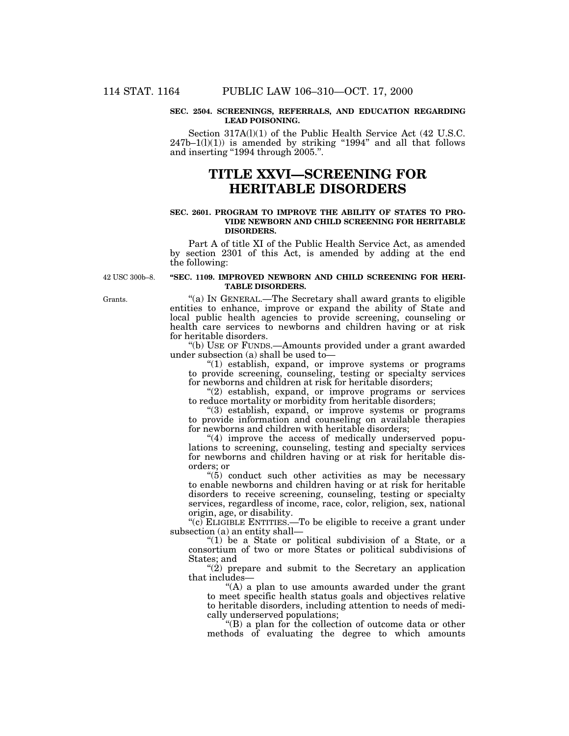**SEC. 2504. SCREENINGS, REFERRALS, AND EDUCATION REGARDING LEAD POISONING.**

Section 317A(l)(1) of the Public Health Service Act (42 U.S.C. 247b–1(l)(1)) is amended by striking "1994" and all that follows and inserting "1994 through 2005.".

# TITLE XXVI—SCREENING FOR HERITABLE DISORDERS

**SEC. 2601. PROGRAM TO IMPROVE THE ABILITY OF STATES TO PROVIDE NEWBORN AND CHILD SCREENING FOR HERITABLE DISORDERS.**

Part A of title XI of the Public Health Service Act, as amended by section 2301 of this Act, is amended by adding at the end the following:

42 USC 300b–8.

**"SEC. 1109. IMPROVED NEWBORN AND CHILD SCREENING FOR HERITABLE DISORDERS.**

Grants.

"(a) IN GENERAL.—The Secretary shall award grants to eligible entities to enhance, improve or expand the ability of State and local public health agencies to provide screening, counseling or health care services to newborns and children having or at risk for heritable disorders.

"(b) USE OF FUNDS.—Amounts provided under a grant awarded under subsection (a) shall be used to—

"(1) establish, expand, or improve systems or programs to provide screening, counseling, testing or specialty services for newborns and children at risk for heritable disorders;

"(2) establish, expand, or improve programs or services to reduce mortality or morbidity from heritable disorders;

"(3) establish, expand, or improve systems or programs to provide information and counseling on available therapies for newborns and children with heritable disorders;

"(4) improve the access of medically underserved populations to screening, counseling, testing and specialty services for newborns and children having or at risk for heritable disorders; or

"(5) conduct such other activities as may be necessary to enable newborns and children having or at risk for heritable disorders to receive screening, counseling, testing or specialty services, regardless of income, race, color, religion, sex, national origin, age, or disability.

"(c) ELIGIBLE ENTITIES.—To be eligible to receive a grant under subsection (a) an entity shall—

"(1) be a State or political subdivision of a State, or a consortium of two or more States or political subdivisions of States; and

"(2) prepare and submit to the Secretary an application that includes—

"(A) a plan to use amounts awarded under the grant to meet specific health status goals and objectives relative to heritable disorders, including attention to needs of medically underserved populations;

"(B) a plan for the collection of outcome data or other methods of evaluating the degree to which amounts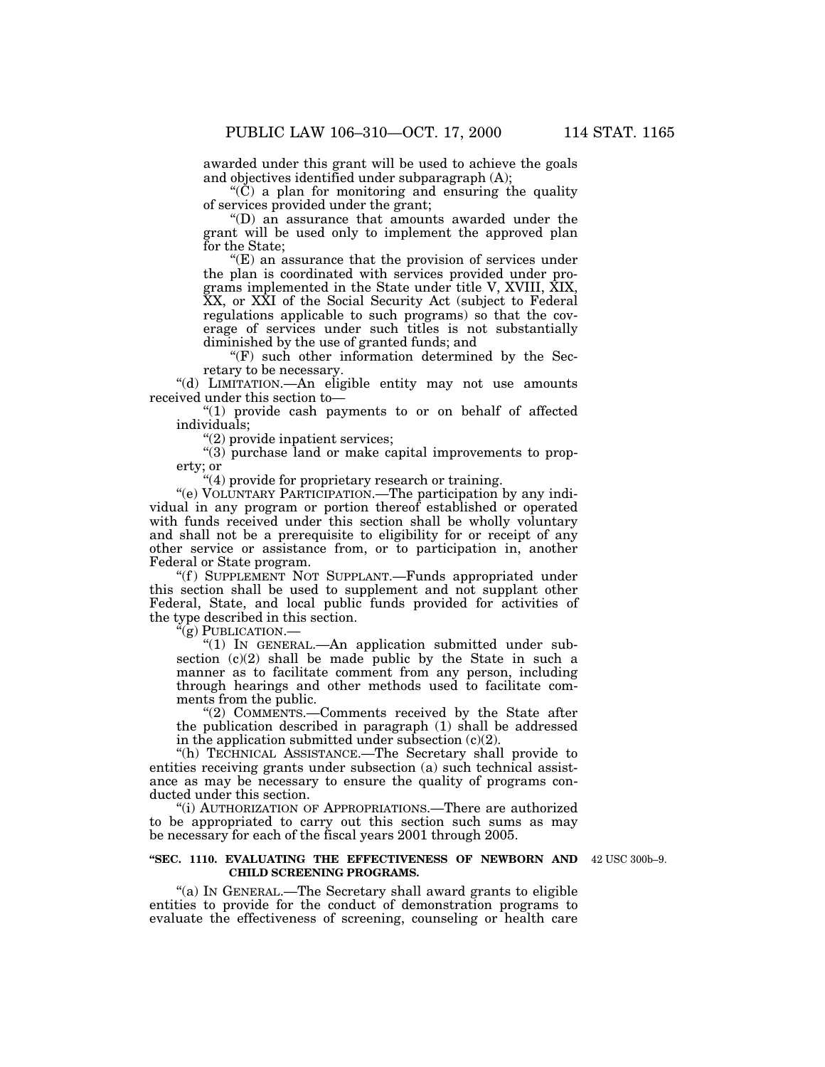awarded under this grant will be used to achieve the goals and objectives identified under subparagraph (A);

"(C) a plan for monitoring and ensuring the quality of services provided under the grant;

"(D) an assurance that amounts awarded under the grant will be used only to implement the approved plan for the State;

"(E) an assurance that the provision of services under the plan is coordinated with services provided under programs implemented in the State under title V, XVIII, XIX, XX, or XXI of the Social Security Act (subject to Federal regulations applicable to such programs) so that the coverage of services under such titles is not substantially diminished by the use of granted funds; and

"(F) such other information determined by the Secretary to be necessary.

"(d) LIMITATION.—An eligible entity may not use amounts received under this section to—

"(1) provide cash payments to or on behalf of affected individuals;

"(2) provide inpatient services;

"(3) purchase land or make capital improvements to property; or

"(4) provide for proprietary research or training.

"(e) VOLUNTARY PARTICIPATION.—The participation by any individual in any program or portion thereof established or operated with funds received under this section shall be wholly voluntary and shall not be a prerequisite to eligibility for or receipt of any other service or assistance from, or to participation in, another Federal or State program.

"(f) SUPPLEMENT NOT SUPPLANT.—Funds appropriated under this section shall be used to supplement and not supplant other Federal, State, and local public funds provided for activities of the type described in this section.

"(g) PUBLICATION.—

"(1) IN GENERAL.—An application submitted under subsection (c)(2) shall be made public by the State in such a manner as to facilitate comment from any person, including through hearings and other methods used to facilitate comments from the public.

"(2) COMMENTS.—Comments received by the State after the publication described in paragraph (1) shall be addressed in the application submitted under subsection (c)(2).

"(h) TECHNICAL ASSISTANCE.—The Secretary shall provide to entities receiving grants under subsection (a) such technical assistance as may be necessary to ensure the quality of programs conducted under this section.

"(i) AUTHORIZATION OF APPROPRIATIONS.—There are authorized to be appropriated to carry out this section such sums as may be necessary for each of the fiscal years 2001 through 2005.

**"SEC. 1110. EVALUATING THE EFFECTIVENESS OF NEWBORN AND CHILD SCREENING PROGRAMS.**

42 USC 300b–9.

"(a) IN GENERAL.—The Secretary shall award grants to eligible entities to provide for the conduct of demonstration programs to evaluate the effectiveness of screening, counseling or health care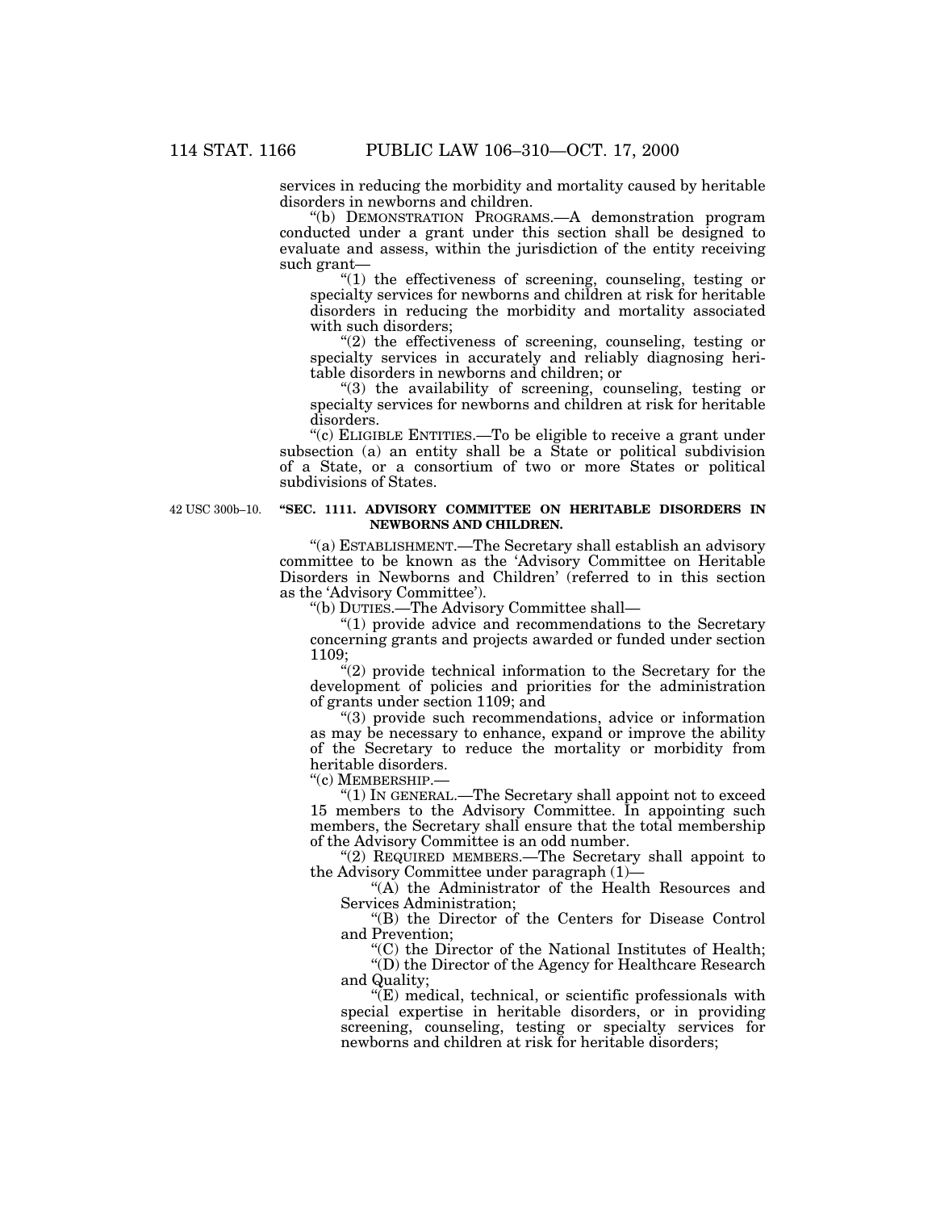services in reducing the morbidity and mortality caused by heritable disorders in newborns and children.

"(b) DEMONSTRATION PROGRAMS.—A demonstration program conducted under a grant under this section shall be designed to evaluate and assess, within the jurisdiction of the entity receiving such grant—

"(1) the effectiveness of screening, counseling, testing or specialty services for newborns and children at risk for heritable disorders in reducing the morbidity and mortality associated with such disorders;

"(2) the effectiveness of screening, counseling, testing or specialty services in accurately and reliably diagnosing heritable disorders in newborns and children; or

"(3) the availability of screening, counseling, testing or specialty services for newborns and children at risk for heritable disorders.

"(c) ELIGIBLE ENTITIES.—To be eligible to receive a grant under subsection (a) an entity shall be a State or political subdivision of a State, or a consortium of two or more States or political subdivisions of States.

42 USC 300b–10.

**"SEC. 1111. ADVISORY COMMITTEE ON HERITABLE DISORDERS IN NEWBORNS AND CHILDREN.**

"(a) ESTABLISHMENT.—The Secretary shall establish an advisory committee to be known as the 'Advisory Committee on Heritable Disorders in Newborns and Children' (referred to in this section as the 'Advisory Committee').

"(b) DUTIES.—The Advisory Committee shall—

"(1) provide advice and recommendations to the Secretary concerning grants and projects awarded or funded under section 1109;

"(2) provide technical information to the Secretary for the development of policies and priorities for the administration of grants under section 1109; and

"(3) provide such recommendations, advice or information as may be necessary to enhance, expand or improve the ability of the Secretary to reduce the mortality or morbidity from heritable disorders.

"(c) MEMBERSHIP.—

"(1) IN GENERAL.—The Secretary shall appoint not to exceed 15 members to the Advisory Committee. In appointing such members, the Secretary shall ensure that the total membership of the Advisory Committee is an odd number.

"(2) REQUIRED MEMBERS.—The Secretary shall appoint to the Advisory Committee under paragraph (1)—

"(A) the Administrator of the Health Resources and Services Administration;

"(B) the Director of the Centers for Disease Control and Prevention;

"(C) the Director of the National Institutes of Health;

"(D) the Director of the Agency for Healthcare Research and Quality;

"(E) medical, technical, or scientific professionals with special expertise in heritable disorders, or in providing screening, counseling, testing or specialty services for newborns and children at risk for heritable disorders;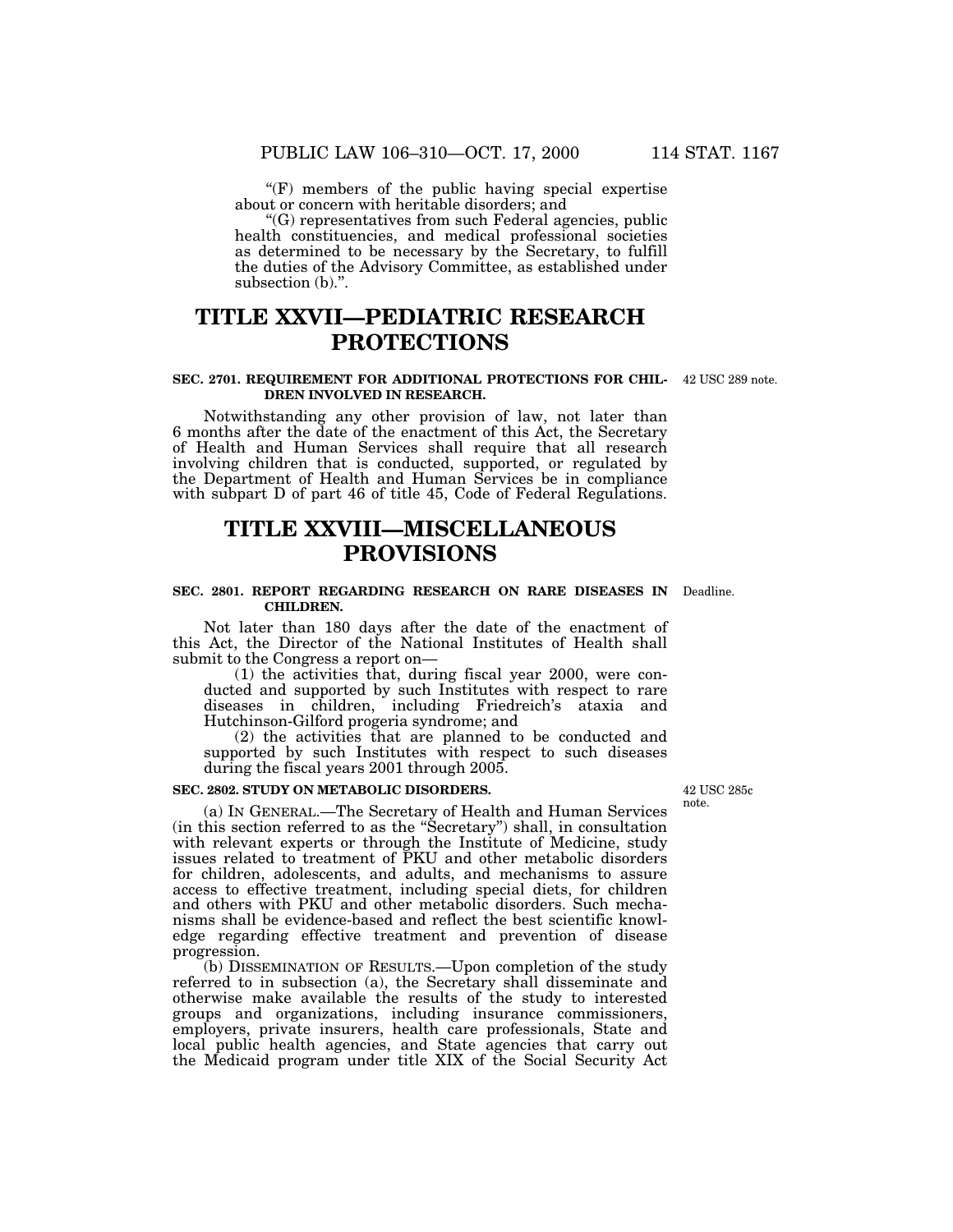"(F) members of the public having special expertise about or concern with heritable disorders; and

"(G) representatives from such Federal agencies, public health constituencies, and medical professional societies as determined to be necessary by the Secretary, to fulfill the duties of the Advisory Committee, as established under subsection (b).".

# TITLE XXVII—PEDIATRIC RESEARCH PROTECTIONS

### SEC. 2701. REQUIREMENT FOR ADDITIONAL PROTECTIONS FOR CHILDREN INVOLVED IN RESEARCH.

42 USC 289 note.

Notwithstanding any other provision of law, not later than 6 months after the date of the enactment of this Act, the Secretary of Health and Human Services shall require that all research involving children that is conducted, supported, or regulated by the Department of Health and Human Services be in compliance with subpart D of part 46 of title 45, Code of Federal Regulations.

# TITLE XXVIII—MISCELLANEOUS PROVISIONS

### SEC. 2801. REPORT REGARDING RESEARCH ON RARE DISEASES IN CHILDREN.

Deadline.

Not later than 180 days after the date of the enactment of this Act, the Director of the National Institutes of Health shall submit to the Congress a report on—

(1) the activities that, during fiscal year 2000, were conducted and supported by such Institutes with respect to rare diseases in children, including Friedreich's ataxia and Hutchinson-Gilford progeria syndrome; and

(2) the activities that are planned to be conducted and supported by such Institutes with respect to such diseases during the fiscal years 2001 through 2005.

### SEC. 2802. STUDY ON METABOLIC DISORDERS.

42 USC 285c note.

(a) IN GENERAL.—The Secretary of Health and Human Services (in this section referred to as the "Secretary") shall, in consultation with relevant experts or through the Institute of Medicine, study issues related to treatment of PKU and other metabolic disorders for children, adolescents, and adults, and mechanisms to assure access to effective treatment, including special diets, for children and others with PKU and other metabolic disorders. Such mechanisms shall be evidence-based and reflect the best scientific knowledge regarding effective treatment and prevention of disease progression.

(b) DISSEMINATION OF RESULTS.—Upon completion of the study referred to in subsection (a), the Secretary shall disseminate and otherwise make available the results of the study to interested groups and organizations, including insurance commissioners, employers, private insurers, health care professionals, State and local public health agencies, and State agencies that carry out the Medicaid program under title XIX of the Social Security Act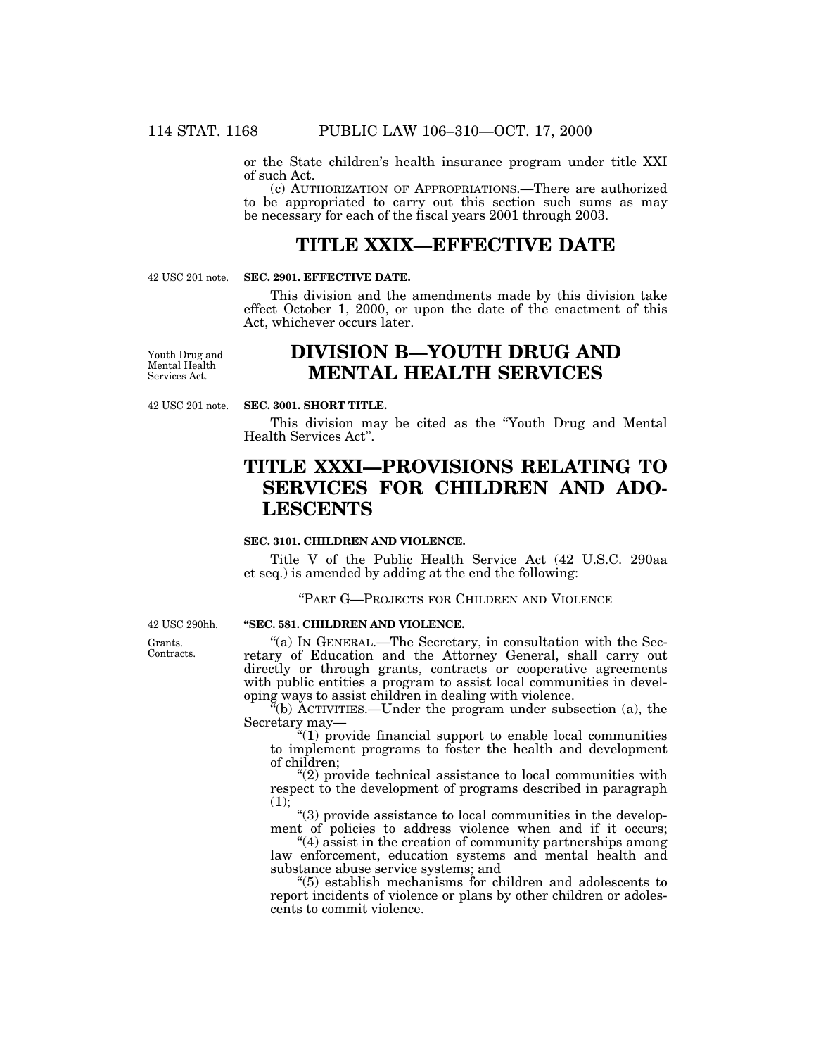or the State children's health insurance program under title XXI of such Act.

(c) AUTHORIZATION OF APPROPRIATIONS.—There are authorized to be appropriated to carry out this section such sums as may be necessary for each of the fiscal years 2001 through 2003.

# TITLE XXIX—EFFECTIVE DATE

42 USC 201 note.

**SEC. 2901. EFFECTIVE DATE.**

This division and the amendments made by this division take effect October 1, 2000, or upon the date of the enactment of this Act, whichever occurs later.

Youth Drug and Mental Health Services Act.

# DIVISION B—YOUTH DRUG AND MENTAL HEALTH SERVICES

42 USC 201 note.

**SEC. 3001. SHORT TITLE.**

This division may be cited as the "Youth Drug and Mental Health Services Act".

# TITLE XXXI—PROVISIONS RELATING TO SERVICES FOR CHILDREN AND ADOLESCENTS

**SEC. 3101. CHILDREN AND VIOLENCE.**

Title V of the Public Health Service Act (42 U.S.C. 290aa et seq.) is amended by adding at the end the following:

"PART G—PROJECTS FOR CHILDREN AND VIOLENCE

42 USC 290hh.

**"SEC. 581. CHILDREN AND VIOLENCE.**

Grants. Contracts.

"(a) IN GENERAL.—The Secretary, in consultation with the Secretary of Education and the Attorney General, shall carry out directly or through grants, contracts or cooperative agreements with public entities a program to assist local communities in developing ways to assist children in dealing with violence.

"(b) ACTIVITIES.—Under the program under subsection (a), the Secretary may—

"(1) provide financial support to enable local communities to implement programs to foster the health and development of children;

"(2) provide technical assistance to local communities with respect to the development of programs described in paragraph (1);

"(3) provide assistance to local communities in the development of policies to address violence when and if it occurs;

"(4) assist in the creation of community partnerships among law enforcement, education systems and mental health and substance abuse service systems; and

"(5) establish mechanisms for children and adolescents to report incidents of violence or plans by other children or adolescents to commit violence.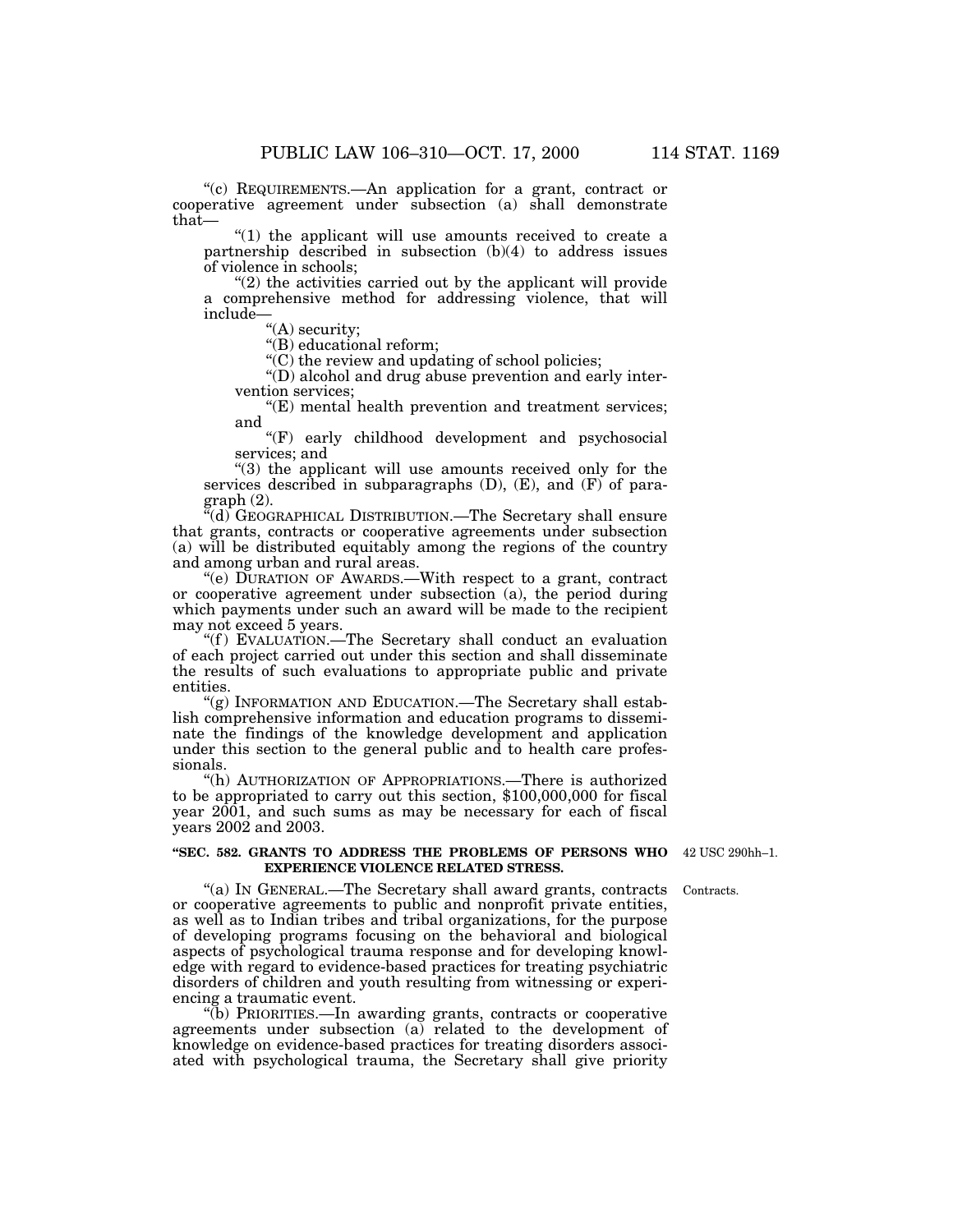"(c) REQUIREMENTS.—An application for a grant, contract or cooperative agreement under subsection (a) shall demonstrate that—

"(1) the applicant will use amounts received to create a partnership described in subsection (b)(4) to address issues of violence in schools;

"(2) the activities carried out by the applicant will provide a comprehensive method for addressing violence, that will include—

"(A) security;

"(B) educational reform;

"(C) the review and updating of school policies;

"(D) alcohol and drug abuse prevention and early intervention services;

"(E) mental health prevention and treatment services; and

"(F) early childhood development and psychosocial services; and

"(3) the applicant will use amounts received only for the services described in subparagraphs (D), (E), and (F) of paragraph (2).

"(d) GEOGRAPHICAL DISTRIBUTION.—The Secretary shall ensure that grants, contracts or cooperative agreements under subsection (a) will be distributed equitably among the regions of the country and among urban and rural areas.

"(e) DURATION OF AWARDS.—With respect to a grant, contract or cooperative agreement under subsection (a), the period during which payments under such an award will be made to the recipient may not exceed 5 years.

"(f) EVALUATION.—The Secretary shall conduct an evaluation of each project carried out under this section and shall disseminate the results of such evaluations to appropriate public and private entities.

"(g) INFORMATION AND EDUCATION.—The Secretary shall establish comprehensive information and education programs to disseminate the findings of the knowledge development and application under this section to the general public and to health care professionals.

"(h) AUTHORIZATION OF APPROPRIATIONS.—There is authorized to be appropriated to carry out this section, $100,000,000 for fiscal year 2001, and such sums as may be necessary for each of fiscal years 2002 and 2003.

**"SEC. 582. GRANTS TO ADDRESS THE PROBLEMS OF PERSONS WHO EXPERIENCE VIOLENCE RELATED STRESS.**

42 USC 290hh–1.

Contracts.

"(a) IN GENERAL.—The Secretary shall award grants, contracts or cooperative agreements to public and nonprofit private entities, as well as to Indian tribes and tribal organizations, for the purpose of developing programs focusing on the behavioral and biological aspects of psychological trauma response and for developing knowledge with regard to evidence-based practices for treating psychiatric disorders of children and youth resulting from witnessing or experiencing a traumatic event.

"(b) PRIORITIES.—In awarding grants, contracts or cooperative agreements under subsection (a) related to the development of knowledge on evidence-based practices for treating disorders associated with psychological trauma, the Secretary shall give priority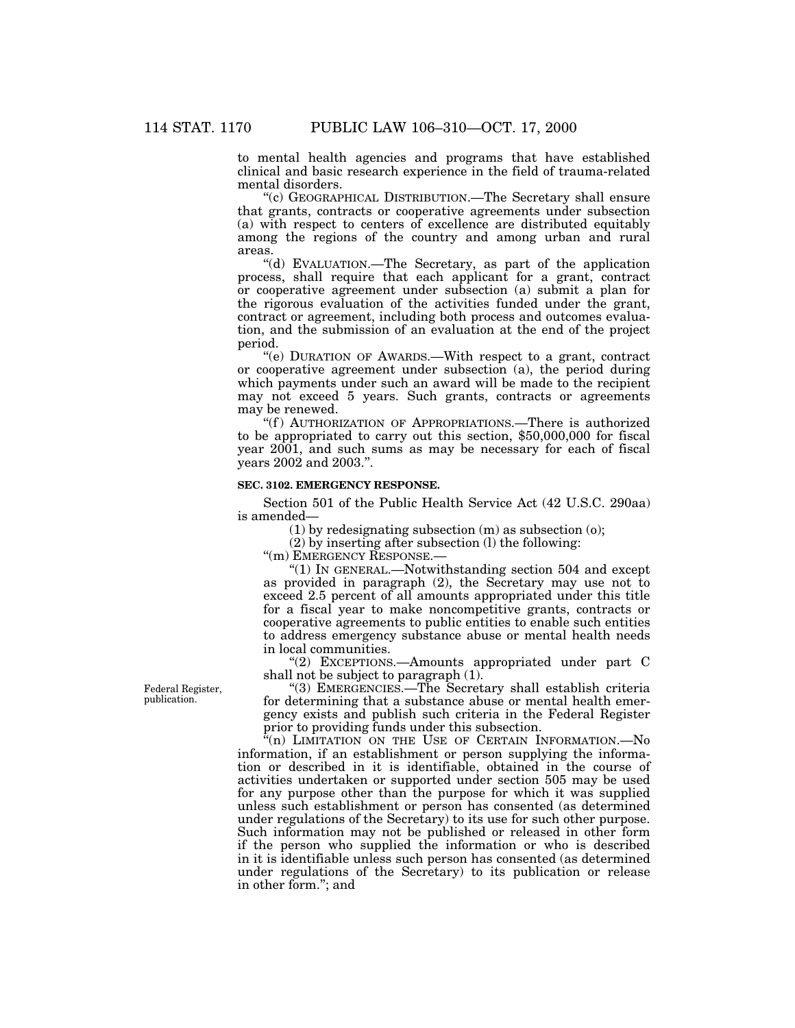to mental health agencies and programs that have established clinical and basic research experience in the field of trauma-related mental disorders.

"(c) GEOGRAPHICAL DISTRIBUTION.—The Secretary shall ensure that grants, contracts or cooperative agreements under subsection (a) with respect to centers of excellence are distributed equitably among the regions of the country and among urban and rural areas.

"(d) EVALUATION.—The Secretary, as part of the application process, shall require that each applicant for a grant, contract or cooperative agreement under subsection (a) submit a plan for the rigorous evaluation of the activities funded under the grant, contract or agreement, including both process and outcomes evaluation, and the submission of an evaluation at the end of the project period.

"(e) DURATION OF AWARDS.—With respect to a grant, contract or cooperative agreement under subsection (a), the period during which payments under such an award will be made to the recipient may not exceed 5 years. Such grants, contracts or agreements may be renewed.

"(f) AUTHORIZATION OF APPROPRIATIONS.—There is authorized to be appropriated to carry out this section, $50,000,000 for fiscal year 2001, and such sums as may be necessary for each of fiscal years 2002 and 2003.".

**SEC. 3102. EMERGENCY RESPONSE.**

Section 501 of the Public Health Service Act (42 U.S.C. 290aa) is amended—

(1) by redesignating subsection (m) as subsection (o);

(2) by inserting after subsection (l) the following:

"(m) EMERGENCY RESPONSE.—

"(1) IN GENERAL.—Notwithstanding section 504 and except as provided in paragraph (2), the Secretary may use not to exceed 2.5 percent of all amounts appropriated under this title for a fiscal year to make noncompetitive grants, contracts or cooperative agreements to public entities to enable such entities to address emergency substance abuse or mental health needs in local communities.

"(2) EXCEPTIONS.—Amounts appropriated under part C shall not be subject to paragraph (1).

Federal Register, publication.

"(3) EMERGENCIES.—The Secretary shall establish criteria for determining that a substance abuse or mental health emergency exists and publish such criteria in the Federal Register prior to providing funds under this subsection.

"(n) LIMITATION ON THE USE OF CERTAIN INFORMATION.—No information, if an establishment or person supplying the information or described in it is identifiable, obtained in the course of activities undertaken or supported under section 505 may be used for any purpose other than the purpose for which it was supplied unless such establishment or person has consented (as determined under regulations of the Secretary) to its use for such other purpose. Such information may not be published or released in other form if the person who supplied the information or who is described in it is identifiable unless such person has consented (as determined under regulations of the Secretary) to its publication or release in other form."; and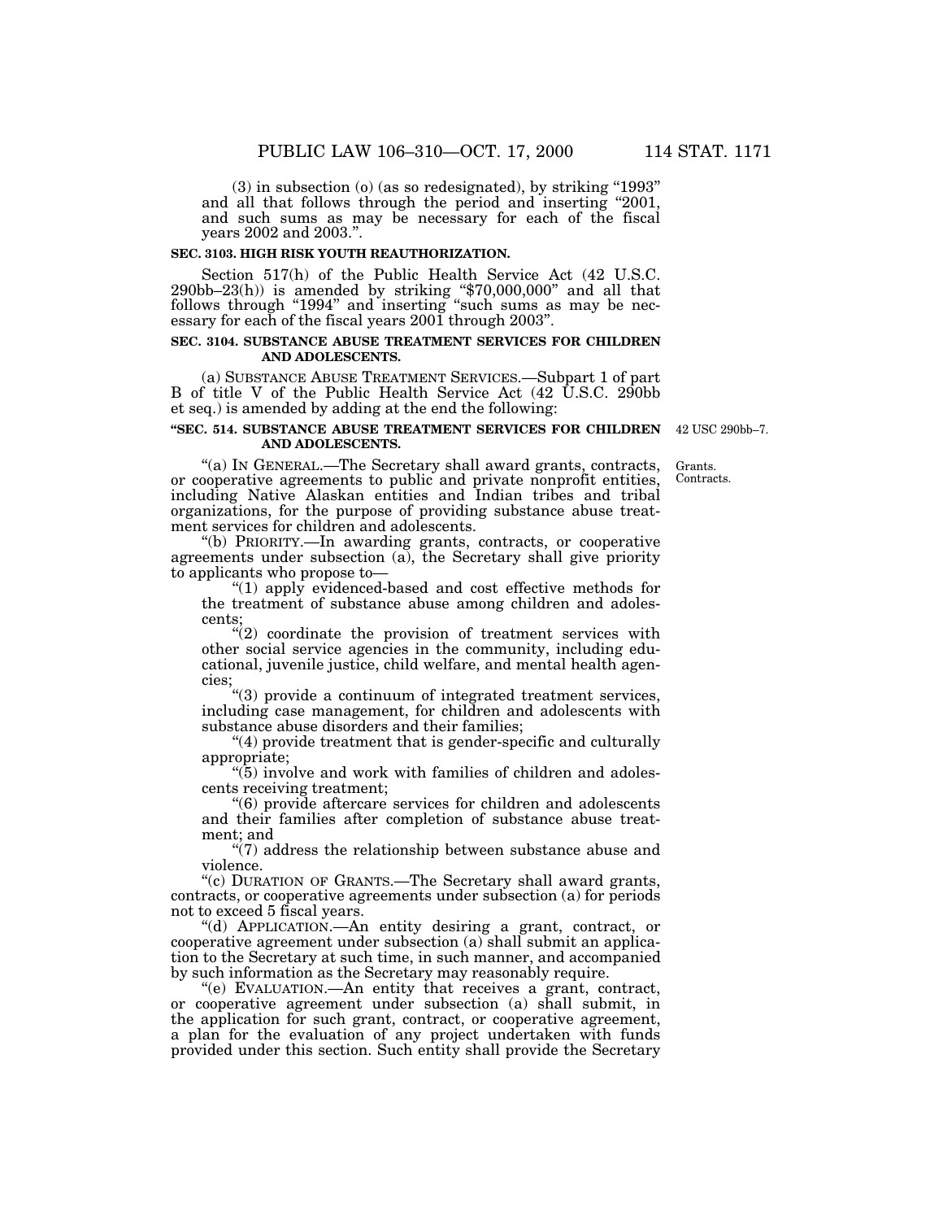(3) in subsection (o) (as so redesignated), by striking "1993" and all that follows through the period and inserting "2001, and such sums as may be necessary for each of the fiscal years 2002 and 2003.".

**SEC. 3103. HIGH RISK YOUTH REAUTHORIZATION.**

Section 517(h) of the Public Health Service Act (42 U.S.C. 290bb–23(h)) is amended by striking "$70,000,000" and all that follows through "1994" and inserting "such sums as may be necessary for each of the fiscal years 2001 through 2003".

**SEC. 3104. SUBSTANCE ABUSE TREATMENT SERVICES FOR CHILDREN AND ADOLESCENTS.**

(a) SUBSTANCE ABUSE TREATMENT SERVICES.—Subpart 1 of part B of title V of the Public Health Service Act (42 U.S.C. 290bb et seq.) is amended by adding at the end the following:

**"SEC. 514. SUBSTANCE ABUSE TREATMENT SERVICES FOR CHILDREN AND ADOLESCENTS.**

42 USC 290bb–7.

Grants. Contracts.

"(a) IN GENERAL.—The Secretary shall award grants, contracts, or cooperative agreements to public and private nonprofit entities, including Native Alaskan entities and Indian tribes and tribal organizations, for the purpose of providing substance abuse treatment services for children and adolescents.

"(b) PRIORITY.—In awarding grants, contracts, or cooperative agreements under subsection (a), the Secretary shall give priority to applicants who propose to—

"(1) apply evidenced-based and cost effective methods for the treatment of substance abuse among children and adolescents;

"(2) coordinate the provision of treatment services with other social service agencies in the community, including educational, juvenile justice, child welfare, and mental health agencies;

"(3) provide a continuum of integrated treatment services, including case management, for children and adolescents with substance abuse disorders and their families;

"(4) provide treatment that is gender-specific and culturally appropriate;

"(5) involve and work with families of children and adolescents receiving treatment;

"(6) provide aftercare services for children and adolescents and their families after completion of substance abuse treatment; and

"(7) address the relationship between substance abuse and violence.

"(c) DURATION OF GRANTS.—The Secretary shall award grants, contracts, or cooperative agreements under subsection (a) for periods not to exceed 5 fiscal years.

"(d) APPLICATION.—An entity desiring a grant, contract, or cooperative agreement under subsection (a) shall submit an application to the Secretary at such time, in such manner, and accompanied by such information as the Secretary may reasonably require.

"(e) EVALUATION.—An entity that receives a grant, contract, or cooperative agreement under subsection (a) shall submit, in the application for such grant, contract, or cooperative agreement, a plan for the evaluation of any project undertaken with funds provided under this section. Such entity shall provide the Secretary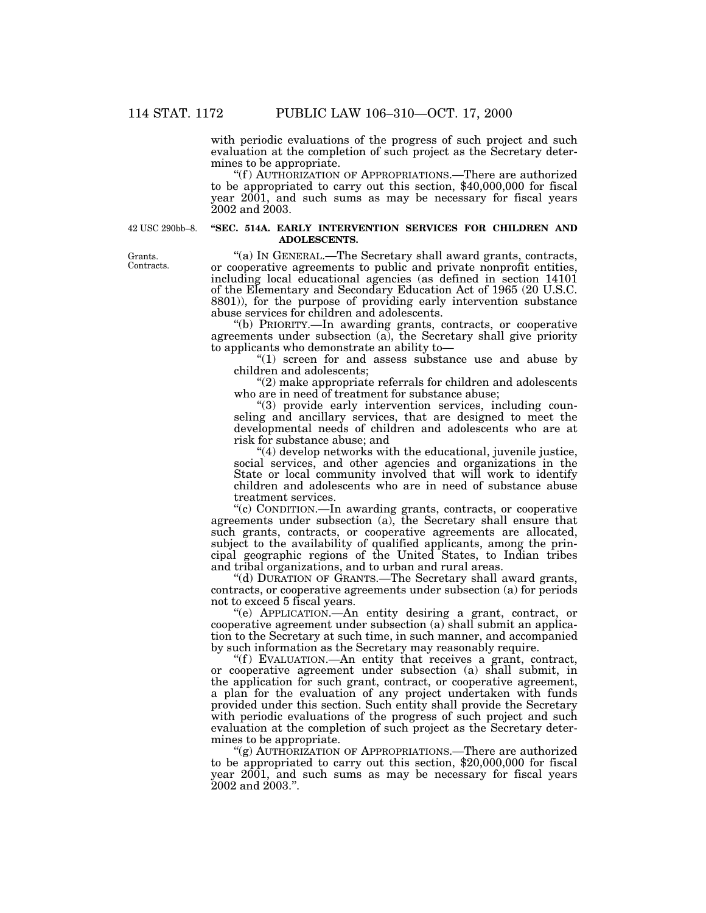with periodic evaluations of the progress of such project and such evaluation at the completion of such project as the Secretary determines to be appropriate.

"(f) AUTHORIZATION OF APPROPRIATIONS.—There are authorized to be appropriated to carry out this section, $40,000,000 for fiscal year 2001, and such sums as may be necessary for fiscal years 2002 and 2003.

42 USC 290bb–8.

**"SEC. 514A. EARLY INTERVENTION SERVICES FOR CHILDREN AND ADOLESCENTS.**

Grants. Contracts.

"(a) IN GENERAL.—The Secretary shall award grants, contracts, or cooperative agreements to public and private nonprofit entities, including local educational agencies (as defined in section 14101 of the Elementary and Secondary Education Act of 1965 (20 U.S.C. 8801)), for the purpose of providing early intervention substance abuse services for children and adolescents.

"(b) PRIORITY.—In awarding grants, contracts, or cooperative agreements under subsection (a), the Secretary shall give priority to applicants who demonstrate an ability to—

"(1) screen for and assess substance use and abuse by children and adolescents;

"(2) make appropriate referrals for children and adolescents who are in need of treatment for substance abuse;

"(3) provide early intervention services, including counseling and ancillary services, that are designed to meet the developmental needs of children and adolescents who are at risk for substance abuse; and

"(4) develop networks with the educational, juvenile justice, social services, and other agencies and organizations in the State or local community involved that will work to identify children and adolescents who are in need of substance abuse treatment services.

"(c) CONDITION.—In awarding grants, contracts, or cooperative agreements under subsection (a), the Secretary shall ensure that such grants, contracts, or cooperative agreements are allocated, subject to the availability of qualified applicants, among the principal geographic regions of the United States, to Indian tribes and tribal organizations, and to urban and rural areas.

"(d) DURATION OF GRANTS.—The Secretary shall award grants, contracts, or cooperative agreements under subsection (a) for periods not to exceed 5 fiscal years.

"(e) APPLICATION.—An entity desiring a grant, contract, or cooperative agreement under subsection (a) shall submit an application to the Secretary at such time, in such manner, and accompanied by such information as the Secretary may reasonably require.

"(f) EVALUATION.—An entity that receives a grant, contract, or cooperative agreement under subsection (a) shall submit, in the application for such grant, contract, or cooperative agreement, a plan for the evaluation of any project undertaken with funds provided under this section. Such entity shall provide the Secretary with periodic evaluations of the progress of such project and such evaluation at the completion of such project as the Secretary determines to be appropriate.

"(g) AUTHORIZATION OF APPROPRIATIONS.—There are authorized to be appropriated to carry out this section, $20,000,000 for fiscal year 2001, and such sums as may be necessary for fiscal years 2002 and 2003.".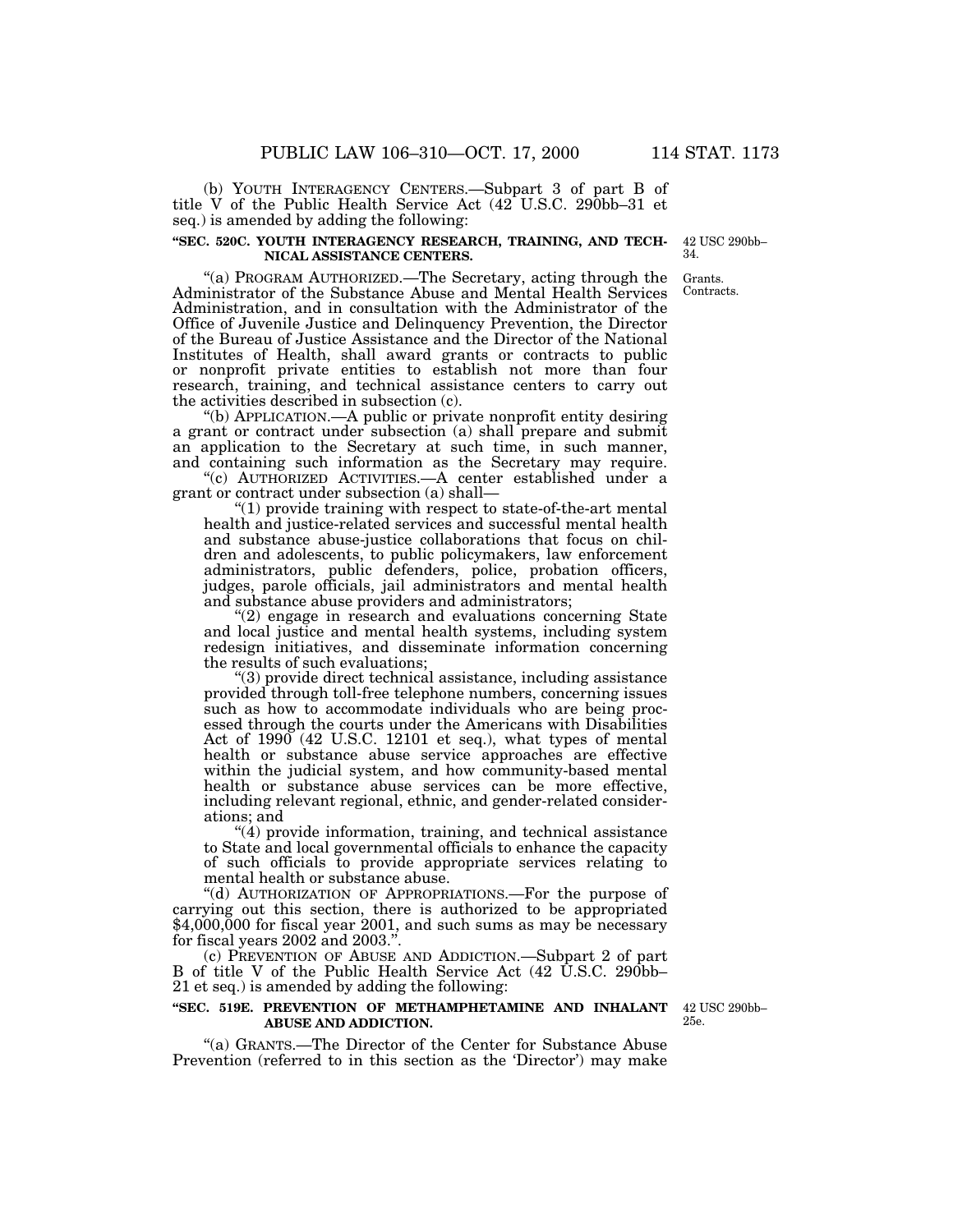(b) YOUTH INTERAGENCY CENTERS.—Subpart 3 of part B of title V of the Public Health Service Act (42 U.S.C. 290bb–31 et seq.) is amended by adding the following:

42 USC 290bb–34.

**"SEC. 520C. YOUTH INTERAGENCY RESEARCH, TRAINING, AND TECHNICAL ASSISTANCE CENTERS.**

Grants. Contracts.

"(a) PROGRAM AUTHORIZED.—The Secretary, acting through the Administrator of the Substance Abuse and Mental Health Services Administration, and in consultation with the Administrator of the Office of Juvenile Justice and Delinquency Prevention, the Director of the Bureau of Justice Assistance and the Director of the National Institutes of Health, shall award grants or contracts to public or nonprofit private entities to establish not more than four research, training, and technical assistance centers to carry out the activities described in subsection (c).

"(b) APPLICATION.—A public or private nonprofit entity desiring a grant or contract under subsection (a) shall prepare and submit an application to the Secretary at such time, in such manner, and containing such information as the Secretary may require.

"(c) AUTHORIZED ACTIVITIES.—A center established under a grant or contract under subsection (a) shall—

"(1) provide training with respect to state-of-the-art mental health and justice-related services and successful mental health and substance abuse-justice collaborations that focus on children and adolescents, to public policymakers, law enforcement administrators, public defenders, police, probation officers, judges, parole officials, jail administrators and mental health and substance abuse providers and administrators;

"(2) engage in research and evaluations concerning State and local justice and mental health systems, including system redesign initiatives, and disseminate information concerning the results of such evaluations;

"(3) provide direct technical assistance, including assistance provided through toll-free telephone numbers, concerning issues such as how to accommodate individuals who are being processed through the courts under the Americans with Disabilities Act of 1990 (42 U.S.C. 12101 et seq.), what types of mental health or substance abuse service approaches are effective within the judicial system, and how community-based mental health or substance abuse services can be more effective, including relevant regional, ethnic, and gender-related considerations; and

"(4) provide information, training, and technical assistance to State and local governmental officials to enhance the capacity of such officials to provide appropriate services relating to mental health or substance abuse.

"(d) AUTHORIZATION OF APPROPRIATIONS.—For the purpose of carrying out this section, there is authorized to be appropriated $4,000,000 for fiscal year 2001, and such sums as may be necessary for fiscal years 2002 and 2003.".

(c) PREVENTION OF ABUSE AND ADDICTION.—Subpart 2 of part B of title V of the Public Health Service Act (42 U.S.C. 290bb–21 et seq.) is amended by adding the following:

42 USC 290bb–25e.

**"SEC. 519E. PREVENTION OF METHAMPHETAMINE AND INHALANT ABUSE AND ADDICTION.**

"(a) GRANTS.—The Director of the Center for Substance Abuse Prevention (referred to in this section as the 'Director') may make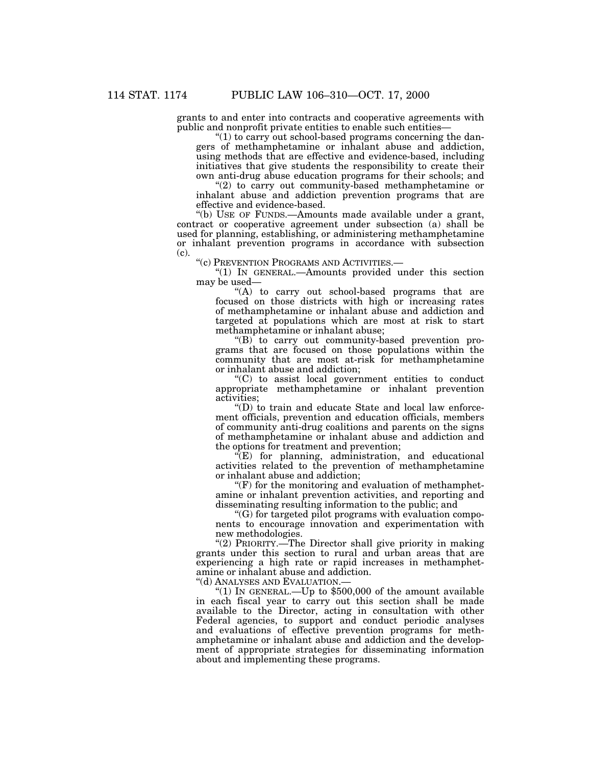grants to and enter into contracts and cooperative agreements with public and nonprofit private entities to enable such entities—

"(1) to carry out school-based programs concerning the dangers of methamphetamine or inhalant abuse and addiction, using methods that are effective and evidence-based, including initiatives that give students the responsibility to create their own anti-drug abuse education programs for their schools; and

"(2) to carry out community-based methamphetamine or inhalant abuse and addiction prevention programs that are effective and evidence-based.

"(b) USE OF FUNDS.—Amounts made available under a grant, contract or cooperative agreement under subsection (a) shall be used for planning, establishing, or administering methamphetamine or inhalant prevention programs in accordance with subsection (c).

"(c) PREVENTION PROGRAMS AND ACTIVITIES.—

"(1) IN GENERAL.—Amounts provided under this section may be used—

"(A) to carry out school-based programs that are focused on those districts with high or increasing rates of methamphetamine or inhalant abuse and addiction and targeted at populations which are most at risk to start methamphetamine or inhalant abuse;

"(B) to carry out community-based prevention programs that are focused on those populations within the community that are most at-risk for methamphetamine or inhalant abuse and addiction;

"(C) to assist local government entities to conduct appropriate methamphetamine or inhalant prevention activities;

"(D) to train and educate State and local law enforcement officials, prevention and education officials, members of community anti-drug coalitions and parents on the signs of methamphetamine or inhalant abuse and addiction and the options for treatment and prevention;

"(E) for planning, administration, and educational activities related to the prevention of methamphetamine or inhalant abuse and addiction;

"(F) for the monitoring and evaluation of methamphetamine or inhalant prevention activities, and reporting and disseminating resulting information to the public; and

"(G) for targeted pilot programs with evaluation components to encourage innovation and experimentation with new methodologies.

"(2) PRIORITY.—The Director shall give priority in making grants under this section to rural and urban areas that are experiencing a high rate or rapid increases in methamphetamine or inhalant abuse and addiction.

"(d) ANALYSES AND EVALUATION.—

"(1) IN GENERAL.—Up to $500,000 of the amount available in each fiscal year to carry out this section shall be made available to the Director, acting in consultation with other Federal agencies, to support and conduct periodic analyses and evaluations of effective prevention programs for methamphetamine or inhalant abuse and addiction and the development of appropriate strategies for disseminating information about and implementing these programs.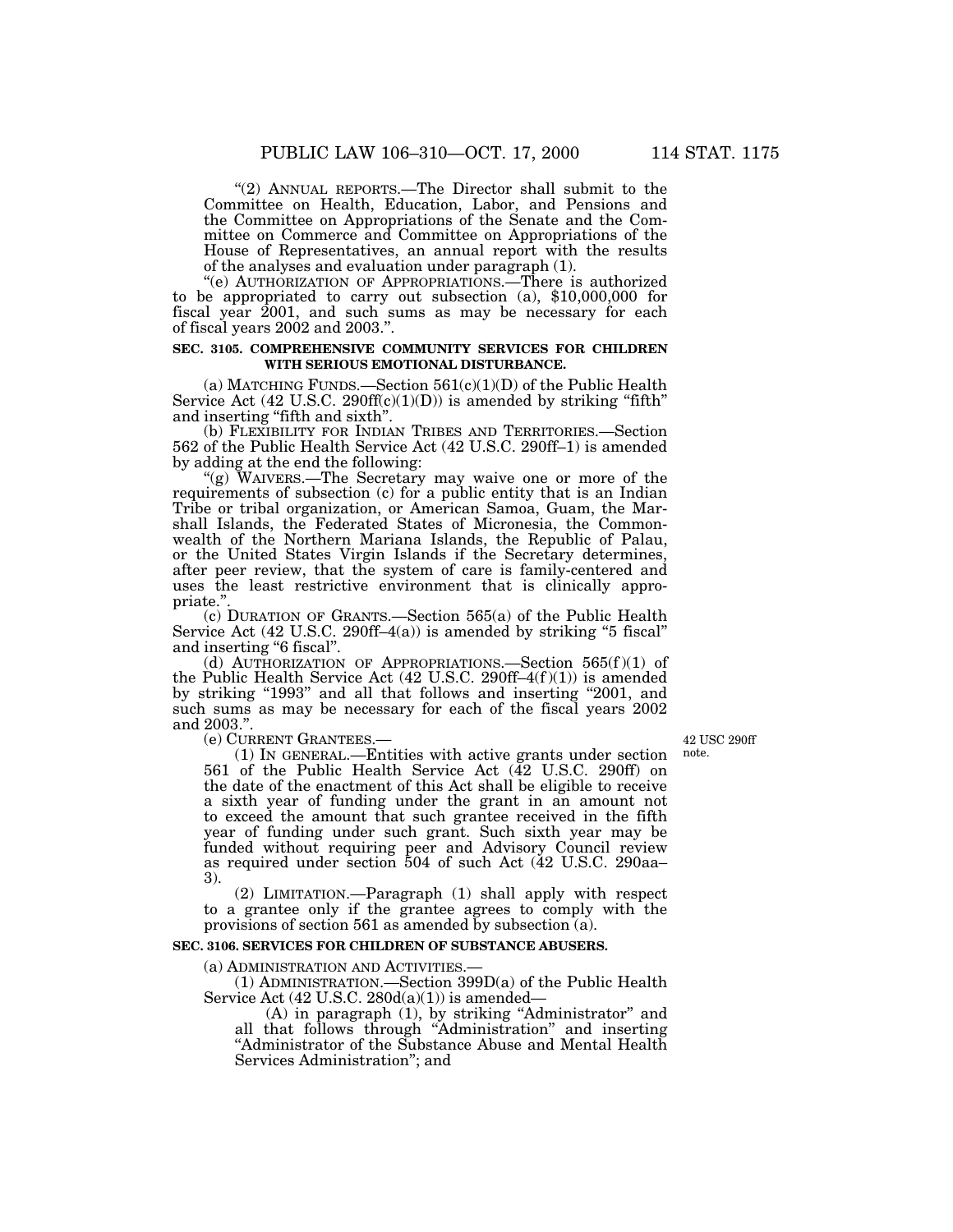"(2) ANNUAL REPORTS.—The Director shall submit to the Committee on Health, Education, Labor, and Pensions and the Committee on Appropriations of the Senate and the Committee on Commerce and Committee on Appropriations of the House of Representatives, an annual report with the results of the analyses and evaluation under paragraph (1).

"(e) AUTHORIZATION OF APPROPRIATIONS.—There is authorized to be appropriated to carry out subsection (a), $10,000,000 for fiscal year 2001, and such sums as may be necessary for each of fiscal years 2002 and 2003.".

**SEC. 3105. COMPREHENSIVE COMMUNITY SERVICES FOR CHILDREN WITH SERIOUS EMOTIONAL DISTURBANCE.**

(a) MATCHING FUNDS.—Section 561(c)(1)(D) of the Public Health Service Act (42 U.S.C. 290ff(c)(1)(D)) is amended by striking "fifth" and inserting "fifth and sixth".

(b) FLEXIBILITY FOR INDIAN TRIBES AND TERRITORIES.—Section 562 of the Public Health Service Act (42 U.S.C. 290ff–1) is amended by adding at the end the following:

"(g) WAIVERS.—The Secretary may waive one or more of the requirements of subsection (c) for a public entity that is an Indian Tribe or tribal organization, or American Samoa, Guam, the Marshall Islands, the Federated States of Micronesia, the Commonwealth of the Northern Mariana Islands, the Republic of Palau, or the United States Virgin Islands if the Secretary determines, after peer review, that the system of care is family-centered and uses the least restrictive environment that is clinically appropriate.".

(c) DURATION OF GRANTS.—Section 565(a) of the Public Health Service Act (42 U.S.C. 290ff–4(a)) is amended by striking "5 fiscal" and inserting "6 fiscal".

(d) AUTHORIZATION OF APPROPRIATIONS.—Section 565(f)(1) of the Public Health Service Act (42 U.S.C. 290ff–4(f)(1)) is amended by striking "1993" and all that follows and inserting "2001, and such sums as may be necessary for each of the fiscal years 2002 and 2003.".

(e) CURRENT GRANTEES.—

42 USC 290ff note.

(1) IN GENERAL.—Entities with active grants under section 561 of the Public Health Service Act (42 U.S.C. 290ff) on the date of the enactment of this Act shall be eligible to receive a sixth year of funding under the grant in an amount not to exceed the amount that such grantee received in the fifth year of funding under such grant. Such sixth year may be funded without requiring peer and Advisory Council review as required under section 504 of such Act (42 U.S.C. 290aa–3).

(2) LIMITATION.—Paragraph (1) shall apply with respect to a grantee only if the grantee agrees to comply with the provisions of section 561 as amended by subsection (a).

**SEC. 3106. SERVICES FOR CHILDREN OF SUBSTANCE ABUSERS.**

(a) ADMINISTRATION AND ACTIVITIES.—

(1) ADMINISTRATION.—Section 399D(a) of the Public Health Service Act (42 U.S.C. 280d(a)(1)) is amended—

(A) in paragraph (1), by striking "Administrator" and all that follows through "Administration" and inserting "Administrator of the Substance Abuse and Mental Health Services Administration"; and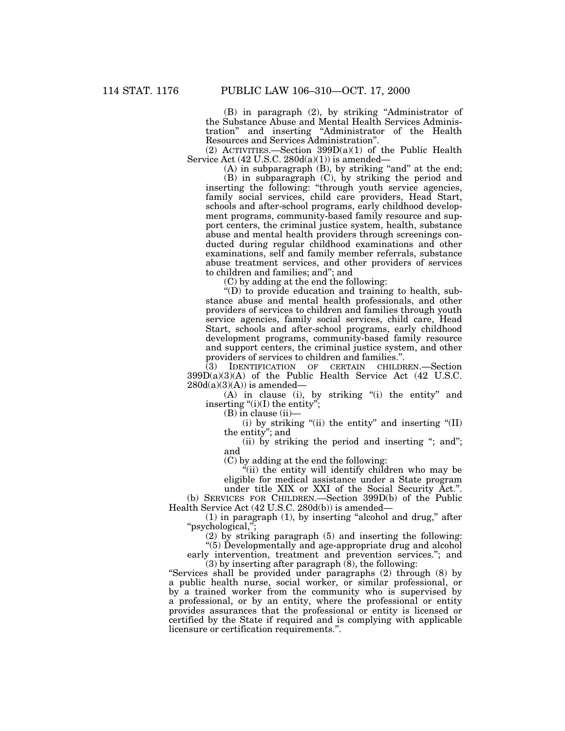(B) in paragraph (2), by striking "Administrator of the Substance Abuse and Mental Health Services Administration" and inserting "Administrator of the Health Resources and Services Administration".

(2) ACTIVITIES.—Section 399D(a)(1) of the Public Health Service Act (42 U.S.C. 280d(a)(1)) is amended—

(A) in subparagraph (B), by striking "and" at the end;

(B) in subparagraph (C), by striking the period and inserting the following: "through youth service agencies, family social services, child care providers, Head Start, schools and after-school programs, early childhood development programs, community-based family resource and support centers, the criminal justice system, health, substance abuse and mental health providers through screenings conducted during regular childhood examinations and other examinations, self and family member referrals, substance abuse treatment services, and other providers of services to children and families; and"; and

(C) by adding at the end the following:

"(D) to provide education and training to health, substance abuse and mental health professionals, and other providers of services to children and families through youth service agencies, family social services, child care, Head Start, schools and after-school programs, early childhood development programs, community-based family resource and support centers, the criminal justice system, and other providers of services to children and families.".

(3) IDENTIFICATION OF CERTAIN CHILDREN.—Section 399D(a)(3)(A) of the Public Health Service Act (42 U.S.C. 280d(a)(3)(A)) is amended—

(A) in clause (i), by striking "(i) the entity" and inserting "(i)(I) the entity";

(B) in clause (ii)—

(i) by striking "(ii) the entity" and inserting "(II) the entity"; and

(ii) by striking the period and inserting "; and"; and

(C) by adding at the end the following:

"(ii) the entity will identify children who may be eligible for medical assistance under a State program under title XIX or XXI of the Social Security Act.".

(b) SERVICES FOR CHILDREN.—Section 399D(b) of the Public Health Service Act (42 U.S.C. 280d(b)) is amended—

(1) in paragraph (1), by inserting "alcohol and drug," after "psychological,";

(2) by striking paragraph (5) and inserting the following:

"(5) Developmentally and age-appropriate drug and alcohol early intervention, treatment and prevention services."; and

(3) by inserting after paragraph (8), the following:

"Services shall be provided under paragraphs (2) through (8) by a public health nurse, social worker, or similar professional, or by a trained worker from the community who is supervised by a professional, or by an entity, where the professional or entity provides assurances that the professional or entity is licensed or certified by the State if required and is complying with applicable licensure or certification requirements.".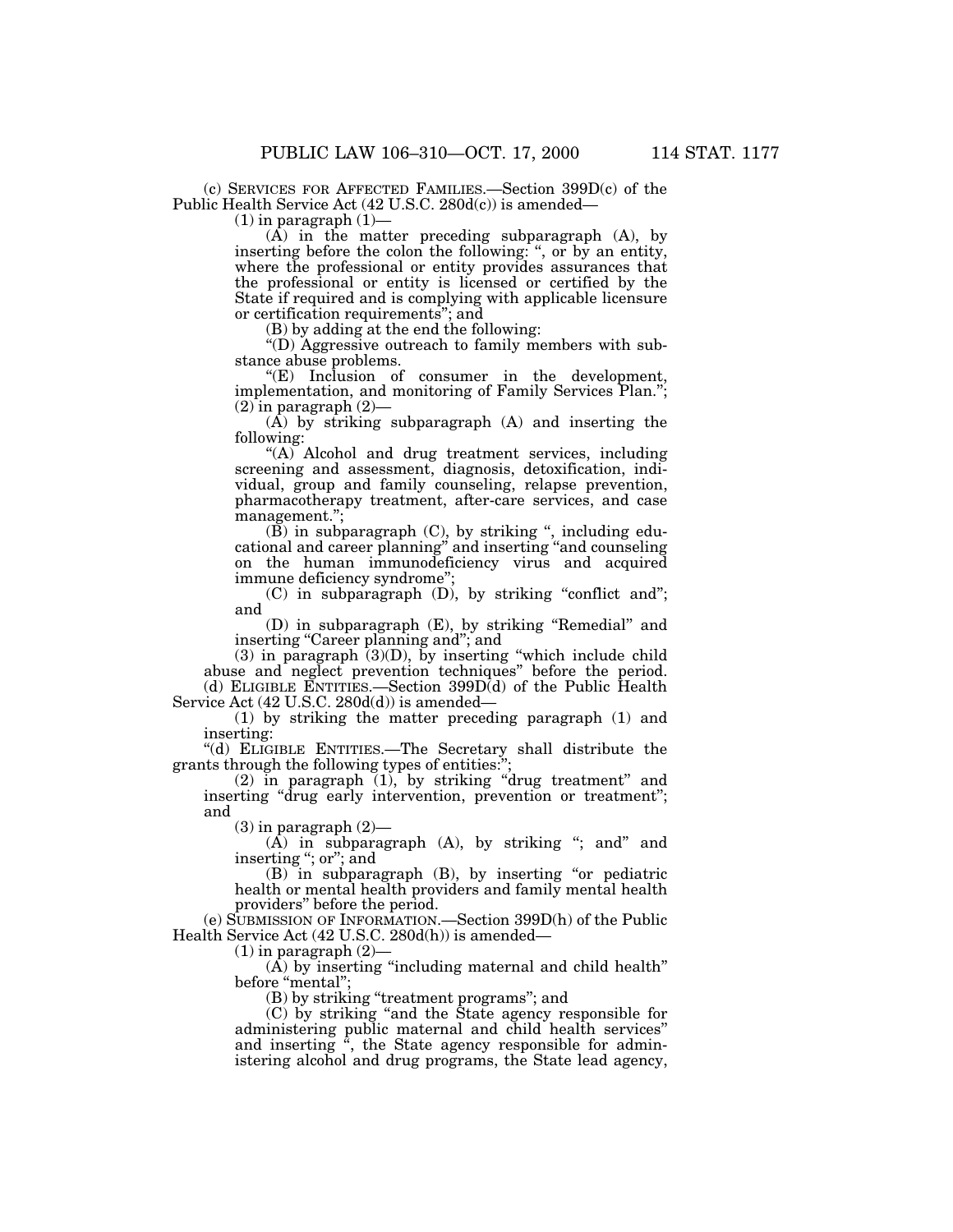(c) SERVICES FOR AFFECTED FAMILIES.—Section 399D(c) of the Public Health Service Act (42 U.S.C. 280d(c)) is amended—

(1) in paragraph (1)—

(A) in the matter preceding subparagraph (A), by inserting before the colon the following: ", or by an entity, where the professional or entity provides assurances that the professional or entity is licensed or certified by the State if required and is complying with applicable licensure or certification requirements"; and

(B) by adding at the end the following:

"(D) Aggressive outreach to family members with substance abuse problems.

"(E) Inclusion of consumer in the development, implementation, and monitoring of Family Services Plan.";

(2) in paragraph (2)—

(A) by striking subparagraph (A) and inserting the following:

"(A) Alcohol and drug treatment services, including screening and assessment, diagnosis, detoxification, individual, group and family counseling, relapse prevention, pharmacotherapy treatment, after-care services, and case management.";

(B) in subparagraph (C), by striking ", including educational and career planning" and inserting "and counseling on the human immunodeficiency virus and acquired immune deficiency syndrome";

(C) in subparagraph (D), by striking "conflict and"; and

(D) in subparagraph (E), by striking "Remedial" and inserting "Career planning and"; and

(3) in paragraph (3)(D), by inserting "which include child abuse and neglect prevention techniques" before the period.

(d) ELIGIBLE ENTITIES.—Section 399D(d) of the Public Health Service Act (42 U.S.C. 280d(d)) is amended—

(1) by striking the matter preceding paragraph (1) and inserting:

"(d) ELIGIBLE ENTITIES.—The Secretary shall distribute the grants through the following types of entities:";

(2) in paragraph (1), by striking "drug treatment" and inserting "drug early intervention, prevention or treatment"; and

(3) in paragraph (2)—

(A) in subparagraph (A), by striking "; and" and inserting "; or"; and

(B) in subparagraph (B), by inserting "or pediatric health or mental health providers and family mental health providers" before the period.

(e) SUBMISSION OF INFORMATION.—Section 399D(h) of the Public Health Service Act (42 U.S.C. 280d(h)) is amended—

(1) in paragraph (2)—

(A) by inserting "including maternal and child health" before "mental";

(B) by striking "treatment programs"; and

(C) by striking "and the State agency responsible for administering public maternal and child health services" and inserting ", the State agency responsible for administering alcohol and drug programs, the State lead agency,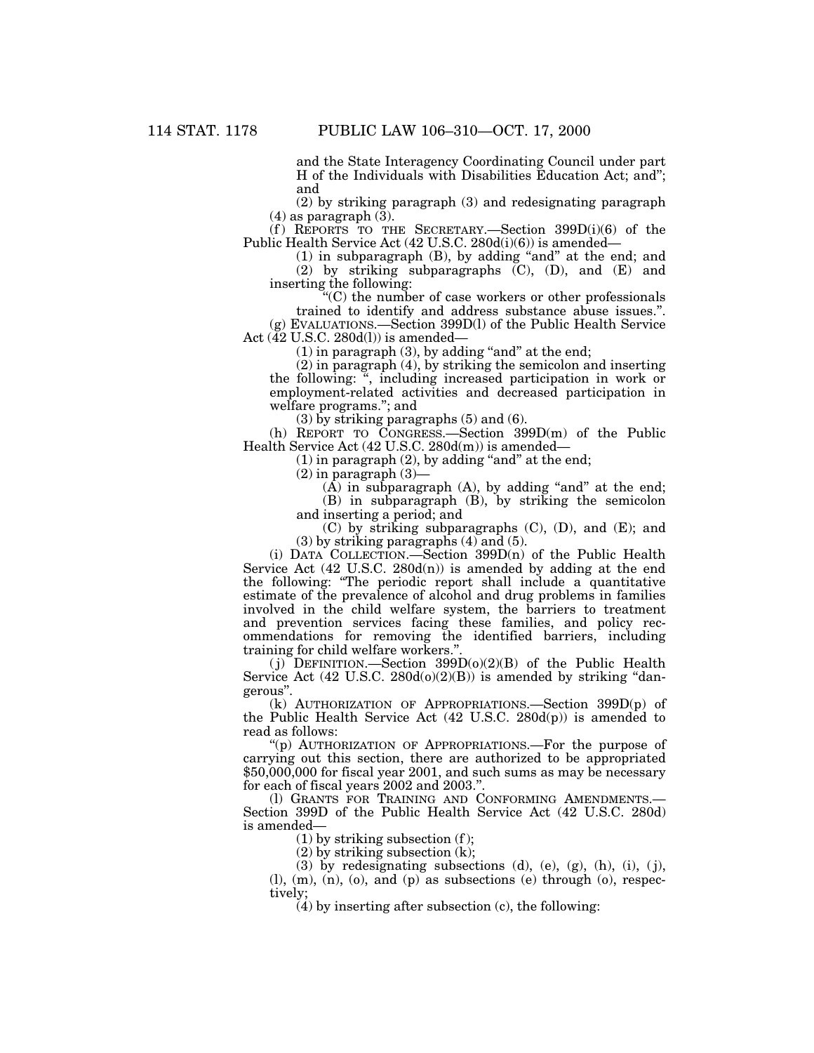and the State Interagency Coordinating Council under part H of the Individuals with Disabilities Education Act; and”; and

(2) by striking paragraph (3) and redesignating paragraph (4) as paragraph (3).

(f) REPORTS TO THE SECRETARY.—Section 399D(i)(6) of the Public Health Service Act (42 U.S.C. 280d(i)(6)) is amended—

(1) in subparagraph (B), by adding “and” at the end; and

(2) by striking subparagraphs (C), (D), and (E) and inserting the following:

“(C) the number of case workers or other professionals trained to identify and address substance abuse issues.”.

(g) EVALUATIONS.—Section 399D(l) of the Public Health Service Act (42 U.S.C. 280d(l)) is amended—

(1) in paragraph (3), by adding “and” at the end;

(2) in paragraph (4), by striking the semicolon and inserting the following: “, including increased participation in work or employment-related activities and decreased participation in welfare programs.”; and

(3) by striking paragraphs (5) and (6).

(h) REPORT TO CONGRESS.—Section 399D(m) of the Public Health Service Act (42 U.S.C. 280d(m)) is amended—

(1) in paragraph (2), by adding “and” at the end;

(2) in paragraph (3)—

(A) in subparagraph (A), by adding “and” at the end;

(B) in subparagraph (B), by striking the semicolon and inserting a period; and

(C) by striking subparagraphs (C), (D), and (E); and

(3) by striking paragraphs (4) and (5).

(i) DATA COLLECTION.—Section 399D(n) of the Public Health Service Act (42 U.S.C. 280d(n)) is amended by adding at the end the following: “The periodic report shall include a quantitative estimate of the prevalence of alcohol and drug problems in families involved in the child welfare system, the barriers to treatment and prevention services facing these families, and policy recommendations for removing the identified barriers, including training for child welfare workers.”.

(j) DEFINITION.—Section 399D(o)(2)(B) of the Public Health Service Act (42 U.S.C. 280d(o)(2)(B)) is amended by striking “dangerous”.

(k) AUTHORIZATION OF APPROPRIATIONS.—Section 399D(p) of the Public Health Service Act (42 U.S.C. 280d(p)) is amended to read as follows:

“(p) AUTHORIZATION OF APPROPRIATIONS.—For the purpose of carrying out this section, there are authorized to be appropriated $50,000,000 for fiscal year 2001, and such sums as may be necessary for each of fiscal years 2002 and 2003.”.

(l) GRANTS FOR TRAINING AND CONFORMING AMENDMENTS.—Section 399D of the Public Health Service Act (42 U.S.C. 280d) is amended—

(1) by striking subsection (f);

(2) by striking subsection (k);

(3) by redesignating subsections (d), (e), (g), (h), (i), (j), (l), (m), (n), (o), and (p) as subsections (e) through (o), respectively;

(4) by inserting after subsection (c), the following: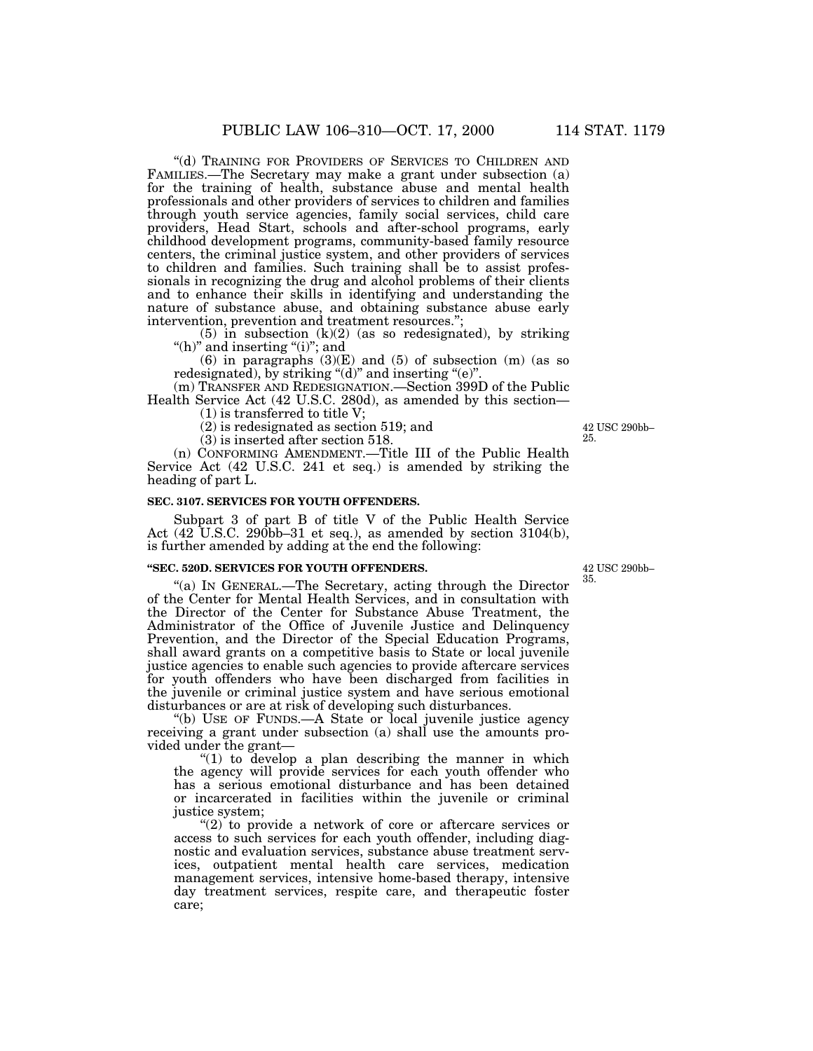"(d) TRAINING FOR PROVIDERS OF SERVICES TO CHILDREN AND FAMILIES.—The Secretary may make a grant under subsection (a) for the training of health, substance abuse and mental health professionals and other providers of services to children and families through youth service agencies, family social services, child care providers, Head Start, schools and after-school programs, early childhood development programs, community-based family resource centers, the criminal justice system, and other providers of services to children and families. Such training shall be to assist professionals in recognizing the drug and alcohol problems of their clients and to enhance their skills in identifying and understanding the nature of substance abuse, and obtaining substance abuse early intervention, prevention and treatment resources.";

(5) in subsection (k)(2) (as so redesignated), by striking "(h)" and inserting "(i)"; and

(6) in paragraphs (3)(E) and (5) of subsection (m) (as so redesignated), by striking "(d)" and inserting "(e)".

(m) TRANSFER AND REDESIGNATION.—Section 399D of the Public Health Service Act (42 U.S.C. 280d), as amended by this section—

(1) is transferred to title V;

(2) is redesignated as section 519; and

(3) is inserted after section 518.

42 USC 290bb–25.

(n) CONFORMING AMENDMENT.—Title III of the Public Health Service Act (42 U.S.C. 241 et seq.) is amended by striking the heading of part L.

**SEC. 3107. SERVICES FOR YOUTH OFFENDERS.**

Subpart 3 of part B of title V of the Public Health Service Act (42 U.S.C. 290bb–31 et seq.), as amended by section 3104(b), is further amended by adding at the end the following:

**"SEC. 520D. SERVICES FOR YOUTH OFFENDERS.**

42 USC 290bb–35.

"(a) IN GENERAL.—The Secretary, acting through the Director of the Center for Mental Health Services, and in consultation with the Director of the Center for Substance Abuse Treatment, the Administrator of the Office of Juvenile Justice and Delinquency Prevention, and the Director of the Special Education Programs, shall award grants on a competitive basis to State or local juvenile justice agencies to enable such agencies to provide aftercare services for youth offenders who have been discharged from facilities in the juvenile or criminal justice system and have serious emotional disturbances or are at risk of developing such disturbances.

"(b) USE OF FUNDS.—A State or local juvenile justice agency receiving a grant under subsection (a) shall use the amounts provided under the grant—

"(1) to develop a plan describing the manner in which the agency will provide services for each youth offender who has a serious emotional disturbance and has been detained or incarcerated in facilities within the juvenile or criminal justice system;

"(2) to provide a network of core or aftercare services or access to such services for each youth offender, including diagnostic and evaluation services, substance abuse treatment services, outpatient mental health care services, medication management services, intensive home-based therapy, intensive day treatment services, respite care, and therapeutic foster care;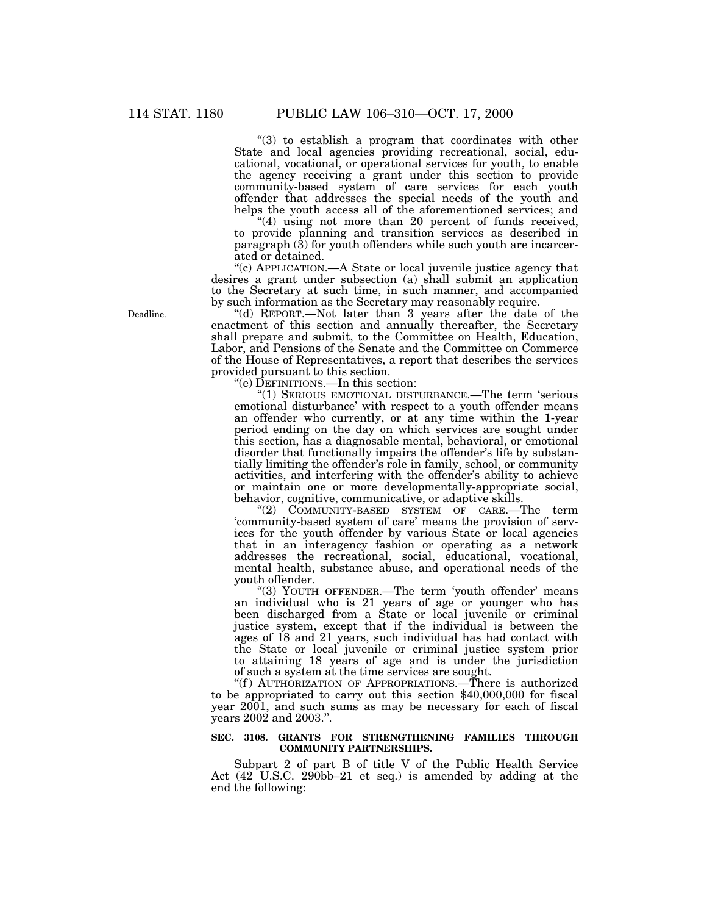"(3) to establish a program that coordinates with other State and local agencies providing recreational, social, educational, vocational, or operational services for youth, to enable the agency receiving a grant under this section to provide community-based system of care services for each youth offender that addresses the special needs of the youth and helps the youth access all of the aforementioned services; and

"(4) using not more than 20 percent of funds received, to provide planning and transition services as described in paragraph (3) for youth offenders while such youth are incarcerated or detained.

"(c) APPLICATION.—A State or local juvenile justice agency that desires a grant under subsection (a) shall submit an application to the Secretary at such time, in such manner, and accompanied by such information as the Secretary may reasonably require.

Deadline.

"(d) REPORT.—Not later than 3 years after the date of the enactment of this section and annually thereafter, the Secretary shall prepare and submit, to the Committee on Health, Education, Labor, and Pensions of the Senate and the Committee on Commerce of the House of Representatives, a report that describes the services provided pursuant to this section.

"(e) DEFINITIONS.—In this section:

"(1) SERIOUS EMOTIONAL DISTURBANCE.—The term 'serious emotional disturbance' with respect to a youth offender means an offender who currently, or at any time within the 1-year period ending on the day on which services are sought under this section, has a diagnosable mental, behavioral, or emotional disorder that functionally impairs the offender's life by substantially limiting the offender's role in family, school, or community activities, and interfering with the offender's ability to achieve or maintain one or more developmentally-appropriate social, behavior, cognitive, communicative, or adaptive skills.

"(2) COMMUNITY-BASED SYSTEM OF CARE.—The term 'community-based system of care' means the provision of services for the youth offender by various State or local agencies that in an interagency fashion or operating as a network addresses the recreational, social, educational, vocational, mental health, substance abuse, and operational needs of the youth offender.

"(3) YOUTH OFFENDER.—The term 'youth offender' means an individual who is 21 years of age or younger who has been discharged from a State or local juvenile or criminal justice system, except that if the individual is between the ages of 18 and 21 years, such individual has had contact with the State or local juvenile or criminal justice system prior to attaining 18 years of age and is under the jurisdiction of such a system at the time services are sought.

"(f) AUTHORIZATION OF APPROPRIATIONS.—There is authorized to be appropriated to carry out this section $40,000,000 for fiscal year 2001, and such sums as may be necessary for each of fiscal years 2002 and 2003.".

**SEC. 3108. GRANTS FOR STRENGTHENING FAMILIES THROUGH COMMUNITY PARTNERSHIPS.**

Subpart 2 of part B of title V of the Public Health Service Act (42 U.S.C. 290bb–21 et seq.) is amended by adding at the end the following: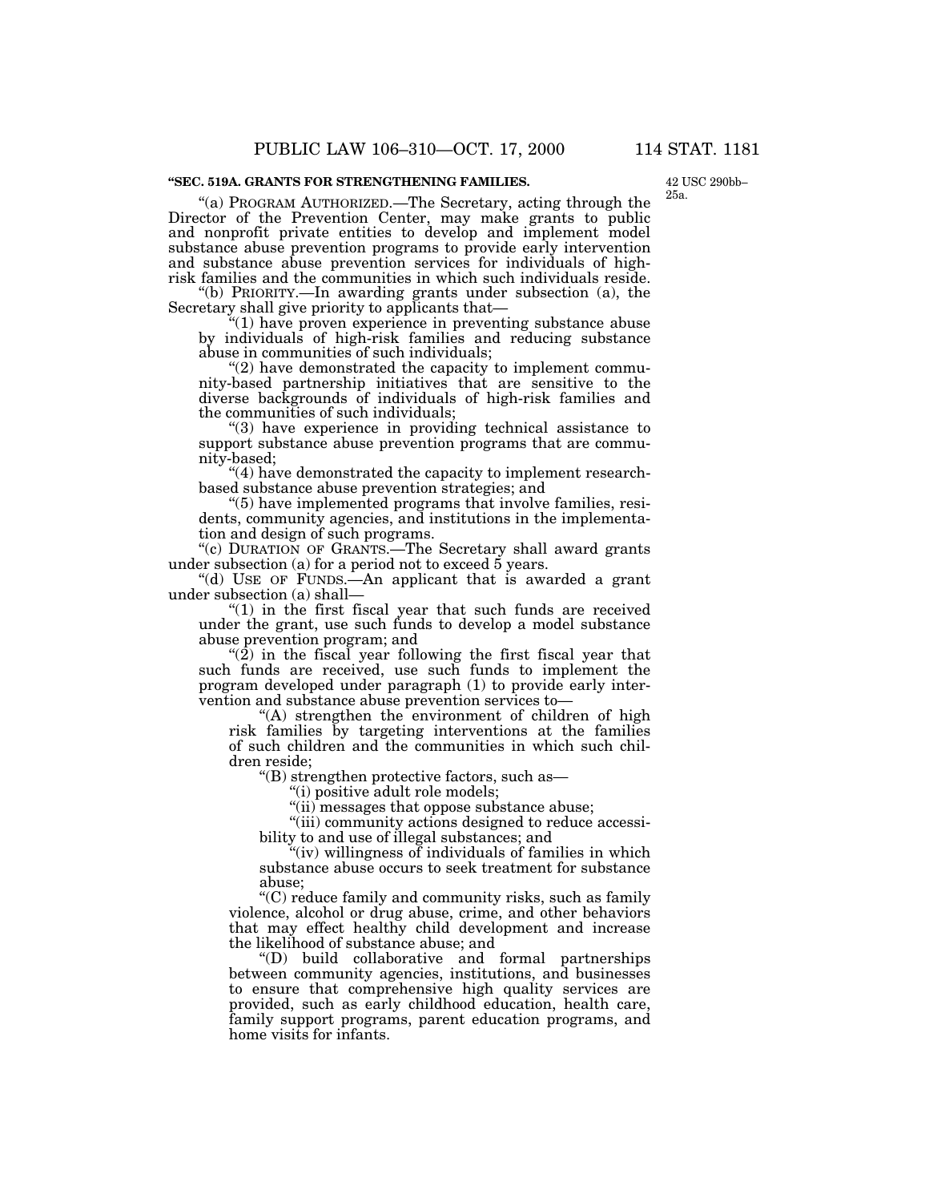**"SEC. 519A. GRANTS FOR STRENGTHENING FAMILIES.**

42 USC 290bb–25a.

"(a) PROGRAM AUTHORIZED.—The Secretary, acting through the Director of the Prevention Center, may make grants to public and nonprofit private entities to develop and implement model substance abuse prevention programs to provide early intervention and substance abuse prevention services for individuals of high-risk families and the communities in which such individuals reside.

"(b) PRIORITY.—In awarding grants under subsection (a), the Secretary shall give priority to applicants that—

"(1) have proven experience in preventing substance abuse by individuals of high-risk families and reducing substance abuse in communities of such individuals;

"(2) have demonstrated the capacity to implement community-based partnership initiatives that are sensitive to the diverse backgrounds of individuals of high-risk families and the communities of such individuals;

"(3) have experience in providing technical assistance to support substance abuse prevention programs that are community-based;

"(4) have demonstrated the capacity to implement research-based substance abuse prevention strategies; and

"(5) have implemented programs that involve families, residents, community agencies, and institutions in the implementation and design of such programs.

"(c) DURATION OF GRANTS.—The Secretary shall award grants under subsection (a) for a period not to exceed 5 years.

"(d) USE OF FUNDS.—An applicant that is awarded a grant under subsection (a) shall—

"(1) in the first fiscal year that such funds are received under the grant, use such funds to develop a model substance abuse prevention program; and

"(2) in the fiscal year following the first fiscal year that such funds are received, use such funds to implement the program developed under paragraph (1) to provide early intervention and substance abuse prevention services to—

"(A) strengthen the environment of children of high risk families by targeting interventions at the families of such children and the communities in which such children reside;

"(B) strengthen protective factors, such as—

"(i) positive adult role models;

"(ii) messages that oppose substance abuse;

"(iii) community actions designed to reduce accessibility to and use of illegal substances; and

"(iv) willingness of individuals of families in which substance abuse occurs to seek treatment for substance abuse;

"(C) reduce family and community risks, such as family violence, alcohol or drug abuse, crime, and other behaviors that may effect healthy child development and increase the likelihood of substance abuse; and

"(D) build collaborative and formal partnerships between community agencies, institutions, and businesses to ensure that comprehensive high quality services are provided, such as early childhood education, health care, family support programs, parent education programs, and home visits for infants.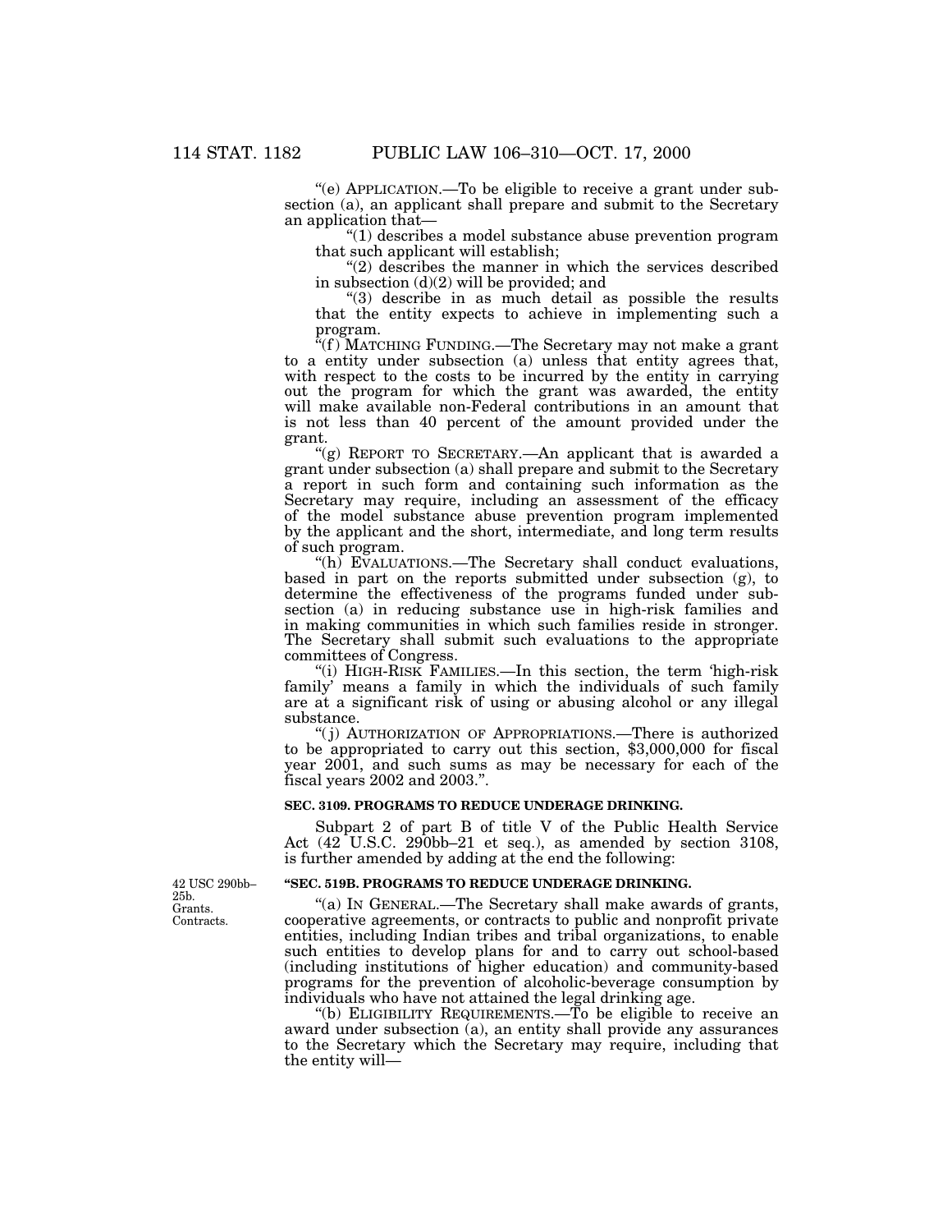"(e) APPLICATION.—To be eligible to receive a grant under subsection (a), an applicant shall prepare and submit to the Secretary an application that—

"(1) describes a model substance abuse prevention program that such applicant will establish;

"(2) describes the manner in which the services described in subsection (d)(2) will be provided; and

"(3) describe in as much detail as possible the results that the entity expects to achieve in implementing such a program.

"(f) MATCHING FUNDING.—The Secretary may not make a grant to a entity under subsection (a) unless that entity agrees that, with respect to the costs to be incurred by the entity in carrying out the program for which the grant was awarded, the entity will make available non-Federal contributions in an amount that is not less than 40 percent of the amount provided under the grant.

"(g) REPORT TO SECRETARY.—An applicant that is awarded a grant under subsection (a) shall prepare and submit to the Secretary a report in such form and containing such information as the Secretary may require, including an assessment of the efficacy of the model substance abuse prevention program implemented by the applicant and the short, intermediate, and long term results of such program.

"(h) EVALUATIONS.—The Secretary shall conduct evaluations, based in part on the reports submitted under subsection (g), to determine the effectiveness of the programs funded under subsection (a) in reducing substance use in high-risk families and in making communities in which such families reside in stronger. The Secretary shall submit such evaluations to the appropriate committees of Congress.

"(i) HIGH-RISK FAMILIES.—In this section, the term 'high-risk family' means a family in which the individuals of such family are at a significant risk of using or abusing alcohol or any illegal substance.

"(j) AUTHORIZATION OF APPROPRIATIONS.—There is authorized to be appropriated to carry out this section, $3,000,000 for fiscal year 2001, and such sums as may be necessary for each of the fiscal years 2002 and 2003.".

**SEC. 3109. PROGRAMS TO REDUCE UNDERAGE DRINKING.**

Subpart 2 of part B of title V of the Public Health Service Act (42 U.S.C. 290bb–21 et seq.), as amended by section 3108, is further amended by adding at the end the following:

42 USC 290bb–25b.
Grants.
Contracts.

**"SEC. 519B. PROGRAMS TO REDUCE UNDERAGE DRINKING.**

"(a) IN GENERAL.—The Secretary shall make awards of grants, cooperative agreements, or contracts to public and nonprofit private entities, including Indian tribes and tribal organizations, to enable such entities to develop plans for and to carry out school-based (including institutions of higher education) and community-based programs for the prevention of alcoholic-beverage consumption by individuals who have not attained the legal drinking age.

"(b) ELIGIBILITY REQUIREMENTS.—To be eligible to receive an award under subsection (a), an entity shall provide any assurances to the Secretary which the Secretary may require, including that the entity will—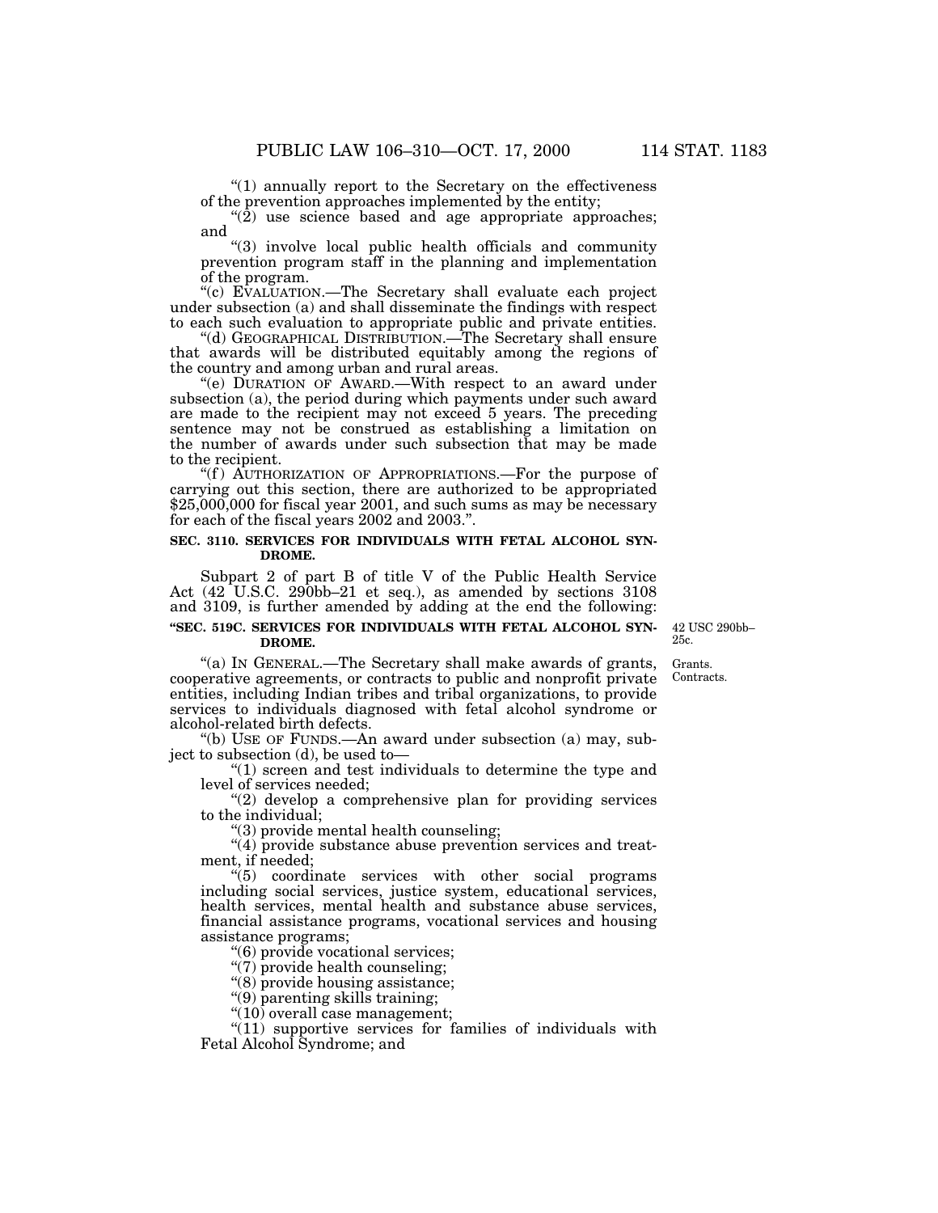"(1) annually report to the Secretary on the effectiveness of the prevention approaches implemented by the entity;

"(2) use science based and age appropriate approaches; and

"(3) involve local public health officials and community prevention program staff in the planning and implementation of the program.

"(c) EVALUATION.—The Secretary shall evaluate each project under subsection (a) and shall disseminate the findings with respect to each such evaluation to appropriate public and private entities.

"(d) GEOGRAPHICAL DISTRIBUTION.—The Secretary shall ensure that awards will be distributed equitably among the regions of the country and among urban and rural areas.

"(e) DURATION OF AWARD.—With respect to an award under subsection (a), the period during which payments under such award are made to the recipient may not exceed 5 years. The preceding sentence may not be construed as establishing a limitation on the number of awards under such subsection that may be made to the recipient.

"(f) AUTHORIZATION OF APPROPRIATIONS.—For the purpose of carrying out this section, there are authorized to be appropriated $25,000,000 for fiscal year 2001, and such sums as may be necessary for each of the fiscal years 2002 and 2003.".

**SEC. 3110. SERVICES FOR INDIVIDUALS WITH FETAL ALCOHOL SYNDROME.**

Subpart 2 of part B of title V of the Public Health Service Act (42 U.S.C. 290bb–21 et seq.), as amended by sections 3108 and 3109, is further amended by adding at the end the following:

**"SEC. 519C. SERVICES FOR INDIVIDUALS WITH FETAL ALCOHOL SYNDROME.**

42 USC 290bb–25c.

Grants. Contracts.

"(a) IN GENERAL.—The Secretary shall make awards of grants, cooperative agreements, or contracts to public and nonprofit private entities, including Indian tribes and tribal organizations, to provide services to individuals diagnosed with fetal alcohol syndrome or alcohol-related birth defects.

"(b) USE OF FUNDS.—An award under subsection (a) may, subject to subsection (d), be used to—

"(1) screen and test individuals to determine the type and level of services needed;

"(2) develop a comprehensive plan for providing services to the individual;

"(3) provide mental health counseling;

"(4) provide substance abuse prevention services and treatment, if needed;

"(5) coordinate services with other social programs including social services, justice system, educational services, health services, mental health and substance abuse services, financial assistance programs, vocational services and housing assistance programs;

"(6) provide vocational services;

"(7) provide health counseling;

"(8) provide housing assistance;

"(9) parenting skills training;

"(10) overall case management;

"(11) supportive services for families of individuals with Fetal Alcohol Syndrome; and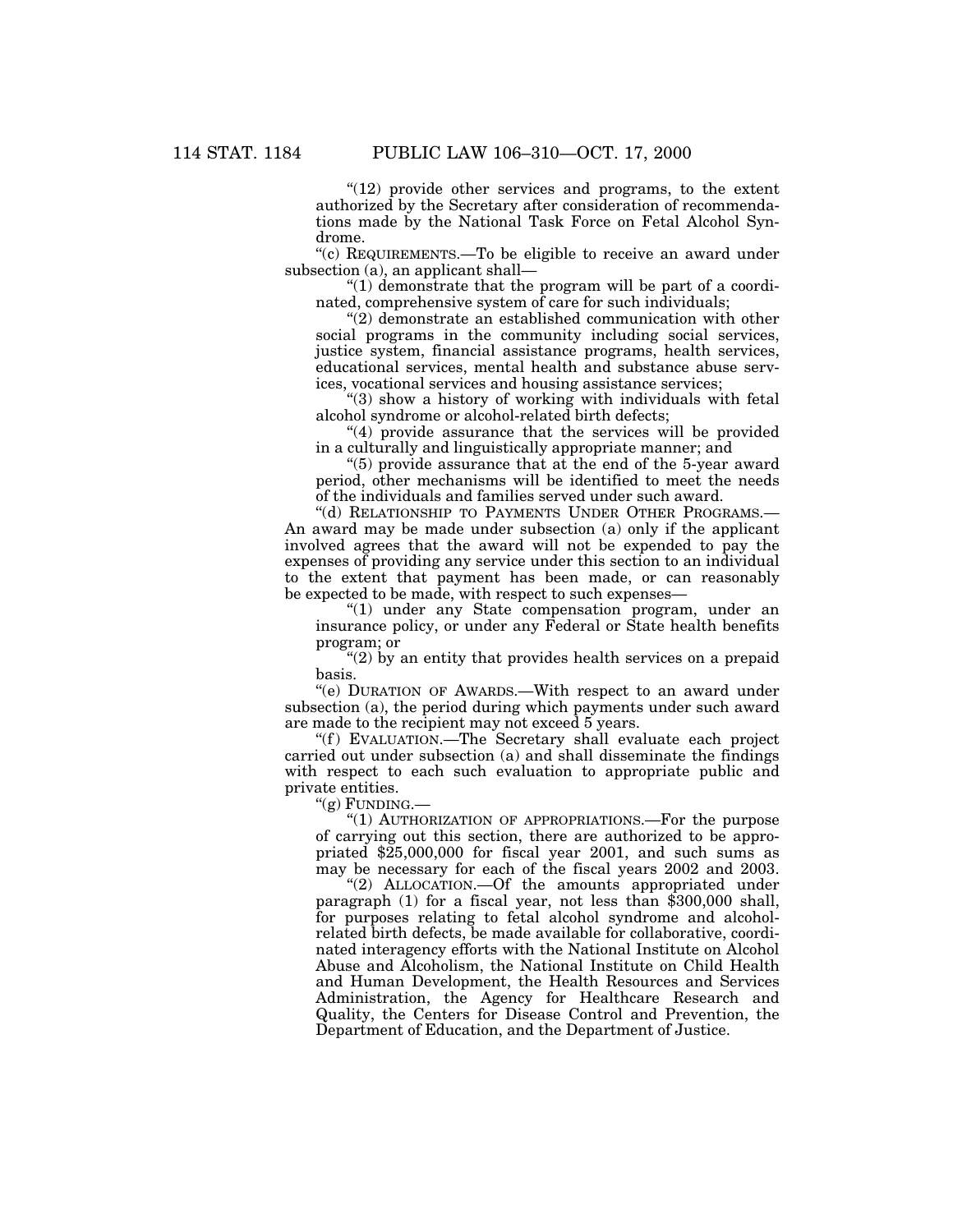"(12) provide other services and programs, to the extent authorized by the Secretary after consideration of recommendations made by the National Task Force on Fetal Alcohol Syndrome.

"(c) REQUIREMENTS.—To be eligible to receive an award under subsection (a), an applicant shall—

"(1) demonstrate that the program will be part of a coordinated, comprehensive system of care for such individuals;

"(2) demonstrate an established communication with other social programs in the community including social services, justice system, financial assistance programs, health services, educational services, mental health and substance abuse services, vocational services and housing assistance services;

"(3) show a history of working with individuals with fetal alcohol syndrome or alcohol-related birth defects;

"(4) provide assurance that the services will be provided in a culturally and linguistically appropriate manner; and

"(5) provide assurance that at the end of the 5-year award period, other mechanisms will be identified to meet the needs of the individuals and families served under such award.

"(d) RELATIONSHIP TO PAYMENTS UNDER OTHER PROGRAMS.—An award may be made under subsection (a) only if the applicant involved agrees that the award will not be expended to pay the expenses of providing any service under this section to an individual to the extent that payment has been made, or can reasonably be expected to be made, with respect to such expenses—

"(1) under any State compensation program, under an insurance policy, or under any Federal or State health benefits program; or

"(2) by an entity that provides health services on a prepaid basis.

"(e) DURATION OF AWARDS.—With respect to an award under subsection (a), the period during which payments under such award are made to the recipient may not exceed 5 years.

"(f) EVALUATION.—The Secretary shall evaluate each project carried out under subsection (a) and shall disseminate the findings with respect to each such evaluation to appropriate public and private entities.

"(g) FUNDING.—

"(1) AUTHORIZATION OF APPROPRIATIONS.—For the purpose of carrying out this section, there are authorized to be appropriated $25,000,000 for fiscal year 2001, and such sums as may be necessary for each of the fiscal years 2002 and 2003.

"(2) ALLOCATION.—Of the amounts appropriated under paragraph (1) for a fiscal year, not less than $300,000 shall, for purposes relating to fetal alcohol syndrome and alcohol-related birth defects, be made available for collaborative, coordinated interagency efforts with the National Institute on Alcohol Abuse and Alcoholism, the National Institute on Child Health and Human Development, the Health Resources and Services Administration, the Agency for Healthcare Research and Quality, the Centers for Disease Control and Prevention, the Department of Education, and the Department of Justice.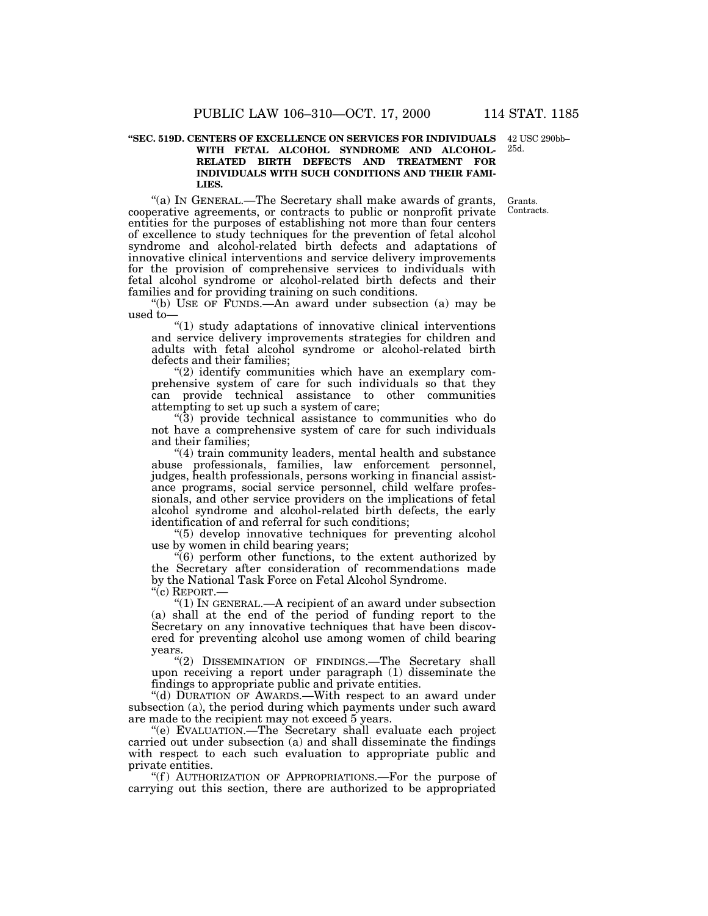**"SEC. 519D. CENTERS OF EXCELLENCE ON SERVICES FOR INDIVIDUALS WITH FETAL ALCOHOL SYNDROME AND ALCOHOL-RELATED BIRTH DEFECTS AND TREATMENT FOR INDIVIDUALS WITH SUCH CONDITIONS AND THEIR FAMILIES.**

42 USC 290bb–25d.

Grants. Contracts.

"(a) IN GENERAL.—The Secretary shall make awards of grants, cooperative agreements, or contracts to public or nonprofit private entities for the purposes of establishing not more than four centers of excellence to study techniques for the prevention of fetal alcohol syndrome and alcohol-related birth defects and adaptations of innovative clinical interventions and service delivery improvements for the provision of comprehensive services to individuals with fetal alcohol syndrome or alcohol-related birth defects and their families and for providing training on such conditions.

"(b) USE OF FUNDS.—An award under subsection (a) may be used to—

"(1) study adaptations of innovative clinical interventions and service delivery improvements strategies for children and adults with fetal alcohol syndrome or alcohol-related birth defects and their families;

"(2) identify communities which have an exemplary comprehensive system of care for such individuals so that they can provide technical assistance to other communities attempting to set up such a system of care;

"(3) provide technical assistance to communities who do not have a comprehensive system of care for such individuals and their families;

"(4) train community leaders, mental health and substance abuse professionals, families, law enforcement personnel, judges, health professionals, persons working in financial assistance programs, social service personnel, child welfare professionals, and other service providers on the implications of fetal alcohol syndrome and alcohol-related birth defects, the early identification of and referral for such conditions;

"(5) develop innovative techniques for preventing alcohol use by women in child bearing years;

"(6) perform other functions, to the extent authorized by the Secretary after consideration of recommendations made by the National Task Force on Fetal Alcohol Syndrome.

"(c) REPORT.—

"(1) IN GENERAL.—A recipient of an award under subsection (a) shall at the end of the period of funding report to the Secretary on any innovative techniques that have been discovered for preventing alcohol use among women of child bearing years.

"(2) DISSEMINATION OF FINDINGS.—The Secretary shall upon receiving a report under paragraph (1) disseminate the findings to appropriate public and private entities.

"(d) DURATION OF AWARDS.—With respect to an award under subsection (a), the period during which payments under such award are made to the recipient may not exceed 5 years.

"(e) EVALUATION.—The Secretary shall evaluate each project carried out under subsection (a) and shall disseminate the findings with respect to each such evaluation to appropriate public and private entities.

"(f) AUTHORIZATION OF APPROPRIATIONS.—For the purpose of carrying out this section, there are authorized to be appropriated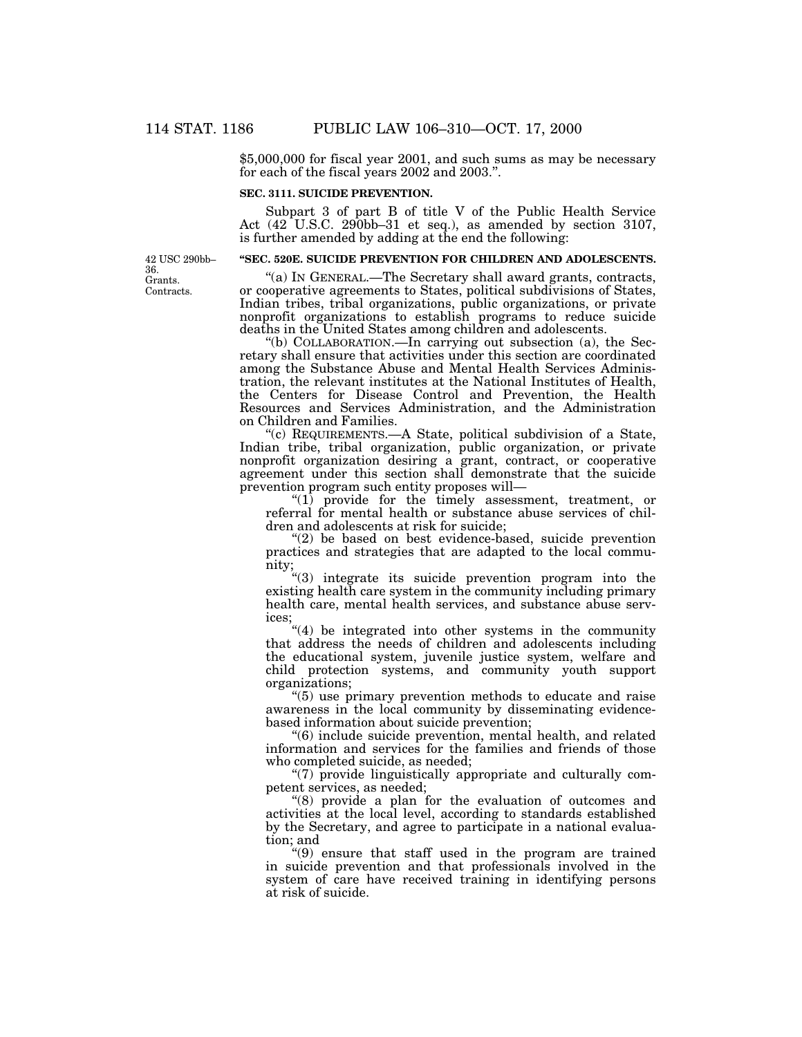$5,000,000 for fiscal year 2001, and such sums as may be necessary for each of the fiscal years 2002 and 2003.”.

**SEC. 3111. SUICIDE PREVENTION.**

Subpart 3 of part B of title V of the Public Health Service Act (42 U.S.C. 290bb–31 et seq.), as amended by section 3107, is further amended by adding at the end the following:

42 USC 290bb–36. Grants. Contracts.

**“SEC. 520E. SUICIDE PREVENTION FOR CHILDREN AND ADOLESCENTS.**

“(a) IN GENERAL.—The Secretary shall award grants, contracts, or cooperative agreements to States, political subdivisions of States, Indian tribes, tribal organizations, public organizations, or private nonprofit organizations to establish programs to reduce suicide deaths in the United States among children and adolescents.

“(b) COLLABORATION.—In carrying out subsection (a), the Secretary shall ensure that activities under this section are coordinated among the Substance Abuse and Mental Health Services Administration, the relevant institutes at the National Institutes of Health, the Centers for Disease Control and Prevention, the Health Resources and Services Administration, and the Administration on Children and Families.

“(c) REQUIREMENTS.—A State, political subdivision of a State, Indian tribe, tribal organization, public organization, or private nonprofit organization desiring a grant, contract, or cooperative agreement under this section shall demonstrate that the suicide prevention program such entity proposes will—

“(1) provide for the timely assessment, treatment, or referral for mental health or substance abuse services of children and adolescents at risk for suicide;

“(2) be based on best evidence-based, suicide prevention practices and strategies that are adapted to the local community;

“(3) integrate its suicide prevention program into the existing health care system in the community including primary health care, mental health services, and substance abuse services;

“(4) be integrated into other systems in the community that address the needs of children and adolescents including the educational system, juvenile justice system, welfare and child protection systems, and community youth support organizations;

“(5) use primary prevention methods to educate and raise awareness in the local community by disseminating evidence-based information about suicide prevention;

“(6) include suicide prevention, mental health, and related information and services for the families and friends of those who completed suicide, as needed;

“(7) provide linguistically appropriate and culturally competent services, as needed;

“(8) provide a plan for the evaluation of outcomes and activities at the local level, according to standards established by the Secretary, and agree to participate in a national evaluation; and

“(9) ensure that staff used in the program are trained in suicide prevention and that professionals involved in the system of care have received training in identifying persons at risk of suicide.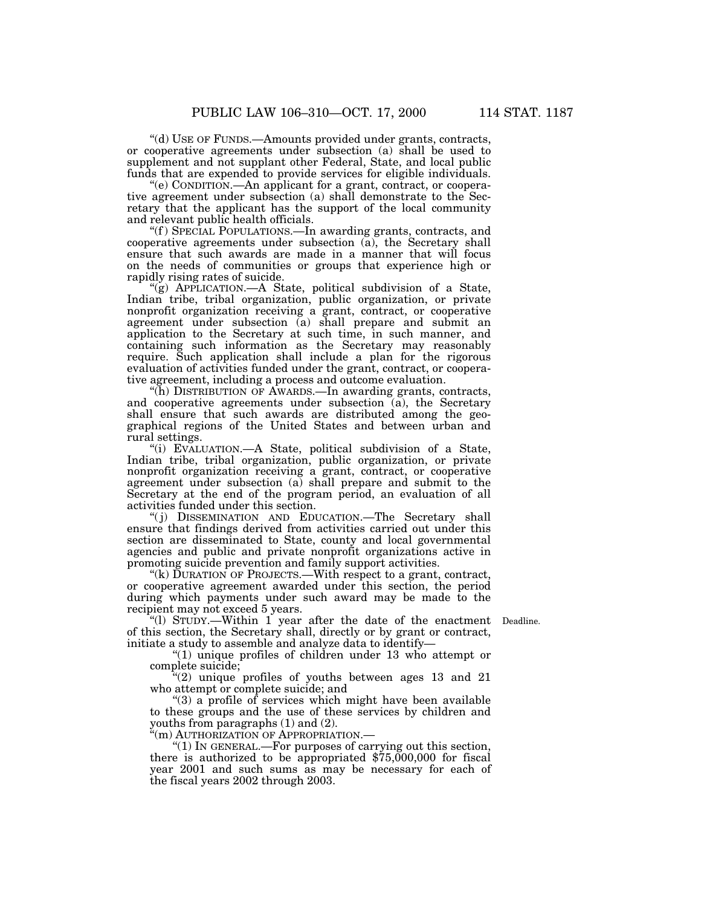"(d) USE OF FUNDS.—Amounts provided under grants, contracts, or cooperative agreements under subsection (a) shall be used to supplement and not supplant other Federal, State, and local public funds that are expended to provide services for eligible individuals.

"(e) CONDITION.—An applicant for a grant, contract, or cooperative agreement under subsection (a) shall demonstrate to the Secretary that the applicant has the support of the local community and relevant public health officials.

"(f) SPECIAL POPULATIONS.—In awarding grants, contracts, and cooperative agreements under subsection (a), the Secretary shall ensure that such awards are made in a manner that will focus on the needs of communities or groups that experience high or rapidly rising rates of suicide.

"(g) APPLICATION.—A State, political subdivision of a State, Indian tribe, tribal organization, public organization, or private nonprofit organization receiving a grant, contract, or cooperative agreement under subsection (a) shall prepare and submit an application to the Secretary at such time, in such manner, and containing such information as the Secretary may reasonably require. Such application shall include a plan for the rigorous evaluation of activities funded under the grant, contract, or cooperative agreement, including a process and outcome evaluation.

"(h) DISTRIBUTION OF AWARDS.—In awarding grants, contracts, and cooperative agreements under subsection (a), the Secretary shall ensure that such awards are distributed among the geographical regions of the United States and between urban and rural settings.

"(i) EVALUATION.—A State, political subdivision of a State, Indian tribe, tribal organization, public organization, or private nonprofit organization receiving a grant, contract, or cooperative agreement under subsection (a) shall prepare and submit to the Secretary at the end of the program period, an evaluation of all activities funded under this section.

"(j) DISSEMINATION AND EDUCATION.—The Secretary shall ensure that findings derived from activities carried out under this section are disseminated to State, county and local governmental agencies and public and private nonprofit organizations active in promoting suicide prevention and family support activities.

"(k) DURATION OF PROJECTS.—With respect to a grant, contract, or cooperative agreement awarded under this section, the period during which payments under such award may be made to the recipient may not exceed 5 years.

"(l) STUDY.—Within 1 year after the date of the enactment of this section, the Secretary shall, directly or by grant or contract, initiate a study to assemble and analyze data to identify— Deadline.

"(1) unique profiles of children under 13 who attempt or complete suicide;

"(2) unique profiles of youths between ages 13 and 21 who attempt or complete suicide; and

"(3) a profile of services which might have been available to these groups and the use of these services by children and youths from paragraphs (1) and (2).

"(m) AUTHORIZATION OF APPROPRIATION.—

"(1) IN GENERAL.—For purposes of carrying out this section, there is authorized to be appropriated $75,000,000 for fiscal year 2001 and such sums as may be necessary for each of the fiscal years 2002 through 2003.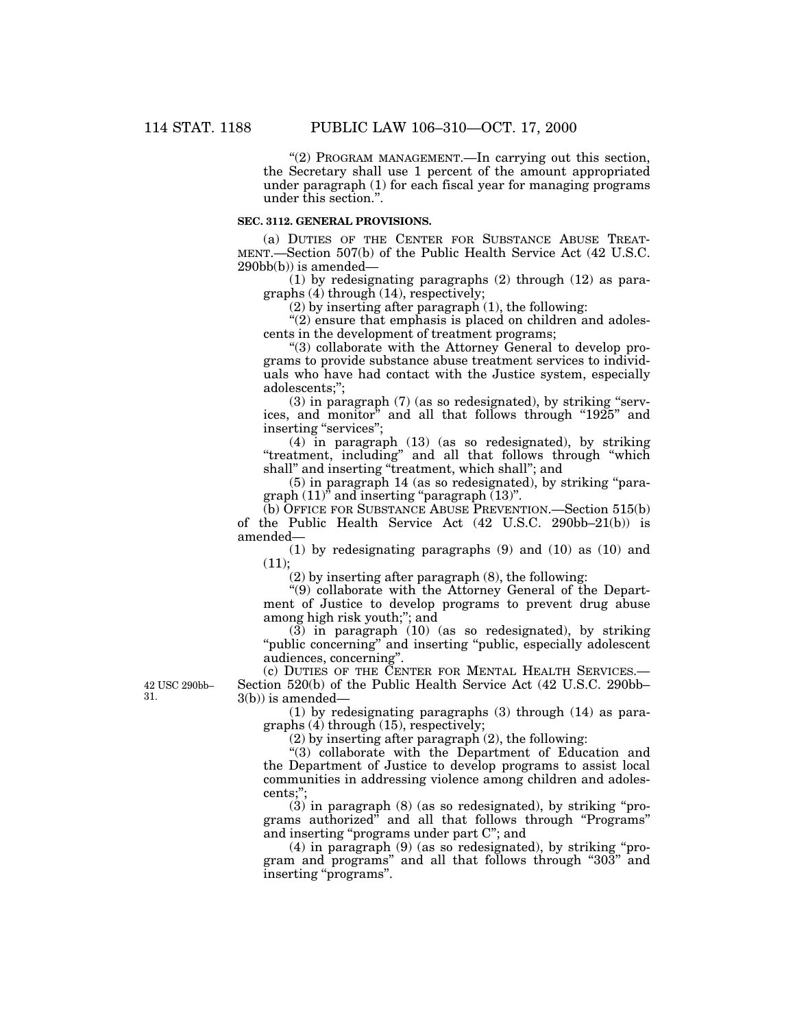"(2) PROGRAM MANAGEMENT.—In carrying out this section, the Secretary shall use 1 percent of the amount appropriated under paragraph (1) for each fiscal year for managing programs under this section.".

**SEC. 3112. GENERAL PROVISIONS.**

(a) DUTIES OF THE CENTER FOR SUBSTANCE ABUSE TREATMENT.—Section 507(b) of the Public Health Service Act (42 U.S.C. 290bb(b)) is amended—

(1) by redesignating paragraphs (2) through (12) as paragraphs (4) through (14), respectively;

(2) by inserting after paragraph (1), the following:

"(2) ensure that emphasis is placed on children and adolescents in the development of treatment programs;

"(3) collaborate with the Attorney General to develop programs to provide substance abuse treatment services to individuals who have had contact with the Justice system, especially adolescents;";

(3) in paragraph (7) (as so redesignated), by striking "services, and monitor" and all that follows through "1925" and inserting "services";

(4) in paragraph (13) (as so redesignated), by striking "treatment, including" and all that follows through "which shall" and inserting "treatment, which shall"; and

(5) in paragraph 14 (as so redesignated), by striking "paragraph (11)" and inserting "paragraph (13)".

(b) OFFICE FOR SUBSTANCE ABUSE PREVENTION.—Section 515(b) of the Public Health Service Act (42 U.S.C. 290bb–21(b)) is amended—

(1) by redesignating paragraphs (9) and (10) as (10) and (11);

(2) by inserting after paragraph (8), the following:

"(9) collaborate with the Attorney General of the Department of Justice to develop programs to prevent drug abuse among high risk youth;"; and

(3) in paragraph (10) (as so redesignated), by striking "public concerning" and inserting "public, especially adolescent audiences, concerning".

42 USC 290bb–31.

(c) DUTIES OF THE CENTER FOR MENTAL HEALTH SERVICES.—Section 520(b) of the Public Health Service Act (42 U.S.C. 290bb–3(b)) is amended—

(1) by redesignating paragraphs (3) through (14) as paragraphs (4) through (15), respectively;

(2) by inserting after paragraph (2), the following:

"(3) collaborate with the Department of Education and the Department of Justice to develop programs to assist local communities in addressing violence among children and adolescents;";

(3) in paragraph (8) (as so redesignated), by striking "programs authorized" and all that follows through "Programs" and inserting "programs under part C"; and

(4) in paragraph (9) (as so redesignated), by striking "program and programs" and all that follows through "303" and inserting "programs".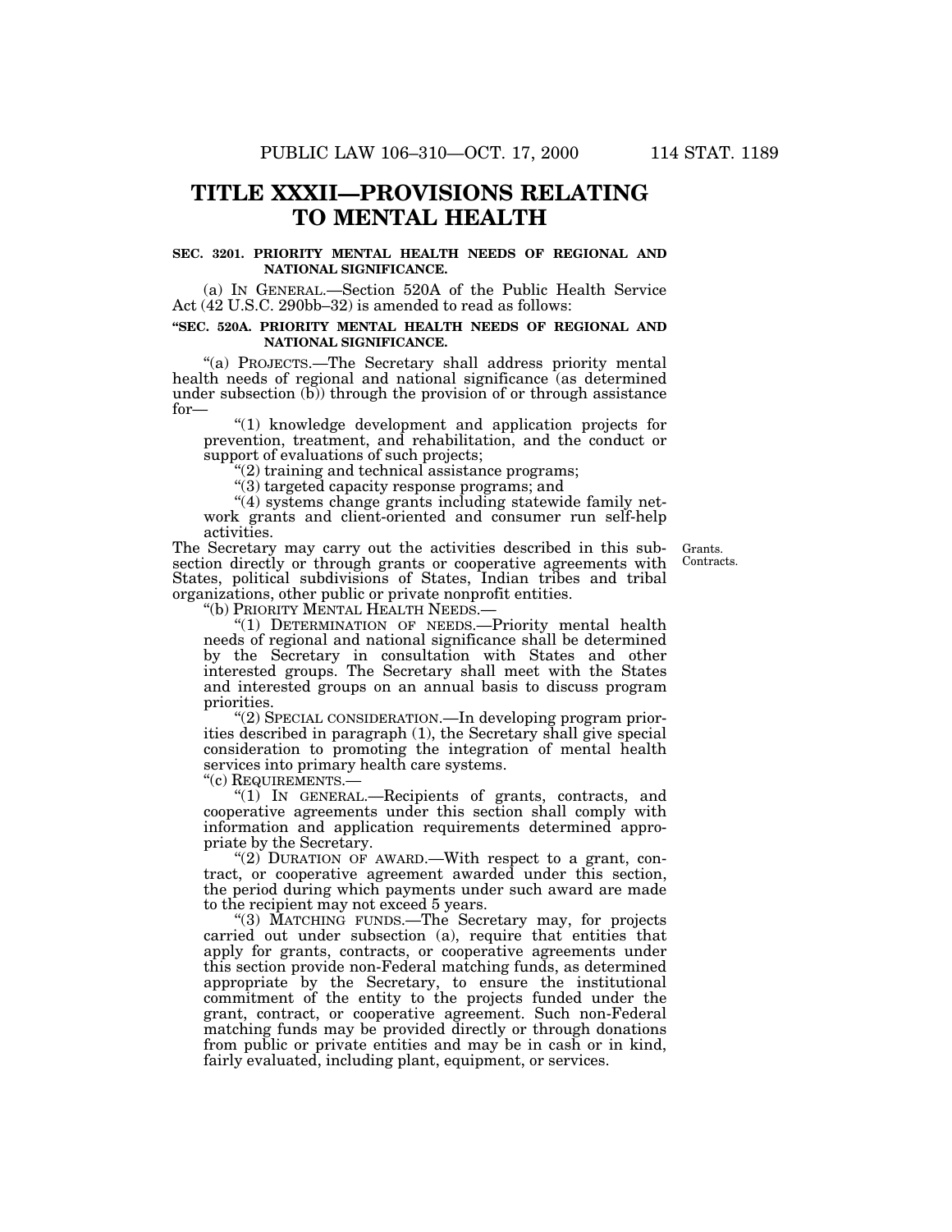# TITLE XXXII—PROVISIONS RELATING TO MENTAL HEALTH

**SEC. 3201. PRIORITY MENTAL HEALTH NEEDS OF REGIONAL AND NATIONAL SIGNIFICANCE.**

(a) IN GENERAL.—Section 520A of the Public Health Service Act (42 U.S.C. 290bb–32) is amended to read as follows:

**"SEC. 520A. PRIORITY MENTAL HEALTH NEEDS OF REGIONAL AND NATIONAL SIGNIFICANCE.**

"(a) PROJECTS.—The Secretary shall address priority mental health needs of regional and national significance (as determined under subsection (b)) through the provision of or through assistance for—

"(1) knowledge development and application projects for prevention, treatment, and rehabilitation, and the conduct or support of evaluations of such projects;

"(2) training and technical assistance programs;

"(3) targeted capacity response programs; and

"(4) systems change grants including statewide family network grants and client-oriented and consumer run self-help activities.

Grants. Contracts.

The Secretary may carry out the activities described in this subsection directly or through grants or cooperative agreements with States, political subdivisions of States, Indian tribes and tribal organizations, other public or private nonprofit entities.

"(b) PRIORITY MENTAL HEALTH NEEDS.—

"(1) DETERMINATION OF NEEDS.—Priority mental health needs of regional and national significance shall be determined by the Secretary in consultation with States and other interested groups. The Secretary shall meet with the States and interested groups on an annual basis to discuss program priorities.

"(2) SPECIAL CONSIDERATION.—In developing program priorities described in paragraph (1), the Secretary shall give special consideration to promoting the integration of mental health services into primary health care systems.

"(c) REQUIREMENTS.—

"(1) IN GENERAL.—Recipients of grants, contracts, and cooperative agreements under this section shall comply with information and application requirements determined appropriate by the Secretary.

"(2) DURATION OF AWARD.—With respect to a grant, contract, or cooperative agreement awarded under this section, the period during which payments under such award are made to the recipient may not exceed 5 years.

"(3) MATCHING FUNDS.—The Secretary may, for projects carried out under subsection (a), require that entities that apply for grants, contracts, or cooperative agreements under this section provide non-Federal matching funds, as determined appropriate by the Secretary, to ensure the institutional commitment of the entity to the projects funded under the grant, contract, or cooperative agreement. Such non-Federal matching funds may be provided directly or through donations from public or private entities and may be in cash or in kind, fairly evaluated, including plant, equipment, or services.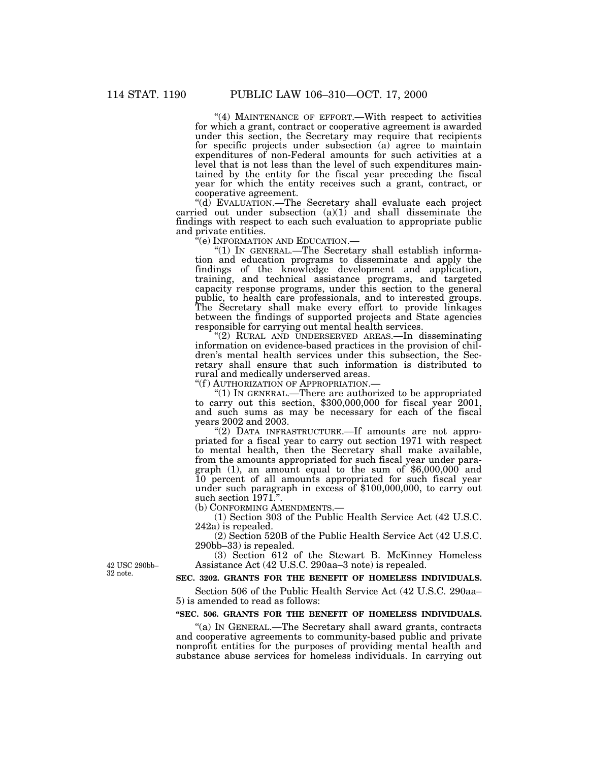"(4) MAINTENANCE OF EFFORT.—With respect to activities for which a grant, contract or cooperative agreement is awarded under this section, the Secretary may require that recipients for specific projects under subsection (a) agree to maintain expenditures of non-Federal amounts for such activities at a level that is not less than the level of such expenditures maintained by the entity for the fiscal year preceding the fiscal year for which the entity receives such a grant, contract, or cooperative agreement.

"(d) EVALUATION.—The Secretary shall evaluate each project carried out under subsection (a)(1) and shall disseminate the findings with respect to each such evaluation to appropriate public and private entities.

"(e) INFORMATION AND EDUCATION.—

"(1) IN GENERAL.—The Secretary shall establish information and education programs to disseminate and apply the findings of the knowledge development and application, training, and technical assistance programs, and targeted capacity response programs, under this section to the general public, to health care professionals, and to interested groups. The Secretary shall make every effort to provide linkages between the findings of supported projects and State agencies responsible for carrying out mental health services.

"(2) RURAL AND UNDERSERVED AREAS.—In disseminating information on evidence-based practices in the provision of children's mental health services under this subsection, the Secretary shall ensure that such information is distributed to rural and medically underserved areas.

"(f) AUTHORIZATION OF APPROPRIATION.—

"(1) IN GENERAL.—There are authorized to be appropriated to carry out this section, $300,000,000 for fiscal year 2001, and such sums as may be necessary for each of the fiscal years 2002 and 2003.

"(2) DATA INFRASTRUCTURE.—If amounts are not appropriated for a fiscal year to carry out section 1971 with respect to mental health, then the Secretary shall make available, from the amounts appropriated for such fiscal year under paragraph (1), an amount equal to the sum of $6,000,000 and 10 percent of all amounts appropriated for such fiscal year under such paragraph in excess of $100,000,000, to carry out such section 1971.".

(b) CONFORMING AMENDMENTS.—

(1) Section 303 of the Public Health Service Act (42 U.S.C. 242a) is repealed.

(2) Section 520B of the Public Health Service Act (42 U.S.C. 290bb–33) is repealed.

(3) Section 612 of the Stewart B. McKinney Homeless Assistance Act (42 U.S.C. 290aa–3 note) is repealed.

42 USC 290bb–32 note.

**SEC. 3202. GRANTS FOR THE BENEFIT OF HOMELESS INDIVIDUALS.**

Section 506 of the Public Health Service Act (42 U.S.C. 290aa–5) is amended to read as follows:

**"SEC. 506. GRANTS FOR THE BENEFIT OF HOMELESS INDIVIDUALS.**

"(a) IN GENERAL.—The Secretary shall award grants, contracts and cooperative agreements to community-based public and private nonprofit entities for the purposes of providing mental health and substance abuse services for homeless individuals. In carrying out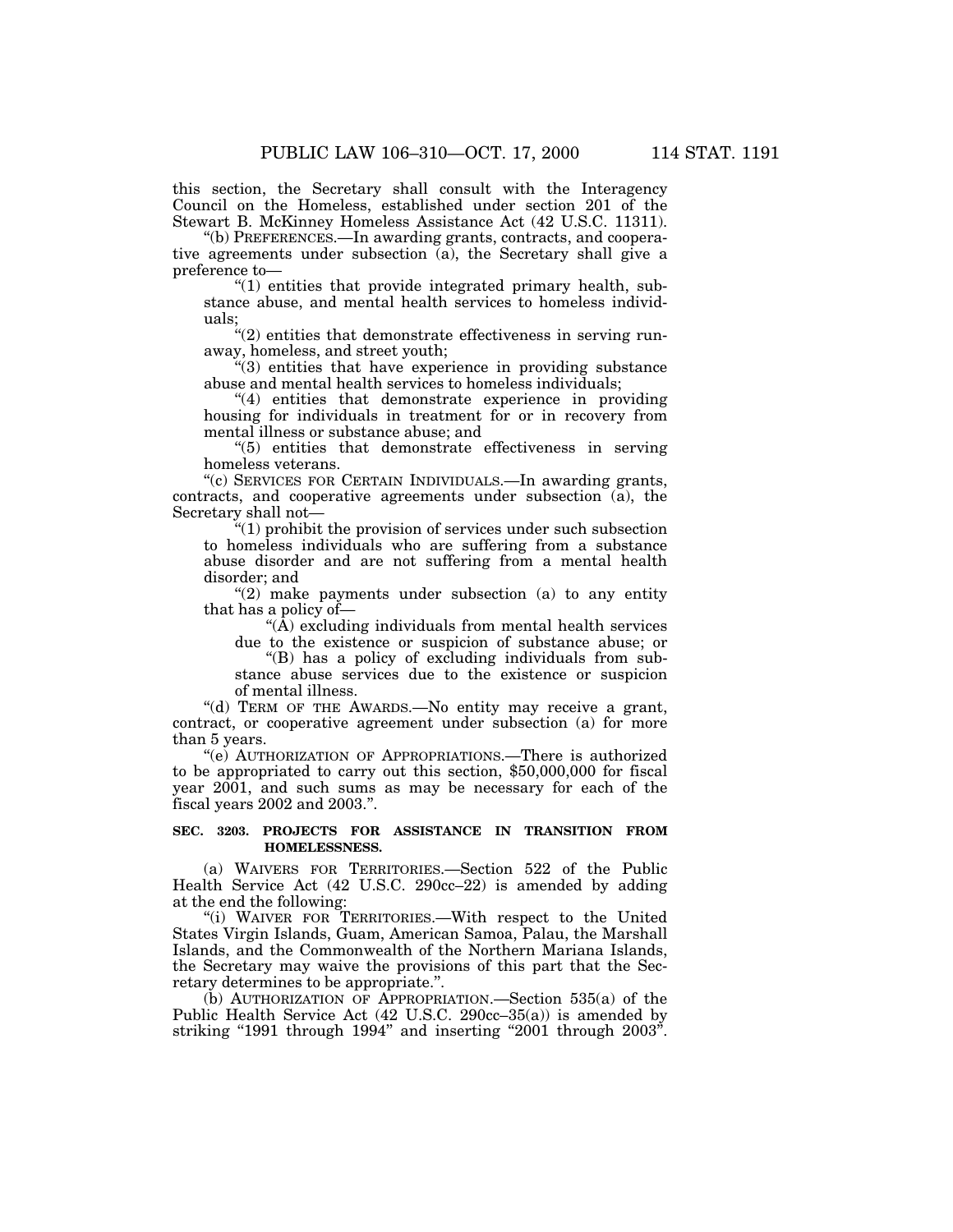this section, the Secretary shall consult with the Interagency Council on the Homeless, established under section 201 of the Stewart B. McKinney Homeless Assistance Act (42 U.S.C. 11311).

"(b) PREFERENCES.—In awarding grants, contracts, and cooperative agreements under subsection (a), the Secretary shall give a preference to—

"(1) entities that provide integrated primary health, substance abuse, and mental health services to homeless individuals;

"(2) entities that demonstrate effectiveness in serving runaway, homeless, and street youth;

"(3) entities that have experience in providing substance abuse and mental health services to homeless individuals;

"(4) entities that demonstrate experience in providing housing for individuals in treatment for or in recovery from mental illness or substance abuse; and

"(5) entities that demonstrate effectiveness in serving homeless veterans.

"(c) SERVICES FOR CERTAIN INDIVIDUALS.—In awarding grants, contracts, and cooperative agreements under subsection (a), the Secretary shall not—

"(1) prohibit the provision of services under such subsection to homeless individuals who are suffering from a substance abuse disorder and are not suffering from a mental health disorder; and

"(2) make payments under subsection (a) to any entity that has a policy of—

"(A) excluding individuals from mental health services due to the existence or suspicion of substance abuse; or

"(B) has a policy of excluding individuals from substance abuse services due to the existence or suspicion of mental illness.

"(d) TERM OF THE AWARDS.—No entity may receive a grant, contract, or cooperative agreement under subsection (a) for more than 5 years.

"(e) AUTHORIZATION OF APPROPRIATIONS.—There is authorized to be appropriated to carry out this section, $50,000,000 for fiscal year 2001, and such sums as may be necessary for each of the fiscal years 2002 and 2003.".

**SEC. 3203. PROJECTS FOR ASSISTANCE IN TRANSITION FROM HOMELESSNESS.**

(a) WAIVERS FOR TERRITORIES.—Section 522 of the Public Health Service Act (42 U.S.C. 290cc–22) is amended by adding at the end the following:

"(i) WAIVER FOR TERRITORIES.—With respect to the United States Virgin Islands, Guam, American Samoa, Palau, the Marshall Islands, and the Commonwealth of the Northern Mariana Islands, the Secretary may waive the provisions of this part that the Secretary determines to be appropriate.".

(b) AUTHORIZATION OF APPROPRIATION.—Section 535(a) of the Public Health Service Act (42 U.S.C. 290cc–35(a)) is amended by striking "1991 through 1994" and inserting "2001 through 2003".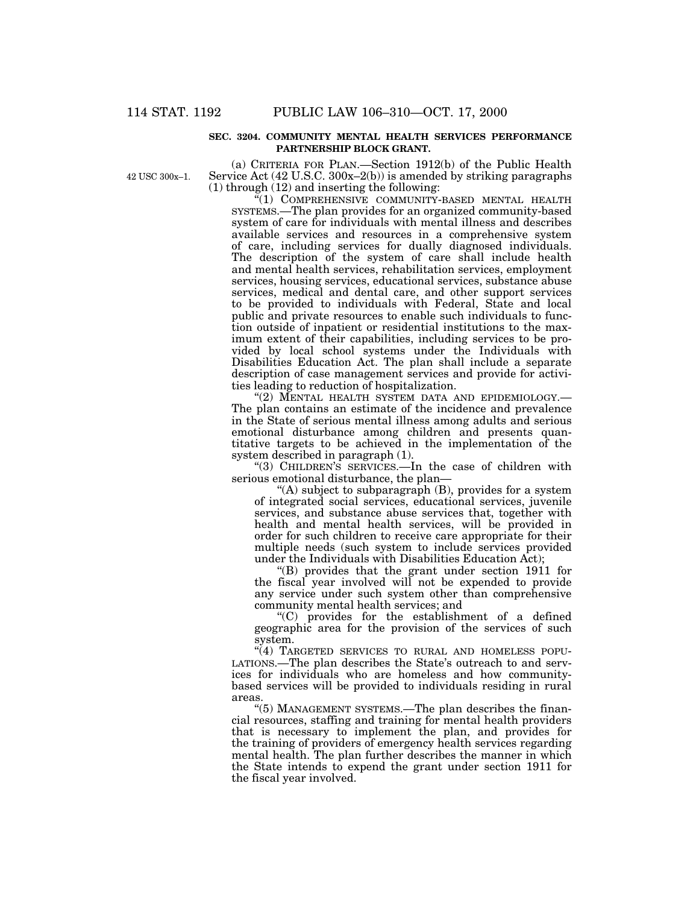**SEC. 3204. COMMUNITY MENTAL HEALTH SERVICES PERFORMANCE PARTNERSHIP BLOCK GRANT.**

42 USC 300x–1.

(a) CRITERIA FOR PLAN.—Section 1912(b) of the Public Health Service Act (42 U.S.C. 300x–2(b)) is amended by striking paragraphs (1) through (12) and inserting the following:

"(1) COMPREHENSIVE COMMUNITY-BASED MENTAL HEALTH SYSTEMS.—The plan provides for an organized community-based system of care for individuals with mental illness and describes available services and resources in a comprehensive system of care, including services for dually diagnosed individuals. The description of the system of care shall include health and mental health services, rehabilitation services, employment services, housing services, educational services, substance abuse services, medical and dental care, and other support services to be provided to individuals with Federal, State and local public and private resources to enable such individuals to function outside of inpatient or residential institutions to the maximum extent of their capabilities, including services to be provided by local school systems under the Individuals with Disabilities Education Act. The plan shall include a separate description of case management services and provide for activities leading to reduction of hospitalization.

"(2) MENTAL HEALTH SYSTEM DATA AND EPIDEMIOLOGY.—The plan contains an estimate of the incidence and prevalence in the State of serious mental illness among adults and serious emotional disturbance among children and presents quantitative targets to be achieved in the implementation of the system described in paragraph (1).

"(3) CHILDREN'S SERVICES.—In the case of children with serious emotional disturbance, the plan—

"(A) subject to subparagraph (B), provides for a system of integrated social services, educational services, juvenile services, and substance abuse services that, together with health and mental health services, will be provided in order for such children to receive care appropriate for their multiple needs (such system to include services provided under the Individuals with Disabilities Education Act);

"(B) provides that the grant under section 1911 for the fiscal year involved will not be expended to provide any service under such system other than comprehensive community mental health services; and

"(C) provides for the establishment of a defined geographic area for the provision of the services of such system.

"(4) TARGETED SERVICES TO RURAL AND HOMELESS POPULATIONS.—The plan describes the State's outreach to and services for individuals who are homeless and how community-based services will be provided to individuals residing in rural areas.

"(5) MANAGEMENT SYSTEMS.—The plan describes the financial resources, staffing and training for mental health providers that is necessary to implement the plan, and provides for the training of providers of emergency health services regarding mental health. The plan further describes the manner in which the State intends to expend the grant under section 1911 for the fiscal year involved.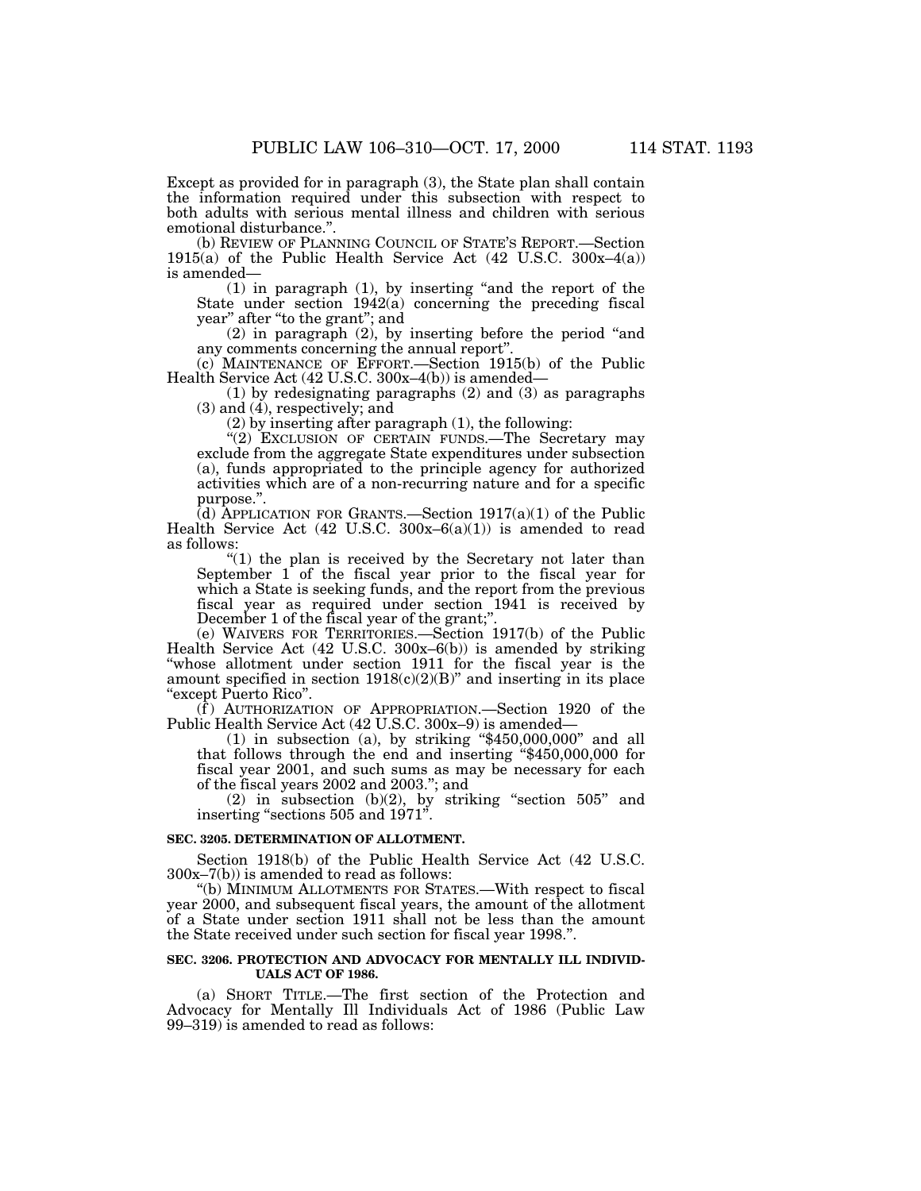Except as provided for in paragraph (3), the State plan shall contain the information required under this subsection with respect to both adults with serious mental illness and children with serious emotional disturbance.".

(b) REVIEW OF PLANNING COUNCIL OF STATE'S REPORT.—Section 1915(a) of the Public Health Service Act (42 U.S.C. 300x–4(a)) is amended—

(1) in paragraph (1), by inserting "and the report of the State under section 1942(a) concerning the preceding fiscal year" after "to the grant"; and

(2) in paragraph (2), by inserting before the period "and any comments concerning the annual report".

(c) MAINTENANCE OF EFFORT.—Section 1915(b) of the Public Health Service Act (42 U.S.C. 300x–4(b)) is amended—

(1) by redesignating paragraphs (2) and (3) as paragraphs (3) and (4), respectively; and

(2) by inserting after paragraph (1), the following:

"(2) EXCLUSION OF CERTAIN FUNDS.—The Secretary may exclude from the aggregate State expenditures under subsection (a), funds appropriated to the principle agency for authorized activities which are of a non-recurring nature and for a specific purpose.".

(d) APPLICATION FOR GRANTS.—Section 1917(a)(1) of the Public Health Service Act (42 U.S.C. 300x–6(a)(1)) is amended to read as follows:

"(1) the plan is received by the Secretary not later than September 1 of the fiscal year prior to the fiscal year for which a State is seeking funds, and the report from the previous fiscal year as required under section 1941 is received by December 1 of the fiscal year of the grant;".

(e) WAIVERS FOR TERRITORIES.—Section 1917(b) of the Public Health Service Act (42 U.S.C. 300x–6(b)) is amended by striking "whose allotment under section 1911 for the fiscal year is the amount specified in section 1918(c)(2)(B)" and inserting in its place "except Puerto Rico".

(f) AUTHORIZATION OF APPROPRIATION.—Section 1920 of the Public Health Service Act (42 U.S.C. 300x–9) is amended—

(1) in subsection (a), by striking "$450,000,000" and all that follows through the end and inserting "$450,000,000 for fiscal year 2001, and such sums as may be necessary for each of the fiscal years 2002 and 2003."; and

(2) in subsection (b)(2), by striking "section 505" and inserting "sections 505 and 1971".

**SEC. 3205. DETERMINATION OF ALLOTMENT.**

Section 1918(b) of the Public Health Service Act (42 U.S.C. 300x–7(b)) is amended to read as follows:

"(b) MINIMUM ALLOTMENTS FOR STATES.—With respect to fiscal year 2000, and subsequent fiscal years, the amount of the allotment of a State under section 1911 shall not be less than the amount the State received under such section for fiscal year 1998.".

**SEC. 3206. PROTECTION AND ADVOCACY FOR MENTALLY ILL INDIVIDUALS ACT OF 1986.**

(a) SHORT TITLE.—The first section of the Protection and Advocacy for Mentally Ill Individuals Act of 1986 (Public Law 99–319) is amended to read as follows: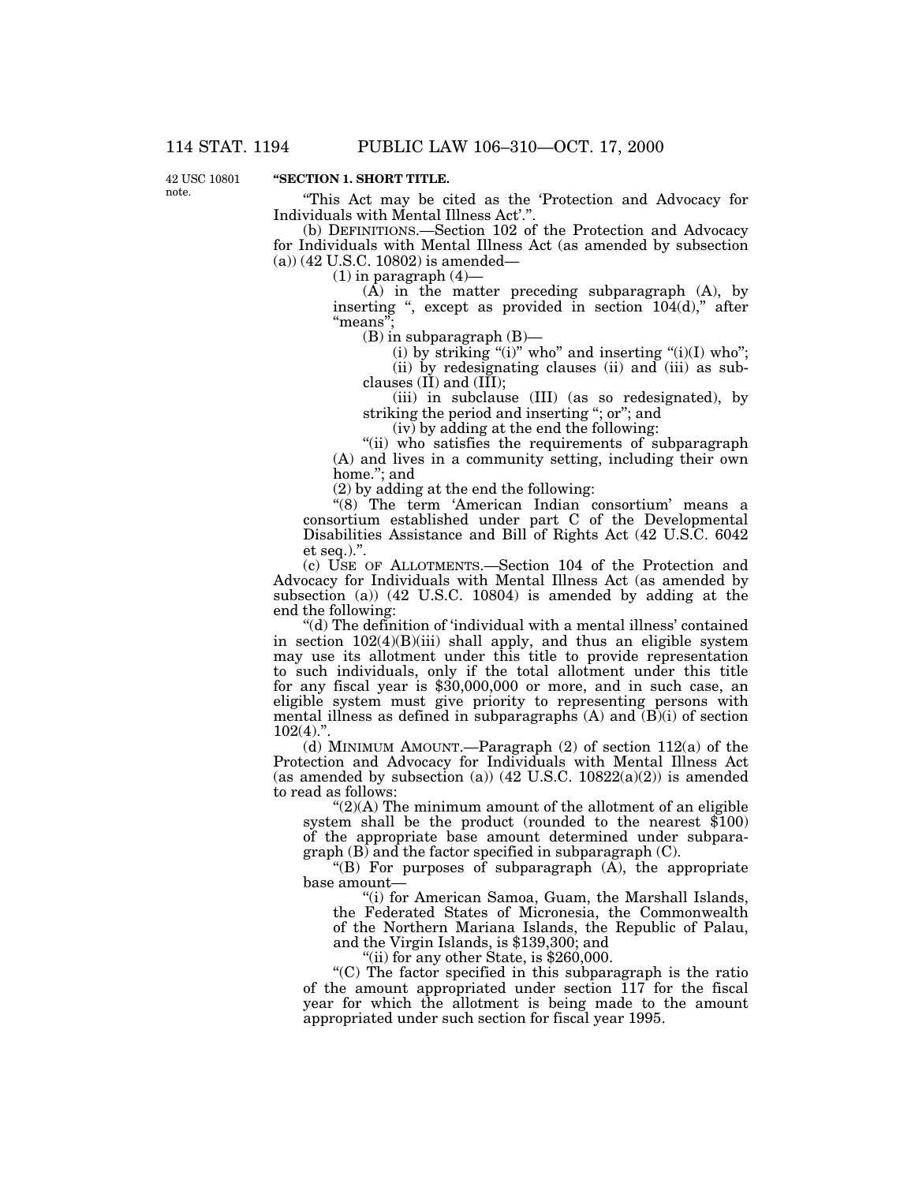42 USC 10801 note.

**"SECTION 1. SHORT TITLE.**

"This Act may be cited as the 'Protection and Advocacy for Individuals with Mental Illness Act'.".

(b) DEFINITIONS.—Section 102 of the Protection and Advocacy for Individuals with Mental Illness Act (as amended by subsection (a)) (42 U.S.C. 10802) is amended—

(1) in paragraph (4)—

(A) in the matter preceding subparagraph (A), by inserting ", except as provided in section 104(d)," after "means";

(B) in subparagraph (B)—

(i) by striking "(i)" who" and inserting "(i)(I) who";

(ii) by redesignating clauses (ii) and (iii) as subclauses (II) and (III);

(iii) in subclause (III) (as so redesignated), by striking the period and inserting "; or"; and

(iv) by adding at the end the following:

"(ii) who satisfies the requirements of subparagraph (A) and lives in a community setting, including their own home."; and

(2) by adding at the end the following:

"(8) The term 'American Indian consortium' means a consortium established under part C of the Developmental Disabilities Assistance and Bill of Rights Act (42 U.S.C. 6042 et seq.).".

(c) USE OF ALLOTMENTS.—Section 104 of the Protection and Advocacy for Individuals with Mental Illness Act (as amended by subsection (a)) (42 U.S.C. 10804) is amended by adding at the end the following:

"(d) The definition of 'individual with a mental illness' contained in section 102(4)(B)(iii) shall apply, and thus an eligible system may use its allotment under this title to provide representation to such individuals, only if the total allotment under this title for any fiscal year is $30,000,000 or more, and in such case, an eligible system must give priority to representing persons with mental illness as defined in subparagraphs (A) and (B)(i) of section 102(4).".

(d) MINIMUM AMOUNT.—Paragraph (2) of section 112(a) of the Protection and Advocacy for Individuals with Mental Illness Act (as amended by subsection (a)) (42 U.S.C. 10822(a)(2)) is amended to read as follows:

"(2)(A) The minimum amount of the allotment of an eligible system shall be the product (rounded to the nearest $100) of the appropriate base amount determined under subparagraph (B) and the factor specified in subparagraph (C).

"(B) For purposes of subparagraph (A), the appropriate base amount—

"(i) for American Samoa, Guam, the Marshall Islands, the Federated States of Micronesia, the Commonwealth of the Northern Mariana Islands, the Republic of Palau, and the Virgin Islands, is $139,300; and

"(ii) for any other State, is $260,000.

"(C) The factor specified in this subparagraph is the ratio of the amount appropriated under section 117 for the fiscal year for which the allotment is being made to the amount appropriated under such section for fiscal year 1995.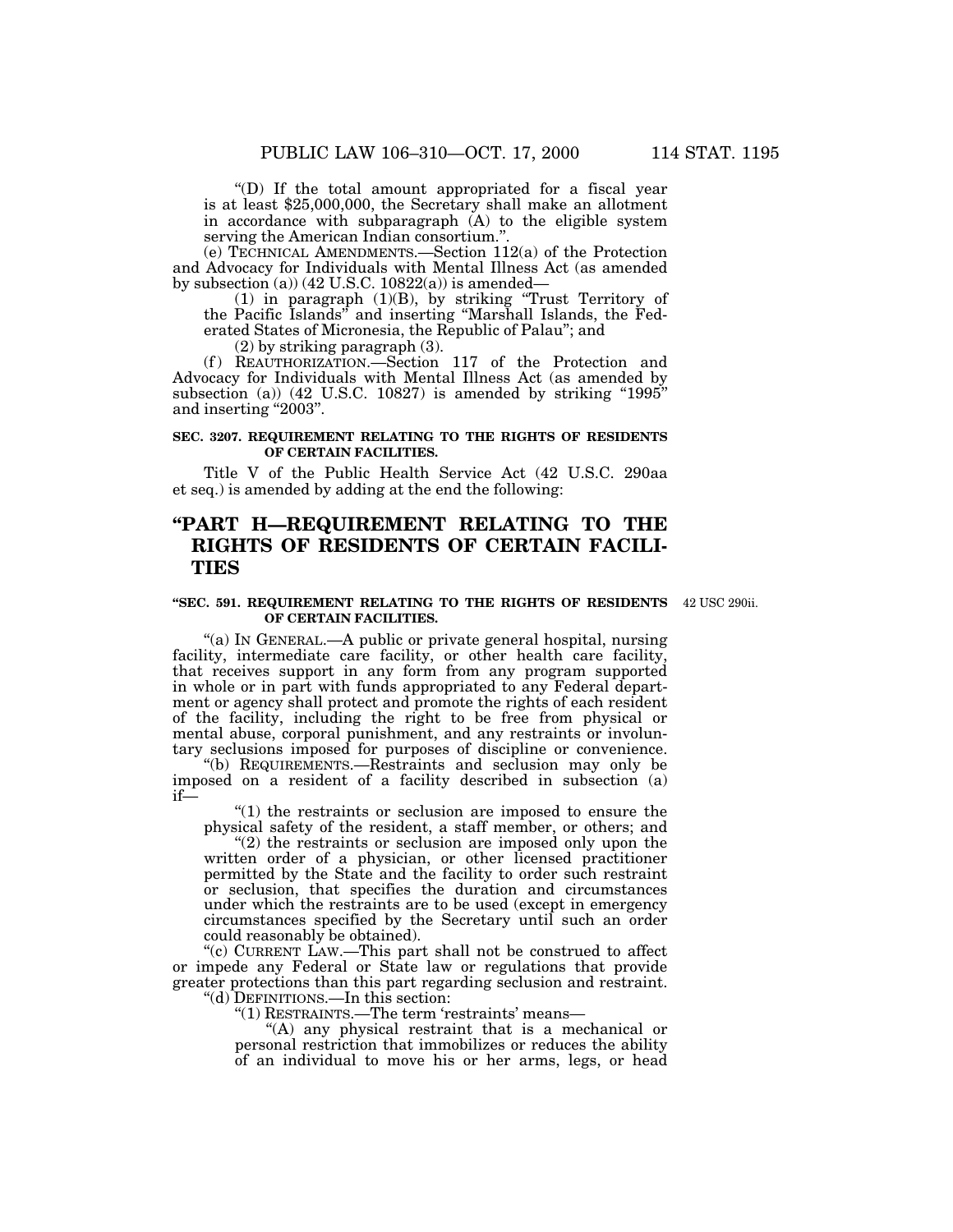"(D) If the total amount appropriated for a fiscal year is at least $25,000,000, the Secretary shall make an allotment in accordance with subparagraph (A) to the eligible system serving the American Indian consortium.".

(e) TECHNICAL AMENDMENTS.—Section 112(a) of the Protection and Advocacy for Individuals with Mental Illness Act (as amended by subsection (a)) (42 U.S.C. 10822(a)) is amended—

(1) in paragraph (1)(B), by striking "Trust Territory of the Pacific Islands" and inserting "Marshall Islands, the Federated States of Micronesia, the Republic of Palau"; and

(2) by striking paragraph (3).

(f) REAUTHORIZATION.—Section 117 of the Protection and Advocacy for Individuals with Mental Illness Act (as amended by subsection (a)) (42 U.S.C. 10827) is amended by striking "1995" and inserting "2003".

**SEC. 3207. REQUIREMENT RELATING TO THE RIGHTS OF RESIDENTS OF CERTAIN FACILITIES.**

Title V of the Public Health Service Act (42 U.S.C. 290aa et seq.) is amended by adding at the end the following:

# "PART H—REQUIREMENT RELATING TO THE RIGHTS OF RESIDENTS OF CERTAIN FACILITIES

**"SEC. 591. REQUIREMENT RELATING TO THE RIGHTS OF RESIDENTS OF CERTAIN FACILITIES.**

42 USC 290ii.

"(a) IN GENERAL.—A public or private general hospital, nursing facility, intermediate care facility, or other health care facility, that receives support in any form from any program supported in whole or in part with funds appropriated to any Federal department or agency shall protect and promote the rights of each resident of the facility, including the right to be free from physical or mental abuse, corporal punishment, and any restraints or involuntary seclusions imposed for purposes of discipline or convenience.

"(b) REQUIREMENTS.—Restraints and seclusion may only be imposed on a resident of a facility described in subsection (a) if—

"(1) the restraints or seclusion are imposed to ensure the physical safety of the resident, a staff member, or others; and

"(2) the restraints or seclusion are imposed only upon the written order of a physician, or other licensed practitioner permitted by the State and the facility to order such restraint or seclusion, that specifies the duration and circumstances under which the restraints are to be used (except in emergency circumstances specified by the Secretary until such an order could reasonably be obtained).

"(c) CURRENT LAW.—This part shall not be construed to affect or impede any Federal or State law or regulations that provide greater protections than this part regarding seclusion and restraint.

"(d) DEFINITIONS.—In this section:

"(1) RESTRAINTS.—The term 'restraints' means—

"(A) any physical restraint that is a mechanical or personal restriction that immobilizes or reduces the ability of an individual to move his or her arms, legs, or head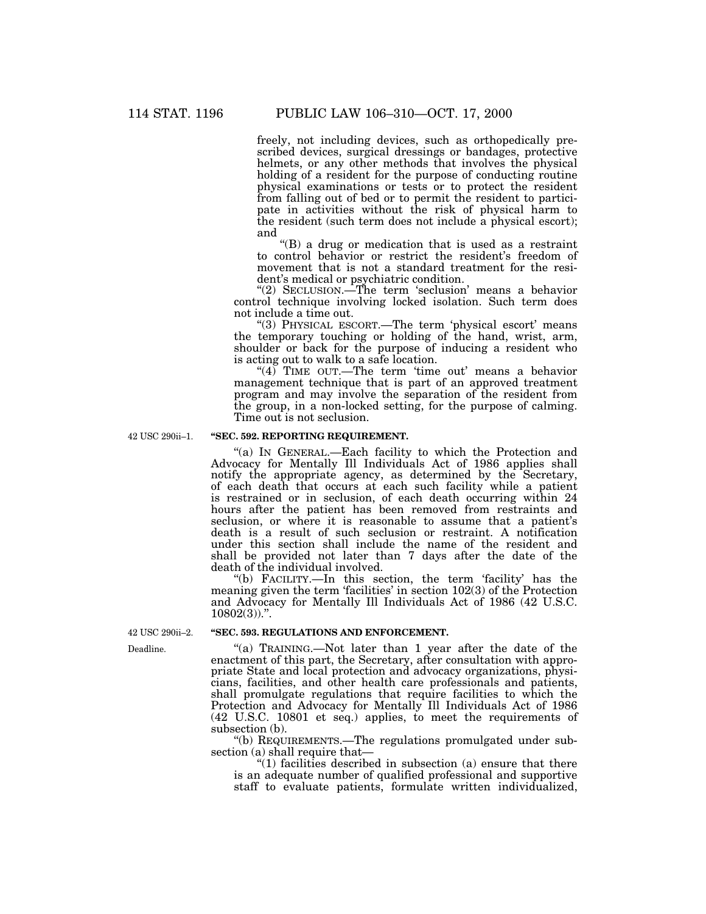freely, not including devices, such as orthopedically prescribed devices, surgical dressings or bandages, protective helmets, or any other methods that involves the physical holding of a resident for the purpose of conducting routine physical examinations or tests or to protect the resident from falling out of bed or to permit the resident to participate in activities without the risk of physical harm to the resident (such term does not include a physical escort); and

"(B) a drug or medication that is used as a restraint to control behavior or restrict the resident's freedom of movement that is not a standard treatment for the resident's medical or psychiatric condition.

"(2) SECLUSION.—The term 'seclusion' means a behavior control technique involving locked isolation. Such term does not include a time out.

"(3) PHYSICAL ESCORT.—The term 'physical escort' means the temporary touching or holding of the hand, wrist, arm, shoulder or back for the purpose of inducing a resident who is acting out to walk to a safe location.

"(4) TIME OUT.—The term 'time out' means a behavior management technique that is part of an approved treatment program and may involve the separation of the resident from the group, in a non-locked setting, for the purpose of calming. Time out is not seclusion.

42 USC 290ii–1.

**"SEC. 592. REPORTING REQUIREMENT.**

"(a) IN GENERAL.—Each facility to which the Protection and Advocacy for Mentally Ill Individuals Act of 1986 applies shall notify the appropriate agency, as determined by the Secretary, of each death that occurs at each such facility while a patient is restrained or in seclusion, of each death occurring within 24 hours after the patient has been removed from restraints and seclusion, or where it is reasonable to assume that a patient's death is a result of such seclusion or restraint. A notification under this section shall include the name of the resident and shall be provided not later than 7 days after the date of the death of the individual involved.

"(b) FACILITY.—In this section, the term 'facility' has the meaning given the term 'facilities' in section 102(3) of the Protection and Advocacy for Mentally Ill Individuals Act of 1986 (42 U.S.C. 10802(3)).".

42 USC 290ii–2.

**"SEC. 593. REGULATIONS AND ENFORCEMENT.**

Deadline.

"(a) TRAINING.—Not later than 1 year after the date of the enactment of this part, the Secretary, after consultation with appropriate State and local protection and advocacy organizations, physicians, facilities, and other health care professionals and patients, shall promulgate regulations that require facilities to which the Protection and Advocacy for Mentally Ill Individuals Act of 1986 (42 U.S.C. 10801 et seq.) applies, to meet the requirements of subsection (b).

"(b) REQUIREMENTS.—The regulations promulgated under subsection (a) shall require that—

"(1) facilities described in subsection (a) ensure that there is an adequate number of qualified professional and supportive staff to evaluate patients, formulate written individualized,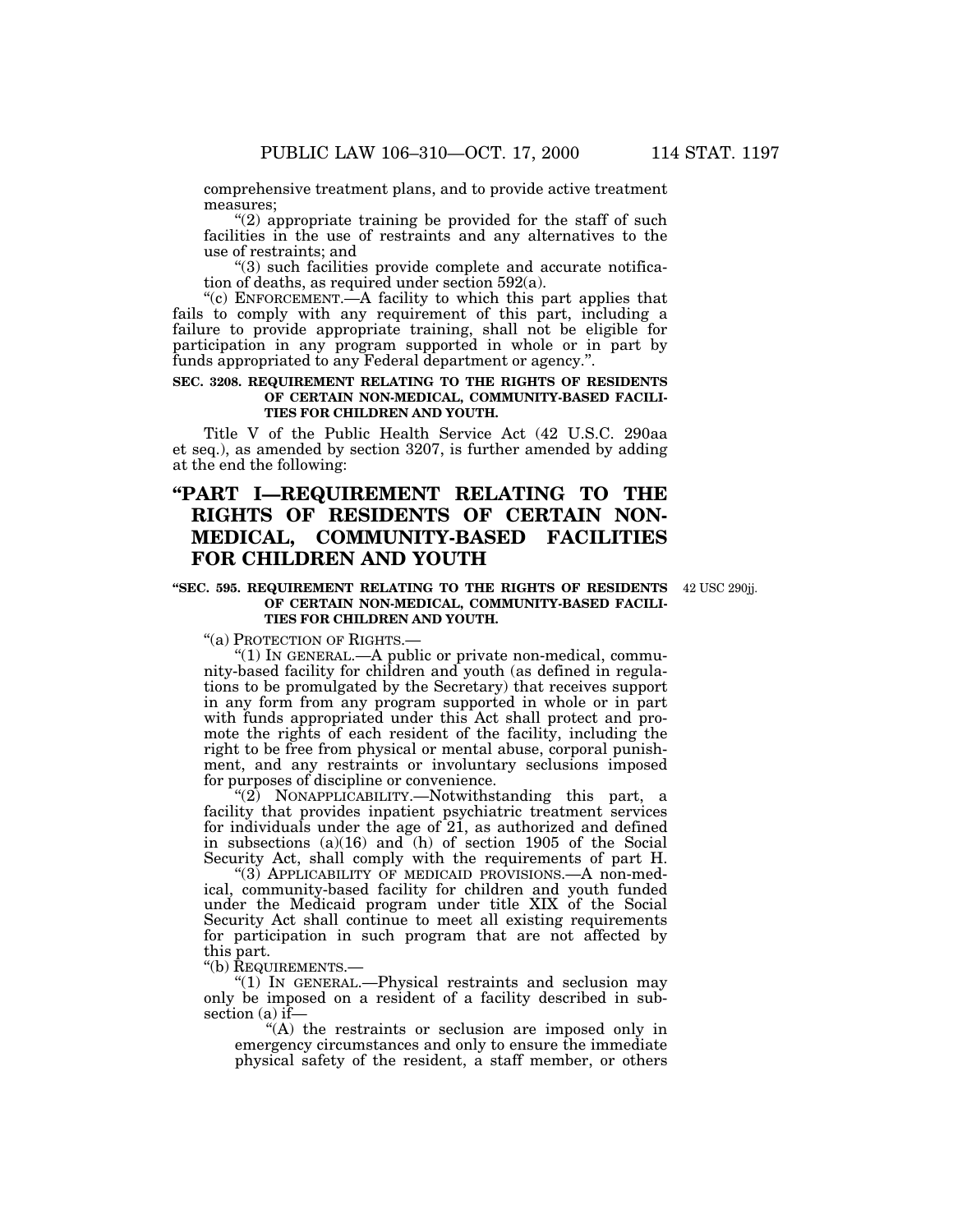comprehensive treatment plans, and to provide active treatment measures;

"(2) appropriate training be provided for the staff of such facilities in the use of restraints and any alternatives to the use of restraints; and

"(3) such facilities provide complete and accurate notification of deaths, as required under section 592(a).

"(c) ENFORCEMENT.—A facility to which this part applies that fails to comply with any requirement of this part, including a failure to provide appropriate training, shall not be eligible for participation in any program supported in whole or in part by funds appropriated to any Federal department or agency.".

**SEC. 3208. REQUIREMENT RELATING TO THE RIGHTS OF RESIDENTS OF CERTAIN NON-MEDICAL, COMMUNITY-BASED FACILITIES FOR CHILDREN AND YOUTH.**

Title V of the Public Health Service Act (42 U.S.C. 290aa et seq.), as amended by section 3207, is further amended by adding at the end the following:

## "PART I—REQUIREMENT RELATING TO THE RIGHTS OF RESIDENTS OF CERTAIN NON-MEDICAL, COMMUNITY-BASED FACILITIES FOR CHILDREN AND YOUTH

**"SEC. 595. REQUIREMENT RELATING TO THE RIGHTS OF RESIDENTS OF CERTAIN NON-MEDICAL, COMMUNITY-BASED FACILITIES FOR CHILDREN AND YOUTH.**

42 USC 290jj.

"(a) PROTECTION OF RIGHTS.—

"(1) IN GENERAL.—A public or private non-medical, community-based facility for children and youth (as defined in regulations to be promulgated by the Secretary) that receives support in any form from any program supported in whole or in part with funds appropriated under this Act shall protect and promote the rights of each resident of the facility, including the right to be free from physical or mental abuse, corporal punishment, and any restraints or involuntary seclusions imposed for purposes of discipline or convenience.

"(2) NONAPPLICABILITY.—Notwithstanding this part, a facility that provides inpatient psychiatric treatment services for individuals under the age of 21, as authorized and defined in subsections (a)(16) and (h) of section 1905 of the Social Security Act, shall comply with the requirements of part H.

"(3) APPLICABILITY OF MEDICAID PROVISIONS.—A non-medical, community-based facility for children and youth funded under the Medicaid program under title XIX of the Social Security Act shall continue to meet all existing requirements for participation in such program that are not affected by this part.

"(b) REQUIREMENTS.—

"(1) IN GENERAL.—Physical restraints and seclusion may only be imposed on a resident of a facility described in subsection (a) if—

"(A) the restraints or seclusion are imposed only in emergency circumstances and only to ensure the immediate physical safety of the resident, a staff member, or others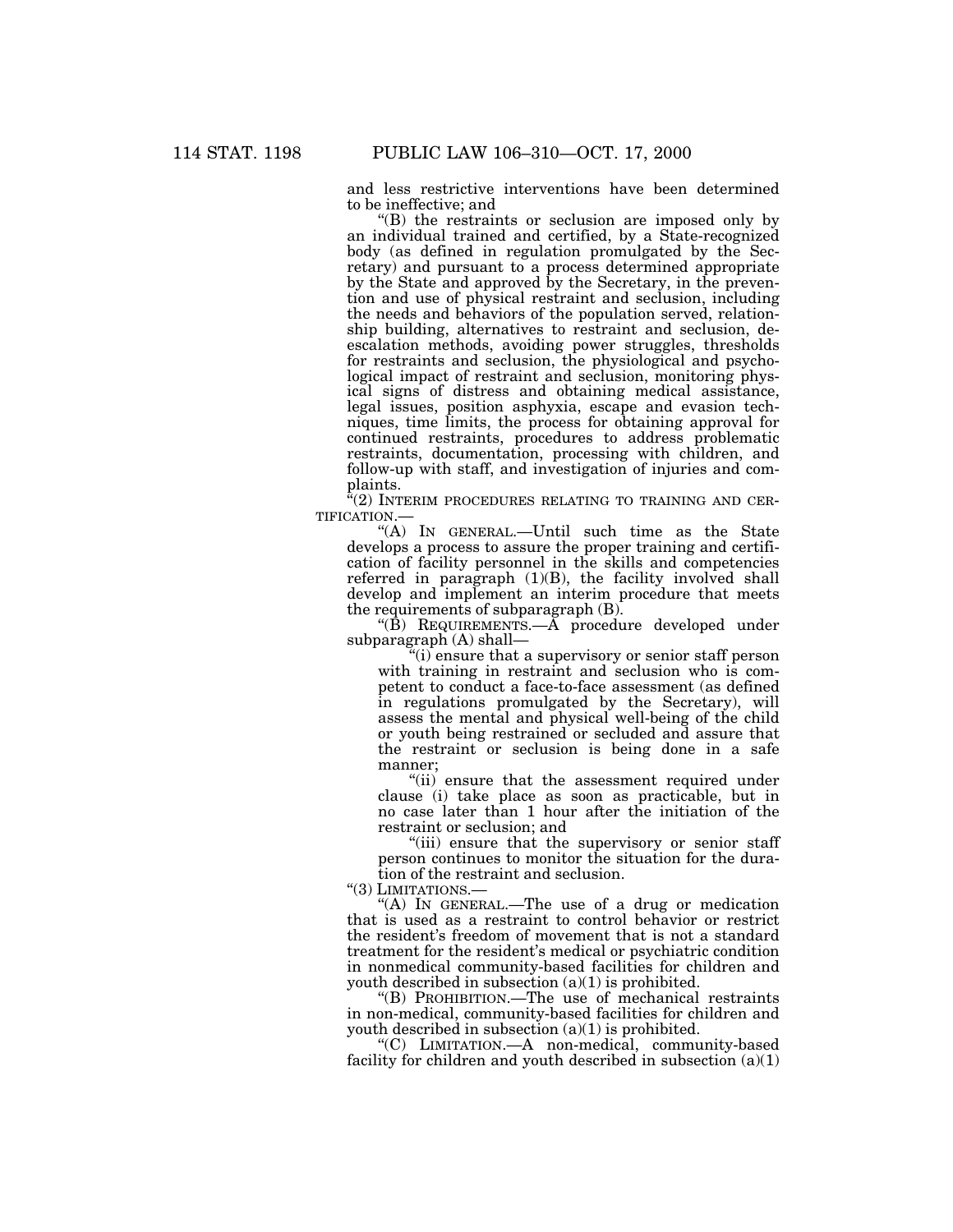and less restrictive interventions have been determined to be ineffective; and

"(B) the restraints or seclusion are imposed only by an individual trained and certified, by a State-recognized body (as defined in regulation promulgated by the Secretary) and pursuant to a process determined appropriate by the State and approved by the Secretary, in the prevention and use of physical restraint and seclusion, including the needs and behaviors of the population served, relationship building, alternatives to restraint and seclusion, de-escalation methods, avoiding power struggles, thresholds for restraints and seclusion, the physiological and psychological impact of restraint and seclusion, monitoring physical signs of distress and obtaining medical assistance, legal issues, position asphyxia, escape and evasion techniques, time limits, the process for obtaining approval for continued restraints, procedures to address problematic restraints, documentation, processing with children, and follow-up with staff, and investigation of injuries and complaints.

"(2) INTERIM PROCEDURES RELATING TO TRAINING AND CERTIFICATION.—

"(A) IN GENERAL.—Until such time as the State develops a process to assure the proper training and certification of facility personnel in the skills and competencies referred in paragraph (1)(B), the facility involved shall develop and implement an interim procedure that meets the requirements of subparagraph (B).

"(B) REQUIREMENTS.—A procedure developed under subparagraph (A) shall—

"(i) ensure that a supervisory or senior staff person with training in restraint and seclusion who is competent to conduct a face-to-face assessment (as defined in regulations promulgated by the Secretary), will assess the mental and physical well-being of the child or youth being restrained or secluded and assure that the restraint or seclusion is being done in a safe manner;

"(ii) ensure that the assessment required under clause (i) take place as soon as practicable, but in no case later than 1 hour after the initiation of the restraint or seclusion; and

"(iii) ensure that the supervisory or senior staff person continues to monitor the situation for the duration of the restraint and seclusion.

"(3) LIMITATIONS.—

"(A) IN GENERAL.—The use of a drug or medication that is used as a restraint to control behavior or restrict the resident's freedom of movement that is not a standard treatment for the resident's medical or psychiatric condition in nonmedical community-based facilities for children and youth described in subsection (a)(1) is prohibited.

"(B) PROHIBITION.—The use of mechanical restraints in non-medical, community-based facilities for children and youth described in subsection (a)(1) is prohibited.

"(C) LIMITATION.—A non-medical, community-based facility for children and youth described in subsection (a)(1)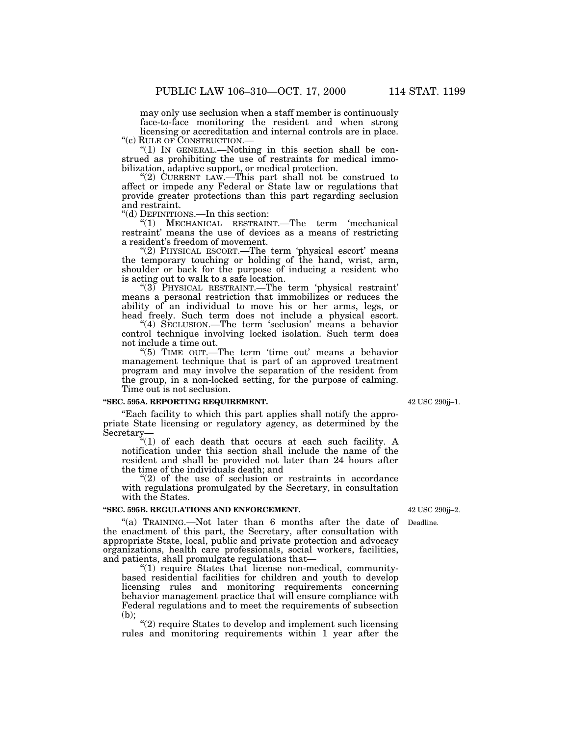may only use seclusion when a staff member is continuously face-to-face monitoring the resident and when strong licensing or accreditation and internal controls are in place.

"(c) RULE OF CONSTRUCTION.—

"(1) IN GENERAL.—Nothing in this section shall be construed as prohibiting the use of restraints for medical immobilization, adaptive support, or medical protection.

"(2) CURRENT LAW.—This part shall not be construed to affect or impede any Federal or State law or regulations that provide greater protections than this part regarding seclusion and restraint.

"(d) DEFINITIONS.—In this section:

"(1) MECHANICAL RESTRAINT.—The term 'mechanical restraint' means the use of devices as a means of restricting a resident's freedom of movement.

"(2) PHYSICAL ESCORT.—The term 'physical escort' means the temporary touching or holding of the hand, wrist, arm, shoulder or back for the purpose of inducing a resident who is acting out to walk to a safe location.

"(3) PHYSICAL RESTRAINT.—The term 'physical restraint' means a personal restriction that immobilizes or reduces the ability of an individual to move his or her arms, legs, or head freely. Such term does not include a physical escort.

"(4) SECLUSION.—The term 'seclusion' means a behavior control technique involving locked isolation. Such term does not include a time out.

"(5) TIME OUT.—The term 'time out' means a behavior management technique that is part of an approved treatment program and may involve the separation of the resident from the group, in a non-locked setting, for the purpose of calming. Time out is not seclusion.

**"SEC. 595A. REPORTING REQUIREMENT.**

42 USC 290jj–1.

"Each facility to which this part applies shall notify the appropriate State licensing or regulatory agency, as determined by the Secretary—

"(1) of each death that occurs at each such facility. A notification under this section shall include the name of the resident and shall be provided not later than 24 hours after the time of the individuals death; and

"(2) of the use of seclusion or restraints in accordance with regulations promulgated by the Secretary, in consultation with the States.

**"SEC. 595B. REGULATIONS AND ENFORCEMENT.**

42 USC 290jj–2.

Deadline.

"(a) TRAINING.—Not later than 6 months after the date of the enactment of this part, the Secretary, after consultation with appropriate State, local, public and private protection and advocacy organizations, health care professionals, social workers, facilities, and patients, shall promulgate regulations that—

"(1) require States that license non-medical, community-based residential facilities for children and youth to develop licensing rules and monitoring requirements concerning behavior management practice that will ensure compliance with Federal regulations and to meet the requirements of subsection (b);

"(2) require States to develop and implement such licensing rules and monitoring requirements within 1 year after the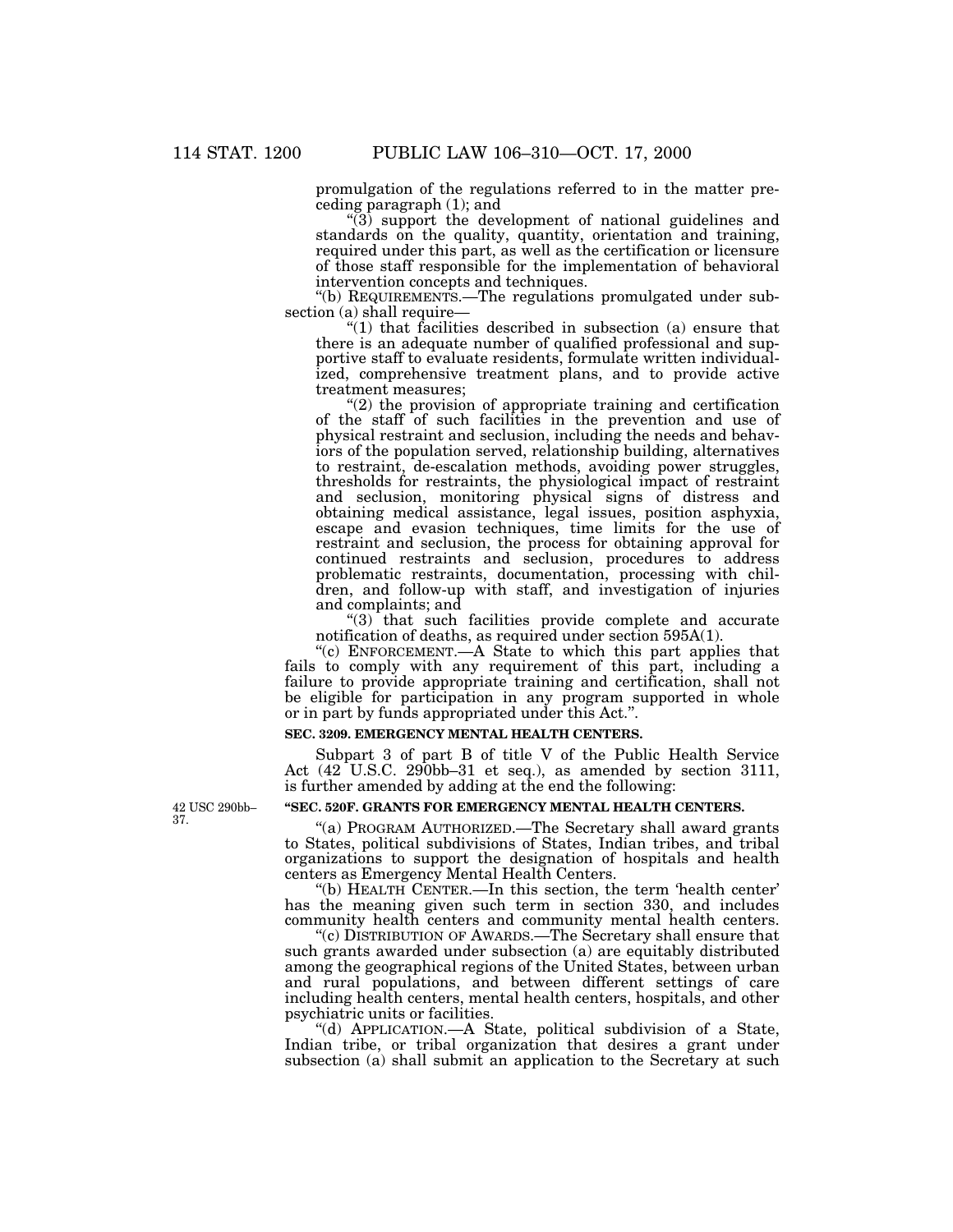promulgation of the regulations referred to in the matter preceding paragraph (1); and

"(3) support the development of national guidelines and standards on the quality, quantity, orientation and training, required under this part, as well as the certification or licensure of those staff responsible for the implementation of behavioral intervention concepts and techniques.

"(b) REQUIREMENTS.—The regulations promulgated under subsection (a) shall require—

"(1) that facilities described in subsection (a) ensure that there is an adequate number of qualified professional and supportive staff to evaluate residents, formulate written individualized, comprehensive treatment plans, and to provide active treatment measures;

"(2) the provision of appropriate training and certification of the staff of such facilities in the prevention and use of physical restraint and seclusion, including the needs and behaviors of the population served, relationship building, alternatives to restraint, de-escalation methods, avoiding power struggles, thresholds for restraints, the physiological impact of restraint and seclusion, monitoring physical signs of distress and obtaining medical assistance, legal issues, position asphyxia, escape and evasion techniques, time limits for the use of restraint and seclusion, the process for obtaining approval for continued restraints and seclusion, procedures to address problematic restraints, documentation, processing with children, and follow-up with staff, and investigation of injuries and complaints; and

"(3) that such facilities provide complete and accurate notification of deaths, as required under section 595A(1).

"(c) ENFORCEMENT.—A State to which this part applies that fails to comply with any requirement of this part, including a failure to provide appropriate training and certification, shall not be eligible for participation in any program supported in whole or in part by funds appropriated under this Act.".

**SEC. 3209. EMERGENCY MENTAL HEALTH CENTERS.**

Subpart 3 of part B of title V of the Public Health Service Act (42 U.S.C. 290bb–31 et seq.), as amended by section 3111, is further amended by adding at the end the following:

42 USC 290bb–37.

**"SEC. 520F. GRANTS FOR EMERGENCY MENTAL HEALTH CENTERS.**

"(a) PROGRAM AUTHORIZED.—The Secretary shall award grants to States, political subdivisions of States, Indian tribes, and tribal organizations to support the designation of hospitals and health centers as Emergency Mental Health Centers.

"(b) HEALTH CENTER.—In this section, the term 'health center' has the meaning given such term in section 330, and includes community health centers and community mental health centers.

"(c) DISTRIBUTION OF AWARDS.—The Secretary shall ensure that such grants awarded under subsection (a) are equitably distributed among the geographical regions of the United States, between urban and rural populations, and between different settings of care including health centers, mental health centers, hospitals, and other psychiatric units or facilities.

"(d) APPLICATION.—A State, political subdivision of a State, Indian tribe, or tribal organization that desires a grant under subsection (a) shall submit an application to the Secretary at such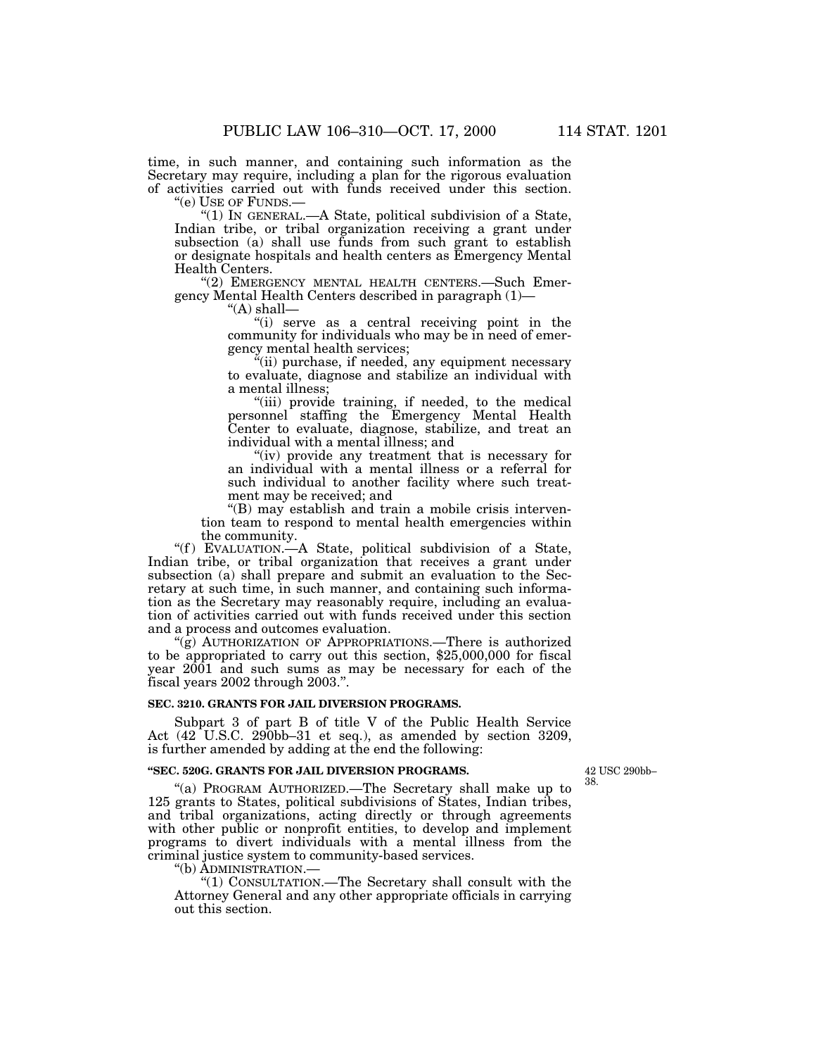time, in such manner, and containing such information as the Secretary may require, including a plan for the rigorous evaluation of activities carried out with funds received under this section.

"(e) USE OF FUNDS.—

"(1) IN GENERAL.—A State, political subdivision of a State, Indian tribe, or tribal organization receiving a grant under subsection (a) shall use funds from such grant to establish or designate hospitals and health centers as Emergency Mental Health Centers.

"(2) EMERGENCY MENTAL HEALTH CENTERS.—Such Emergency Mental Health Centers described in paragraph (1)—

"(A) shall—

"(i) serve as a central receiving point in the community for individuals who may be in need of emergency mental health services;

"(ii) purchase, if needed, any equipment necessary to evaluate, diagnose and stabilize an individual with a mental illness;

"(iii) provide training, if needed, to the medical personnel staffing the Emergency Mental Health Center to evaluate, diagnose, stabilize, and treat an individual with a mental illness; and

"(iv) provide any treatment that is necessary for an individual with a mental illness or a referral for such individual to another facility where such treatment may be received; and

"(B) may establish and train a mobile crisis intervention team to respond to mental health emergencies within the community.

"(f) EVALUATION.—A State, political subdivision of a State, Indian tribe, or tribal organization that receives a grant under subsection (a) shall prepare and submit an evaluation to the Secretary at such time, in such manner, and containing such information as the Secretary may reasonably require, including an evaluation of activities carried out with funds received under this section and a process and outcomes evaluation.

"(g) AUTHORIZATION OF APPROPRIATIONS.—There is authorized to be appropriated to carry out this section, $25,000,000 for fiscal year 2001 and such sums as may be necessary for each of the fiscal years 2002 through 2003.".

**SEC. 3210. GRANTS FOR JAIL DIVERSION PROGRAMS.**

Subpart 3 of part B of title V of the Public Health Service Act (42 U.S.C. 290bb–31 et seq.), as amended by section 3209, is further amended by adding at the end the following:

**"SEC. 520G. GRANTS FOR JAIL DIVERSION PROGRAMS.**

42 USC 290bb–38.

"(a) PROGRAM AUTHORIZED.—The Secretary shall make up to 125 grants to States, political subdivisions of States, Indian tribes, and tribal organizations, acting directly or through agreements with other public or nonprofit entities, to develop and implement programs to divert individuals with a mental illness from the criminal justice system to community-based services.

"(b) ADMINISTRATION.—

"(1) CONSULTATION.—The Secretary shall consult with the Attorney General and any other appropriate officials in carrying out this section.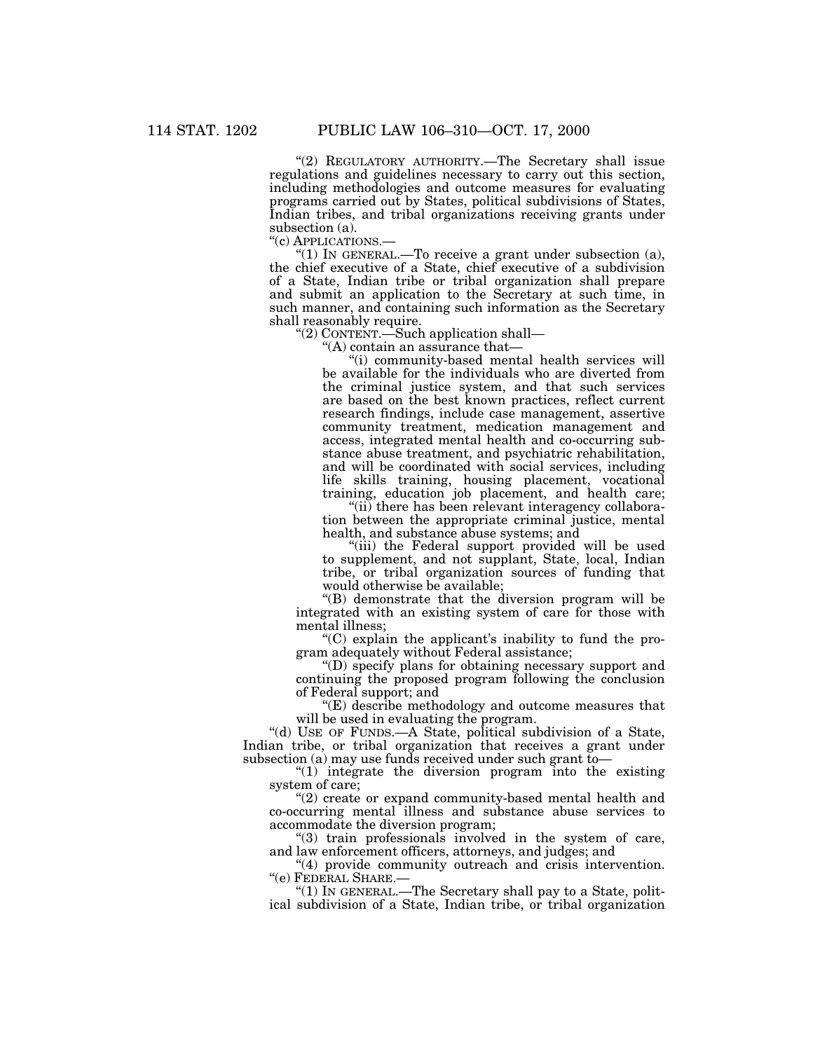"(2) REGULATORY AUTHORITY.—The Secretary shall issue regulations and guidelines necessary to carry out this section, including methodologies and outcome measures for evaluating programs carried out by States, political subdivisions of States, Indian tribes, and tribal organizations receiving grants under subsection (a).

"(c) APPLICATIONS.—

"(1) IN GENERAL.—To receive a grant under subsection (a), the chief executive of a State, chief executive of a subdivision of a State, Indian tribe or tribal organization shall prepare and submit an application to the Secretary at such time, in such manner, and containing such information as the Secretary shall reasonably require.

"(2) CONTENT.—Such application shall—

"(A) contain an assurance that—

"(i) community-based mental health services will be available for the individuals who are diverted from the criminal justice system, and that such services are based on the best known practices, reflect current research findings, include case management, assertive community treatment, medication management and access, integrated mental health and co-occurring substance abuse treatment, and psychiatric rehabilitation, and will be coordinated with social services, including life skills training, housing placement, vocational training, education job placement, and health care;

"(ii) there has been relevant interagency collaboration between the appropriate criminal justice, mental health, and substance abuse systems; and

"(iii) the Federal support provided will be used to supplement, and not supplant, State, local, Indian tribe, or tribal organization sources of funding that would otherwise be available;

"(B) demonstrate that the diversion program will be integrated with an existing system of care for those with mental illness;

"(C) explain the applicant's inability to fund the program adequately without Federal assistance;

"(D) specify plans for obtaining necessary support and continuing the proposed program following the conclusion of Federal support; and

"(E) describe methodology and outcome measures that will be used in evaluating the program.

"(d) USE OF FUNDS.—A State, political subdivision of a State, Indian tribe, or tribal organization that receives a grant under subsection (a) may use funds received under such grant to—

"(1) integrate the diversion program into the existing system of care;

"(2) create or expand community-based mental health and co-occurring mental illness and substance abuse services to accommodate the diversion program;

"(3) train professionals involved in the system of care, and law enforcement officers, attorneys, and judges; and

"(4) provide community outreach and crisis intervention.

"(e) FEDERAL SHARE.—

"(1) IN GENERAL.—The Secretary shall pay to a State, political subdivision of a State, Indian tribe, or tribal organization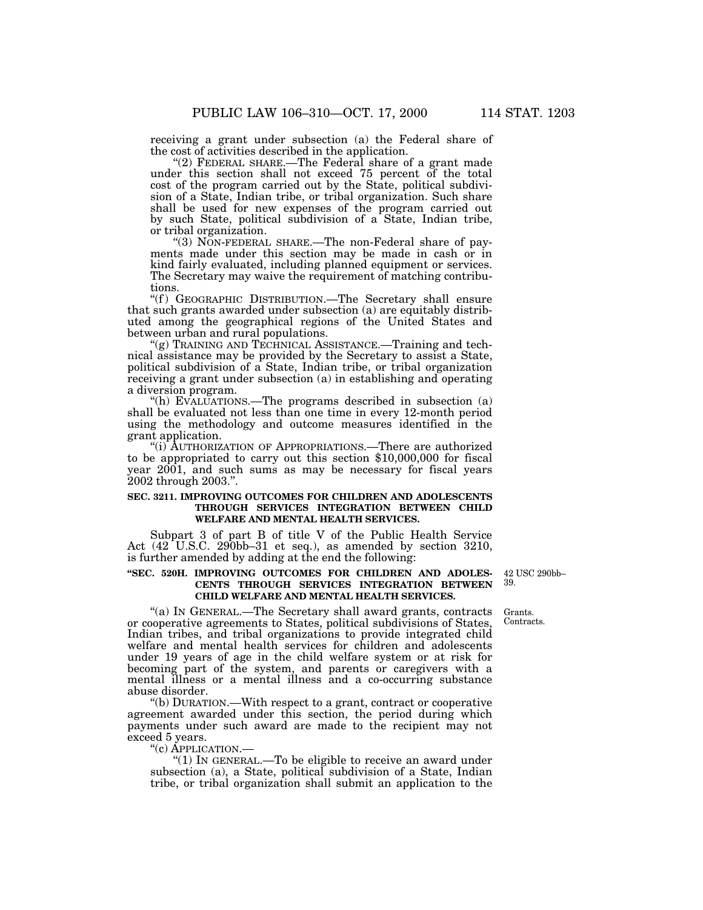receiving a grant under subsection (a) the Federal share of the cost of activities described in the application.

"(2) FEDERAL SHARE.—The Federal share of a grant made under this section shall not exceed 75 percent of the total cost of the program carried out by the State, political subdivision of a State, Indian tribe, or tribal organization. Such share shall be used for new expenses of the program carried out by such State, political subdivision of a State, Indian tribe, or tribal organization.

"(3) NON-FEDERAL SHARE.—The non-Federal share of payments made under this section may be made in cash or in kind fairly evaluated, including planned equipment or services. The Secretary may waive the requirement of matching contributions.

"(f) GEOGRAPHIC DISTRIBUTION.—The Secretary shall ensure that such grants awarded under subsection (a) are equitably distributed among the geographical regions of the United States and between urban and rural populations.

"(g) TRAINING AND TECHNICAL ASSISTANCE.—Training and technical assistance may be provided by the Secretary to assist a State, political subdivision of a State, Indian tribe, or tribal organization receiving a grant under subsection (a) in establishing and operating a diversion program.

"(h) EVALUATIONS.—The programs described in subsection (a) shall be evaluated not less than one time in every 12-month period using the methodology and outcome measures identified in the grant application.

"(i) AUTHORIZATION OF APPROPRIATIONS.—There are authorized to be appropriated to carry out this section $10,000,000 for fiscal year 2001, and such sums as may be necessary for fiscal years 2002 through 2003.".

**SEC. 3211. IMPROVING OUTCOMES FOR CHILDREN AND ADOLESCENTS THROUGH SERVICES INTEGRATION BETWEEN CHILD WELFARE AND MENTAL HEALTH SERVICES.**

Subpart 3 of part B of title V of the Public Health Service Act (42 U.S.C. 290bb–31 et seq.), as amended by section 3210, is further amended by adding at the end the following:

**"SEC. 520H. IMPROVING OUTCOMES FOR CHILDREN AND ADOLESCENTS THROUGH SERVICES INTEGRATION BETWEEN CHILD WELFARE AND MENTAL HEALTH SERVICES.**

42 USC 290bb–39.

Grants. Contracts.

"(a) IN GENERAL.—The Secretary shall award grants, contracts or cooperative agreements to States, political subdivisions of States, Indian tribes, and tribal organizations to provide integrated child welfare and mental health services for children and adolescents under 19 years of age in the child welfare system or at risk for becoming part of the system, and parents or caregivers with a mental illness or a mental illness and a co-occurring substance abuse disorder.

"(b) DURATION.—With respect to a grant, contract or cooperative agreement awarded under this section, the period during which payments under such award are made to the recipient may not exceed 5 years.

"(c) APPLICATION.—

"(1) IN GENERAL.—To be eligible to receive an award under subsection (a), a State, political subdivision of a State, Indian tribe, or tribal organization shall submit an application to the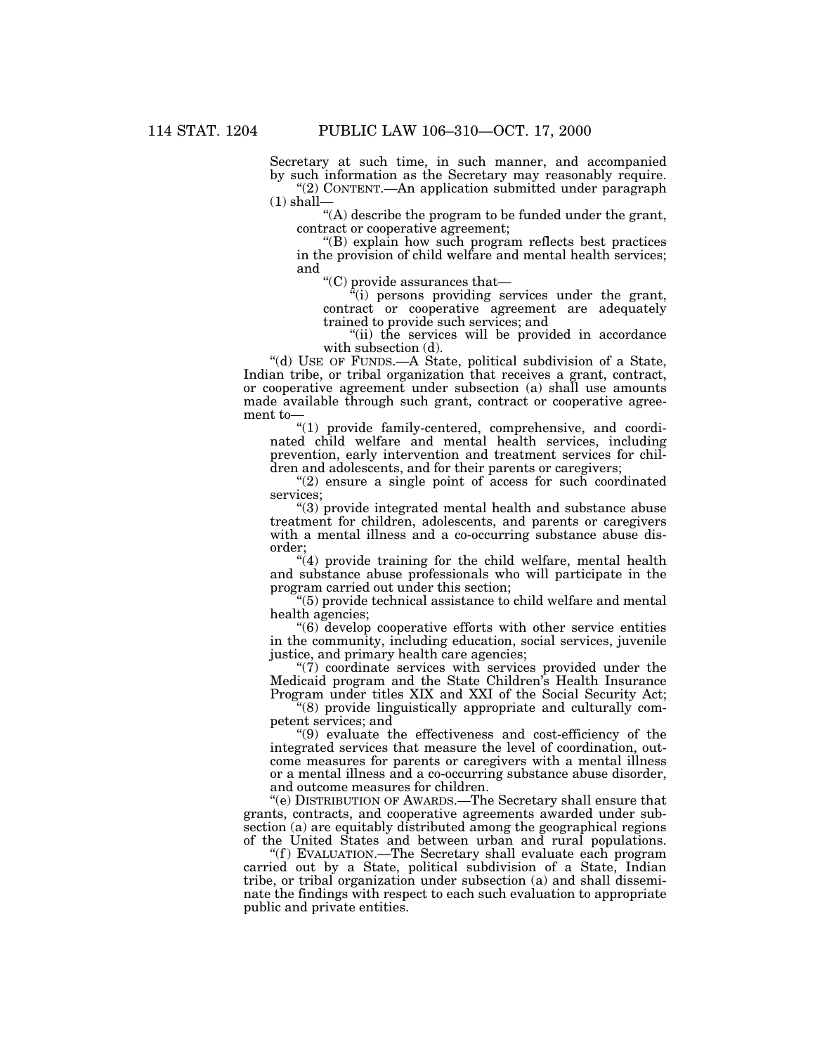Secretary at such time, in such manner, and accompanied by such information as the Secretary may reasonably require.

"(2) CONTENT.—An application submitted under paragraph (1) shall—

"(A) describe the program to be funded under the grant, contract or cooperative agreement;

"(B) explain how such program reflects best practices in the provision of child welfare and mental health services; and

"(C) provide assurances that—

"(i) persons providing services under the grant, contract or cooperative agreement are adequately trained to provide such services; and

"(ii) the services will be provided in accordance with subsection (d).

"(d) USE OF FUNDS.—A State, political subdivision of a State, Indian tribe, or tribal organization that receives a grant, contract, or cooperative agreement under subsection (a) shall use amounts made available through such grant, contract or cooperative agreement to—

"(1) provide family-centered, comprehensive, and coordinated child welfare and mental health services, including prevention, early intervention and treatment services for children and adolescents, and for their parents or caregivers;

"(2) ensure a single point of access for such coordinated services;

"(3) provide integrated mental health and substance abuse treatment for children, adolescents, and parents or caregivers with a mental illness and a co-occurring substance abuse disorder;

"(4) provide training for the child welfare, mental health and substance abuse professionals who will participate in the program carried out under this section;

"(5) provide technical assistance to child welfare and mental health agencies;

"(6) develop cooperative efforts with other service entities in the community, including education, social services, juvenile justice, and primary health care agencies;

"(7) coordinate services with services provided under the Medicaid program and the State Children's Health Insurance Program under titles XIX and XXI of the Social Security Act;

"(8) provide linguistically appropriate and culturally competent services; and

"(9) evaluate the effectiveness and cost-efficiency of the integrated services that measure the level of coordination, outcome measures for parents or caregivers with a mental illness or a mental illness and a co-occurring substance abuse disorder, and outcome measures for children.

"(e) DISTRIBUTION OF AWARDS.—The Secretary shall ensure that grants, contracts, and cooperative agreements awarded under subsection (a) are equitably distributed among the geographical regions of the United States and between urban and rural populations.

"(f) EVALUATION.—The Secretary shall evaluate each program carried out by a State, political subdivision of a State, Indian tribe, or tribal organization under subsection (a) and shall disseminate the findings with respect to each such evaluation to appropriate public and private entities.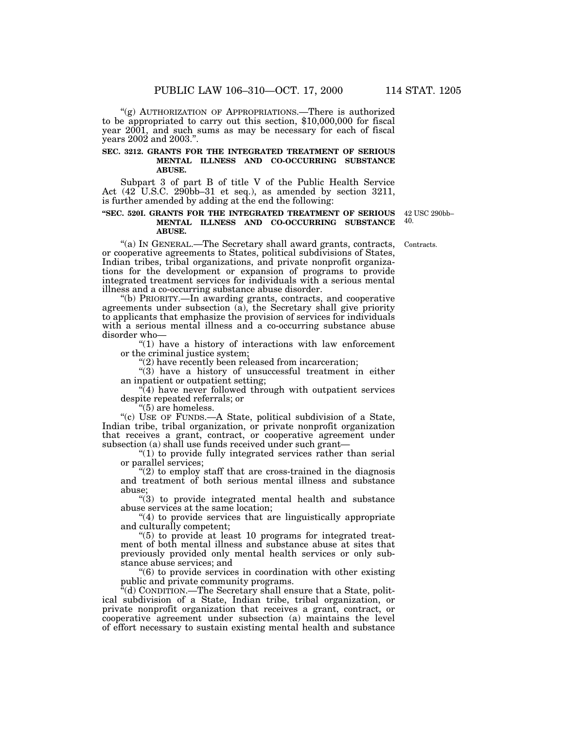"(g) AUTHORIZATION OF APPROPRIATIONS.—There is authorized to be appropriated to carry out this section, $10,000,000 for fiscal year 2001, and such sums as may be necessary for each of fiscal years 2002 and 2003.".

**SEC. 3212. GRANTS FOR THE INTEGRATED TREATMENT OF SERIOUS MENTAL ILLNESS AND CO-OCCURRING SUBSTANCE ABUSE.**

Subpart 3 of part B of title V of the Public Health Service Act (42 U.S.C. 290bb–31 et seq.), as amended by section 3211, is further amended by adding at the end the following:

**"SEC. 520I. GRANTS FOR THE INTEGRATED TREATMENT OF SERIOUS MENTAL ILLNESS AND CO-OCCURRING SUBSTANCE ABUSE.**

42 USC 290bb–40.

"(a) IN GENERAL.—The Secretary shall award grants, contracts, or cooperative agreements to States, political subdivisions of States, Indian tribes, tribal organizations, and private nonprofit organizations for the development or expansion of programs to provide integrated treatment services for individuals with a serious mental illness and a co-occurring substance abuse disorder.

Contracts.

"(b) PRIORITY.—In awarding grants, contracts, and cooperative agreements under subsection (a), the Secretary shall give priority to applicants that emphasize the provision of services for individuals with a serious mental illness and a co-occurring substance abuse disorder who—

"(1) have a history of interactions with law enforcement or the criminal justice system;

"(2) have recently been released from incarceration;

"(3) have a history of unsuccessful treatment in either an inpatient or outpatient setting;

"(4) have never followed through with outpatient services despite repeated referrals; or

"(5) are homeless.

"(c) USE OF FUNDS.—A State, political subdivision of a State, Indian tribe, tribal organization, or private nonprofit organization that receives a grant, contract, or cooperative agreement under subsection (a) shall use funds received under such grant—

"(1) to provide fully integrated services rather than serial or parallel services;

"(2) to employ staff that are cross-trained in the diagnosis and treatment of both serious mental illness and substance abuse;

"(3) to provide integrated mental health and substance abuse services at the same location;

"(4) to provide services that are linguistically appropriate and culturally competent;

"(5) to provide at least 10 programs for integrated treatment of both mental illness and substance abuse at sites that previously provided only mental health services or only substance abuse services; and

"(6) to provide services in coordination with other existing public and private community programs.

"(d) CONDITION.—The Secretary shall ensure that a State, political subdivision of a State, Indian tribe, tribal organization, or private nonprofit organization that receives a grant, contract, or cooperative agreement under subsection (a) maintains the level of effort necessary to sustain existing mental health and substance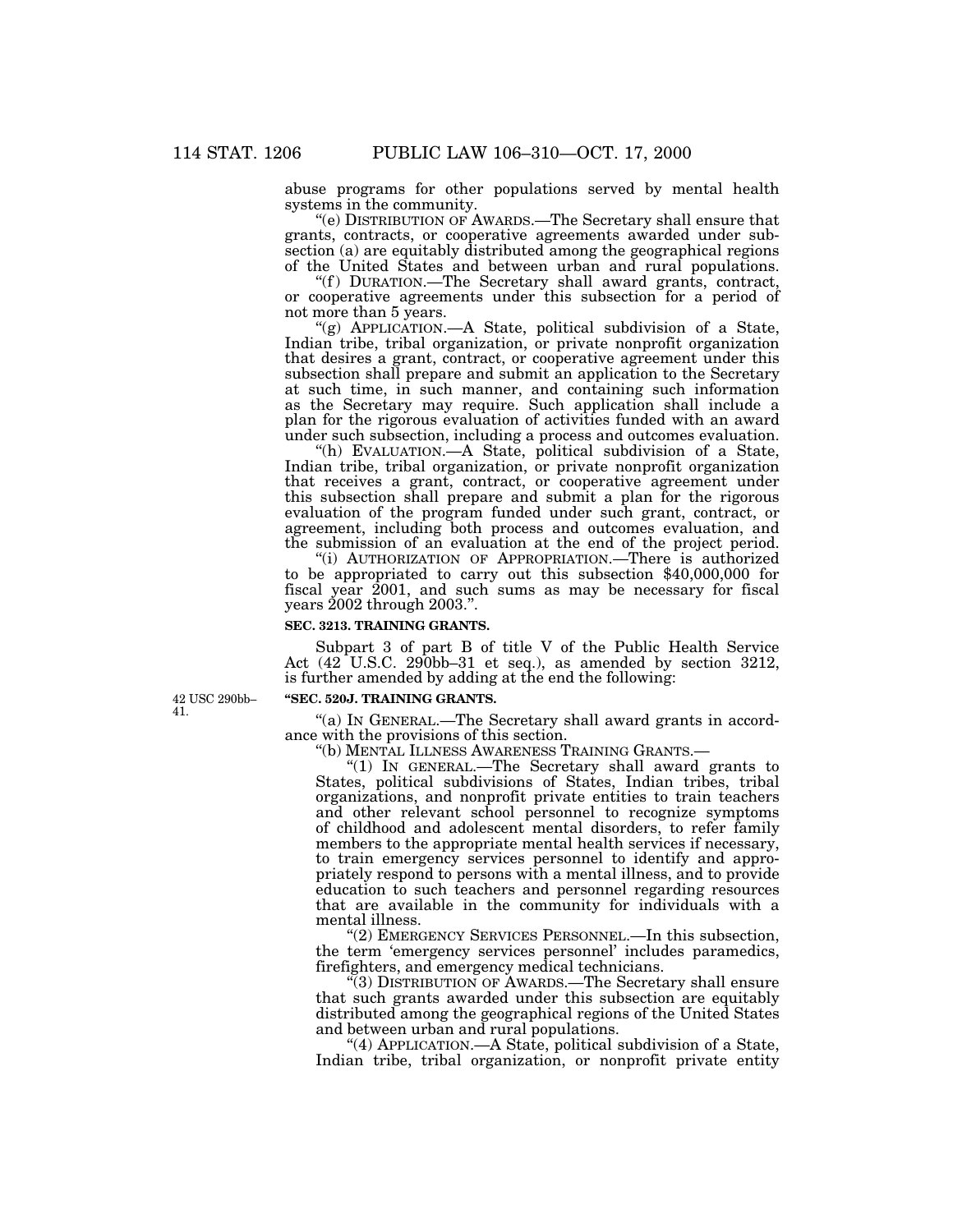abuse programs for other populations served by mental health systems in the community.

"(e) DISTRIBUTION OF AWARDS.—The Secretary shall ensure that grants, contracts, or cooperative agreements awarded under subsection (a) are equitably distributed among the geographical regions of the United States and between urban and rural populations.

"(f) DURATION.—The Secretary shall award grants, contract, or cooperative agreements under this subsection for a period of not more than 5 years.

"(g) APPLICATION.—A State, political subdivision of a State, Indian tribe, tribal organization, or private nonprofit organization that desires a grant, contract, or cooperative agreement under this subsection shall prepare and submit an application to the Secretary at such time, in such manner, and containing such information as the Secretary may require. Such application shall include a plan for the rigorous evaluation of activities funded with an award under such subsection, including a process and outcomes evaluation.

"(h) EVALUATION.—A State, political subdivision of a State, Indian tribe, tribal organization, or private nonprofit organization that receives a grant, contract, or cooperative agreement under this subsection shall prepare and submit a plan for the rigorous evaluation of the program funded under such grant, contract, or agreement, including both process and outcomes evaluation, and the submission of an evaluation at the end of the project period.

"(i) AUTHORIZATION OF APPROPRIATION.—There is authorized to be appropriated to carry out this subsection $40,000,000 for fiscal year 2001, and such sums as may be necessary for fiscal years 2002 through 2003.".

**SEC. 3213. TRAINING GRANTS.**

Subpart 3 of part B of title V of the Public Health Service Act (42 U.S.C. 290bb–31 et seq.), as amended by section 3212, is further amended by adding at the end the following:

42 USC 290bb–41.

**"SEC. 520J. TRAINING GRANTS.**

"(a) IN GENERAL.—The Secretary shall award grants in accordance with the provisions of this section.

"(b) MENTAL ILLNESS AWARENESS TRAINING GRANTS.—

"(1) IN GENERAL.—The Secretary shall award grants to States, political subdivisions of States, Indian tribes, tribal organizations, and nonprofit private entities to train teachers and other relevant school personnel to recognize symptoms of childhood and adolescent mental disorders, to refer family members to the appropriate mental health services if necessary, to train emergency services personnel to identify and appropriately respond to persons with a mental illness, and to provide education to such teachers and personnel regarding resources that are available in the community for individuals with a mental illness.

"(2) EMERGENCY SERVICES PERSONNEL.—In this subsection, the term 'emergency services personnel' includes paramedics, firefighters, and emergency medical technicians.

"(3) DISTRIBUTION OF AWARDS.—The Secretary shall ensure that such grants awarded under this subsection are equitably distributed among the geographical regions of the United States and between urban and rural populations.

"(4) APPLICATION.—A State, political subdivision of a State, Indian tribe, tribal organization, or nonprofit private entity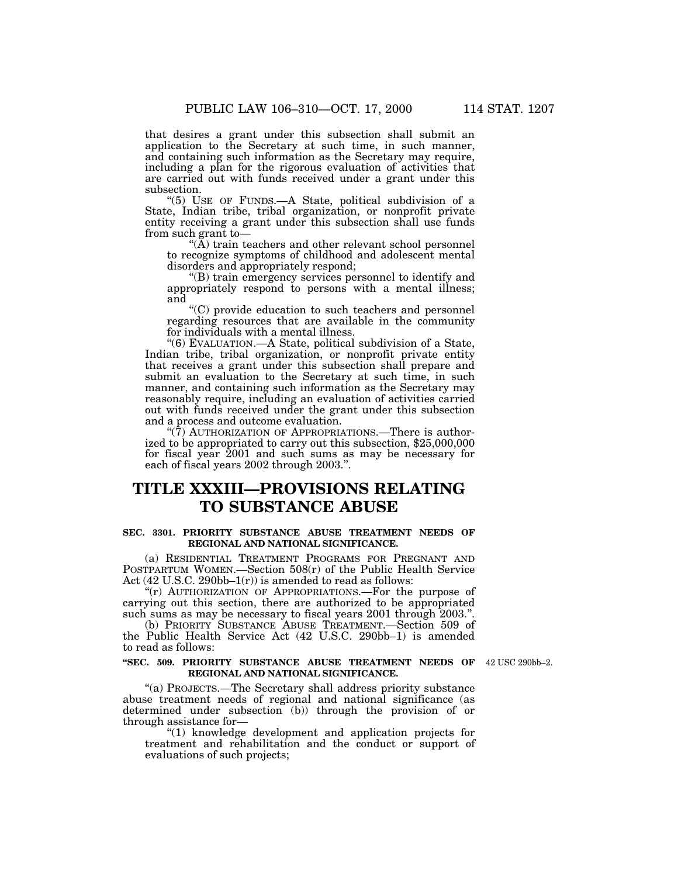that desires a grant under this subsection shall submit an application to the Secretary at such time, in such manner, and containing such information as the Secretary may require, including a plan for the rigorous evaluation of activities that are carried out with funds received under a grant under this subsection.

"(5) USE OF FUNDS.—A State, political subdivision of a State, Indian tribe, tribal organization, or nonprofit private entity receiving a grant under this subsection shall use funds from such grant to—

"(A) train teachers and other relevant school personnel to recognize symptoms of childhood and adolescent mental disorders and appropriately respond;

"(B) train emergency services personnel to identify and appropriately respond to persons with a mental illness; and

"(C) provide education to such teachers and personnel regarding resources that are available in the community for individuals with a mental illness.

"(6) EVALUATION.—A State, political subdivision of a State, Indian tribe, tribal organization, or nonprofit private entity that receives a grant under this subsection shall prepare and submit an evaluation to the Secretary at such time, in such manner, and containing such information as the Secretary may reasonably require, including an evaluation of activities carried out with funds received under the grant under this subsection and a process and outcome evaluation.

"(7) AUTHORIZATION OF APPROPRIATIONS.—There is authorized to be appropriated to carry out this subsection, $25,000,000 for fiscal year 2001 and such sums as may be necessary for each of fiscal years 2002 through 2003.".

# TITLE XXXIII—PROVISIONS RELATING TO SUBSTANCE ABUSE

**SEC. 3301. PRIORITY SUBSTANCE ABUSE TREATMENT NEEDS OF REGIONAL AND NATIONAL SIGNIFICANCE.**

(a) RESIDENTIAL TREATMENT PROGRAMS FOR PREGNANT AND POSTPARTUM WOMEN.—Section 508(r) of the Public Health Service Act (42 U.S.C. 290bb–1(r)) is amended to read as follows:

"(r) AUTHORIZATION OF APPROPRIATIONS.—For the purpose of carrying out this section, there are authorized to be appropriated such sums as may be necessary to fiscal years 2001 through 2003.".

(b) PRIORITY SUBSTANCE ABUSE TREATMENT.—Section 509 of the Public Health Service Act (42 U.S.C. 290bb–1) is amended to read as follows:

**"SEC. 509. PRIORITY SUBSTANCE ABUSE TREATMENT NEEDS OF REGIONAL AND NATIONAL SIGNIFICANCE.**

42 USC 290bb–2.

"(a) PROJECTS.—The Secretary shall address priority substance abuse treatment needs of regional and national significance (as determined under subsection (b)) through the provision of or through assistance for—

"(1) knowledge development and application projects for treatment and rehabilitation and the conduct or support of evaluations of such projects;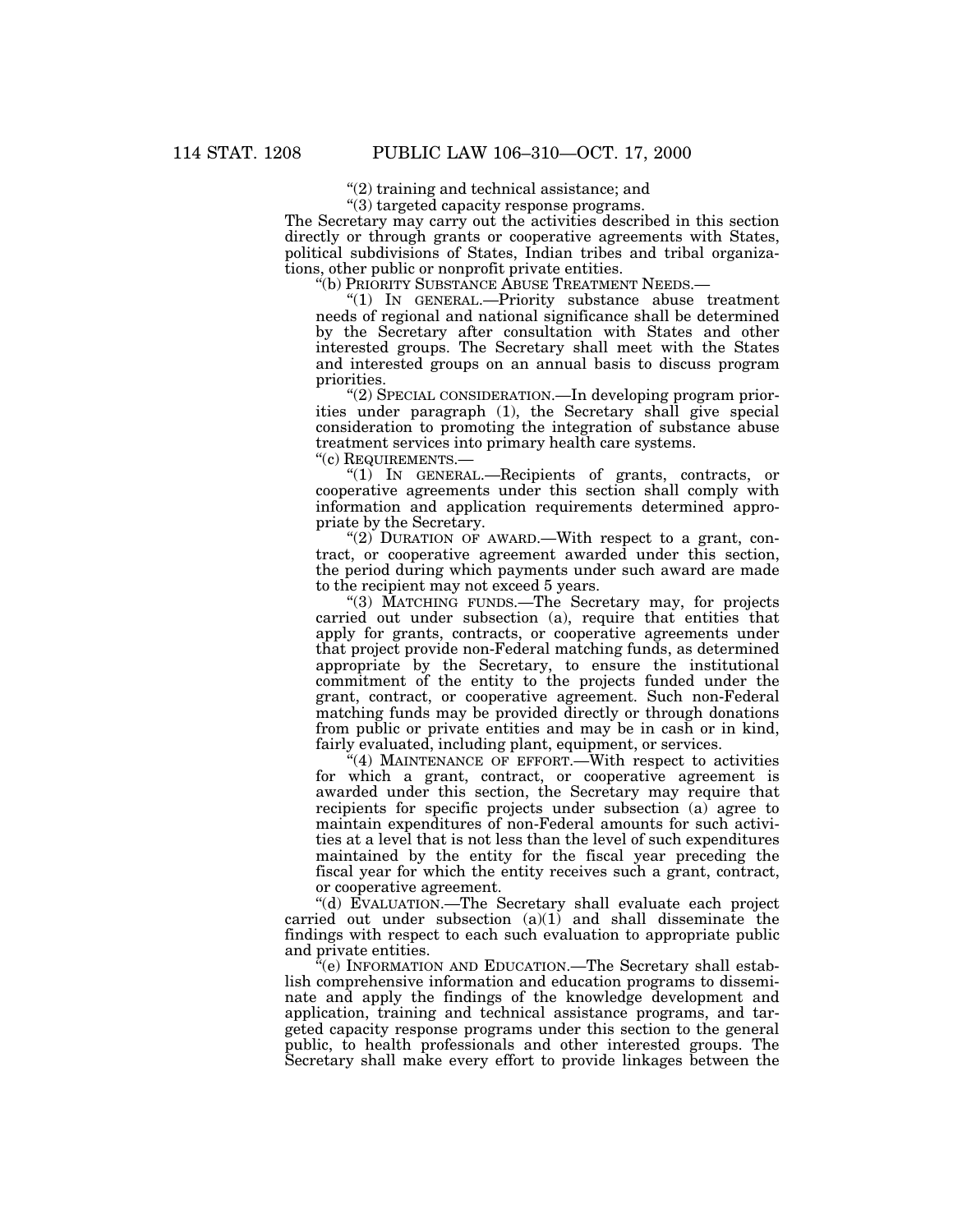"(2) training and technical assistance; and

"(3) targeted capacity response programs.

The Secretary may carry out the activities described in this section directly or through grants or cooperative agreements with States, political subdivisions of States, Indian tribes and tribal organizations, other public or nonprofit private entities.

"(b) PRIORITY SUBSTANCE ABUSE TREATMENT NEEDS.—

"(1) IN GENERAL.—Priority substance abuse treatment needs of regional and national significance shall be determined by the Secretary after consultation with States and other interested groups. The Secretary shall meet with the States and interested groups on an annual basis to discuss program priorities.

"(2) SPECIAL CONSIDERATION.—In developing program priorities under paragraph (1), the Secretary shall give special consideration to promoting the integration of substance abuse treatment services into primary health care systems.

"(c) REQUIREMENTS.—

"(1) IN GENERAL.—Recipients of grants, contracts, or cooperative agreements under this section shall comply with information and application requirements determined appropriate by the Secretary.

"(2) DURATION OF AWARD.—With respect to a grant, contract, or cooperative agreement awarded under this section, the period during which payments under such award are made to the recipient may not exceed 5 years.

"(3) MATCHING FUNDS.—The Secretary may, for projects carried out under subsection (a), require that entities that apply for grants, contracts, or cooperative agreements under that project provide non-Federal matching funds, as determined appropriate by the Secretary, to ensure the institutional commitment of the entity to the projects funded under the grant, contract, or cooperative agreement. Such non-Federal matching funds may be provided directly or through donations from public or private entities and may be in cash or in kind, fairly evaluated, including plant, equipment, or services.

"(4) MAINTENANCE OF EFFORT.—With respect to activities for which a grant, contract, or cooperative agreement is awarded under this section, the Secretary may require that recipients for specific projects under subsection (a) agree to maintain expenditures of non-Federal amounts for such activities at a level that is not less than the level of such expenditures maintained by the entity for the fiscal year preceding the fiscal year for which the entity receives such a grant, contract, or cooperative agreement.

"(d) EVALUATION.—The Secretary shall evaluate each project carried out under subsection (a)(1) and shall disseminate the findings with respect to each such evaluation to appropriate public and private entities.

"(e) INFORMATION AND EDUCATION.—The Secretary shall establish comprehensive information and education programs to disseminate and apply the findings of the knowledge development and application, training and technical assistance programs, and targeted capacity response programs under this section to the general public, to health professionals and other interested groups. The Secretary shall make every effort to provide linkages between the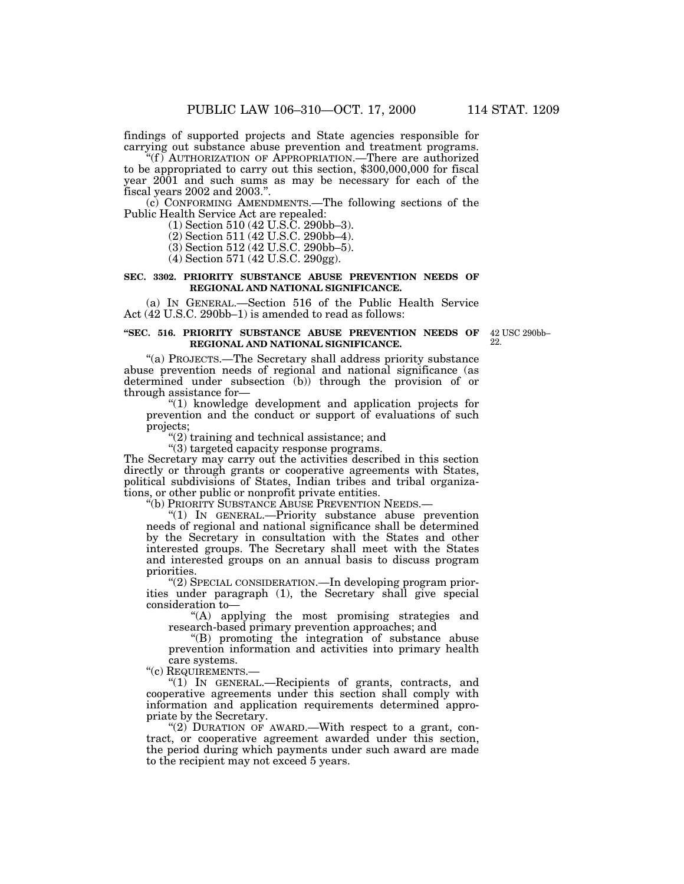findings of supported projects and State agencies responsible for carrying out substance abuse prevention and treatment programs.

"(f) AUTHORIZATION OF APPROPRIATION.—There are authorized to be appropriated to carry out this section, $300,000,000 for fiscal year 2001 and such sums as may be necessary for each of the fiscal years 2002 and 2003.".

(c) CONFORMING AMENDMENTS.—The following sections of the Public Health Service Act are repealed:

(1) Section 510 (42 U.S.C. 290bb–3).

(2) Section 511 (42 U.S.C. 290bb–4).

(3) Section 512 (42 U.S.C. 290bb–5).

(4) Section 571 (42 U.S.C. 290gg).

**SEC. 3302. PRIORITY SUBSTANCE ABUSE PREVENTION NEEDS OF REGIONAL AND NATIONAL SIGNIFICANCE.**

(a) IN GENERAL.—Section 516 of the Public Health Service Act (42 U.S.C. 290bb–1) is amended to read as follows:

**"SEC. 516. PRIORITY SUBSTANCE ABUSE PREVENTION NEEDS OF REGIONAL AND NATIONAL SIGNIFICANCE.**

42 USC 290bb–22.

"(a) PROJECTS.—The Secretary shall address priority substance abuse prevention needs of regional and national significance (as determined under subsection (b)) through the provision of or through assistance for—

"(1) knowledge development and application projects for prevention and the conduct or support of evaluations of such projects;

"(2) training and technical assistance; and

"(3) targeted capacity response programs.

The Secretary may carry out the activities described in this section directly or through grants or cooperative agreements with States, political subdivisions of States, Indian tribes and tribal organizations, or other public or nonprofit private entities.

"(b) PRIORITY SUBSTANCE ABUSE PREVENTION NEEDS.—

"(1) IN GENERAL.—Priority substance abuse prevention needs of regional and national significance shall be determined by the Secretary in consultation with the States and other interested groups. The Secretary shall meet with the States and interested groups on an annual basis to discuss program priorities.

"(2) SPECIAL CONSIDERATION.—In developing program priorities under paragraph (1), the Secretary shall give special consideration to—

"(A) applying the most promising strategies and research-based primary prevention approaches; and

"(B) promoting the integration of substance abuse prevention information and activities into primary health care systems.

"(c) REQUIREMENTS.—

"(1) IN GENERAL.—Recipients of grants, contracts, and cooperative agreements under this section shall comply with information and application requirements determined appropriate by the Secretary.

"(2) DURATION OF AWARD.—With respect to a grant, contract, or cooperative agreement awarded under this section, the period during which payments under such award are made to the recipient may not exceed 5 years.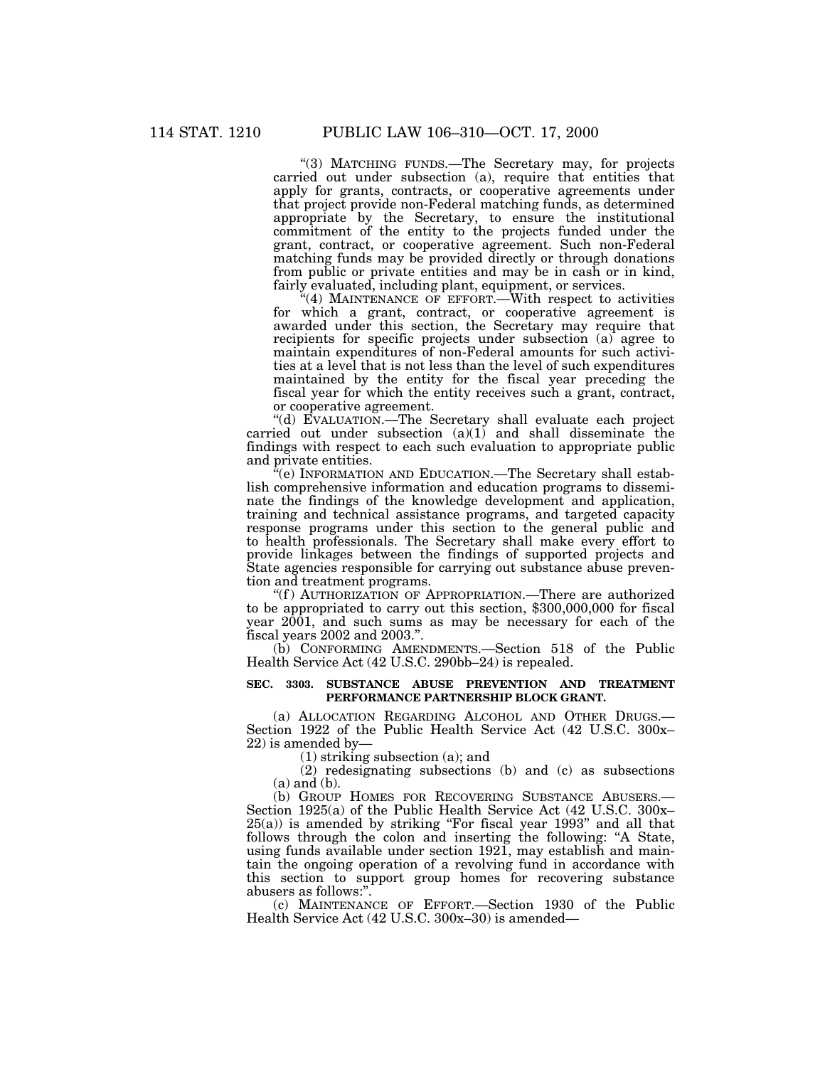"(3) MATCHING FUNDS.—The Secretary may, for projects carried out under subsection (a), require that entities that apply for grants, contracts, or cooperative agreements under that project provide non-Federal matching funds, as determined appropriate by the Secretary, to ensure the institutional commitment of the entity to the projects funded under the grant, contract, or cooperative agreement. Such non-Federal matching funds may be provided directly or through donations from public or private entities and may be in cash or in kind, fairly evaluated, including plant, equipment, or services.

"(4) MAINTENANCE OF EFFORT.—With respect to activities for which a grant, contract, or cooperative agreement is awarded under this section, the Secretary may require that recipients for specific projects under subsection (a) agree to maintain expenditures of non-Federal amounts for such activities at a level that is not less than the level of such expenditures maintained by the entity for the fiscal year preceding the fiscal year for which the entity receives such a grant, contract, or cooperative agreement.

"(d) EVALUATION.—The Secretary shall evaluate each project carried out under subsection (a)(1) and shall disseminate the findings with respect to each such evaluation to appropriate public and private entities.

"(e) INFORMATION AND EDUCATION.—The Secretary shall establish comprehensive information and education programs to disseminate the findings of the knowledge development and application, training and technical assistance programs, and targeted capacity response programs under this section to the general public and to health professionals. The Secretary shall make every effort to provide linkages between the findings of supported projects and State agencies responsible for carrying out substance abuse prevention and treatment programs.

"(f) AUTHORIZATION OF APPROPRIATION.—There are authorized to be appropriated to carry out this section, $300,000,000 for fiscal year 2001, and such sums as may be necessary for each of the fiscal years 2002 and 2003.".

(b) CONFORMING AMENDMENTS.—Section 518 of the Public Health Service Act (42 U.S.C. 290bb–24) is repealed.

**SEC. 3303. SUBSTANCE ABUSE PREVENTION AND TREATMENT PERFORMANCE PARTNERSHIP BLOCK GRANT.**

(a) ALLOCATION REGARDING ALCOHOL AND OTHER DRUGS.—Section 1922 of the Public Health Service Act (42 U.S.C. 300x–22) is amended by—

(1) striking subsection (a); and

(2) redesignating subsections (b) and (c) as subsections (a) and (b).

(b) GROUP HOMES FOR RECOVERING SUBSTANCE ABUSERS.—Section 1925(a) of the Public Health Service Act (42 U.S.C. 300x–25(a)) is amended by striking "For fiscal year 1993" and all that follows through the colon and inserting the following: "A State, using funds available under section 1921, may establish and maintain the ongoing operation of a revolving fund in accordance with this section to support group homes for recovering substance abusers as follows:".

(c) MAINTENANCE OF EFFORT.—Section 1930 of the Public Health Service Act (42 U.S.C. 300x–30) is amended—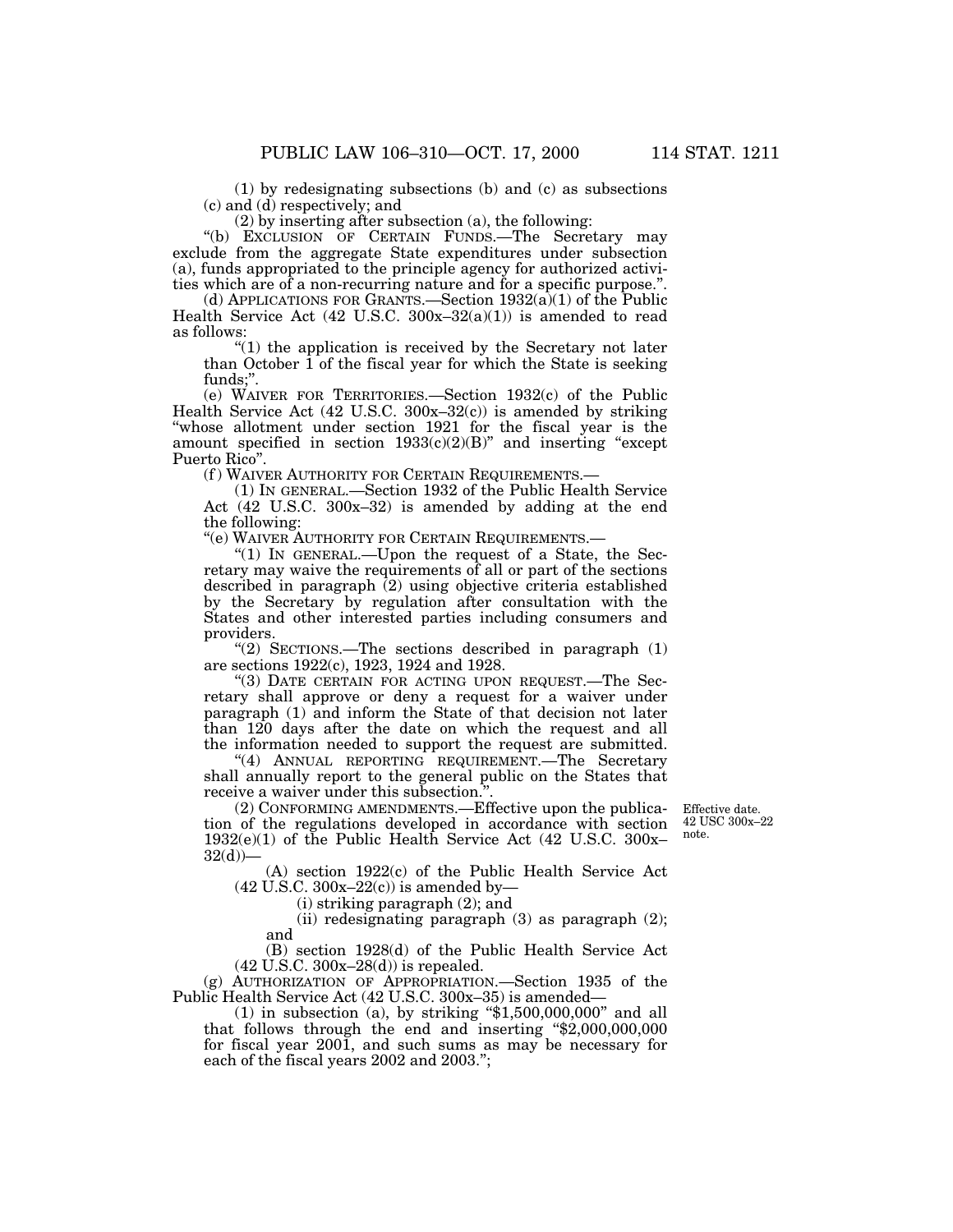(1) by redesignating subsections (b) and (c) as subsections (c) and (d) respectively; and

(2) by inserting after subsection (a), the following:

"(b) EXCLUSION OF CERTAIN FUNDS.—The Secretary may exclude from the aggregate State expenditures under subsection (a), funds appropriated to the principle agency for authorized activities which are of a non-recurring nature and for a specific purpose.".

(d) APPLICATIONS FOR GRANTS.—Section 1932(a)(1) of the Public Health Service Act (42 U.S.C. 300x–32(a)(1)) is amended to read as follows:

"(1) the application is received by the Secretary not later than October 1 of the fiscal year for which the State is seeking funds;".

(e) WAIVER FOR TERRITORIES.—Section 1932(c) of the Public Health Service Act (42 U.S.C. 300x–32(c)) is amended by striking "whose allotment under section 1921 for the fiscal year is the amount specified in section 1933(c)(2)(B)" and inserting "except Puerto Rico".

(f) WAIVER AUTHORITY FOR CERTAIN REQUIREMENTS.—

(1) IN GENERAL.—Section 1932 of the Public Health Service Act (42 U.S.C. 300x–32) is amended by adding at the end the following:

"(e) WAIVER AUTHORITY FOR CERTAIN REQUIREMENTS.—

"(1) IN GENERAL.—Upon the request of a State, the Secretary may waive the requirements of all or part of the sections described in paragraph (2) using objective criteria established by the Secretary by regulation after consultation with the States and other interested parties including consumers and providers.

"(2) SECTIONS.—The sections described in paragraph (1) are sections 1922(c), 1923, 1924 and 1928.

"(3) DATE CERTAIN FOR ACTING UPON REQUEST.—The Secretary shall approve or deny a request for a waiver under paragraph (1) and inform the State of that decision not later than 120 days after the date on which the request and all the information needed to support the request are submitted.

"(4) ANNUAL REPORTING REQUIREMENT.—The Secretary shall annually report to the general public on the States that receive a waiver under this subsection.".

Effective date. 42 USC 300x–22 note.

(2) CONFORMING AMENDMENTS.—Effective upon the publication of the regulations developed in accordance with section 1932(e)(1) of the Public Health Service Act (42 U.S.C. 300x–32(d))—

(A) section 1922(c) of the Public Health Service Act (42 U.S.C. 300x–22(c)) is amended by—

(i) striking paragraph (2); and

(ii) redesignating paragraph (3) as paragraph (2); and

(B) section 1928(d) of the Public Health Service Act (42 U.S.C. 300x–28(d)) is repealed.

(g) AUTHORIZATION OF APPROPRIATION.—Section 1935 of the Public Health Service Act (42 U.S.C. 300x–35) is amended—

(1) in subsection (a), by striking "$1,500,000,000" and all that follows through the end and inserting "$2,000,000,000 for fiscal year 2001, and such sums as may be necessary for each of the fiscal years 2002 and 2003.";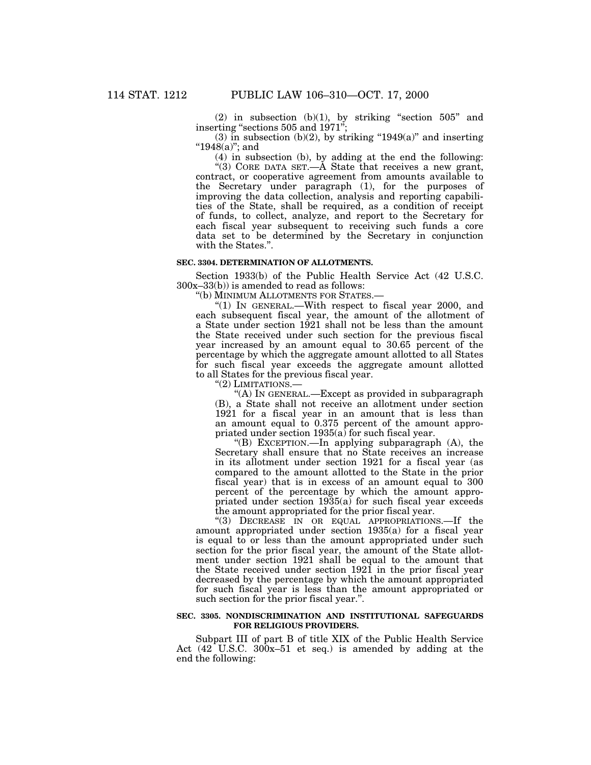(2) in subsection (b)(1), by striking "section 505" and inserting "sections 505 and 1971";

(3) in subsection (b)(2), by striking "1949(a)" and inserting "1948(a)"; and

(4) in subsection (b), by adding at the end the following:

"(3) CORE DATA SET.—A State that receives a new grant, contract, or cooperative agreement from amounts available to the Secretary under paragraph (1), for the purposes of improving the data collection, analysis and reporting capabilities of the State, shall be required, as a condition of receipt of funds, to collect, analyze, and report to the Secretary for each fiscal year subsequent to receiving such funds a core data set to be determined by the Secretary in conjunction with the States.".

**SEC. 3304. DETERMINATION OF ALLOTMENTS.**

Section 1933(b) of the Public Health Service Act (42 U.S.C. 300x–33(b)) is amended to read as follows:

"(b) MINIMUM ALLOTMENTS FOR STATES.—

"(1) IN GENERAL.—With respect to fiscal year 2000, and each subsequent fiscal year, the amount of the allotment of a State under section 1921 shall not be less than the amount the State received under such section for the previous fiscal year increased by an amount equal to 30.65 percent of the percentage by which the aggregate amount allotted to all States for such fiscal year exceeds the aggregate amount allotted to all States for the previous fiscal year.

"(2) LIMITATIONS.—

"(A) IN GENERAL.—Except as provided in subparagraph (B), a State shall not receive an allotment under section 1921 for a fiscal year in an amount that is less than an amount equal to 0.375 percent of the amount appropriated under section 1935(a) for such fiscal year.

"(B) EXCEPTION.—In applying subparagraph (A), the Secretary shall ensure that no State receives an increase in its allotment under section 1921 for a fiscal year (as compared to the amount allotted to the State in the prior fiscal year) that is in excess of an amount equal to 300 percent of the percentage by which the amount appropriated under section 1935(a) for such fiscal year exceeds the amount appropriated for the prior fiscal year.

"(3) DECREASE IN OR EQUAL APPROPRIATIONS.—If the amount appropriated under section 1935(a) for a fiscal year is equal to or less than the amount appropriated under such section for the prior fiscal year, the amount of the State allotment under section 1921 shall be equal to the amount that the State received under section 1921 in the prior fiscal year decreased by the percentage by which the amount appropriated for such fiscal year is less than the amount appropriated or such section for the prior fiscal year.".

**SEC. 3305. NONDISCRIMINATION AND INSTITUTIONAL SAFEGUARDS FOR RELIGIOUS PROVIDERS.**

Subpart III of part B of title XIX of the Public Health Service Act (42 U.S.C. 300x–51 et seq.) is amended by adding at the end the following: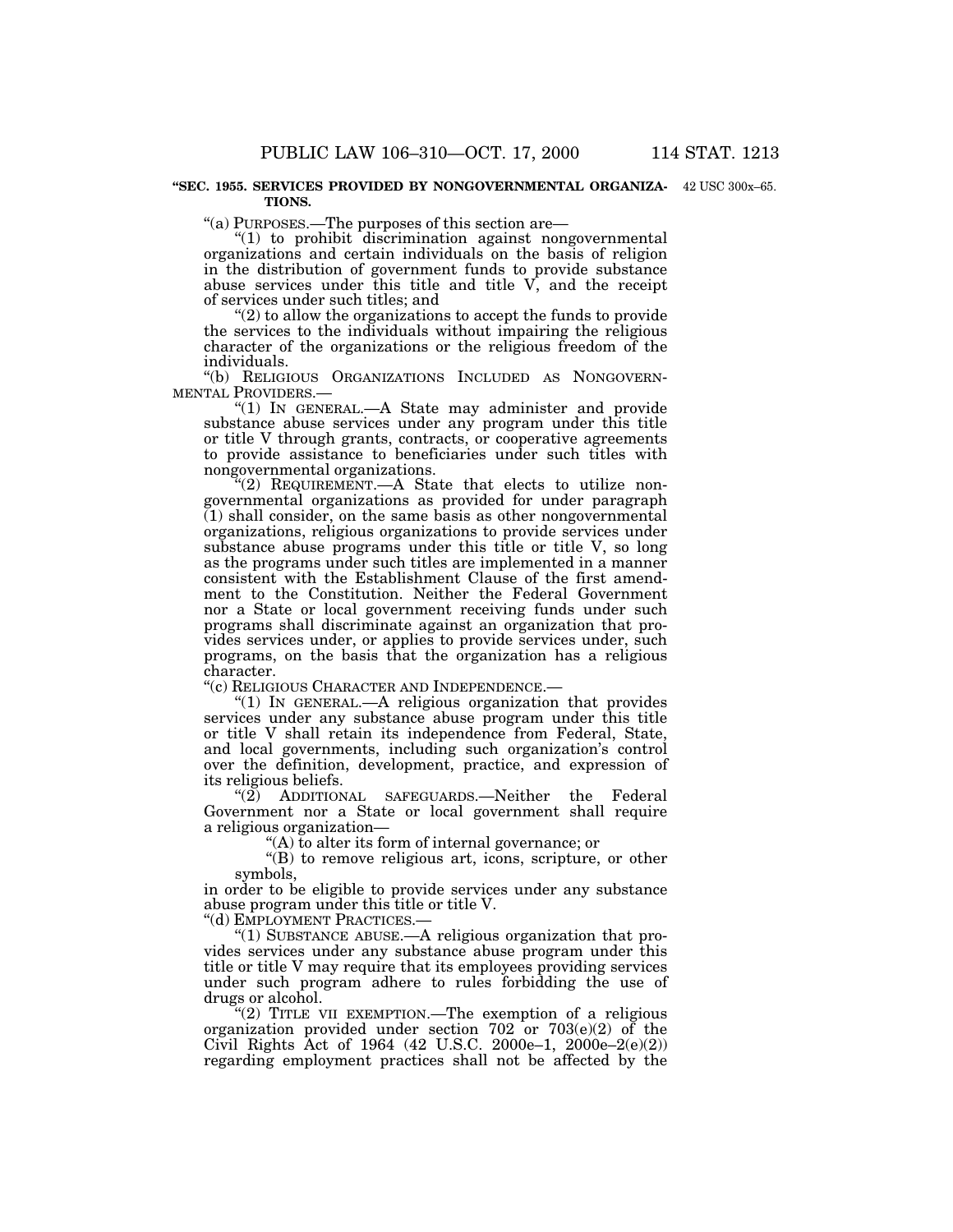**"SEC. 1955. SERVICES PROVIDED BY NONGOVERNMENTAL ORGANIZATIONS.**

42 USC 300x–65.

"(a) PURPOSES.—The purposes of this section are—

"(1) to prohibit discrimination against nongovernmental organizations and certain individuals on the basis of religion in the distribution of government funds to provide substance abuse services under this title and title V, and the receipt of services under such titles; and

"(2) to allow the organizations to accept the funds to provide the services to the individuals without impairing the religious character of the organizations or the religious freedom of the individuals.

"(b) RELIGIOUS ORGANIZATIONS INCLUDED AS NONGOVERNMENTAL PROVIDERS.—

"(1) IN GENERAL.—A State may administer and provide substance abuse services under any program under this title or title V through grants, contracts, or cooperative agreements to provide assistance to beneficiaries under such titles with nongovernmental organizations.

"(2) REQUIREMENT.—A State that elects to utilize nongovernmental organizations as provided for under paragraph (1) shall consider, on the same basis as other nongovernmental organizations, religious organizations to provide services under substance abuse programs under this title or title V, so long as the programs under such titles are implemented in a manner consistent with the Establishment Clause of the first amendment to the Constitution. Neither the Federal Government nor a State or local government receiving funds under such programs shall discriminate against an organization that provides services under, or applies to provide services under, such programs, on the basis that the organization has a religious character.

"(c) RELIGIOUS CHARACTER AND INDEPENDENCE.—

"(1) IN GENERAL.—A religious organization that provides services under any substance abuse program under this title or title V shall retain its independence from Federal, State, and local governments, including such organization's control over the definition, development, practice, and expression of its religious beliefs.

"(2) ADDITIONAL SAFEGUARDS.—Neither the Federal Government nor a State or local government shall require a religious organization—

"(A) to alter its form of internal governance; or

"(B) to remove religious art, icons, scripture, or other symbols,

in order to be eligible to provide services under any substance abuse program under this title or title V.

"(d) EMPLOYMENT PRACTICES.—

"(1) SUBSTANCE ABUSE.—A religious organization that provides services under any substance abuse program under this title or title V may require that its employees providing services under such program adhere to rules forbidding the use of drugs or alcohol.

"(2) TITLE VII EXEMPTION.—The exemption of a religious organization provided under section 702 or 703(e)(2) of the Civil Rights Act of 1964 (42 U.S.C. 2000e–1, 2000e–2(e)(2)) regarding employment practices shall not be affected by the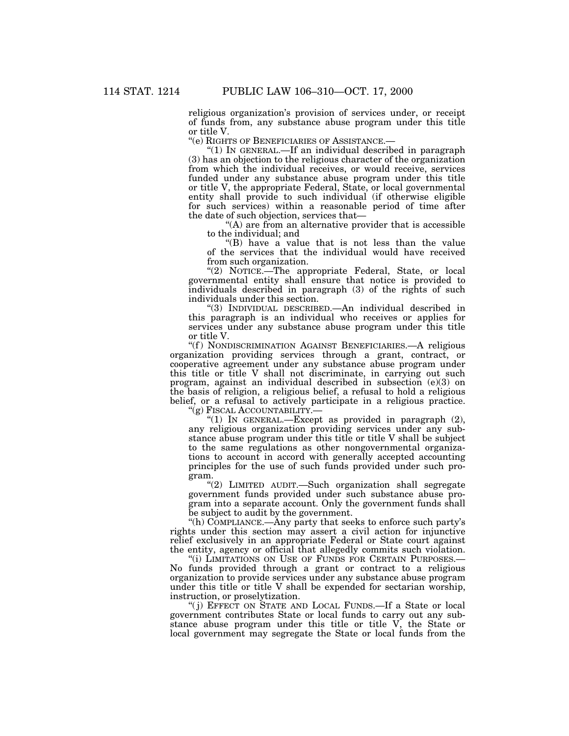religious organization's provision of services under, or receipt of funds from, any substance abuse program under this title or title V.

"(e) RIGHTS OF BENEFICIARIES OF ASSISTANCE.—

"(1) IN GENERAL.—If an individual described in paragraph (3) has an objection to the religious character of the organization from which the individual receives, or would receive, services funded under any substance abuse program under this title or title V, the appropriate Federal, State, or local governmental entity shall provide to such individual (if otherwise eligible for such services) within a reasonable period of time after the date of such objection, services that—

"(A) are from an alternative provider that is accessible to the individual; and

"(B) have a value that is not less than the value of the services that the individual would have received from such organization.

"(2) NOTICE.—The appropriate Federal, State, or local governmental entity shall ensure that notice is provided to individuals described in paragraph (3) of the rights of such individuals under this section.

"(3) INDIVIDUAL DESCRIBED.—An individual described in this paragraph is an individual who receives or applies for services under any substance abuse program under this title or title V.

"(f) NONDISCRIMINATION AGAINST BENEFICIARIES.—A religious organization providing services through a grant, contract, or cooperative agreement under any substance abuse program under this title or title V shall not discriminate, in carrying out such program, against an individual described in subsection (e)(3) on the basis of religion, a religious belief, a refusal to hold a religious belief, or a refusal to actively participate in a religious practice.

"(g) FISCAL ACCOUNTABILITY.—

"(1) IN GENERAL.—Except as provided in paragraph (2), any religious organization providing services under any substance abuse program under this title or title V shall be subject to the same regulations as other nongovernmental organizations to account in accord with generally accepted accounting principles for the use of such funds provided under such program.

"(2) LIMITED AUDIT.—Such organization shall segregate government funds provided under such substance abuse program into a separate account. Only the government funds shall be subject to audit by the government.

"(h) COMPLIANCE.—Any party that seeks to enforce such party's rights under this section may assert a civil action for injunctive relief exclusively in an appropriate Federal or State court against the entity, agency or official that allegedly commits such violation.

"(i) LIMITATIONS ON USE OF FUNDS FOR CERTAIN PURPOSES.—No funds provided through a grant or contract to a religious organization to provide services under any substance abuse program under this title or title V shall be expended for sectarian worship, instruction, or proselytization.

"(j) EFFECT ON STATE AND LOCAL FUNDS.—If a State or local government contributes State or local funds to carry out any substance abuse program under this title or title V, the State or local government may segregate the State or local funds from the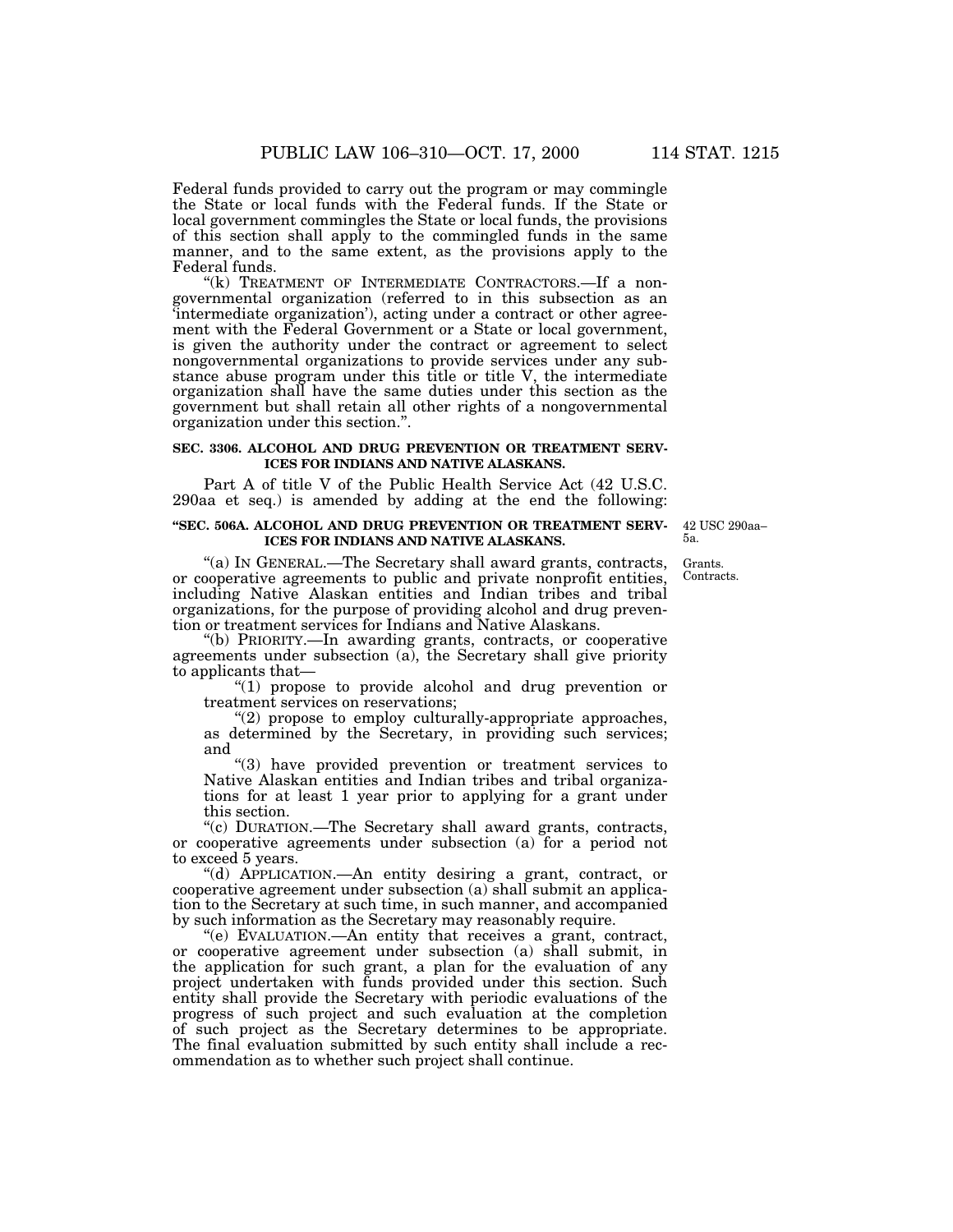Federal funds provided to carry out the program or may commingle the State or local funds with the Federal funds. If the State or local government commingles the State or local funds, the provisions of this section shall apply to the commingled funds in the same manner, and to the same extent, as the provisions apply to the Federal funds.

"(k) TREATMENT OF INTERMEDIATE CONTRACTORS.—If a nongovernmental organization (referred to in this subsection as an 'intermediate organization'), acting under a contract or other agreement with the Federal Government or a State or local government, is given the authority under the contract or agreement to select nongovernmental organizations to provide services under any substance abuse program under this title or title V, the intermediate organization shall have the same duties under this section as the government but shall retain all other rights of a nongovernmental organization under this section.".

**SEC. 3306. ALCOHOL AND DRUG PREVENTION OR TREATMENT SERVICES FOR INDIANS AND NATIVE ALASKANS.**

Part A of title V of the Public Health Service Act (42 U.S.C. 290aa et seq.) is amended by adding at the end the following:

**"SEC. 506A. ALCOHOL AND DRUG PREVENTION OR TREATMENT SERVICES FOR INDIANS AND NATIVE ALASKANS.**

42 USC 290aa–5a.

Grants. Contracts.

"(a) IN GENERAL.—The Secretary shall award grants, contracts, or cooperative agreements to public and private nonprofit entities, including Native Alaskan entities and Indian tribes and tribal organizations, for the purpose of providing alcohol and drug prevention or treatment services for Indians and Native Alaskans.

"(b) PRIORITY.—In awarding grants, contracts, or cooperative agreements under subsection (a), the Secretary shall give priority to applicants that—

"(1) propose to provide alcohol and drug prevention or treatment services on reservations;

"(2) propose to employ culturally-appropriate approaches, as determined by the Secretary, in providing such services; and

"(3) have provided prevention or treatment services to Native Alaskan entities and Indian tribes and tribal organizations for at least 1 year prior to applying for a grant under this section.

"(c) DURATION.—The Secretary shall award grants, contracts, or cooperative agreements under subsection (a) for a period not to exceed 5 years.

"(d) APPLICATION.—An entity desiring a grant, contract, or cooperative agreement under subsection (a) shall submit an application to the Secretary at such time, in such manner, and accompanied by such information as the Secretary may reasonably require.

"(e) EVALUATION.—An entity that receives a grant, contract, or cooperative agreement under subsection (a) shall submit, in the application for such grant, a plan for the evaluation of any project undertaken with funds provided under this section. Such entity shall provide the Secretary with periodic evaluations of the progress of such project and such evaluation at the completion of such project as the Secretary determines to be appropriate. The final evaluation submitted by such entity shall include a recommendation as to whether such project shall continue.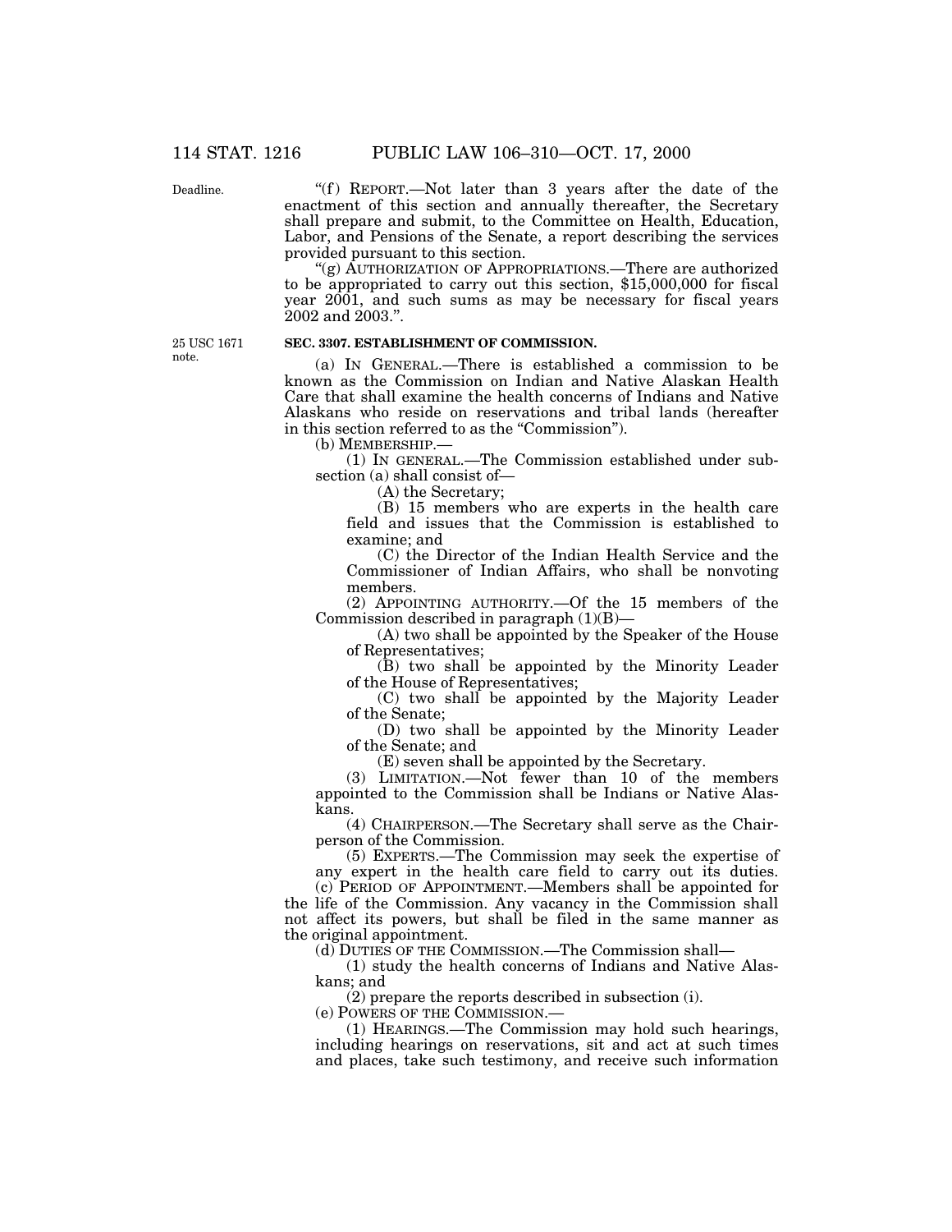"(f) REPORT.—Not later than 3 years after the date of the enactment of this section and annually thereafter, the Secretary shall prepare and submit, to the Committee on Health, Education, Labor, and Pensions of the Senate, a report describing the services provided pursuant to this section.

"(g) AUTHORIZATION OF APPROPRIATIONS.—There are authorized to be appropriated to carry out this section, $15,000,000 for fiscal year 2001, and such sums as may be necessary for fiscal years 2002 and 2003.".

**SEC. 3307. ESTABLISHMENT OF COMMISSION.**

(a) IN GENERAL.—There is established a commission to be known as the Commission on Indian and Native Alaskan Health Care that shall examine the health concerns of Indians and Native Alaskans who reside on reservations and tribal lands (hereafter in this section referred to as the "Commission").

(b) MEMBERSHIP.—

(1) IN GENERAL.—The Commission established under subsection (a) shall consist of—

(A) the Secretary;

(B) 15 members who are experts in the health care field and issues that the Commission is established to examine; and

(C) the Director of the Indian Health Service and the Commissioner of Indian Affairs, who shall be nonvoting members.

(2) APPOINTING AUTHORITY.—Of the 15 members of the Commission described in paragraph (1)(B)—

(A) two shall be appointed by the Speaker of the House of Representatives;

(B) two shall be appointed by the Minority Leader of the House of Representatives;

(C) two shall be appointed by the Majority Leader of the Senate;

(D) two shall be appointed by the Minority Leader of the Senate; and

(E) seven shall be appointed by the Secretary.

(3) LIMITATION.—Not fewer than 10 of the members appointed to the Commission shall be Indians or Native Alaskans.

(4) CHAIRPERSON.—The Secretary shall serve as the Chairperson of the Commission.

(5) EXPERTS.—The Commission may seek the expertise of any expert in the health care field to carry out its duties.

(c) PERIOD OF APPOINTMENT.—Members shall be appointed for the life of the Commission. Any vacancy in the Commission shall not affect its powers, but shall be filed in the same manner as the original appointment.

(d) DUTIES OF THE COMMISSION.—The Commission shall—

(1) study the health concerns of Indians and Native Alaskans; and

(2) prepare the reports described in subsection (i).

(e) POWERS OF THE COMMISSION.—

(1) HEARINGS.—The Commission may hold such hearings, including hearings on reservations, sit and act at such times and places, take such testimony, and receive such information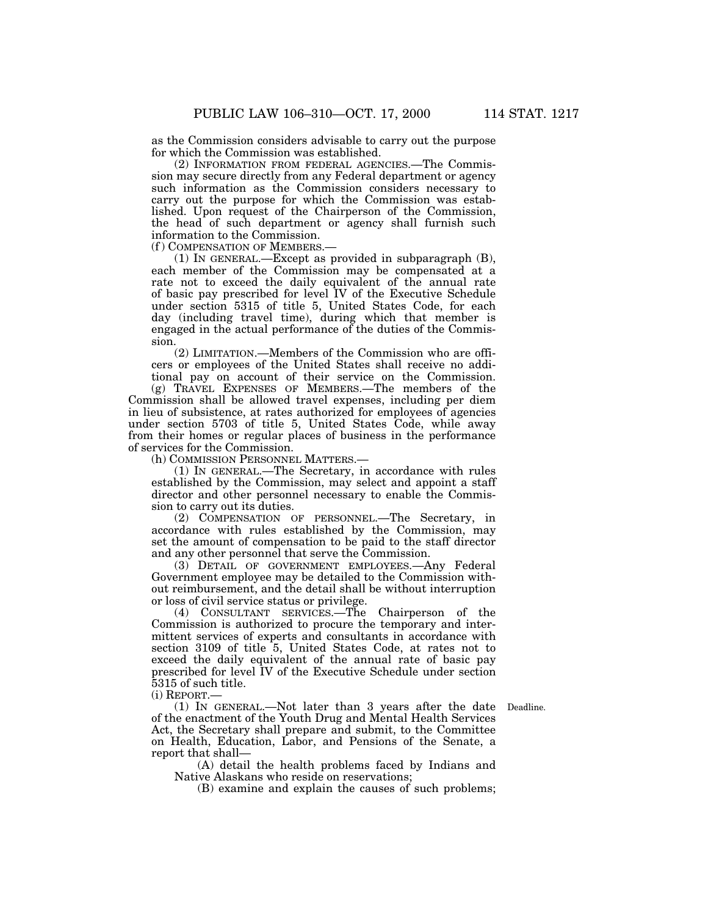as the Commission considers advisable to carry out the purpose for which the Commission was established.

(2) INFORMATION FROM FEDERAL AGENCIES.—The Commission may secure directly from any Federal department or agency such information as the Commission considers necessary to carry out the purpose for which the Commission was established. Upon request of the Chairperson of the Commission, the head of such department or agency shall furnish such information to the Commission.

(f) COMPENSATION OF MEMBERS.—

(1) IN GENERAL.—Except as provided in subparagraph (B), each member of the Commission may be compensated at a rate not to exceed the daily equivalent of the annual rate of basic pay prescribed for level IV of the Executive Schedule under section 5315 of title 5, United States Code, for each day (including travel time), during which that member is engaged in the actual performance of the duties of the Commission.

(2) LIMITATION.—Members of the Commission who are officers or employees of the United States shall receive no additional pay on account of their service on the Commission.

(g) TRAVEL EXPENSES OF MEMBERS.—The members of the Commission shall be allowed travel expenses, including per diem in lieu of subsistence, at rates authorized for employees of agencies under section 5703 of title 5, United States Code, while away from their homes or regular places of business in the performance of services for the Commission.

(h) COMMISSION PERSONNEL MATTERS.—

(1) IN GENERAL.—The Secretary, in accordance with rules established by the Commission, may select and appoint a staff director and other personnel necessary to enable the Commission to carry out its duties.

(2) COMPENSATION OF PERSONNEL.—The Secretary, in accordance with rules established by the Commission, may set the amount of compensation to be paid to the staff director and any other personnel that serve the Commission.

(3) DETAIL OF GOVERNMENT EMPLOYEES.—Any Federal Government employee may be detailed to the Commission without reimbursement, and the detail shall be without interruption or loss of civil service status or privilege.

(4) CONSULTANT SERVICES.—The Chairperson of the Commission is authorized to procure the temporary and intermittent services of experts and consultants in accordance with section 3109 of title 5, United States Code, at rates not to exceed the daily equivalent of the annual rate of basic pay prescribed for level IV of the Executive Schedule under section 5315 of such title.

(i) REPORT.—

Deadline.

(1) IN GENERAL.—Not later than 3 years after the date of the enactment of the Youth Drug and Mental Health Services Act, the Secretary shall prepare and submit, to the Committee on Health, Education, Labor, and Pensions of the Senate, a report that shall—

(A) detail the health problems faced by Indians and Native Alaskans who reside on reservations;

(B) examine and explain the causes of such problems;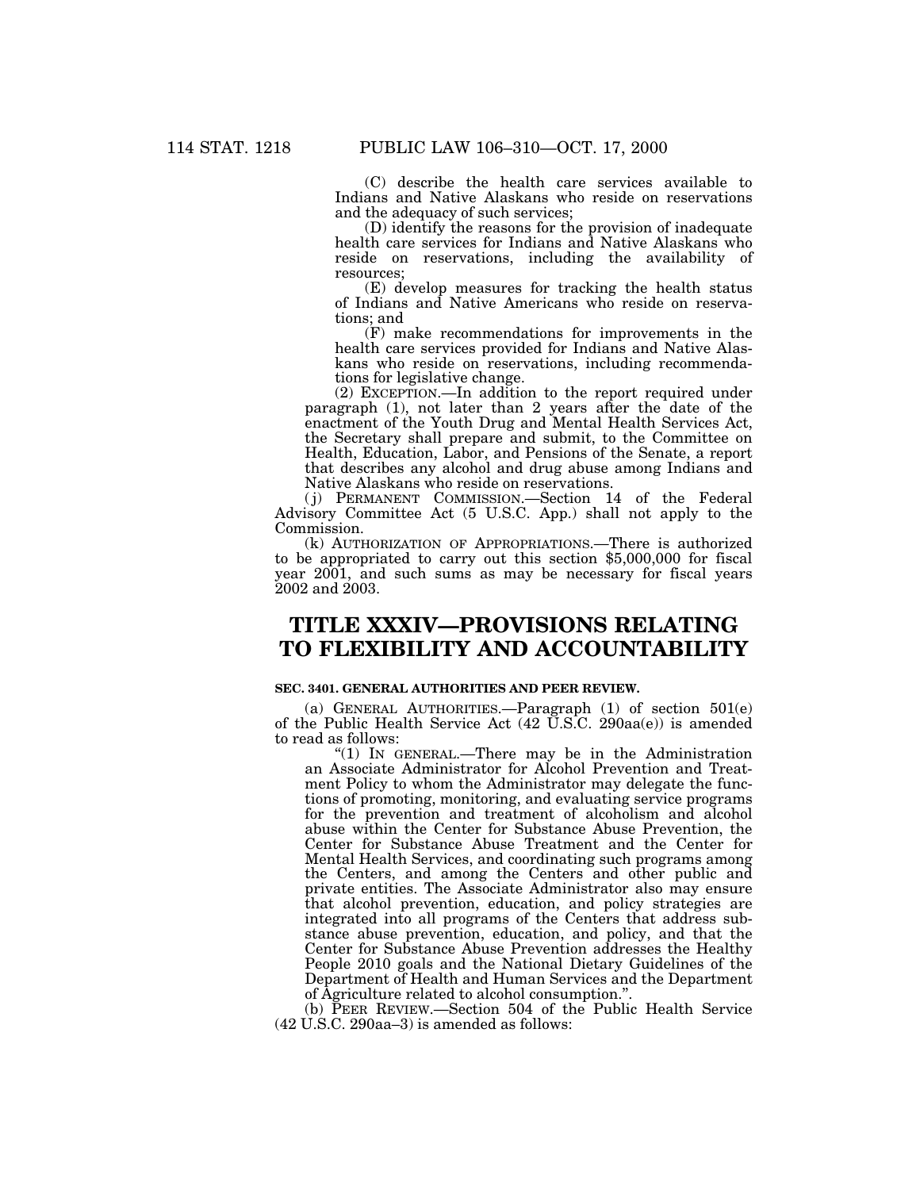(C) describe the health care services available to Indians and Native Alaskans who reside on reservations and the adequacy of such services;

(D) identify the reasons for the provision of inadequate health care services for Indians and Native Alaskans who reside on reservations, including the availability of resources;

(E) develop measures for tracking the health status of Indians and Native Americans who reside on reservations; and

(F) make recommendations for improvements in the health care services provided for Indians and Native Alaskans who reside on reservations, including recommendations for legislative change.

(2) EXCEPTION.—In addition to the report required under paragraph (1), not later than 2 years after the date of the enactment of the Youth Drug and Mental Health Services Act, the Secretary shall prepare and submit, to the Committee on Health, Education, Labor, and Pensions of the Senate, a report that describes any alcohol and drug abuse among Indians and Native Alaskans who reside on reservations.

(j) PERMANENT COMMISSION.—Section 14 of the Federal Advisory Committee Act (5 U.S.C. App.) shall not apply to the Commission.

(k) AUTHORIZATION OF APPROPRIATIONS.—There is authorized to be appropriated to carry out this section $5,000,000 for fiscal year 2001, and such sums as may be necessary for fiscal years 2002 and 2003.

# TITLE XXXIV—PROVISIONS RELATING TO FLEXIBILITY AND ACCOUNTABILITY

**SEC. 3401. GENERAL AUTHORITIES AND PEER REVIEW.**

(a) GENERAL AUTHORITIES.—Paragraph (1) of section 501(e) of the Public Health Service Act (42 U.S.C. 290aa(e)) is amended to read as follows:

"(1) IN GENERAL.—There may be in the Administration an Associate Administrator for Alcohol Prevention and Treatment Policy to whom the Administrator may delegate the functions of promoting, monitoring, and evaluating service programs for the prevention and treatment of alcoholism and alcohol abuse within the Center for Substance Abuse Prevention, the Center for Substance Abuse Treatment and the Center for Mental Health Services, and coordinating such programs among the Centers, and among the Centers and other public and private entities. The Associate Administrator also may ensure that alcohol prevention, education, and policy strategies are integrated into all programs of the Centers that address substance abuse prevention, education, and policy, and that the Center for Substance Abuse Prevention addresses the Healthy People 2010 goals and the National Dietary Guidelines of the Department of Health and Human Services and the Department of Agriculture related to alcohol consumption.".

(b) PEER REVIEW.—Section 504 of the Public Health Service (42 U.S.C. 290aa–3) is amended as follows: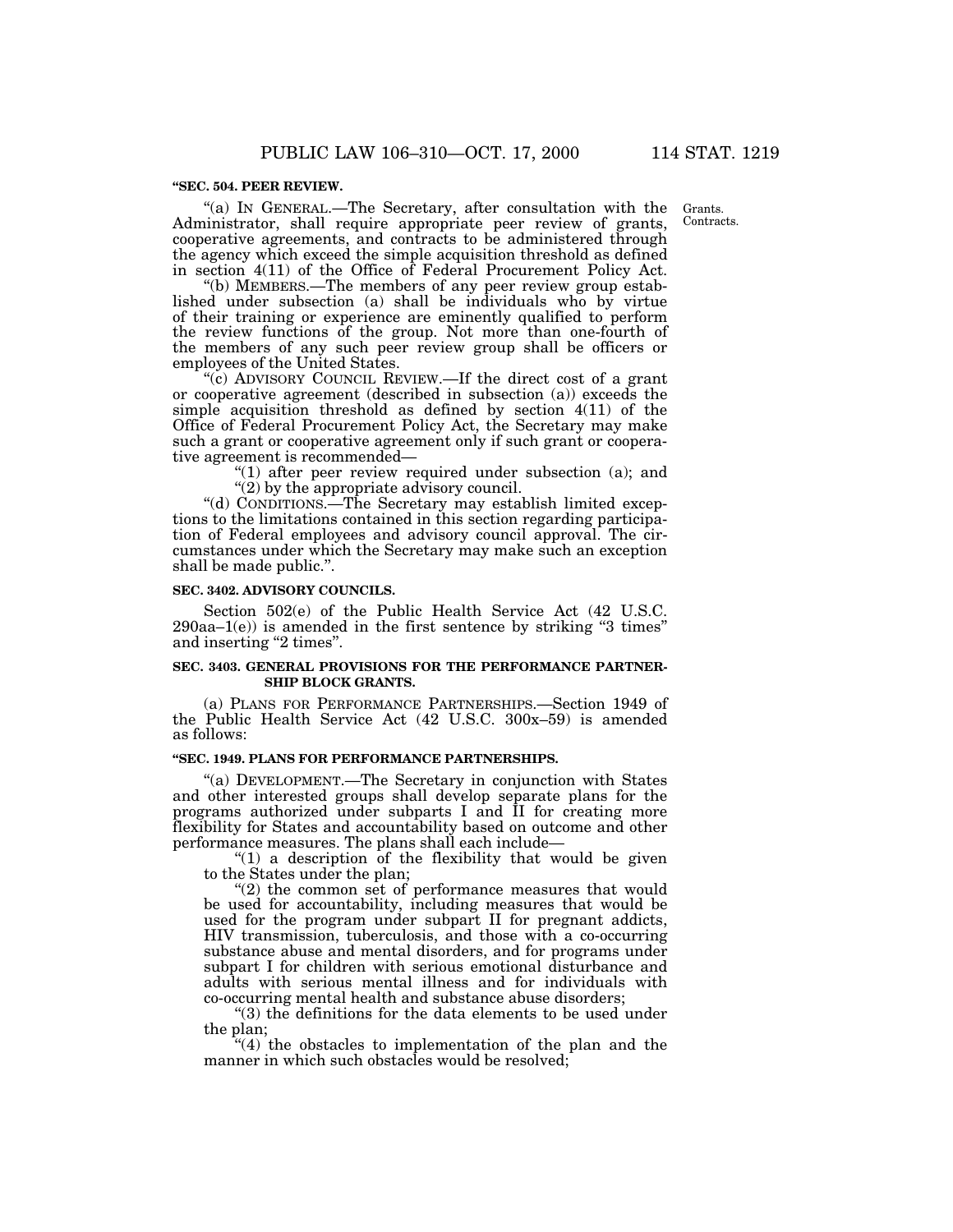**"SEC. 504. PEER REVIEW.**

"(a) IN GENERAL.—The Secretary, after consultation with the Administrator, shall require appropriate peer review of grants, cooperative agreements, and contracts to be administered through the agency which exceed the simple acquisition threshold as defined in section 4(11) of the Office of Federal Procurement Policy Act.

Grants. Contracts.

"(b) MEMBERS.—The members of any peer review group established under subsection (a) shall be individuals who by virtue of their training or experience are eminently qualified to perform the review functions of the group. Not more than one-fourth of the members of any such peer review group shall be officers or employees of the United States.

"(c) ADVISORY COUNCIL REVIEW.—If the direct cost of a grant or cooperative agreement (described in subsection (a)) exceeds the simple acquisition threshold as defined by section 4(11) of the Office of Federal Procurement Policy Act, the Secretary may make such a grant or cooperative agreement only if such grant or cooperative agreement is recommended—

"(1) after peer review required under subsection (a); and

"(2) by the appropriate advisory council.

"(d) CONDITIONS.—The Secretary may establish limited exceptions to the limitations contained in this section regarding participation of Federal employees and advisory council approval. The circumstances under which the Secretary may make such an exception shall be made public.".

**SEC. 3402. ADVISORY COUNCILS.**

Section 502(e) of the Public Health Service Act (42 U.S.C. 290aa–1(e)) is amended in the first sentence by striking "3 times" and inserting "2 times".

**SEC. 3403. GENERAL PROVISIONS FOR THE PERFORMANCE PARTNERSHIP BLOCK GRANTS.**

(a) PLANS FOR PERFORMANCE PARTNERSHIPS.—Section 1949 of the Public Health Service Act (42 U.S.C. 300x–59) is amended as follows:

**"SEC. 1949. PLANS FOR PERFORMANCE PARTNERSHIPS.**

"(a) DEVELOPMENT.—The Secretary in conjunction with States and other interested groups shall develop separate plans for the programs authorized under subparts I and II for creating more flexibility for States and accountability based on outcome and other performance measures. The plans shall each include—

"(1) a description of the flexibility that would be given to the States under the plan;

"(2) the common set of performance measures that would be used for accountability, including measures that would be used for the program under subpart II for pregnant addicts, HIV transmission, tuberculosis, and those with a co-occurring substance abuse and mental disorders, and for programs under subpart I for children with serious emotional disturbance and adults with serious mental illness and for individuals with co-occurring mental health and substance abuse disorders;

"(3) the definitions for the data elements to be used under the plan;

"(4) the obstacles to implementation of the plan and the manner in which such obstacles would be resolved;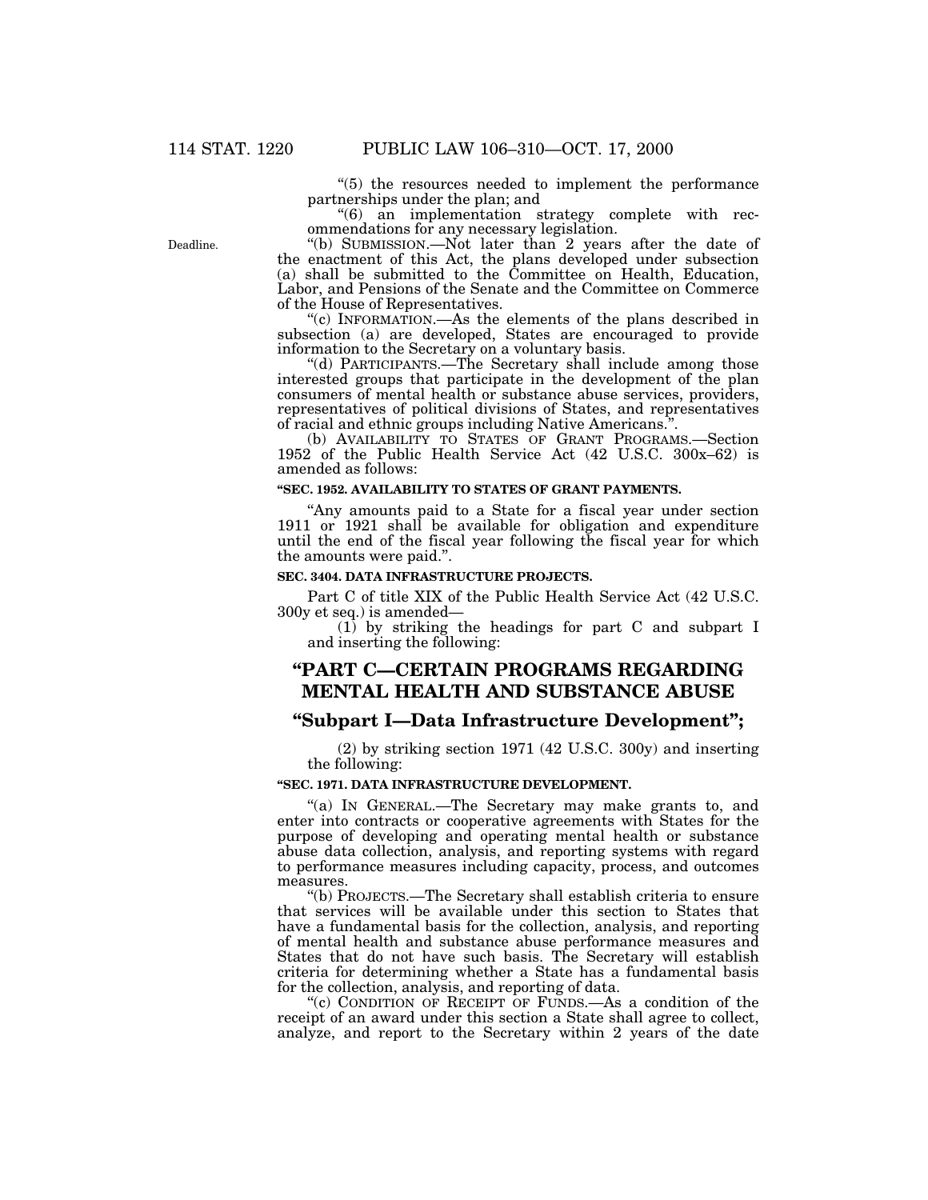"(5) the resources needed to implement the performance partnerships under the plan; and

"(6) an implementation strategy complete with recommendations for any necessary legislation.

Deadline.

"(b) SUBMISSION.—Not later than 2 years after the date of the enactment of this Act, the plans developed under subsection (a) shall be submitted to the Committee on Health, Education, Labor, and Pensions of the Senate and the Committee on Commerce of the House of Representatives.

"(c) INFORMATION.—As the elements of the plans described in subsection (a) are developed, States are encouraged to provide information to the Secretary on a voluntary basis.

"(d) PARTICIPANTS.—The Secretary shall include among those interested groups that participate in the development of the plan consumers of mental health or substance abuse services, providers, representatives of political divisions of States, and representatives of racial and ethnic groups including Native Americans.".

(b) AVAILABILITY TO STATES OF GRANT PROGRAMS.—Section 1952 of the Public Health Service Act (42 U.S.C. 300x–62) is amended as follows:

**"SEC. 1952. AVAILABILITY TO STATES OF GRANT PAYMENTS.**

"Any amounts paid to a State for a fiscal year under section 1911 or 1921 shall be available for obligation and expenditure until the end of the fiscal year following the fiscal year for which the amounts were paid.".

**SEC. 3404. DATA INFRASTRUCTURE PROJECTS.**

Part C of title XIX of the Public Health Service Act (42 U.S.C. 300y et seq.) is amended—

(1) by striking the headings for part C and subpart I and inserting the following:

## "PART C—CERTAIN PROGRAMS REGARDING MENTAL HEALTH AND SUBSTANCE ABUSE

## "Subpart I—Data Infrastructure Development";

(2) by striking section 1971 (42 U.S.C. 300y) and inserting the following:

**"SEC. 1971. DATA INFRASTRUCTURE DEVELOPMENT.**

"(a) IN GENERAL.—The Secretary may make grants to, and enter into contracts or cooperative agreements with States for the purpose of developing and operating mental health or substance abuse data collection, analysis, and reporting systems with regard to performance measures including capacity, process, and outcomes measures.

"(b) PROJECTS.—The Secretary shall establish criteria to ensure that services will be available under this section to States that have a fundamental basis for the collection, analysis, and reporting of mental health and substance abuse performance measures and States that do not have such basis. The Secretary will establish criteria for determining whether a State has a fundamental basis for the collection, analysis, and reporting of data.

"(c) CONDITION OF RECEIPT OF FUNDS.—As a condition of the receipt of an award under this section a State shall agree to collect, analyze, and report to the Secretary within 2 years of the date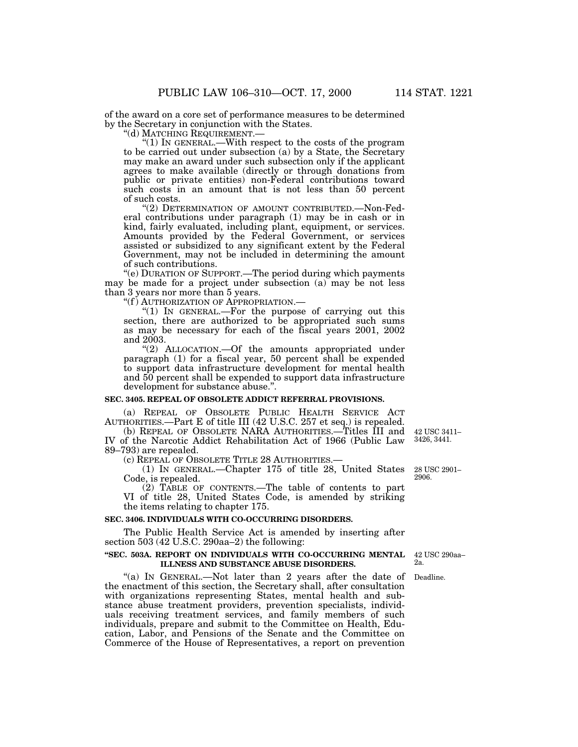of the award on a core set of performance measures to be determined by the Secretary in conjunction with the States.

"(d) MATCHING REQUIREMENT.—

"(1) IN GENERAL.—With respect to the costs of the program to be carried out under subsection (a) by a State, the Secretary may make an award under such subsection only if the applicant agrees to make available (directly or through donations from public or private entities) non-Federal contributions toward such costs in an amount that is not less than 50 percent of such costs.

"(2) DETERMINATION OF AMOUNT CONTRIBUTED.—Non-Federal contributions under paragraph (1) may be in cash or in kind, fairly evaluated, including plant, equipment, or services. Amounts provided by the Federal Government, or services assisted or subsidized to any significant extent by the Federal Government, may not be included in determining the amount of such contributions.

"(e) DURATION OF SUPPORT.—The period during which payments may be made for a project under subsection (a) may be not less than 3 years nor more than 5 years.

"(f) AUTHORIZATION OF APPROPRIATION.—

"(1) IN GENERAL.—For the purpose of carrying out this section, there are authorized to be appropriated such sums as may be necessary for each of the fiscal years 2001, 2002 and 2003.

"(2) ALLOCATION.—Of the amounts appropriated under paragraph (1) for a fiscal year, 50 percent shall be expended to support data infrastructure development for mental health and 50 percent shall be expended to support data infrastructure development for substance abuse.".

**SEC. 3405. REPEAL OF OBSOLETE ADDICT REFERRAL PROVISIONS.**

(a) REPEAL OF OBSOLETE PUBLIC HEALTH SERVICE ACT AUTHORITIES.—Part E of title III (42 U.S.C. 257 et seq.) is repealed.

(b) REPEAL OF OBSOLETE NARA AUTHORITIES.—Titles III and IV of the Narcotic Addict Rehabilitation Act of 1966 (Public Law 89–793) are repealed.

42 USC 3411–3426, 3441.

(c) REPEAL OF OBSOLETE TITLE 28 AUTHORITIES.—

(1) IN GENERAL.—Chapter 175 of title 28, United States Code, is repealed.

28 USC 2901–2906.

(2) TABLE OF CONTENTS.—The table of contents to part VI of title 28, United States Code, is amended by striking the items relating to chapter 175.

**SEC. 3406. INDIVIDUALS WITH CO-OCCURRING DISORDERS.**

The Public Health Service Act is amended by inserting after section 503 (42 U.S.C. 290aa–2) the following:

**"SEC. 503A. REPORT ON INDIVIDUALS WITH CO-OCCURRING MENTAL ILLNESS AND SUBSTANCE ABUSE DISORDERS.**

42 USC 290aa–2a.

Deadline.

"(a) IN GENERAL.—Not later than 2 years after the date of the enactment of this section, the Secretary shall, after consultation with organizations representing States, mental health and substance abuse treatment providers, prevention specialists, individuals receiving treatment services, and family members of such individuals, prepare and submit to the Committee on Health, Education, Labor, and Pensions of the Senate and the Committee on Commerce of the House of Representatives, a report on prevention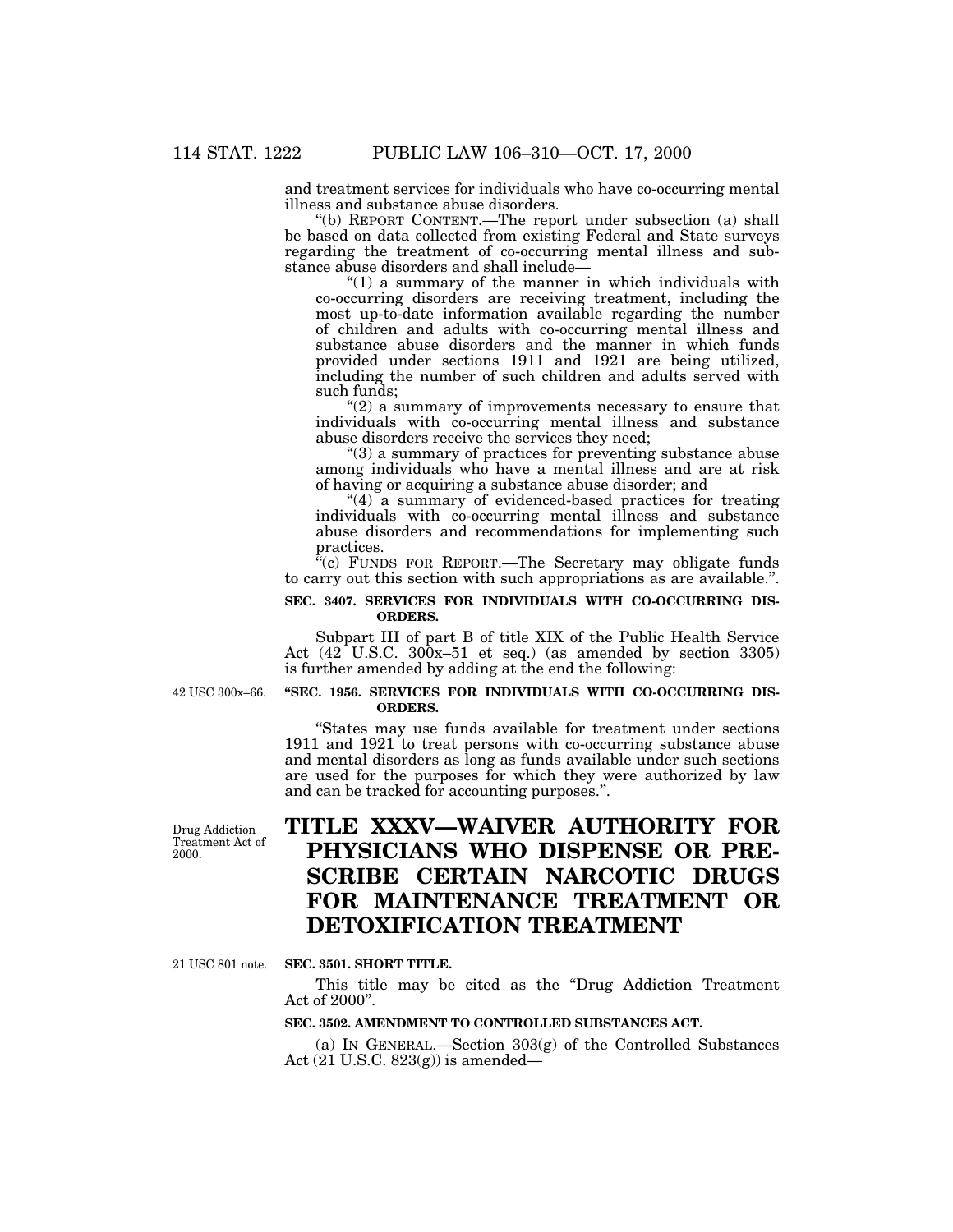and treatment services for individuals who have co-occurring mental illness and substance abuse disorders.

"(b) REPORT CONTENT.—The report under subsection (a) shall be based on data collected from existing Federal and State surveys regarding the treatment of co-occurring mental illness and substance abuse disorders and shall include—

"(1) a summary of the manner in which individuals with co-occurring disorders are receiving treatment, including the most up-to-date information available regarding the number of children and adults with co-occurring mental illness and substance abuse disorders and the manner in which funds provided under sections 1911 and 1921 are being utilized, including the number of such children and adults served with such funds;

"(2) a summary of improvements necessary to ensure that individuals with co-occurring mental illness and substance abuse disorders receive the services they need;

"(3) a summary of practices for preventing substance abuse among individuals who have a mental illness and are at risk of having or acquiring a substance abuse disorder; and

"(4) a summary of evidenced-based practices for treating individuals with co-occurring mental illness and substance abuse disorders and recommendations for implementing such practices.

"(c) FUNDS FOR REPORT.—The Secretary may obligate funds to carry out this section with such appropriations as are available.".

**SEC. 3407. SERVICES FOR INDIVIDUALS WITH CO-OCCURRING DISORDERS.**

Subpart III of part B of title XIX of the Public Health Service Act (42 U.S.C. 300x–51 et seq.) (as amended by section 3305) is further amended by adding at the end the following:

42 USC 300x–66.

**"SEC. 1956. SERVICES FOR INDIVIDUALS WITH CO-OCCURRING DISORDERS.**

"States may use funds available for treatment under sections 1911 and 1921 to treat persons with co-occurring substance abuse and mental disorders as long as funds available under such sections are used for the purposes for which they were authorized by law and can be tracked for accounting purposes.".

Drug Addiction Treatment Act of 2000.

# TITLE XXXV—WAIVER AUTHORITY FOR PHYSICIANS WHO DISPENSE OR PRESCRIBE CERTAIN NARCOTIC DRUGS FOR MAINTENANCE TREATMENT OR DETOXIFICATION TREATMENT

21 USC 801 note.

**SEC. 3501. SHORT TITLE.**

This title may be cited as the "Drug Addiction Treatment Act of 2000".

**SEC. 3502. AMENDMENT TO CONTROLLED SUBSTANCES ACT.**

(a) IN GENERAL.—Section 303(g) of the Controlled Substances Act (21 U.S.C. 823(g)) is amended—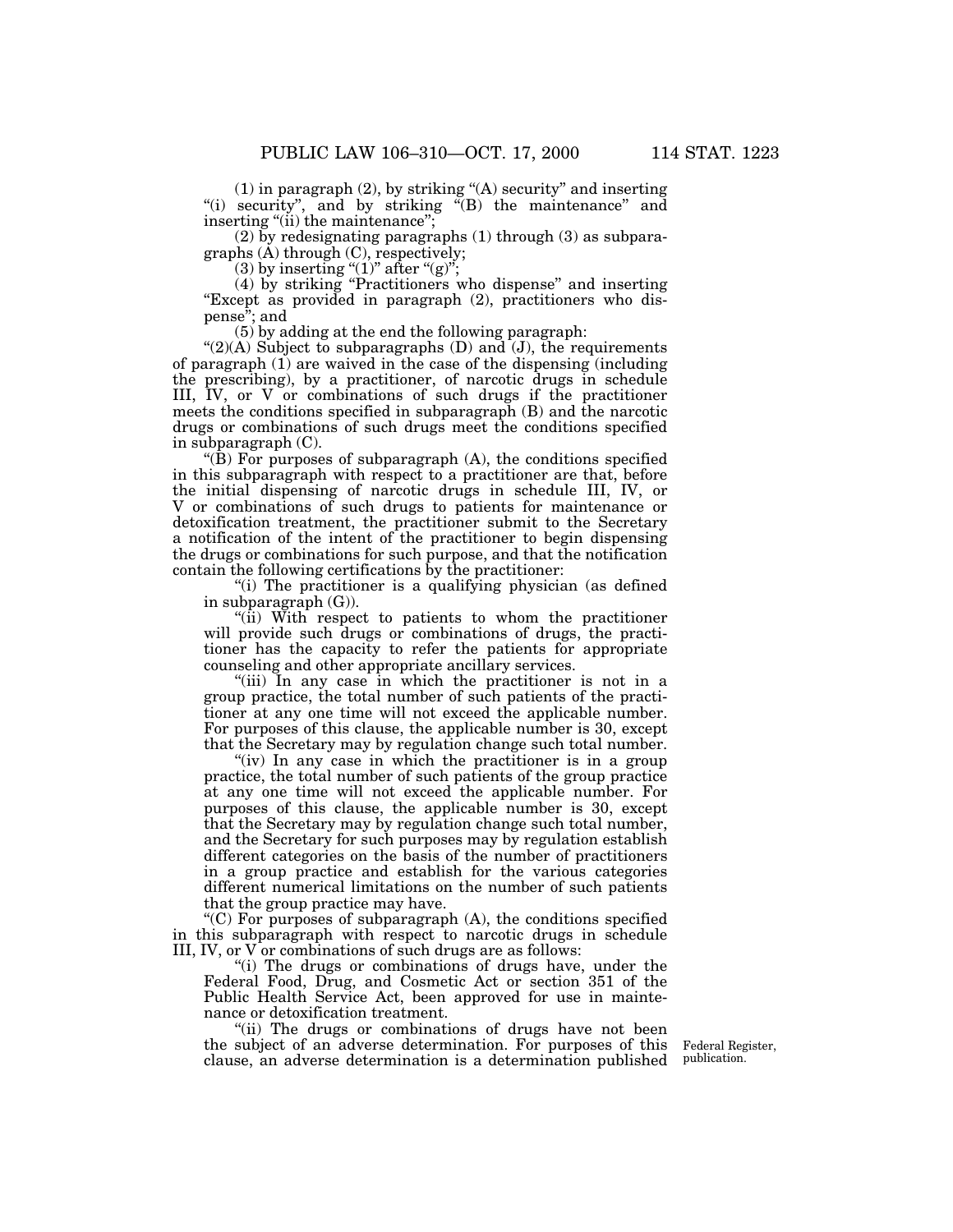(1) in paragraph (2), by striking "(A) security" and inserting "(i) security", and by striking "(B) the maintenance" and inserting "(ii) the maintenance";

(2) by redesignating paragraphs (1) through (3) as subparagraphs (A) through (C), respectively;

(3) by inserting "(1)" after "(g)";

(4) by striking "Practitioners who dispense" and inserting "Except as provided in paragraph (2), practitioners who dispense"; and

(5) by adding at the end the following paragraph:

"(2)(A) Subject to subparagraphs (D) and (J), the requirements of paragraph (1) are waived in the case of the dispensing (including the prescribing), by a practitioner, of narcotic drugs in schedule III, IV, or V or combinations of such drugs if the practitioner meets the conditions specified in subparagraph (B) and the narcotic drugs or combinations of such drugs meet the conditions specified in subparagraph (C).

"(B) For purposes of subparagraph (A), the conditions specified in this subparagraph with respect to a practitioner are that, before the initial dispensing of narcotic drugs in schedule III, IV, or V or combinations of such drugs to patients for maintenance or detoxification treatment, the practitioner submit to the Secretary a notification of the intent of the practitioner to begin dispensing the drugs or combinations for such purpose, and that the notification contain the following certifications by the practitioner:

"(i) The practitioner is a qualifying physician (as defined in subparagraph (G)).

"(ii) With respect to patients to whom the practitioner will provide such drugs or combinations of drugs, the practitioner has the capacity to refer the patients for appropriate counseling and other appropriate ancillary services.

"(iii) In any case in which the practitioner is not in a group practice, the total number of such patients of the practitioner at any one time will not exceed the applicable number. For purposes of this clause, the applicable number is 30, except that the Secretary may by regulation change such total number.

"(iv) In any case in which the practitioner is in a group practice, the total number of such patients of the group practice at any one time will not exceed the applicable number. For purposes of this clause, the applicable number is 30, except that the Secretary may by regulation change such total number, and the Secretary for such purposes may by regulation establish different categories on the basis of the number of practitioners in a group practice and establish for the various categories different numerical limitations on the number of such patients that the group practice may have.

"(C) For purposes of subparagraph (A), the conditions specified in this subparagraph with respect to narcotic drugs in schedule III, IV, or V or combinations of such drugs are as follows:

"(i) The drugs or combinations of drugs have, under the Federal Food, Drug, and Cosmetic Act or section 351 of the Public Health Service Act, been approved for use in maintenance or detoxification treatment.

"(ii) The drugs or combinations of drugs have not been the subject of an adverse determination. For purposes of this clause, an adverse determination is a determination published

Federal Register, publication.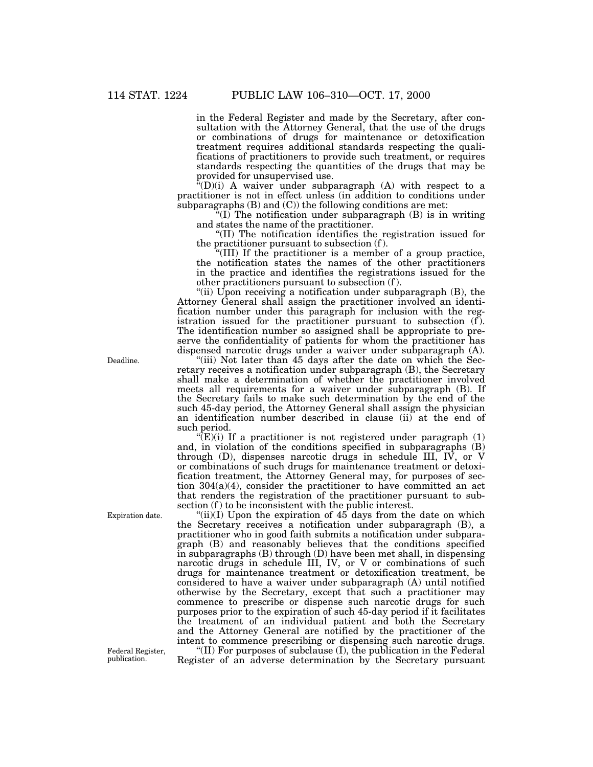in the Federal Register and made by the Secretary, after consultation with the Attorney General, that the use of the drugs or combinations of drugs for maintenance or detoxification treatment requires additional standards respecting the qualifications of practitioners to provide such treatment, or requires standards respecting the quantities of the drugs that may be provided for unsupervised use.

"(D)(i) A waiver under subparagraph (A) with respect to a practitioner is not in effect unless (in addition to conditions under subparagraphs (B) and (C)) the following conditions are met:

"(I) The notification under subparagraph (B) is in writing and states the name of the practitioner.

"(II) The notification identifies the registration issued for the practitioner pursuant to subsection (f).

"(III) If the practitioner is a member of a group practice, the notification states the names of the other practitioners in the practice and identifies the registrations issued for the other practitioners pursuant to subsection (f).

"(ii) Upon receiving a notification under subparagraph (B), the Attorney General shall assign the practitioner involved an identification number under this paragraph for inclusion with the registration issued for the practitioner pursuant to subsection (f). The identification number so assigned shall be appropriate to preserve the confidentiality of patients for whom the practitioner has dispensed narcotic drugs under a waiver under subparagraph (A).

Deadline.

"(iii) Not later than 45 days after the date on which the Secretary receives a notification under subparagraph (B), the Secretary shall make a determination of whether the practitioner involved meets all requirements for a waiver under subparagraph (B). If the Secretary fails to make such determination by the end of the such 45-day period, the Attorney General shall assign the physician an identification number described in clause (ii) at the end of such period.

"(E)(i) If a practitioner is not registered under paragraph (1) and, in violation of the conditions specified in subparagraphs (B) through (D), dispenses narcotic drugs in schedule III, IV, or V or combinations of such drugs for maintenance treatment or detoxification treatment, the Attorney General may, for purposes of section 304(a)(4), consider the practitioner to have committed an act that renders the registration of the practitioner pursuant to subsection (f) to be inconsistent with the public interest.

Expiration date.

"(ii)(I) Upon the expiration of 45 days from the date on which the Secretary receives a notification under subparagraph (B), a practitioner who in good faith submits a notification under subparagraph (B) and reasonably believes that the conditions specified in subparagraphs (B) through (D) have been met shall, in dispensing narcotic drugs in schedule III, IV, or V or combinations of such drugs for maintenance treatment or detoxification treatment, be considered to have a waiver under subparagraph (A) until notified otherwise by the Secretary, except that such a practitioner may commence to prescribe or dispense such narcotic drugs for such purposes prior to the expiration of such 45-day period if it facilitates the treatment of an individual patient and both the Secretary and the Attorney General are notified by the practitioner of the intent to commence prescribing or dispensing such narcotic drugs.

Federal Register, publication.

"(II) For purposes of subclause (I), the publication in the Federal Register of an adverse determination by the Secretary pursuant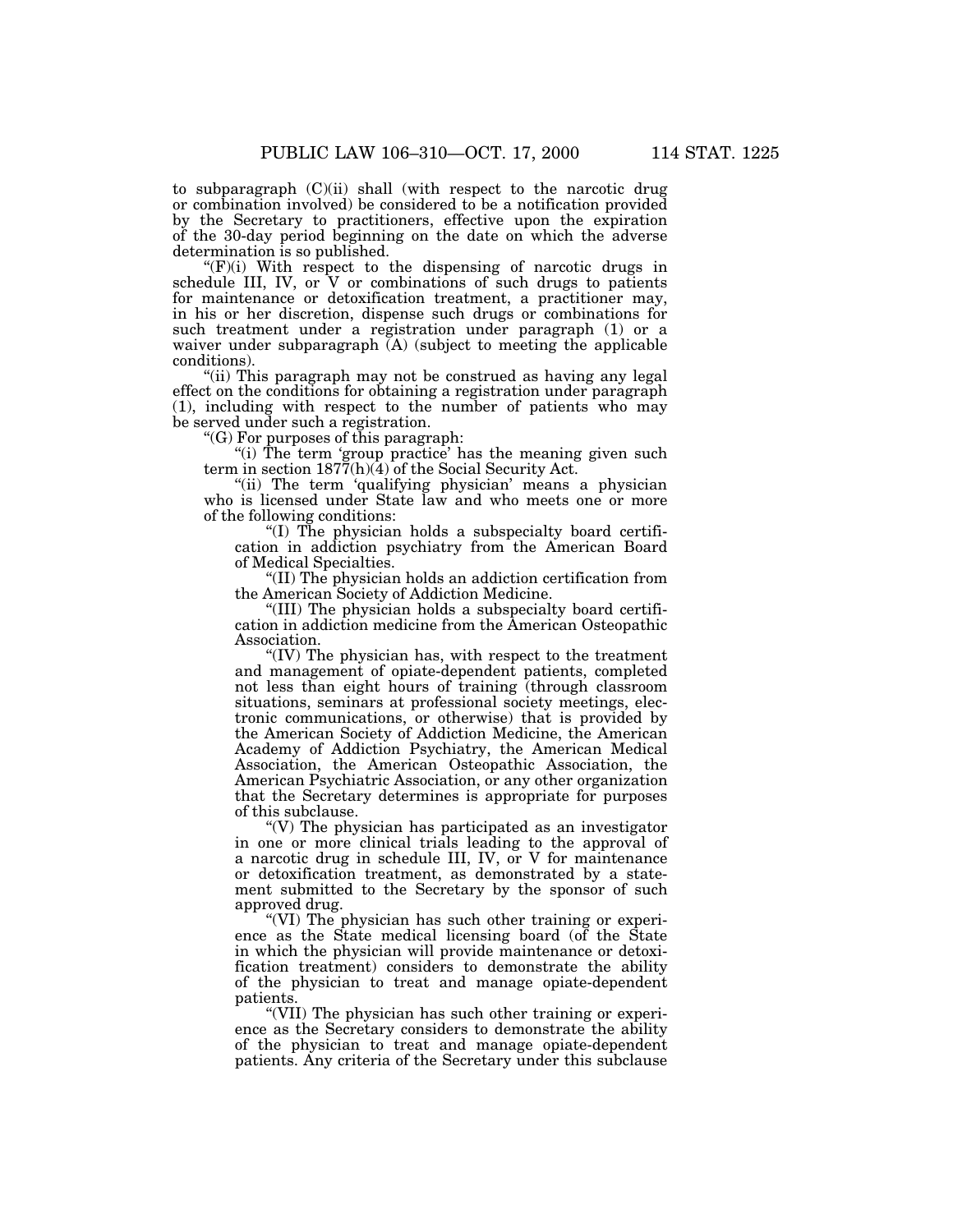to subparagraph (C)(ii) shall (with respect to the narcotic drug or combination involved) be considered to be a notification provided by the Secretary to practitioners, effective upon the expiration of the 30-day period beginning on the date on which the adverse determination is so published.

"(F)(i) With respect to the dispensing of narcotic drugs in schedule III, IV, or V or combinations of such drugs to patients for maintenance or detoxification treatment, a practitioner may, in his or her discretion, dispense such drugs or combinations for such treatment under a registration under paragraph (1) or a waiver under subparagraph (A) (subject to meeting the applicable conditions).

"(ii) This paragraph may not be construed as having any legal effect on the conditions for obtaining a registration under paragraph (1), including with respect to the number of patients who may be served under such a registration.

"(G) For purposes of this paragraph:

"(i) The term 'group practice' has the meaning given such term in section 1877(h)(4) of the Social Security Act.

"(ii) The term 'qualifying physician' means a physician who is licensed under State law and who meets one or more of the following conditions:

"(I) The physician holds a subspecialty board certification in addiction psychiatry from the American Board of Medical Specialties.

"(II) The physician holds an addiction certification from the American Society of Addiction Medicine.

"(III) The physician holds a subspecialty board certification in addiction medicine from the American Osteopathic Association.

"(IV) The physician has, with respect to the treatment and management of opiate-dependent patients, completed not less than eight hours of training (through classroom situations, seminars at professional society meetings, electronic communications, or otherwise) that is provided by the American Society of Addiction Medicine, the American Academy of Addiction Psychiatry, the American Medical Association, the American Osteopathic Association, the American Psychiatric Association, or any other organization that the Secretary determines is appropriate for purposes of this subclause.

"(V) The physician has participated as an investigator in one or more clinical trials leading to the approval of a narcotic drug in schedule III, IV, or V for maintenance or detoxification treatment, as demonstrated by a statement submitted to the Secretary by the sponsor of such approved drug.

"(VI) The physician has such other training or experience as the State medical licensing board (of the State in which the physician will provide maintenance or detoxification treatment) considers to demonstrate the ability of the physician to treat and manage opiate-dependent patients.

"(VII) The physician has such other training or experience as the Secretary considers to demonstrate the ability of the physician to treat and manage opiate-dependent patients. Any criteria of the Secretary under this subclause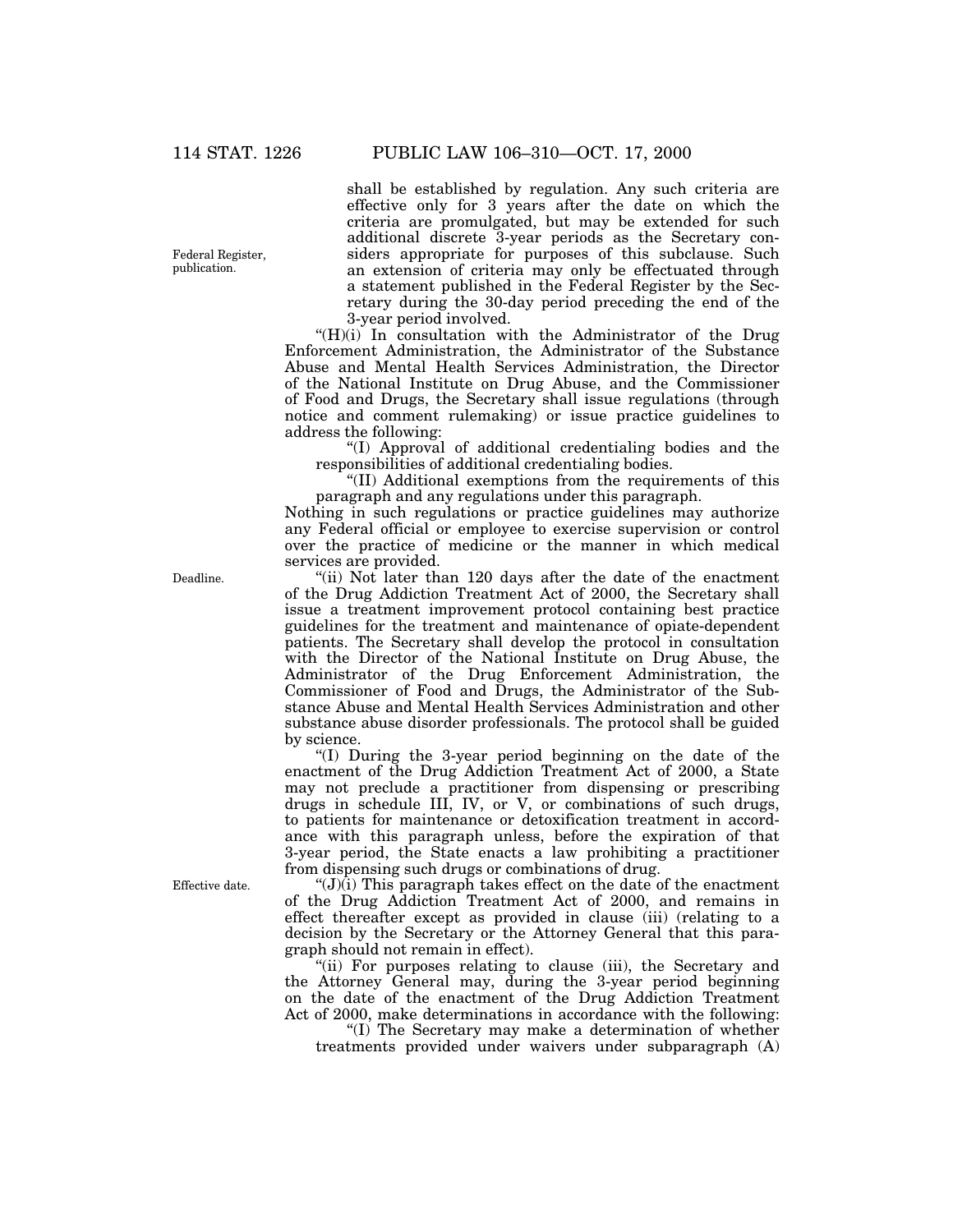shall be established by regulation. Any such criteria are effective only for 3 years after the date on which the criteria are promulgated, but may be extended for such additional discrete 3-year periods as the Secretary considers appropriate for purposes of this subclause. Such an extension of criteria may only be effectuated through a statement published in the Federal Register by the Secretary during the 30-day period preceding the end of the 3-year period involved.

Federal Register, publication.

"(H)(i) In consultation with the Administrator of the Drug Enforcement Administration, the Administrator of the Substance Abuse and Mental Health Services Administration, the Director of the National Institute on Drug Abuse, and the Commissioner of Food and Drugs, the Secretary shall issue regulations (through notice and comment rulemaking) or issue practice guidelines to address the following:

"(I) Approval of additional credentialing bodies and the responsibilities of additional credentialing bodies.

"(II) Additional exemptions from the requirements of this paragraph and any regulations under this paragraph.

Nothing in such regulations or practice guidelines may authorize any Federal official or employee to exercise supervision or control over the practice of medicine or the manner in which medical services are provided.

Deadline.

"(ii) Not later than 120 days after the date of the enactment of the Drug Addiction Treatment Act of 2000, the Secretary shall issue a treatment improvement protocol containing best practice guidelines for the treatment and maintenance of opiate-dependent patients. The Secretary shall develop the protocol in consultation with the Director of the National Institute on Drug Abuse, the Administrator of the Drug Enforcement Administration, the Commissioner of Food and Drugs, the Administrator of the Substance Abuse and Mental Health Services Administration and other substance abuse disorder professionals. The protocol shall be guided by science.

"(I) During the 3-year period beginning on the date of the enactment of the Drug Addiction Treatment Act of 2000, a State may not preclude a practitioner from dispensing or prescribing drugs in schedule III, IV, or V, or combinations of such drugs, to patients for maintenance or detoxification treatment in accordance with this paragraph unless, before the expiration of that 3-year period, the State enacts a law prohibiting a practitioner from dispensing such drugs or combinations of drug.

Effective date.

"(J)(i) This paragraph takes effect on the date of the enactment of the Drug Addiction Treatment Act of 2000, and remains in effect thereafter except as provided in clause (iii) (relating to a decision by the Secretary or the Attorney General that this paragraph should not remain in effect).

"(ii) For purposes relating to clause (iii), the Secretary and the Attorney General may, during the 3-year period beginning on the date of the enactment of the Drug Addiction Treatment Act of 2000, make determinations in accordance with the following:

"(I) The Secretary may make a determination of whether treatments provided under waivers under subparagraph (A)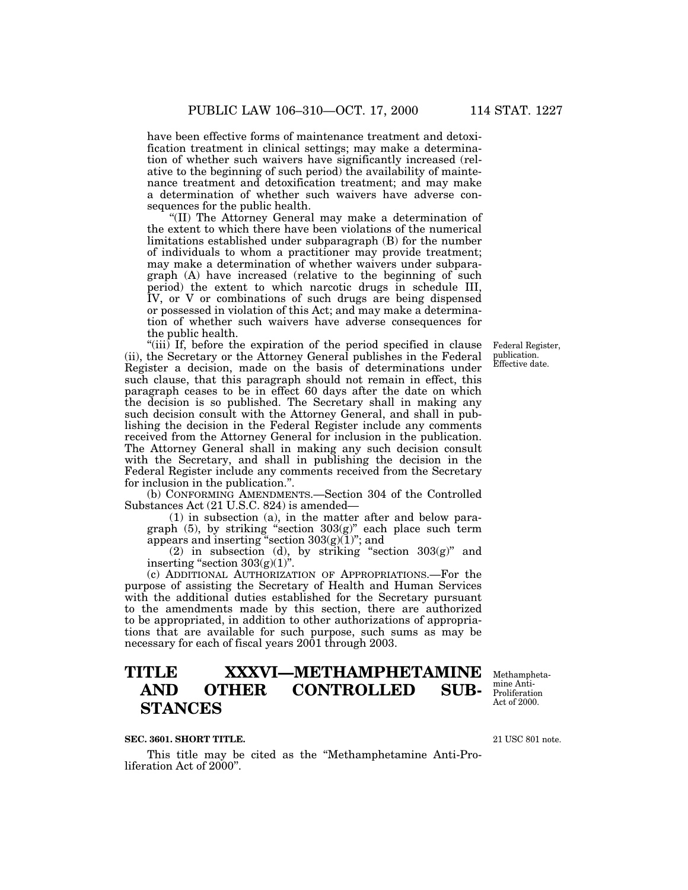have been effective forms of maintenance treatment and detoxification treatment in clinical settings; may make a determination of whether such waivers have significantly increased (relative to the beginning of such period) the availability of maintenance treatment and detoxification treatment; and may make a determination of whether such waivers have adverse consequences for the public health.

"(II) The Attorney General may make a determination of the extent to which there have been violations of the numerical limitations established under subparagraph (B) for the number of individuals to whom a practitioner may provide treatment; may make a determination of whether waivers under subparagraph (A) have increased (relative to the beginning of such period) the extent to which narcotic drugs in schedule III, IV, or V or combinations of such drugs are being dispensed or possessed in violation of this Act; and may make a determination of whether such waivers have adverse consequences for the public health.

Federal Register, publication. Effective date.

"(iii) If, before the expiration of the period specified in clause (ii), the Secretary or the Attorney General publishes in the Federal Register a decision, made on the basis of determinations under such clause, that this paragraph should not remain in effect, this paragraph ceases to be in effect 60 days after the date on which the decision is so published. The Secretary shall in making any such decision consult with the Attorney General, and shall in publishing the decision in the Federal Register include any comments received from the Attorney General for inclusion in the publication. The Attorney General shall in making any such decision consult with the Secretary, and shall in publishing the decision in the Federal Register include any comments received from the Secretary for inclusion in the publication.".

(b) CONFORMING AMENDMENTS.—Section 304 of the Controlled Substances Act (21 U.S.C. 824) is amended—

(1) in subsection (a), in the matter after and below paragraph (5), by striking "section 303(g)" each place such term appears and inserting "section 303(g)(1)"; and

(2) in subsection (d), by striking "section 303(g)" and inserting "section 303(g)(1)".

(c) ADDITIONAL AUTHORIZATION OF APPROPRIATIONS.—For the purpose of assisting the Secretary of Health and Human Services with the additional duties established for the Secretary pursuant to the amendments made by this section, there are authorized to be appropriated, in addition to other authorizations of appropriations that are available for such purpose, such sums as may be necessary for each of fiscal years 2001 through 2003.

# TITLE XXXVI—METHAMPHETAMINE AND OTHER CONTROLLED SUBSTANCES

Methamphetamine Anti-Proliferation Act of 2000.

**SEC. 3601. SHORT TITLE.**

21 USC 801 note.

This title may be cited as the "Methamphetamine Anti-Proliferation Act of 2000".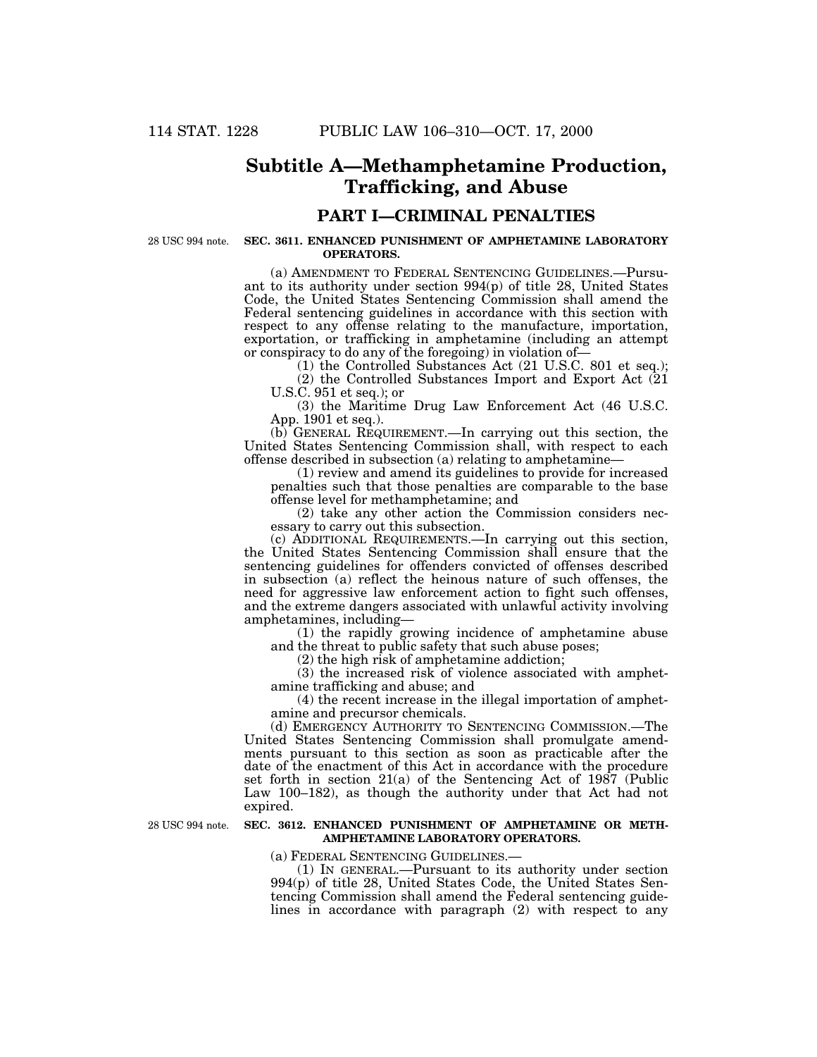# Subtitle A—Methamphetamine Production, Trafficking, and Abuse

## PART I—CRIMINAL PENALTIES

28 USC 994 note.

**SEC. 3611. ENHANCED PUNISHMENT OF AMPHETAMINE LABORATORY OPERATORS.**

(a) AMENDMENT TO FEDERAL SENTENCING GUIDELINES.—Pursuant to its authority under section 994(p) of title 28, United States Code, the United States Sentencing Commission shall amend the Federal sentencing guidelines in accordance with this section with respect to any offense relating to the manufacture, importation, exportation, or trafficking in amphetamine (including an attempt or conspiracy to do any of the foregoing) in violation of—

(1) the Controlled Substances Act (21 U.S.C. 801 et seq.);

(2) the Controlled Substances Import and Export Act (21 U.S.C. 951 et seq.); or

(3) the Maritime Drug Law Enforcement Act (46 U.S.C. App. 1901 et seq.).

(b) GENERAL REQUIREMENT.—In carrying out this section, the United States Sentencing Commission shall, with respect to each offense described in subsection (a) relating to amphetamine—

(1) review and amend its guidelines to provide for increased penalties such that those penalties are comparable to the base offense level for methamphetamine; and

(2) take any other action the Commission considers necessary to carry out this subsection.

(c) ADDITIONAL REQUIREMENTS.—In carrying out this section, the United States Sentencing Commission shall ensure that the sentencing guidelines for offenders convicted of offenses described in subsection (a) reflect the heinous nature of such offenses, the need for aggressive law enforcement action to fight such offenses, and the extreme dangers associated with unlawful activity involving amphetamines, including—

(1) the rapidly growing incidence of amphetamine abuse and the threat to public safety that such abuse poses;

(2) the high risk of amphetamine addiction;

(3) the increased risk of violence associated with amphetamine trafficking and abuse; and

(4) the recent increase in the illegal importation of amphetamine and precursor chemicals.

(d) EMERGENCY AUTHORITY TO SENTENCING COMMISSION.—The United States Sentencing Commission shall promulgate amendments pursuant to this section as soon as practicable after the date of the enactment of this Act in accordance with the procedure set forth in section 21(a) of the Sentencing Act of 1987 (Public Law 100–182), as though the authority under that Act had not expired.

28 USC 994 note.

**SEC. 3612. ENHANCED PUNISHMENT OF AMPHETAMINE OR METHAMPHETAMINE LABORATORY OPERATORS.**

(a) FEDERAL SENTENCING GUIDELINES.—

(1) IN GENERAL.—Pursuant to its authority under section 994(p) of title 28, United States Code, the United States Sentencing Commission shall amend the Federal sentencing guidelines in accordance with paragraph (2) with respect to any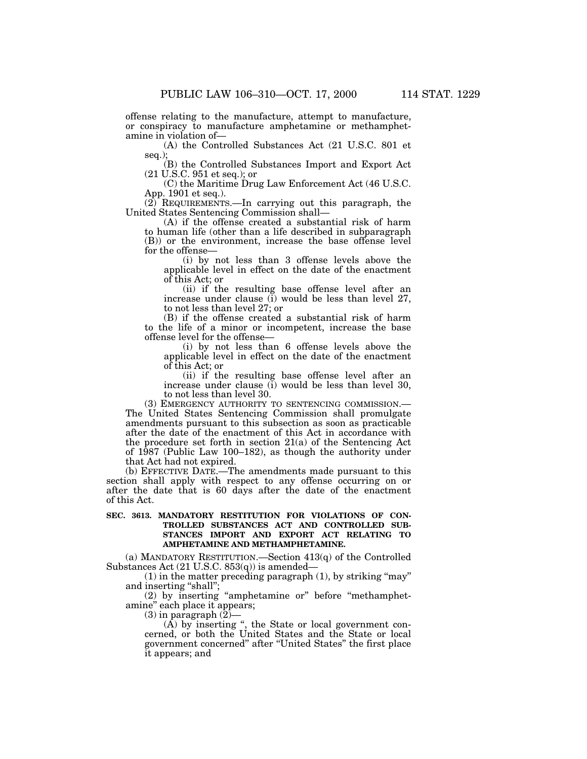offense relating to the manufacture, attempt to manufacture, or conspiracy to manufacture amphetamine or methamphetamine in violation of—

(A) the Controlled Substances Act (21 U.S.C. 801 et seq.);

(B) the Controlled Substances Import and Export Act (21 U.S.C. 951 et seq.); or

(C) the Maritime Drug Law Enforcement Act (46 U.S.C. App. 1901 et seq.).

(2) REQUIREMENTS.—In carrying out this paragraph, the United States Sentencing Commission shall—

(A) if the offense created a substantial risk of harm to human life (other than a life described in subparagraph (B)) or the environment, increase the base offense level for the offense—

(i) by not less than 3 offense levels above the applicable level in effect on the date of the enactment of this Act; or

(ii) if the resulting base offense level after an increase under clause (i) would be less than level 27, to not less than level 27; or

(B) if the offense created a substantial risk of harm to the life of a minor or incompetent, increase the base offense level for the offense—

(i) by not less than 6 offense levels above the applicable level in effect on the date of the enactment of this Act; or

(ii) if the resulting base offense level after an increase under clause (i) would be less than level 30, to not less than level 30.

(3) EMERGENCY AUTHORITY TO SENTENCING COMMISSION.—The United States Sentencing Commission shall promulgate amendments pursuant to this subsection as soon as practicable after the date of the enactment of this Act in accordance with the procedure set forth in section 21(a) of the Sentencing Act of 1987 (Public Law 100–182), as though the authority under that Act had not expired.

(b) EFFECTIVE DATE.—The amendments made pursuant to this section shall apply with respect to any offense occurring on or after the date that is 60 days after the date of the enactment of this Act.

**SEC. 3613. MANDATORY RESTITUTION FOR VIOLATIONS OF CONTROLLED SUBSTANCES ACT AND CONTROLLED SUBSTANCES IMPORT AND EXPORT ACT RELATING TO AMPHETAMINE AND METHAMPHETAMINE.**

(a) MANDATORY RESTITUTION.—Section 413(q) of the Controlled Substances Act (21 U.S.C. 853(q)) is amended—

(1) in the matter preceding paragraph (1), by striking "may" and inserting "shall";

(2) by inserting "amphetamine or" before "methamphetamine" each place it appears;

(3) in paragraph (2)—

(A) by inserting ", the State or local government concerned, or both the United States and the State or local government concerned" after "United States" the first place it appears; and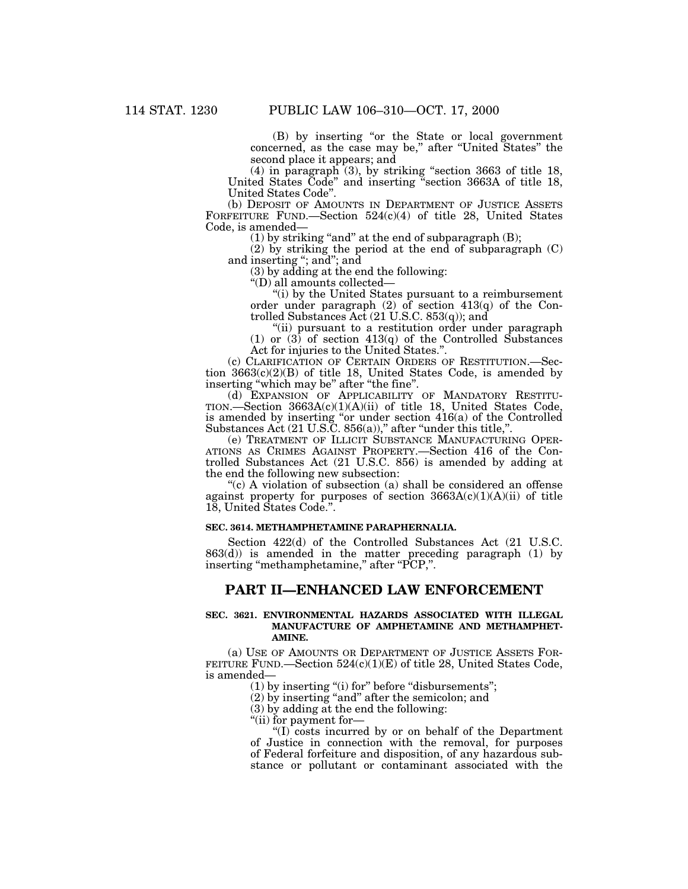(B) by inserting "or the State or local government concerned, as the case may be," after "United States" the second place it appears; and

(4) in paragraph (3), by striking "section 3663 of title 18, United States Code" and inserting "section 3663A of title 18, United States Code".

(b) DEPOSIT OF AMOUNTS IN DEPARTMENT OF JUSTICE ASSETS FORFEITURE FUND.—Section 524(c)(4) of title 28, United States Code, is amended—

(1) by striking "and" at the end of subparagraph (B);

(2) by striking the period at the end of subparagraph (C) and inserting "; and"; and

(3) by adding at the end the following:

"(D) all amounts collected—

"(i) by the United States pursuant to a reimbursement order under paragraph (2) of section 413(q) of the Controlled Substances Act (21 U.S.C. 853(q)); and

"(ii) pursuant to a restitution order under paragraph (1) or (3) of section 413(q) of the Controlled Substances Act for injuries to the United States.".

(c) CLARIFICATION OF CERTAIN ORDERS OF RESTITUTION.—Section 3663(c)(2)(B) of title 18, United States Code, is amended by inserting "which may be" after "the fine".

(d) EXPANSION OF APPLICABILITY OF MANDATORY RESTITUTION.—Section 3663A(c)(1)(A)(ii) of title 18, United States Code, is amended by inserting "or under section 416(a) of the Controlled Substances Act (21 U.S.C. 856(a))," after "under this title,".

(e) TREATMENT OF ILLICIT SUBSTANCE MANUFACTURING OPERATIONS AS CRIMES AGAINST PROPERTY.—Section 416 of the Controlled Substances Act (21 U.S.C. 856) is amended by adding at the end the following new subsection:

"(c) A violation of subsection (a) shall be considered an offense against property for purposes of section 3663A(c)(1)(A)(ii) of title 18, United States Code.".

#### SEC. 3614. METHAMPHETAMINE PARAPHERNALIA.

Section 422(d) of the Controlled Substances Act (21 U.S.C. 863(d)) is amended in the matter preceding paragraph (1) by inserting "methamphetamine," after "PCP,".

## PART II—ENHANCED LAW ENFORCEMENT

#### SEC. 3621. ENVIRONMENTAL HAZARDS ASSOCIATED WITH ILLEGAL MANUFACTURE OF AMPHETAMINE AND METHAMPHETAMINE.

(a) USE OF AMOUNTS OR DEPARTMENT OF JUSTICE ASSETS FORFEITURE FUND.—Section 524(c)(1)(E) of title 28, United States Code, is amended—

(1) by inserting "(i) for" before "disbursements";

(2) by inserting "and" after the semicolon; and

(3) by adding at the end the following:

"(ii) for payment for—

"(I) costs incurred by or on behalf of the Department of Justice in connection with the removal, for purposes of Federal forfeiture and disposition, of any hazardous substance or pollutant or contaminant associated with the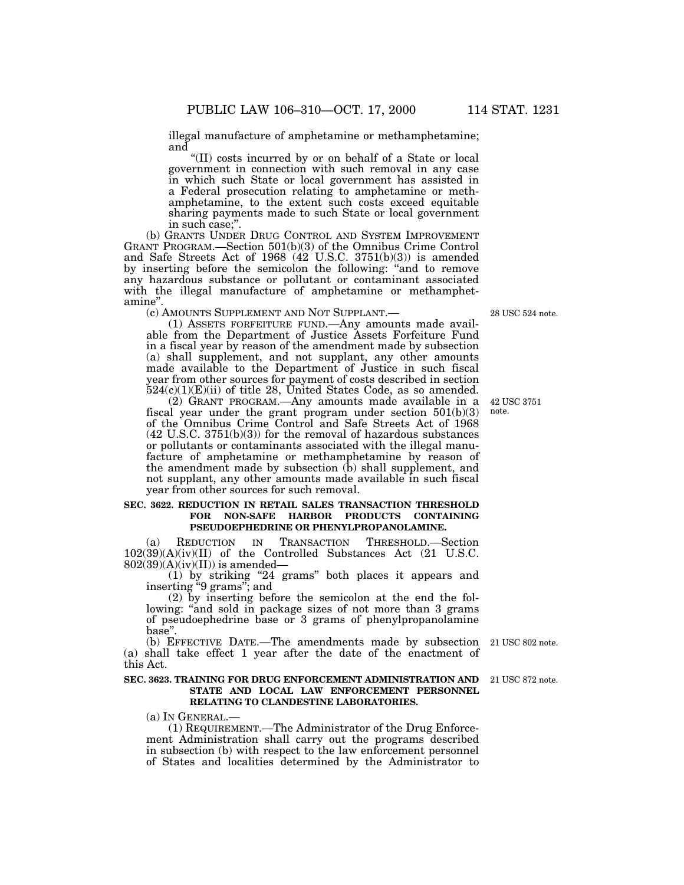illegal manufacture of amphetamine or methamphetamine; and

"(II) costs incurred by or on behalf of a State or local government in connection with such removal in any case in which such State or local government has assisted in a Federal prosecution relating to amphetamine or methamphetamine, to the extent such costs exceed equitable sharing payments made to such State or local government in such case;".

(b) GRANTS UNDER DRUG CONTROL AND SYSTEM IMPROVEMENT GRANT PROGRAM.—Section 501(b)(3) of the Omnibus Crime Control and Safe Streets Act of 1968 (42 U.S.C. 3751(b)(3)) is amended by inserting before the semicolon the following: "and to remove any hazardous substance or pollutant or contaminant associated with the illegal manufacture of amphetamine or methamphetamine".

(c) AMOUNTS SUPPLEMENT AND NOT SUPPLANT.—

28 USC 524 note.

(1) ASSETS FORFEITURE FUND.—Any amounts made available from the Department of Justice Assets Forfeiture Fund in a fiscal year by reason of the amendment made by subsection (a) shall supplement, and not supplant, any other amounts made available to the Department of Justice in such fiscal year from other sources for payment of costs described in section 524(c)(1)(E)(ii) of title 28, United States Code, as so amended.

42 USC 3751 note.

(2) GRANT PROGRAM.—Any amounts made available in a fiscal year under the grant program under section 501(b)(3) of the Omnibus Crime Control and Safe Streets Act of 1968 (42 U.S.C. 3751(b)(3)) for the removal of hazardous substances or pollutants or contaminants associated with the illegal manufacture of amphetamine or methamphetamine by reason of the amendment made by subsection (b) shall supplement, and not supplant, any other amounts made available in such fiscal year from other sources for such removal.

**SEC. 3622. REDUCTION IN RETAIL SALES TRANSACTION THRESHOLD FOR NON-SAFE HARBOR PRODUCTS CONTAINING PSEUDOEPHEDRINE OR PHENYLPROPANOLAMINE.**

(a) REDUCTION IN TRANSACTION THRESHOLD.—Section 102(39)(A)(iv)(II) of the Controlled Substances Act (21 U.S.C. 802(39)(A)(iv)(II)) is amended—

(1) by striking "24 grams" both places it appears and inserting "9 grams"; and

(2) by inserting before the semicolon at the end the following: "and sold in package sizes of not more than 3 grams of pseudoephedrine base or 3 grams of phenylpropanolamine base".

21 USC 802 note.

(b) EFFECTIVE DATE.—The amendments made by subsection (a) shall take effect 1 year after the date of the enactment of this Act.

21 USC 872 note.

**SEC. 3623. TRAINING FOR DRUG ENFORCEMENT ADMINISTRATION AND STATE AND LOCAL LAW ENFORCEMENT PERSONNEL RELATING TO CLANDESTINE LABORATORIES.**

(a) IN GENERAL.—

(1) REQUIREMENT.—The Administrator of the Drug Enforcement Administration shall carry out the programs described in subsection (b) with respect to the law enforcement personnel of States and localities determined by the Administrator to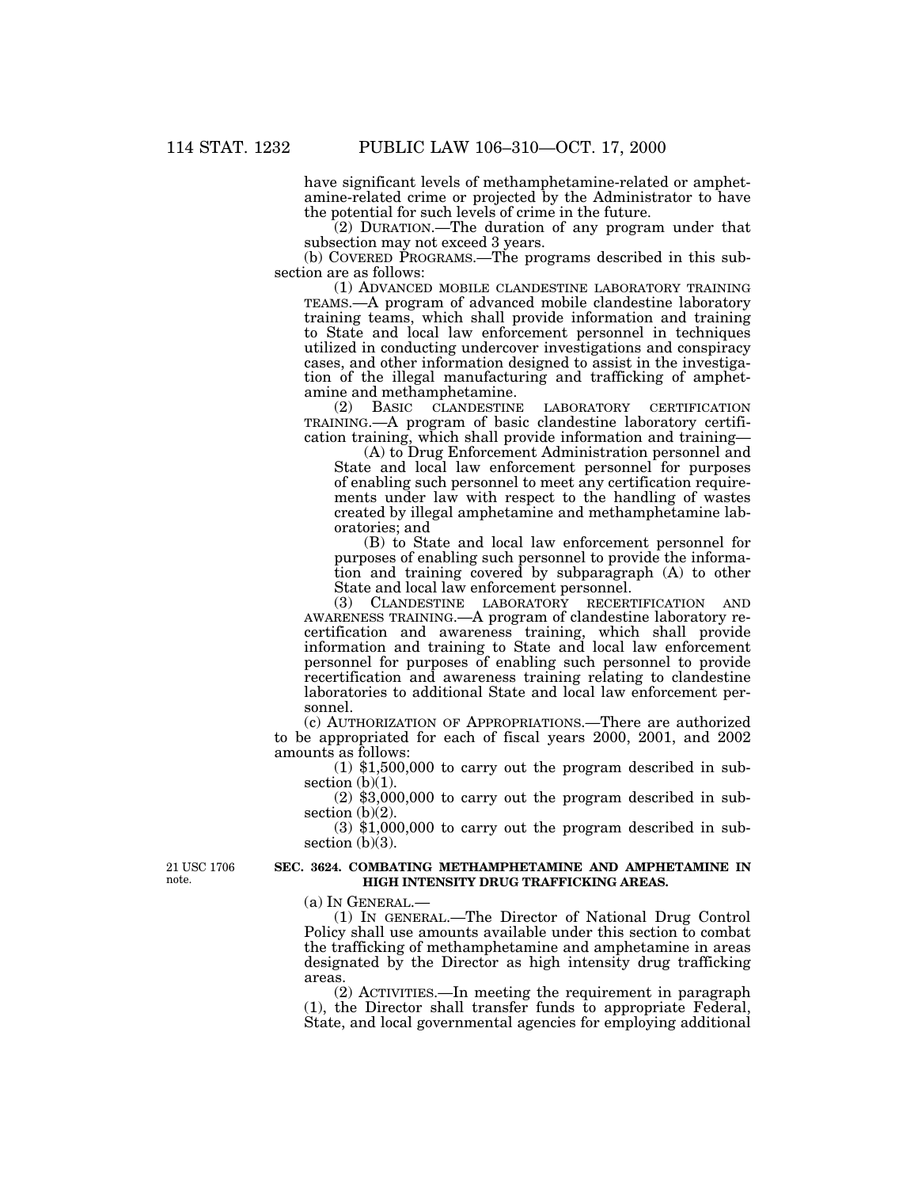have significant levels of methamphetamine-related or amphetamine-related crime or projected by the Administrator to have the potential for such levels of crime in the future.

(2) DURATION.—The duration of any program under that subsection may not exceed 3 years.

(b) COVERED PROGRAMS.—The programs described in this subsection are as follows:

(1) ADVANCED MOBILE CLANDESTINE LABORATORY TRAINING TEAMS.—A program of advanced mobile clandestine laboratory training teams, which shall provide information and training to State and local law enforcement personnel in techniques utilized in conducting undercover investigations and conspiracy cases, and other information designed to assist in the investigation of the illegal manufacturing and trafficking of amphetamine and methamphetamine.

(2) BASIC CLANDESTINE LABORATORY CERTIFICATION TRAINING.—A program of basic clandestine laboratory certification training, which shall provide information and training—

(A) to Drug Enforcement Administration personnel and State and local law enforcement personnel for purposes of enabling such personnel to meet any certification requirements under law with respect to the handling of wastes created by illegal amphetamine and methamphetamine laboratories; and

(B) to State and local law enforcement personnel for purposes of enabling such personnel to provide the information and training covered by subparagraph (A) to other State and local law enforcement personnel.

(3) CLANDESTINE LABORATORY RECERTIFICATION AND AWARENESS TRAINING.—A program of clandestine laboratory recertification and awareness training, which shall provide information and training to State and local law enforcement personnel for purposes of enabling such personnel to provide recertification and awareness training relating to clandestine laboratories to additional State and local law enforcement personnel.

(c) AUTHORIZATION OF APPROPRIATIONS.—There are authorized to be appropriated for each of fiscal years 2000, 2001, and 2002 amounts as follows:

(1) $1,500,000 to carry out the program described in subsection (b)(1).

(2) $3,000,000 to carry out the program described in subsection (b)(2).

(3) $1,000,000 to carry out the program described in subsection (b)(3).

21 USC 1706 note.

**SEC. 3624. COMBATING METHAMPHETAMINE AND AMPHETAMINE IN HIGH INTENSITY DRUG TRAFFICKING AREAS.**

(a) IN GENERAL.—

(1) IN GENERAL.—The Director of National Drug Control Policy shall use amounts available under this section to combat the trafficking of methamphetamine and amphetamine in areas designated by the Director as high intensity drug trafficking areas.

(2) ACTIVITIES.—In meeting the requirement in paragraph (1), the Director shall transfer funds to appropriate Federal, State, and local governmental agencies for employing additional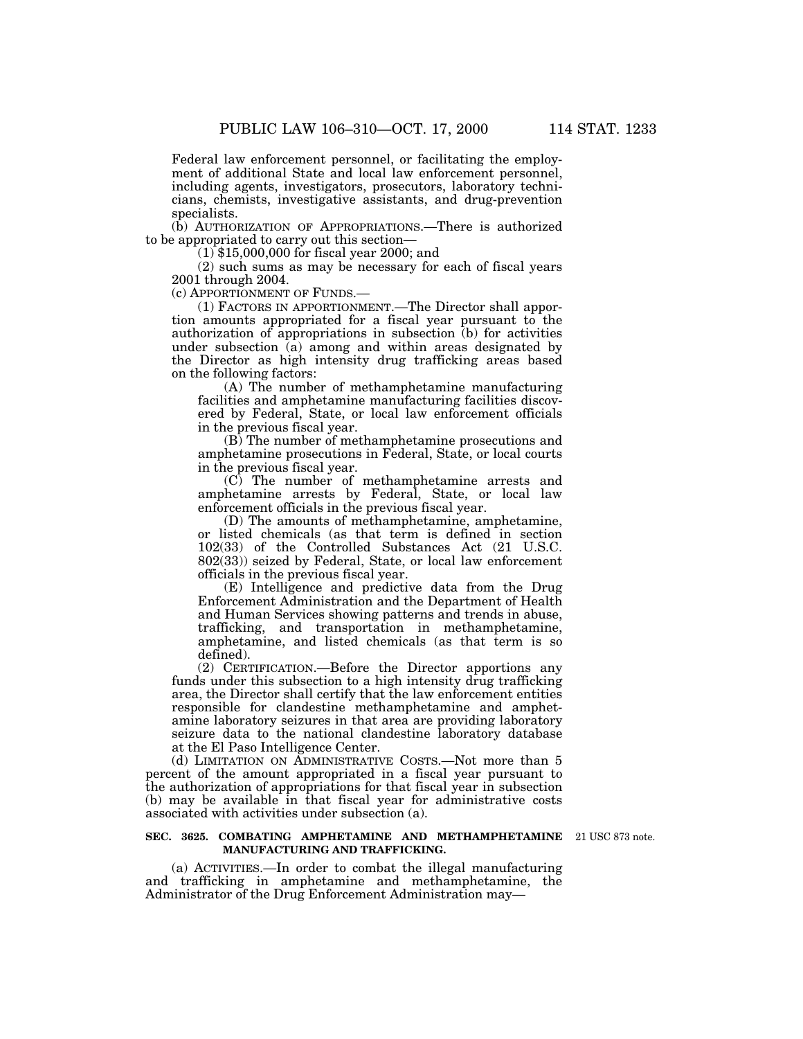Federal law enforcement personnel, or facilitating the employment of additional State and local law enforcement personnel, including agents, investigators, prosecutors, laboratory technicians, chemists, investigative assistants, and drug-prevention specialists.

(b) AUTHORIZATION OF APPROPRIATIONS.—There is authorized to be appropriated to carry out this section—

(1) $15,000,000 for fiscal year 2000; and

(2) such sums as may be necessary for each of fiscal years 2001 through 2004.

(c) APPORTIONMENT OF FUNDS.—

(1) FACTORS IN APPORTIONMENT.—The Director shall apportion amounts appropriated for a fiscal year pursuant to the authorization of appropriations in subsection (b) for activities under subsection (a) among and within areas designated by the Director as high intensity drug trafficking areas based on the following factors:

(A) The number of methamphetamine manufacturing facilities and amphetamine manufacturing facilities discovered by Federal, State, or local law enforcement officials in the previous fiscal year.

(B) The number of methamphetamine prosecutions and amphetamine prosecutions in Federal, State, or local courts in the previous fiscal year.

(C) The number of methamphetamine arrests and amphetamine arrests by Federal, State, or local law enforcement officials in the previous fiscal year.

(D) The amounts of methamphetamine, amphetamine, or listed chemicals (as that term is defined in section 102(33) of the Controlled Substances Act (21 U.S.C. 802(33)) seized by Federal, State, or local law enforcement officials in the previous fiscal year.

(E) Intelligence and predictive data from the Drug Enforcement Administration and the Department of Health and Human Services showing patterns and trends in abuse, trafficking, and transportation in methamphetamine, amphetamine, and listed chemicals (as that term is so defined).

(2) CERTIFICATION.—Before the Director apportions any funds under this subsection to a high intensity drug trafficking area, the Director shall certify that the law enforcement entities responsible for clandestine methamphetamine and amphetamine laboratory seizures in that area are providing laboratory seizure data to the national clandestine laboratory database at the El Paso Intelligence Center.

(d) LIMITATION ON ADMINISTRATIVE COSTS.—Not more than 5 percent of the amount appropriated in a fiscal year pursuant to the authorization of appropriations for that fiscal year in subsection (b) may be available in that fiscal year for administrative costs associated with activities under subsection (a).

**SEC. 3625. COMBATING AMPHETAMINE AND METHAMPHETAMINE MANUFACTURING AND TRAFFICKING.**

21 USC 873 note.

(a) ACTIVITIES.—In order to combat the illegal manufacturing and trafficking in amphetamine and methamphetamine, the Administrator of the Drug Enforcement Administration may—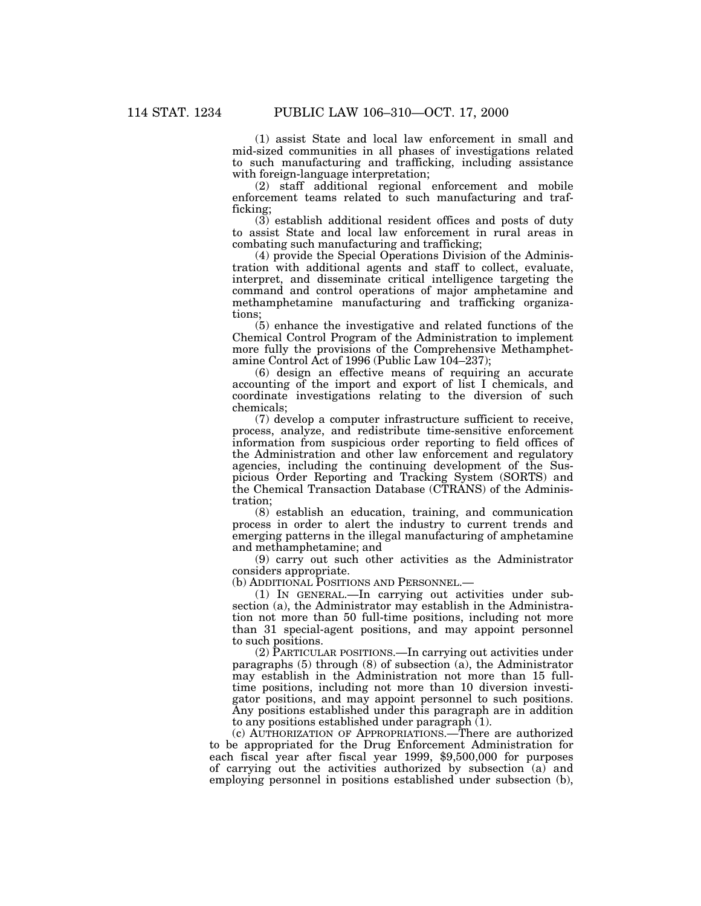(1) assist State and local law enforcement in small and mid-sized communities in all phases of investigations related to such manufacturing and trafficking, including assistance with foreign-language interpretation;

(2) staff additional regional enforcement and mobile enforcement teams related to such manufacturing and trafficking;

(3) establish additional resident offices and posts of duty to assist State and local law enforcement in rural areas in combating such manufacturing and trafficking;

(4) provide the Special Operations Division of the Administration with additional agents and staff to collect, evaluate, interpret, and disseminate critical intelligence targeting the command and control operations of major amphetamine and methamphetamine manufacturing and trafficking organizations;

(5) enhance the investigative and related functions of the Chemical Control Program of the Administration to implement more fully the provisions of the Comprehensive Methamphetamine Control Act of 1996 (Public Law 104–237);

(6) design an effective means of requiring an accurate accounting of the import and export of list I chemicals, and coordinate investigations relating to the diversion of such chemicals;

(7) develop a computer infrastructure sufficient to receive, process, analyze, and redistribute time-sensitive enforcement information from suspicious order reporting to field offices of the Administration and other law enforcement and regulatory agencies, including the continuing development of the Suspicious Order Reporting and Tracking System (SORTS) and the Chemical Transaction Database (CTRANS) of the Administration;

(8) establish an education, training, and communication process in order to alert the industry to current trends and emerging patterns in the illegal manufacturing of amphetamine and methamphetamine; and

(9) carry out such other activities as the Administrator considers appropriate.

(b) ADDITIONAL POSITIONS AND PERSONNEL.—

(1) IN GENERAL.—In carrying out activities under subsection (a), the Administrator may establish in the Administration not more than 50 full-time positions, including not more than 31 special-agent positions, and may appoint personnel to such positions.

(2) PARTICULAR POSITIONS.—In carrying out activities under paragraphs (5) through (8) of subsection (a), the Administrator may establish in the Administration not more than 15 full-time positions, including not more than 10 diversion investigator positions, and may appoint personnel to such positions. Any positions established under this paragraph are in addition to any positions established under paragraph (1).

(c) AUTHORIZATION OF APPROPRIATIONS.—There are authorized to be appropriated for the Drug Enforcement Administration for each fiscal year after fiscal year 1999, $9,500,000 for purposes of carrying out the activities authorized by subsection (a) and employing personnel in positions established under subsection (b),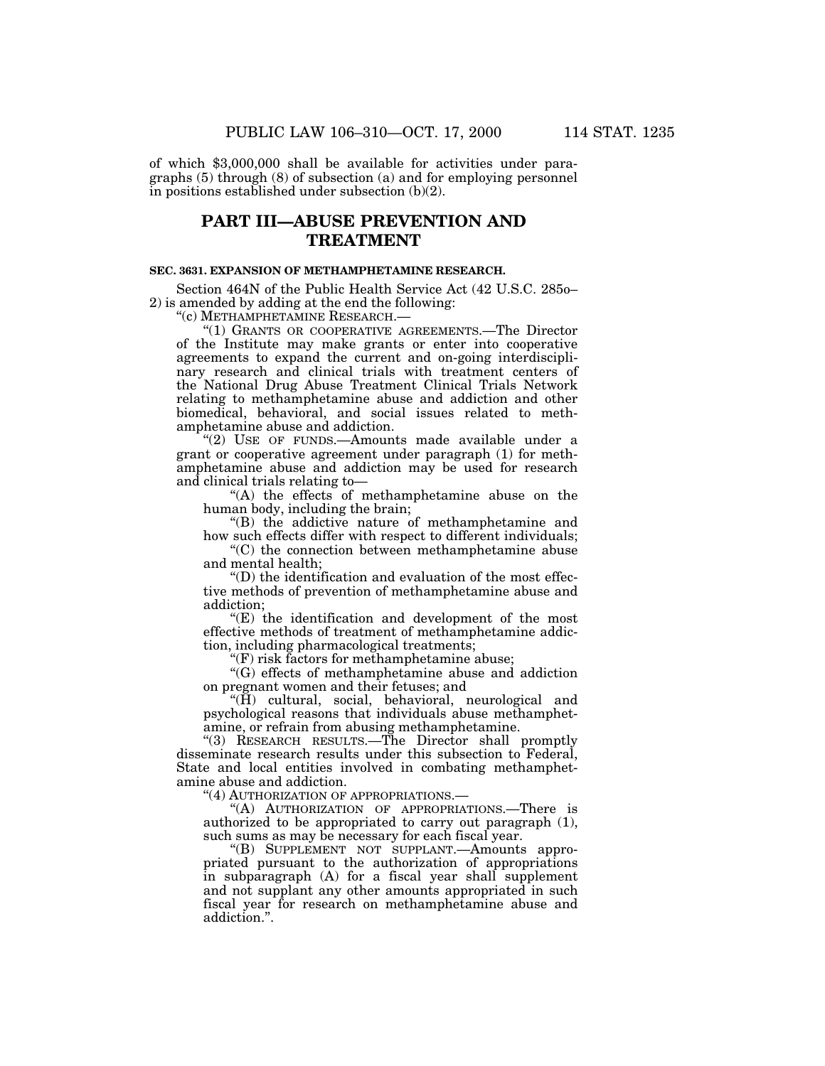of which $3,000,000 shall be available for activities under paragraphs (5) through (8) of subsection (a) and for employing personnel in positions established under subsection (b)(2).

## PART III—ABUSE PREVENTION AND TREATMENT

**SEC. 3631. EXPANSION OF METHAMPHETAMINE RESEARCH.**

Section 464N of the Public Health Service Act (42 U.S.C. 285o–2) is amended by adding at the end the following:

"(c) METHAMPHETAMINE RESEARCH.—

"(1) GRANTS OR COOPERATIVE AGREEMENTS.—The Director of the Institute may make grants or enter into cooperative agreements to expand the current and on-going interdisciplinary research and clinical trials with treatment centers of the National Drug Abuse Treatment Clinical Trials Network relating to methamphetamine abuse and addiction and other biomedical, behavioral, and social issues related to methamphetamine abuse and addiction.

"(2) USE OF FUNDS.—Amounts made available under a grant or cooperative agreement under paragraph (1) for methamphetamine abuse and addiction may be used for research and clinical trials relating to—

"(A) the effects of methamphetamine abuse on the human body, including the brain;

"(B) the addictive nature of methamphetamine and how such effects differ with respect to different individuals;

"(C) the connection between methamphetamine abuse and mental health;

"(D) the identification and evaluation of the most effective methods of prevention of methamphetamine abuse and addiction;

"(E) the identification and development of the most effective methods of treatment of methamphetamine addiction, including pharmacological treatments;

"(F) risk factors for methamphetamine abuse;

"(G) effects of methamphetamine abuse and addiction on pregnant women and their fetuses; and

"(H) cultural, social, behavioral, neurological and psychological reasons that individuals abuse methamphetamine, or refrain from abusing methamphetamine.

"(3) RESEARCH RESULTS.—The Director shall promptly disseminate research results under this subsection to Federal, State and local entities involved in combating methamphetamine abuse and addiction.

"(4) AUTHORIZATION OF APPROPRIATIONS.—

"(A) AUTHORIZATION OF APPROPRIATIONS.—There is authorized to be appropriated to carry out paragraph (1), such sums as may be necessary for each fiscal year.

"(B) SUPPLEMENT NOT SUPPLANT.—Amounts appropriated pursuant to the authorization of appropriations in subparagraph (A) for a fiscal year shall supplement and not supplant any other amounts appropriated in such fiscal year for research on methamphetamine abuse and addiction.".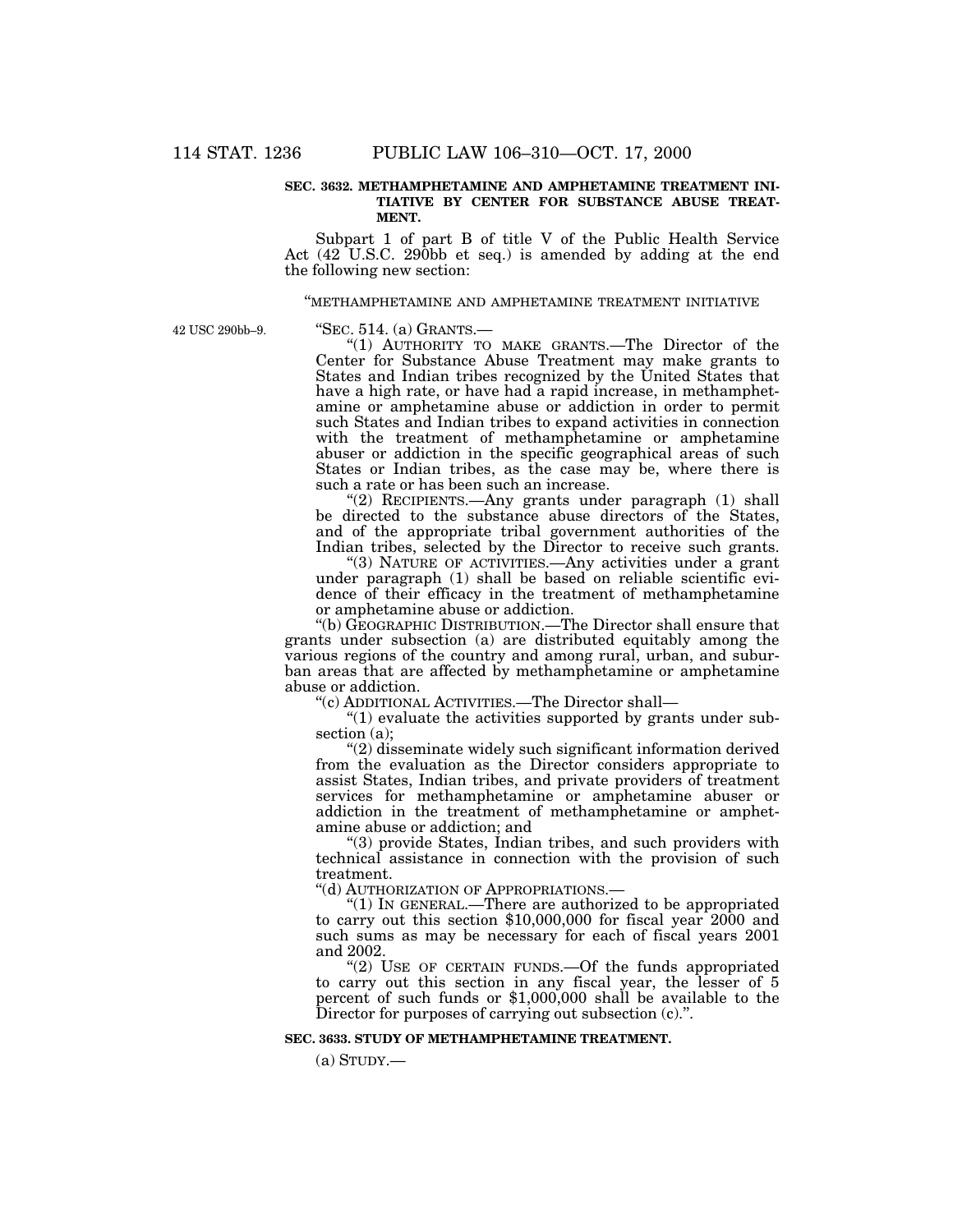**SEC. 3632. METHAMPHETAMINE AND AMPHETAMINE TREATMENT INITIATIVE BY CENTER FOR SUBSTANCE ABUSE TREATMENT.**

Subpart 1 of part B of title V of the Public Health Service Act (42 U.S.C. 290bb et seq.) is amended by adding at the end the following new section:

"METHAMPHETAMINE AND AMPHETAMINE TREATMENT INITIATIVE

42 USC 290bb–9.

"SEC. 514. (a) GRANTS.—

"(1) AUTHORITY TO MAKE GRANTS.—The Director of the Center for Substance Abuse Treatment may make grants to States and Indian tribes recognized by the United States that have a high rate, or have had a rapid increase, in methamphetamine or amphetamine abuse or addiction in order to permit such States and Indian tribes to expand activities in connection with the treatment of methamphetamine or amphetamine abuser or addiction in the specific geographical areas of such States or Indian tribes, as the case may be, where there is such a rate or has been such an increase.

"(2) RECIPIENTS.—Any grants under paragraph (1) shall be directed to the substance abuse directors of the States, and of the appropriate tribal government authorities of the Indian tribes, selected by the Director to receive such grants.

"(3) NATURE OF ACTIVITIES.—Any activities under a grant under paragraph (1) shall be based on reliable scientific evidence of their efficacy in the treatment of methamphetamine or amphetamine abuse or addiction.

"(b) GEOGRAPHIC DISTRIBUTION.—The Director shall ensure that grants under subsection (a) are distributed equitably among the various regions of the country and among rural, urban, and suburban areas that are affected by methamphetamine or amphetamine abuse or addiction.

"(c) ADDITIONAL ACTIVITIES.—The Director shall—

"(1) evaluate the activities supported by grants under subsection (a);

"(2) disseminate widely such significant information derived from the evaluation as the Director considers appropriate to assist States, Indian tribes, and private providers of treatment services for methamphetamine or amphetamine abuser or addiction in the treatment of methamphetamine or amphetamine abuse or addiction; and

"(3) provide States, Indian tribes, and such providers with technical assistance in connection with the provision of such treatment.

"(d) AUTHORIZATION OF APPROPRIATIONS.—

"(1) IN GENERAL.—There are authorized to be appropriated to carry out this section $10,000,000 for fiscal year 2000 and such sums as may be necessary for each of fiscal years 2001 and 2002.

"(2) USE OF CERTAIN FUNDS.—Of the funds appropriated to carry out this section in any fiscal year, the lesser of 5 percent of such funds or $1,000,000 shall be available to the Director for purposes of carrying out subsection (c).".

**SEC. 3633. STUDY OF METHAMPHETAMINE TREATMENT.**

(a) STUDY.—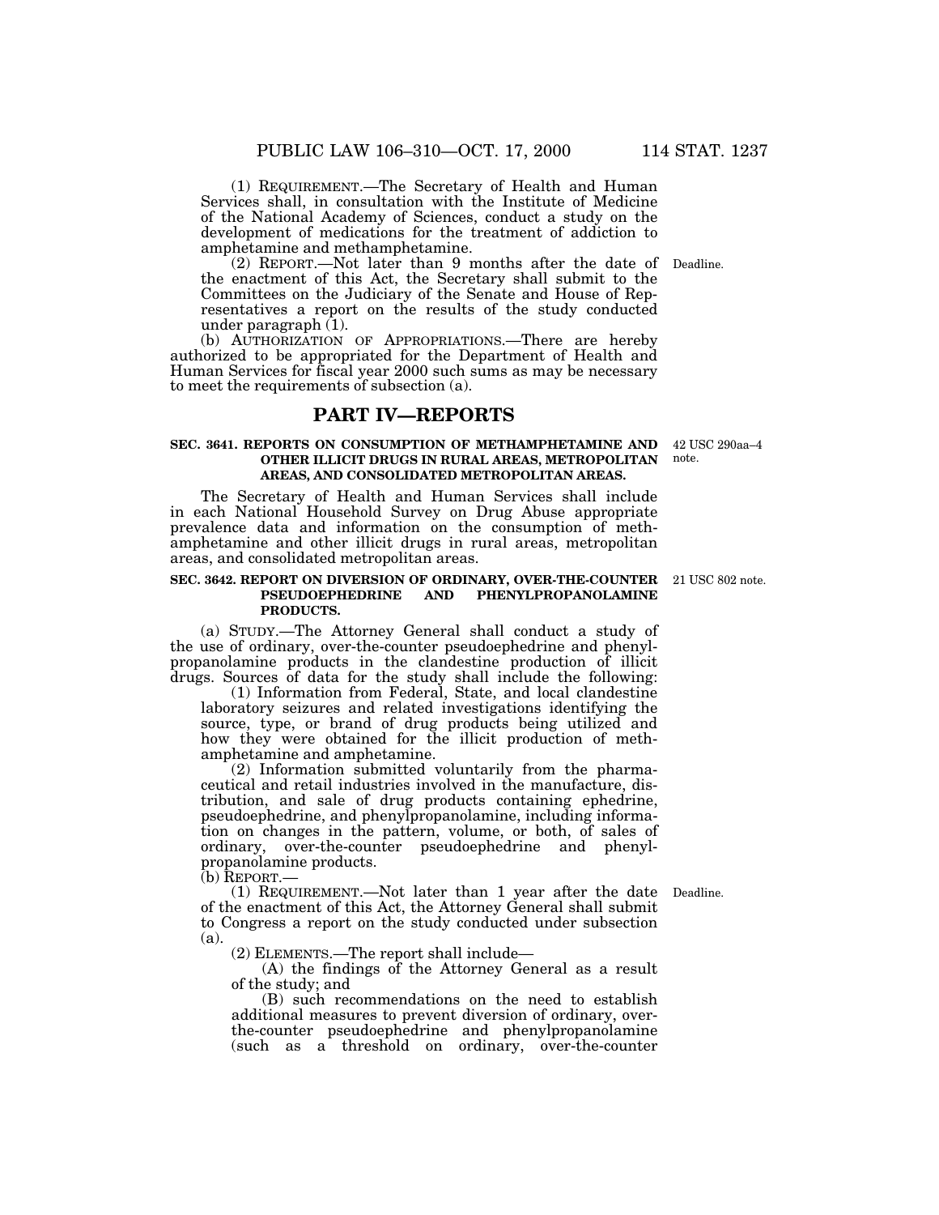(1) REQUIREMENT.—The Secretary of Health and Human Services shall, in consultation with the Institute of Medicine of the National Academy of Sciences, conduct a study on the development of medications for the treatment of addiction to amphetamine and methamphetamine.

(2) REPORT.—Not later than 9 months after the date of the enactment of this Act, the Secretary shall submit to the Committees on the Judiciary of the Senate and House of Representatives a report on the results of the study conducted under paragraph (1).

Deadline.

(b) AUTHORIZATION OF APPROPRIATIONS.—There are hereby authorized to be appropriated for the Department of Health and Human Services for fiscal year 2000 such sums as may be necessary to meet the requirements of subsection (a).

## PART IV—REPORTS

### SEC. 3641. REPORTS ON CONSUMPTION OF METHAMPHETAMINE AND OTHER ILLICIT DRUGS IN RURAL AREAS, METROPOLITAN AREAS, AND CONSOLIDATED METROPOLITAN AREAS.

42 USC 290aa–4 note.

The Secretary of Health and Human Services shall include in each National Household Survey on Drug Abuse appropriate prevalence data and information on the consumption of methamphetamine and other illicit drugs in rural areas, metropolitan areas, and consolidated metropolitan areas.

### SEC. 3642. REPORT ON DIVERSION OF ORDINARY, OVER-THE-COUNTER PSEUDOEPHEDRINE AND PHENYLPROPANOLAMINE PRODUCTS.

21 USC 802 note.

(a) STUDY.—The Attorney General shall conduct a study of the use of ordinary, over-the-counter pseudoephedrine and phenylpropanolamine products in the clandestine production of illicit drugs. Sources of data for the study shall include the following:

(1) Information from Federal, State, and local clandestine laboratory seizures and related investigations identifying the source, type, or brand of drug products being utilized and how they were obtained for the illicit production of methamphetamine and amphetamine.

(2) Information submitted voluntarily from the pharmaceutical and retail industries involved in the manufacture, distribution, and sale of drug products containing ephedrine, pseudoephedrine, and phenylpropanolamine, including information on changes in the pattern, volume, or both, of sales of ordinary, over-the-counter pseudoephedrine and phenylpropanolamine products.

(b) REPORT.—

(1) REQUIREMENT.—Not later than 1 year after the date of the enactment of this Act, the Attorney General shall submit to Congress a report on the study conducted under subsection (a).

Deadline.

(2) ELEMENTS.—The report shall include—

(A) the findings of the Attorney General as a result of the study; and

(B) such recommendations on the need to establish additional measures to prevent diversion of ordinary, over-the-counter pseudoephedrine and phenylpropanolamine (such as a threshold on ordinary, over-the-counter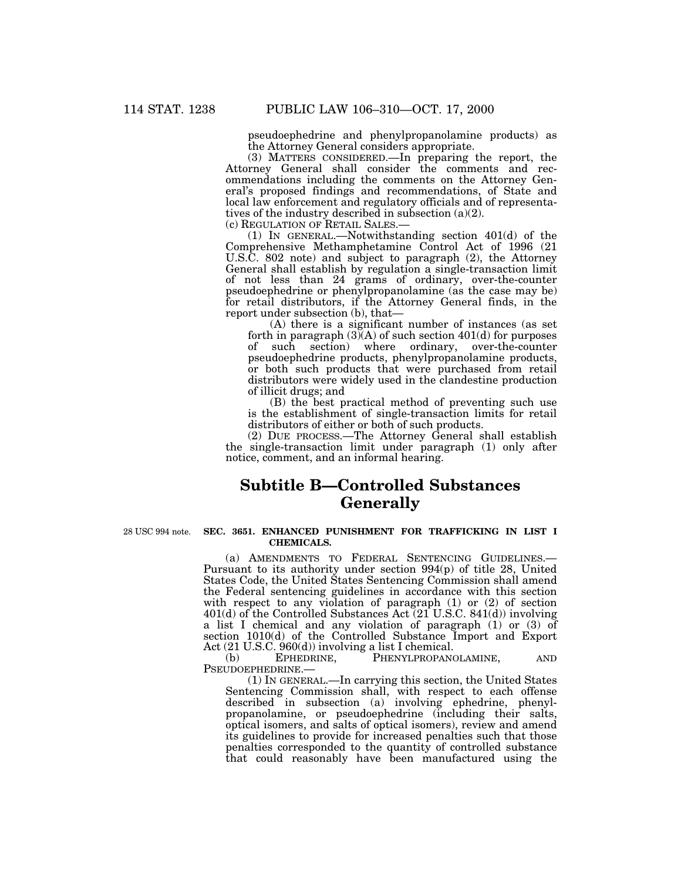pseudoephedrine and phenylpropanolamine products) as the Attorney General considers appropriate.

(3) MATTERS CONSIDERED.—In preparing the report, the Attorney General shall consider the comments and recommendations including the comments on the Attorney General's proposed findings and recommendations, of State and local law enforcement and regulatory officials and of representatives of the industry described in subsection (a)(2).

(c) REGULATION OF RETAIL SALES.—

(1) IN GENERAL.—Notwithstanding section 401(d) of the Comprehensive Methamphetamine Control Act of 1996 (21 U.S.C. 802 note) and subject to paragraph (2), the Attorney General shall establish by regulation a single-transaction limit of not less than 24 grams of ordinary, over-the-counter pseudoephedrine or phenylpropanolamine (as the case may be) for retail distributors, if the Attorney General finds, in the report under subsection (b), that—

(A) there is a significant number of instances (as set forth in paragraph (3)(A) of such section 401(d) for purposes of such section) where ordinary, over-the-counter pseudoephedrine products, phenylpropanolamine products, or both such products that were purchased from retail distributors were widely used in the clandestine production of illicit drugs; and

(B) the best practical method of preventing such use is the establishment of single-transaction limits for retail distributors of either or both of such products.

(2) DUE PROCESS.—The Attorney General shall establish the single-transaction limit under paragraph (1) only after notice, comment, and an informal hearing.

## Subtitle B—Controlled Substances Generally

28 USC 994 note.

### SEC. 3651. ENHANCED PUNISHMENT FOR TRAFFICKING IN LIST I CHEMICALS.

(a) AMENDMENTS TO FEDERAL SENTENCING GUIDELINES.—Pursuant to its authority under section 994(p) of title 28, United States Code, the United States Sentencing Commission shall amend the Federal sentencing guidelines in accordance with this section with respect to any violation of paragraph (1) or (2) of section 401(d) of the Controlled Substances Act (21 U.S.C. 841(d)) involving a list I chemical and any violation of paragraph (1) or (3) of section 1010(d) of the Controlled Substance Import and Export Act (21 U.S.C. 960(d)) involving a list I chemical.

(b) EPHEDRINE, PHENYLPROPANOLAMINE, AND PSEUDOEPHEDRINE.—

(1) IN GENERAL.—In carrying this section, the United States Sentencing Commission shall, with respect to each offense described in subsection (a) involving ephedrine, phenylpropanolamine, or pseudoephedrine (including their salts, optical isomers, and salts of optical isomers), review and amend its guidelines to provide for increased penalties such that those penalties corresponded to the quantity of controlled substance that could reasonably have been manufactured using the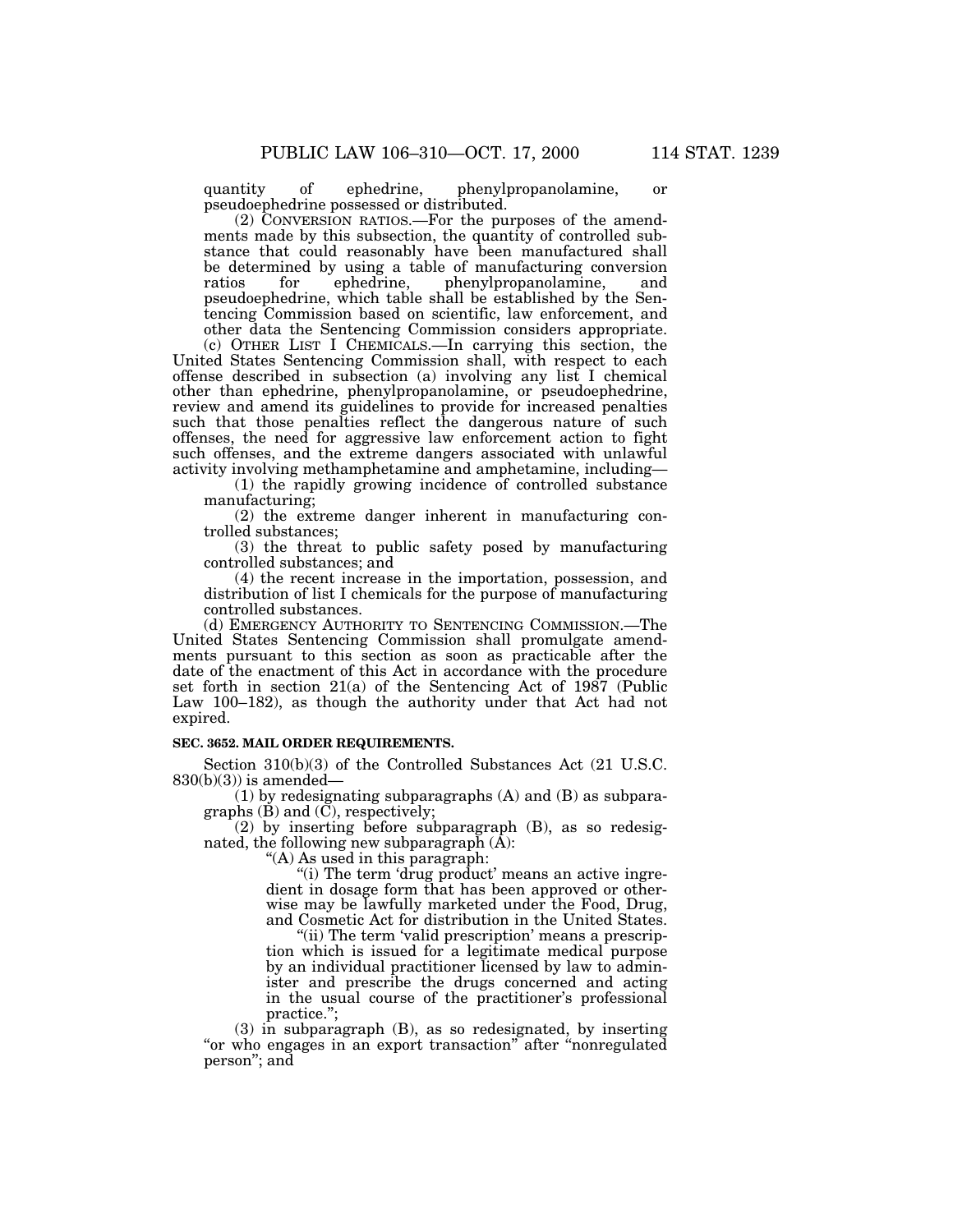quantity of ephedrine, phenylpropanolamine, or pseudoephedrine possessed or distributed.

(2) CONVERSION RATIOS.—For the purposes of the amendments made by this subsection, the quantity of controlled substance that could reasonably have been manufactured shall be determined by using a table of manufacturing conversion ratios for ephedrine, phenylpropanolamine, and pseudoephedrine, which table shall be established by the Sentencing Commission based on scientific, law enforcement, and other data the Sentencing Commission considers appropriate.

(c) OTHER LIST I CHEMICALS.—In carrying this section, the United States Sentencing Commission shall, with respect to each offense described in subsection (a) involving any list I chemical other than ephedrine, phenylpropanolamine, or pseudoephedrine, review and amend its guidelines to provide for increased penalties such that those penalties reflect the dangerous nature of such offenses, the need for aggressive law enforcement action to fight such offenses, and the extreme dangers associated with unlawful activity involving methamphetamine and amphetamine, including—

(1) the rapidly growing incidence of controlled substance manufacturing;

(2) the extreme danger inherent in manufacturing controlled substances;

(3) the threat to public safety posed by manufacturing controlled substances; and

(4) the recent increase in the importation, possession, and distribution of list I chemicals for the purpose of manufacturing controlled substances.

(d) EMERGENCY AUTHORITY TO SENTENCING COMMISSION.—The United States Sentencing Commission shall promulgate amendments pursuant to this section as soon as practicable after the date of the enactment of this Act in accordance with the procedure set forth in section 21(a) of the Sentencing Act of 1987 (Public Law 100–182), as though the authority under that Act had not expired.

**SEC. 3652. MAIL ORDER REQUIREMENTS.**

Section 310(b)(3) of the Controlled Substances Act (21 U.S.C. 830(b)(3)) is amended—

(1) by redesignating subparagraphs (A) and (B) as subparagraphs (B) and (C), respectively;

(2) by inserting before subparagraph (B), as so redesignated, the following new subparagraph (A):

"(A) As used in this paragraph:

"(i) The term 'drug product' means an active ingredient in dosage form that has been approved or otherwise may be lawfully marketed under the Food, Drug, and Cosmetic Act for distribution in the United States.

"(ii) The term 'valid prescription' means a prescription which is issued for a legitimate medical purpose by an individual practitioner licensed by law to administer and prescribe the drugs concerned and acting in the usual course of the practitioner's professional practice.";

(3) in subparagraph (B), as so redesignated, by inserting "or who engages in an export transaction" after "nonregulated person"; and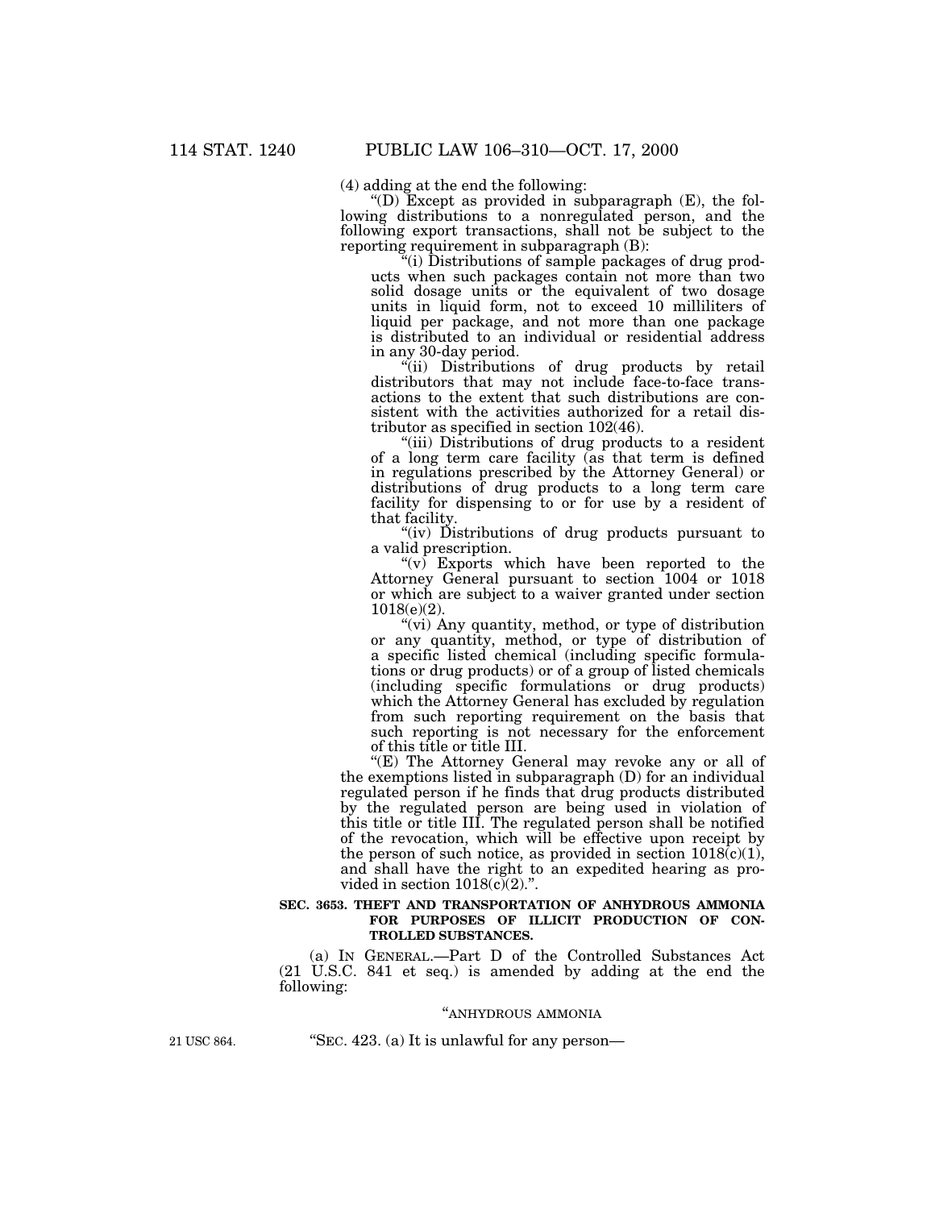(4) adding at the end the following:

"(D) Except as provided in subparagraph (E), the following distributions to a nonregulated person, and the following export transactions, shall not be subject to the reporting requirement in subparagraph (B):

"(i) Distributions of sample packages of drug products when such packages contain not more than two solid dosage units or the equivalent of two dosage units in liquid form, not to exceed 10 milliliters of liquid per package, and not more than one package is distributed to an individual or residential address in any 30-day period.

"(ii) Distributions of drug products by retail distributors that may not include face-to-face transactions to the extent that such distributions are consistent with the activities authorized for a retail distributor as specified in section 102(46).

"(iii) Distributions of drug products to a resident of a long term care facility (as that term is defined in regulations prescribed by the Attorney General) or distributions of drug products to a long term care facility for dispensing to or for use by a resident of that facility.

"(iv) Distributions of drug products pursuant to a valid prescription.

"(v) Exports which have been reported to the Attorney General pursuant to section 1004 or 1018 or which are subject to a waiver granted under section 1018(e)(2).

"(vi) Any quantity, method, or type of distribution or any quantity, method, or type of distribution of a specific listed chemical (including specific formulations or drug products) or of a group of listed chemicals (including specific formulations or drug products) which the Attorney General has excluded by regulation from such reporting requirement on the basis that such reporting is not necessary for the enforcement of this title or title III.

"(E) The Attorney General may revoke any or all of the exemptions listed in subparagraph (D) for an individual regulated person if he finds that drug products distributed by the regulated person are being used in violation of this title or title III. The regulated person shall be notified of the revocation, which will be effective upon receipt by the person of such notice, as provided in section 1018(c)(1), and shall have the right to an expedited hearing as provided in section 1018(c)(2).".

**SEC. 3653. THEFT AND TRANSPORTATION OF ANHYDROUS AMMONIA FOR PURPOSES OF ILLICIT PRODUCTION OF CONTROLLED SUBSTANCES.**

(a) IN GENERAL.—Part D of the Controlled Substances Act (21 U.S.C. 841 et seq.) is amended by adding at the end the following:

"ANHYDROUS AMMONIA

21 USC 864.

"SEC. 423. (a) It is unlawful for any person—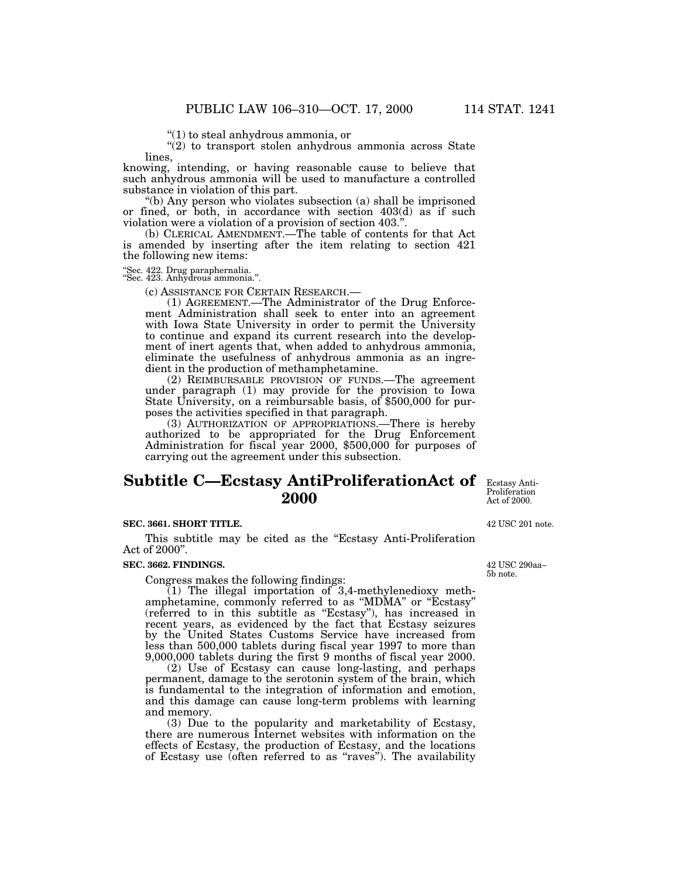"(1) to steal anhydrous ammonia, or

"(2) to transport stolen anhydrous ammonia across State lines,

knowing, intending, or having reasonable cause to believe that such anhydrous ammonia will be used to manufacture a controlled substance in violation of this part.

"(b) Any person who violates subsection (a) shall be imprisoned or fined, or both, in accordance with section 403(d) as if such violation were a violation of a provision of section 403.".

(b) CLERICAL AMENDMENT.—The table of contents for that Act is amended by inserting after the item relating to section 421 the following new items:

"Sec. 422. Drug paraphernalia.
"Sec. 423. Anhydrous ammonia.".

(c) ASSISTANCE FOR CERTAIN RESEARCH.—

(1) AGREEMENT.—The Administrator of the Drug Enforcement Administration shall seek to enter into an agreement with Iowa State University in order to permit the University to continue and expand its current research into the development of inert agents that, when added to anhydrous ammonia, eliminate the usefulness of anhydrous ammonia as an ingredient in the production of methamphetamine.

(2) REIMBURSABLE PROVISION OF FUNDS.—The agreement under paragraph (1) may provide for the provision to Iowa State University, on a reimbursable basis, of $500,000 for purposes the activities specified in that paragraph.

(3) AUTHORIZATION OF APPROPRIATIONS.—There is hereby authorized to be appropriated for the Drug Enforcement Administration for fiscal year 2000, $500,000 for purposes of carrying out the agreement under this subsection.

# Subtitle C—Ecstasy AntiProliferationAct of 2000

Ecstasy Anti-Proliferation Act of 2000.

42 USC 201 note.

**SEC. 3661. SHORT TITLE.**

This subtitle may be cited as the "Ecstasy Anti-Proliferation Act of 2000".

42 USC 290aa–5b note.

**SEC. 3662. FINDINGS.**

Congress makes the following findings:

(1) The illegal importation of 3,4-methylenedioxy methamphetamine, commonly referred to as "MDMA" or "Ecstasy" (referred to in this subtitle as "Ecstasy"), has increased in recent years, as evidenced by the fact that Ecstasy seizures by the United States Customs Service have increased from less than 500,000 tablets during fiscal year 1997 to more than 9,000,000 tablets during the first 9 months of fiscal year 2000.

(2) Use of Ecstasy can cause long-lasting, and perhaps permanent, damage to the serotonin system of the brain, which is fundamental to the integration of information and emotion, and this damage can cause long-term problems with learning and memory.

(3) Due to the popularity and marketability of Ecstasy, there are numerous Internet websites with information on the effects of Ecstasy, the production of Ecstasy, and the locations of Ecstasy use (often referred to as "raves"). The availability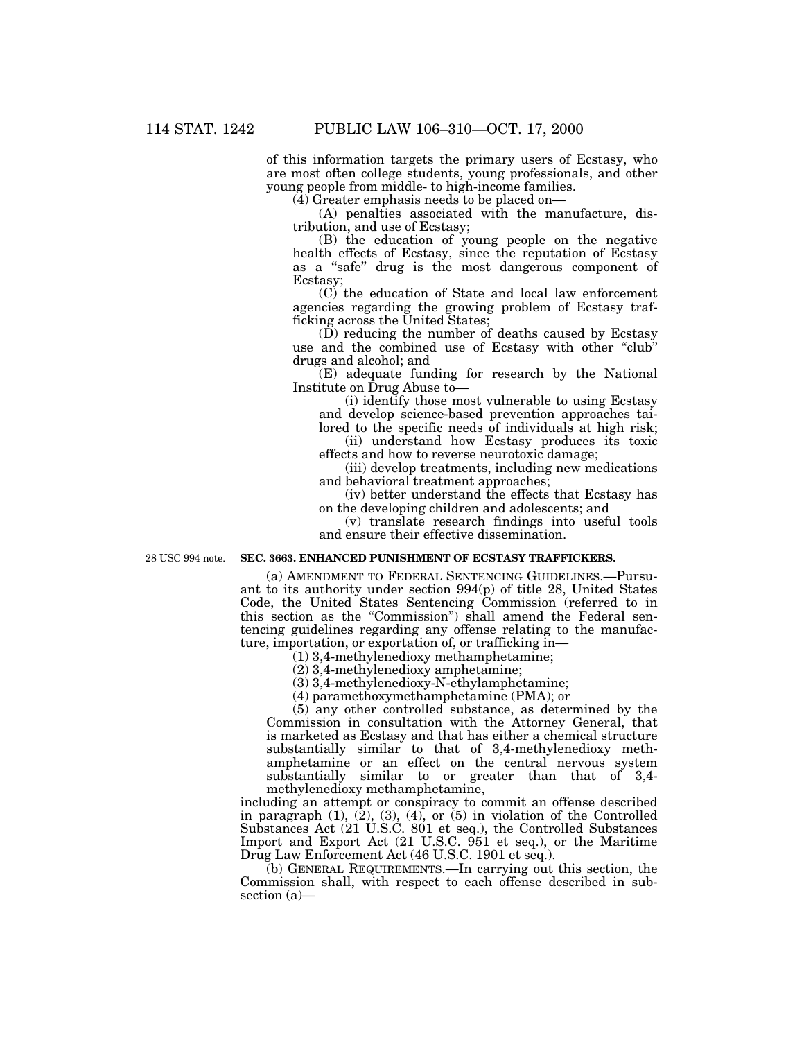of this information targets the primary users of Ecstasy, who are most often college students, young professionals, and other young people from middle- to high-income families.

(4) Greater emphasis needs to be placed on—

(A) penalties associated with the manufacture, distribution, and use of Ecstasy;

(B) the education of young people on the negative health effects of Ecstasy, since the reputation of Ecstasy as a "safe" drug is the most dangerous component of Ecstasy;

(C) the education of State and local law enforcement agencies regarding the growing problem of Ecstasy trafficking across the United States;

(D) reducing the number of deaths caused by Ecstasy use and the combined use of Ecstasy with other "club" drugs and alcohol; and

(E) adequate funding for research by the National Institute on Drug Abuse to—

(i) identify those most vulnerable to using Ecstasy and develop science-based prevention approaches tailored to the specific needs of individuals at high risk;

(ii) understand how Ecstasy produces its toxic effects and how to reverse neurotoxic damage;

(iii) develop treatments, including new medications and behavioral treatment approaches;

(iv) better understand the effects that Ecstasy has on the developing children and adolescents; and

(v) translate research findings into useful tools and ensure their effective dissemination.

28 USC 994 note.

**SEC. 3663. ENHANCED PUNISHMENT OF ECSTASY TRAFFICKERS.**

(a) AMENDMENT TO FEDERAL SENTENCING GUIDELINES.—Pursuant to its authority under section 994(p) of title 28, United States Code, the United States Sentencing Commission (referred to in this section as the "Commission") shall amend the Federal sentencing guidelines regarding any offense relating to the manufacture, importation, or exportation of, or trafficking in—

(1) 3,4-methylenedioxy methamphetamine;

(2) 3,4-methylenedioxy amphetamine;

(3) 3,4-methylenedioxy-N-ethylamphetamine;

(4) paramethoxymethamphetamine (PMA); or

(5) any other controlled substance, as determined by the Commission in consultation with the Attorney General, that is marketed as Ecstasy and that has either a chemical structure substantially similar to that of 3,4-methylenedioxy methamphetamine or an effect on the central nervous system substantially similar to or greater than that of 3,4-methylenedioxy methamphetamine,

including an attempt or conspiracy to commit an offense described in paragraph (1), (2), (3), (4), or (5) in violation of the Controlled Substances Act (21 U.S.C. 801 et seq.), the Controlled Substances Import and Export Act (21 U.S.C. 951 et seq.), or the Maritime Drug Law Enforcement Act (46 U.S.C. 1901 et seq.).

(b) GENERAL REQUIREMENTS.—In carrying out this section, the Commission shall, with respect to each offense described in subsection (a)—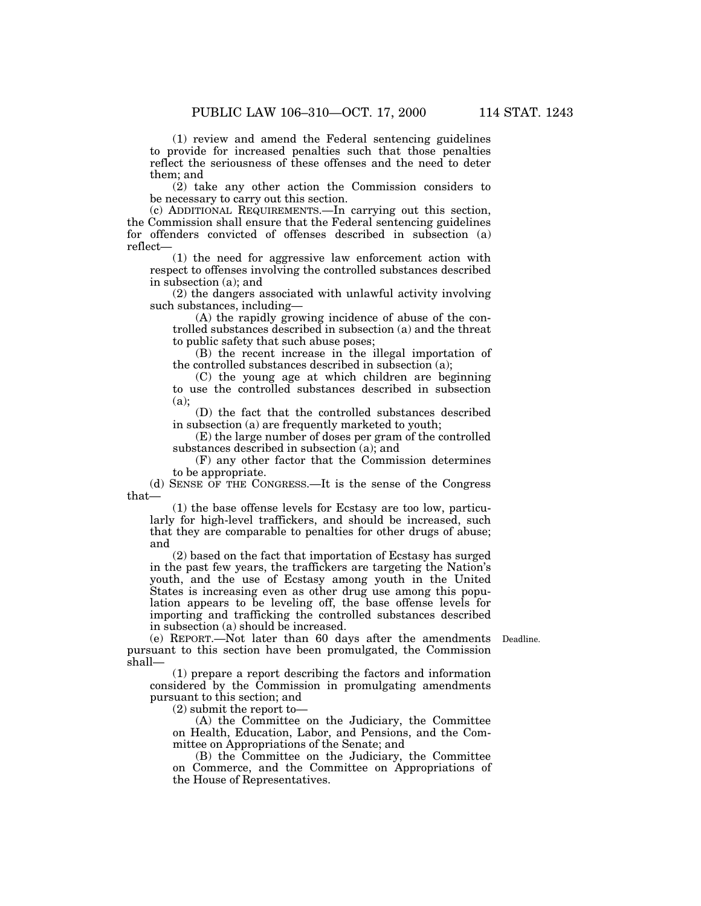(1) review and amend the Federal sentencing guidelines to provide for increased penalties such that those penalties reflect the seriousness of these offenses and the need to deter them; and

(2) take any other action the Commission considers to be necessary to carry out this section.

(c) ADDITIONAL REQUIREMENTS.—In carrying out this section, the Commission shall ensure that the Federal sentencing guidelines for offenders convicted of offenses described in subsection (a) reflect—

(1) the need for aggressive law enforcement action with respect to offenses involving the controlled substances described in subsection (a); and

(2) the dangers associated with unlawful activity involving such substances, including—

(A) the rapidly growing incidence of abuse of the controlled substances described in subsection (a) and the threat to public safety that such abuse poses;

(B) the recent increase in the illegal importation of the controlled substances described in subsection (a);

(C) the young age at which children are beginning to use the controlled substances described in subsection (a);

(D) the fact that the controlled substances described in subsection (a) are frequently marketed to youth;

(E) the large number of doses per gram of the controlled substances described in subsection (a); and

(F) any other factor that the Commission determines to be appropriate.

(d) SENSE OF THE CONGRESS.—It is the sense of the Congress that—

(1) the base offense levels for Ecstasy are too low, particularly for high-level traffickers, and should be increased, such that they are comparable to penalties for other drugs of abuse; and

(2) based on the fact that importation of Ecstasy has surged in the past few years, the traffickers are targeting the Nation's youth, and the use of Ecstasy among youth in the United States is increasing even as other drug use among this population appears to be leveling off, the base offense levels for importing and trafficking the controlled substances described in subsection (a) should be increased.

(e) REPORT.—Not later than 60 days after the amendments pursuant to this section have been promulgated, the Commission shall—

Deadline.

(1) prepare a report describing the factors and information considered by the Commission in promulgating amendments pursuant to this section; and

(2) submit the report to—

(A) the Committee on the Judiciary, the Committee on Health, Education, Labor, and Pensions, and the Committee on Appropriations of the Senate; and

(B) the Committee on the Judiciary, the Committee on Commerce, and the Committee on Appropriations of the House of Representatives.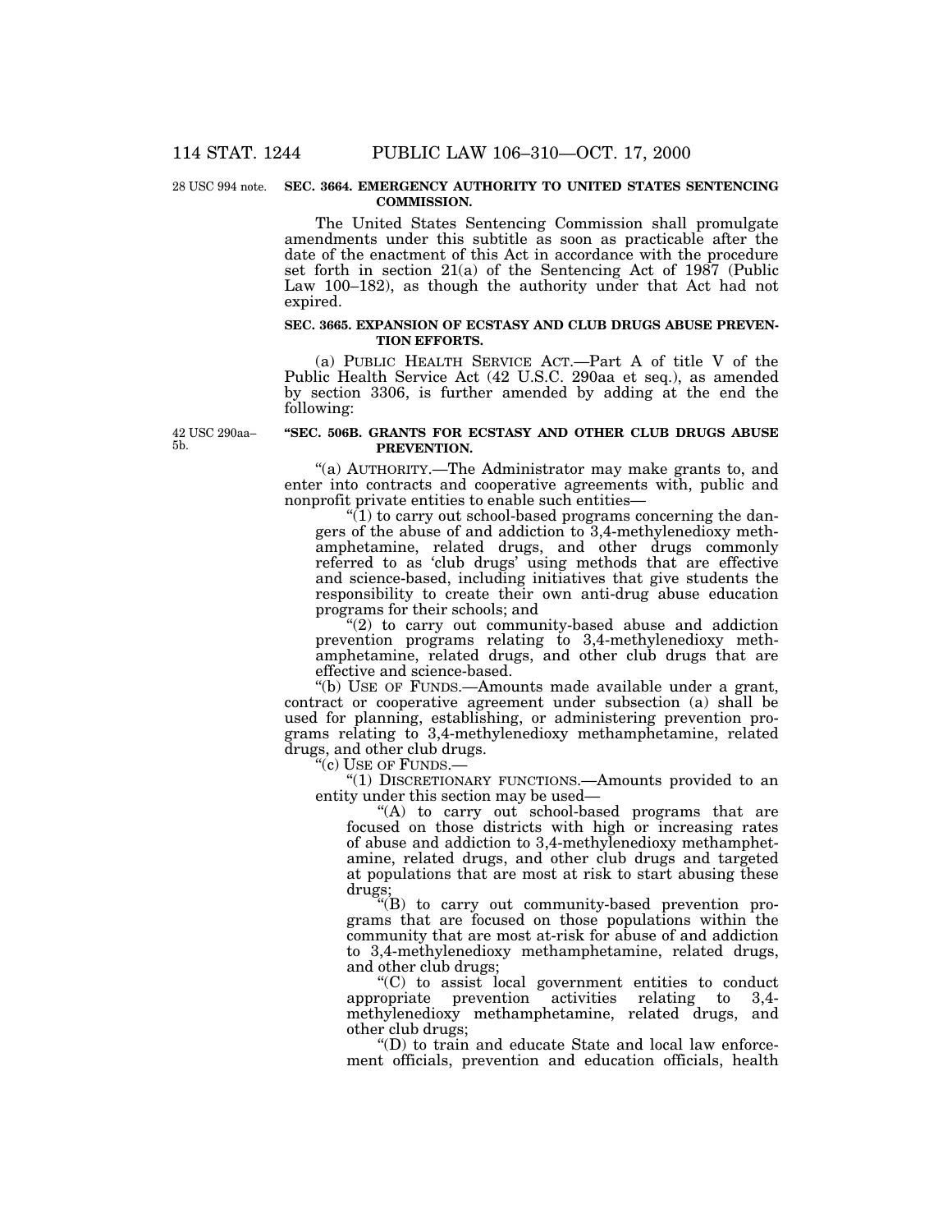28 USC 994 note.

**SEC. 3664. EMERGENCY AUTHORITY TO UNITED STATES SENTENCING COMMISSION.**

The United States Sentencing Commission shall promulgate amendments under this subtitle as soon as practicable after the date of the enactment of this Act in accordance with the procedure set forth in section 21(a) of the Sentencing Act of 1987 (Public Law 100–182), as though the authority under that Act had not expired.

**SEC. 3665. EXPANSION OF ECSTASY AND CLUB DRUGS ABUSE PREVENTION EFFORTS.**

(a) PUBLIC HEALTH SERVICE ACT.—Part A of title V of the Public Health Service Act (42 U.S.C. 290aa et seq.), as amended by section 3306, is further amended by adding at the end the following:

42 USC 290aa–5b.

**"SEC. 506B. GRANTS FOR ECSTASY AND OTHER CLUB DRUGS ABUSE PREVENTION.**

"(a) AUTHORITY.—The Administrator may make grants to, and enter into contracts and cooperative agreements with, public and nonprofit private entities to enable such entities—

"(1) to carry out school-based programs concerning the dangers of the abuse of and addiction to 3,4-methylenedioxy methamphetamine, related drugs, and other drugs commonly referred to as 'club drugs' using methods that are effective and science-based, including initiatives that give students the responsibility to create their own anti-drug abuse education programs for their schools; and

"(2) to carry out community-based abuse and addiction prevention programs relating to 3,4-methylenedioxy methamphetamine, related drugs, and other club drugs that are effective and science-based.

"(b) USE OF FUNDS.—Amounts made available under a grant, contract or cooperative agreement under subsection (a) shall be used for planning, establishing, or administering prevention programs relating to 3,4-methylenedioxy methamphetamine, related drugs, and other club drugs.

"(c) USE OF FUNDS.—

"(1) DISCRETIONARY FUNCTIONS.—Amounts provided to an entity under this section may be used—

"(A) to carry out school-based programs that are focused on those districts with high or increasing rates of abuse and addiction to 3,4-methylenedioxy methamphetamine, related drugs, and other club drugs and targeted at populations that are most at risk to start abusing these drugs;

"(B) to carry out community-based prevention programs that are focused on those populations within the community that are most at-risk for abuse of and addiction to 3,4-methylenedioxy methamphetamine, related drugs, and other club drugs;

"(C) to assist local government entities to conduct appropriate prevention activities relating to 3,4-methylenedioxy methamphetamine, related drugs, and other club drugs;

"(D) to train and educate State and local law enforcement officials, prevention and education officials, health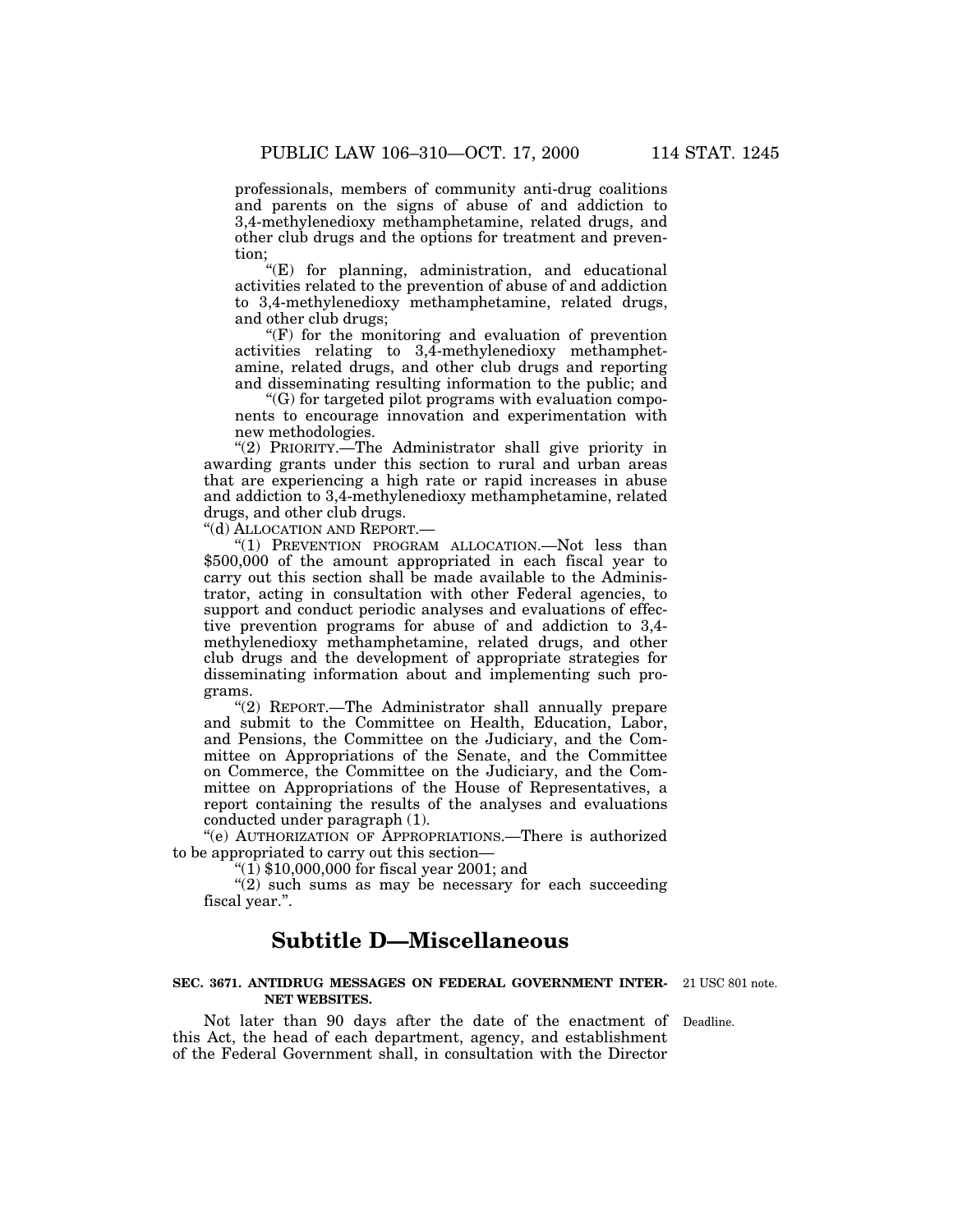professionals, members of community anti-drug coalitions and parents on the signs of abuse of and addiction to 3,4-methylenedioxy methamphetamine, related drugs, and other club drugs and the options for treatment and prevention;

"(E) for planning, administration, and educational activities related to the prevention of abuse of and addiction to 3,4-methylenedioxy methamphetamine, related drugs, and other club drugs;

"(F) for the monitoring and evaluation of prevention activities relating to 3,4-methylenedioxy methamphetamine, related drugs, and other club drugs and reporting and disseminating resulting information to the public; and

"(G) for targeted pilot programs with evaluation components to encourage innovation and experimentation with new methodologies.

"(2) PRIORITY.—The Administrator shall give priority in awarding grants under this section to rural and urban areas that are experiencing a high rate or rapid increases in abuse and addiction to 3,4-methylenedioxy methamphetamine, related drugs, and other club drugs.

"(d) ALLOCATION AND REPORT.—

"(1) PREVENTION PROGRAM ALLOCATION.—Not less than $500,000 of the amount appropriated in each fiscal year to carry out this section shall be made available to the Administrator, acting in consultation with other Federal agencies, to support and conduct periodic analyses and evaluations of effective prevention programs for abuse of and addiction to 3,4-methylenedioxy methamphetamine, related drugs, and other club drugs and the development of appropriate strategies for disseminating information about and implementing such programs.

"(2) REPORT.—The Administrator shall annually prepare and submit to the Committee on Health, Education, Labor, and Pensions, the Committee on the Judiciary, and the Committee on Appropriations of the Senate, and the Committee on Commerce, the Committee on the Judiciary, and the Committee on Appropriations of the House of Representatives, a report containing the results of the analyses and evaluations conducted under paragraph (1).

"(e) AUTHORIZATION OF APPROPRIATIONS.—There is authorized to be appropriated to carry out this section—

"(1) $10,000,000 for fiscal year 2001; and

"(2) such sums as may be necessary for each succeeding fiscal year.".

## Subtitle D—Miscellaneous

**SEC. 3671. ANTIDRUG MESSAGES ON FEDERAL GOVERNMENT INTERNET WEBSITES.**

21 USC 801 note.

Deadline.

Not later than 90 days after the date of the enactment of this Act, the head of each department, agency, and establishment of the Federal Government shall, in consultation with the Director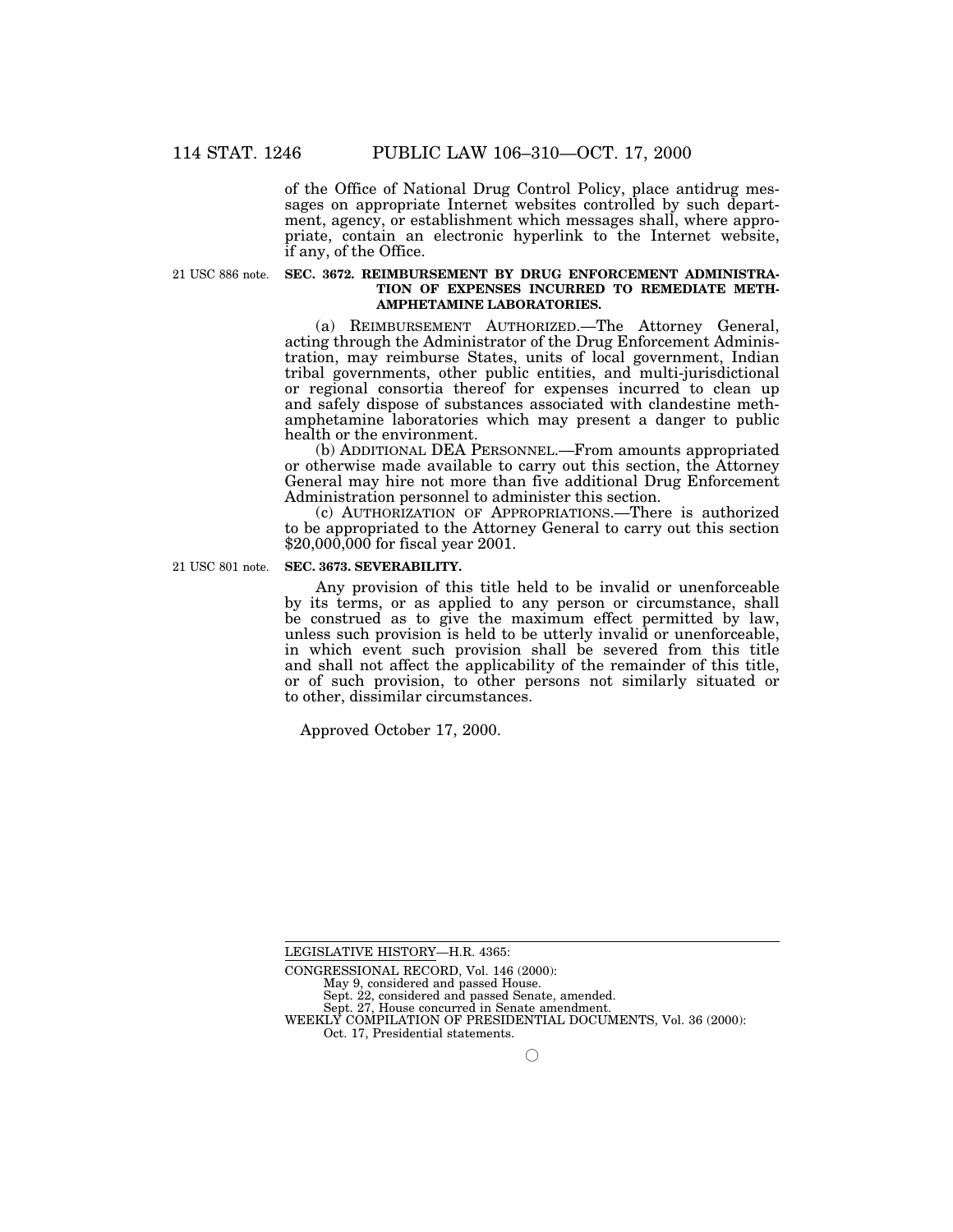of the Office of National Drug Control Policy, place antidrug messages on appropriate Internet websites controlled by such department, agency, or establishment which messages shall, where appropriate, contain an electronic hyperlink to the Internet website, if any, of the Office.

21 USC 886 note.

**SEC. 3672. REIMBURSEMENT BY DRUG ENFORCEMENT ADMINISTRATION OF EXPENSES INCURRED TO REMEDIATE METHAMPHETAMINE LABORATORIES.**

(a) REIMBURSEMENT AUTHORIZED.—The Attorney General, acting through the Administrator of the Drug Enforcement Administration, may reimburse States, units of local government, Indian tribal governments, other public entities, and multi-jurisdictional or regional consortia thereof for expenses incurred to clean up and safely dispose of substances associated with clandestine methamphetamine laboratories which may present a danger to public health or the environment.

(b) ADDITIONAL DEA PERSONNEL.—From amounts appropriated or otherwise made available to carry out this section, the Attorney General may hire not more than five additional Drug Enforcement Administration personnel to administer this section.

(c) AUTHORIZATION OF APPROPRIATIONS.—There is authorized to be appropriated to the Attorney General to carry out this section $20,000,000 for fiscal year 2001.

21 USC 801 note.

**SEC. 3673. SEVERABILITY.**

Any provision of this title held to be invalid or unenforceable by its terms, or as applied to any person or circumstance, shall be construed as to give the maximum effect permitted by law, unless such provision is held to be utterly invalid or unenforceable, in which event such provision shall be severed from this title and shall not affect the applicability of the remainder of this title, or of such provision, to other persons not similarly situated or to other, dissimilar circumstances.

Approved October 17, 2000.

---

LEGISLATIVE HISTORY—H.R. 4365:

CONGRESSIONAL RECORD, Vol. 146 (2000):
- May 9, considered and passed House.
- Sept. 22, considered and passed Senate, amended.
- Sept. 27, House concurred in Senate amendment.

WEEKLY COMPILATION OF PRESIDENTIAL DOCUMENTS, Vol. 36 (2000):
- Oct. 17, Presidential statements.